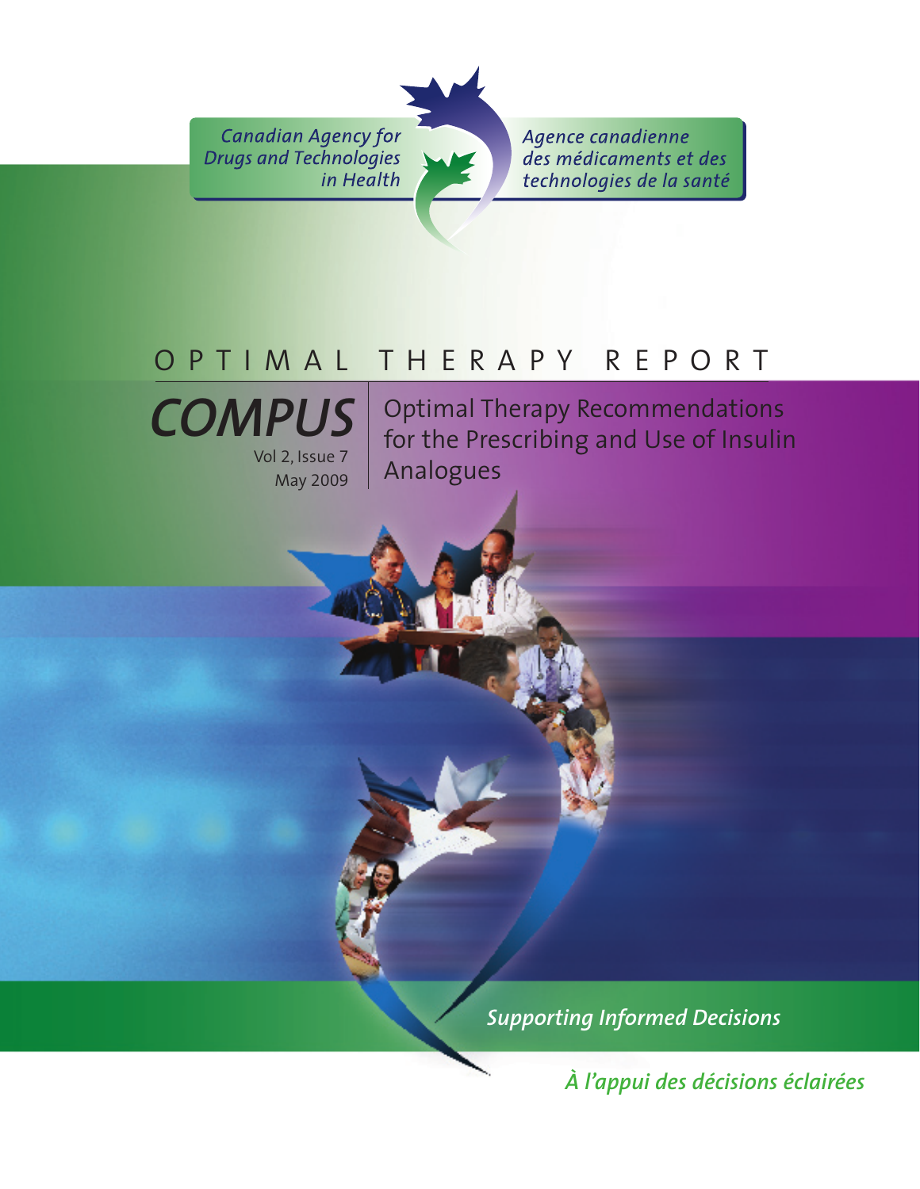Canadian Agency for Drugs and Technologies in Health

Agence canadienne des médicaments et des technologies de la santé

# OPTIMAL THERAPY REPORT

**COMPUS**

Vol 2, Issue 7

May 2009

## Optimal Therapy Recommendations for the Prescribing and Use of Insulin Analogues

*Supporting Informed Decisions*

*À l'appui des décisions éclairées*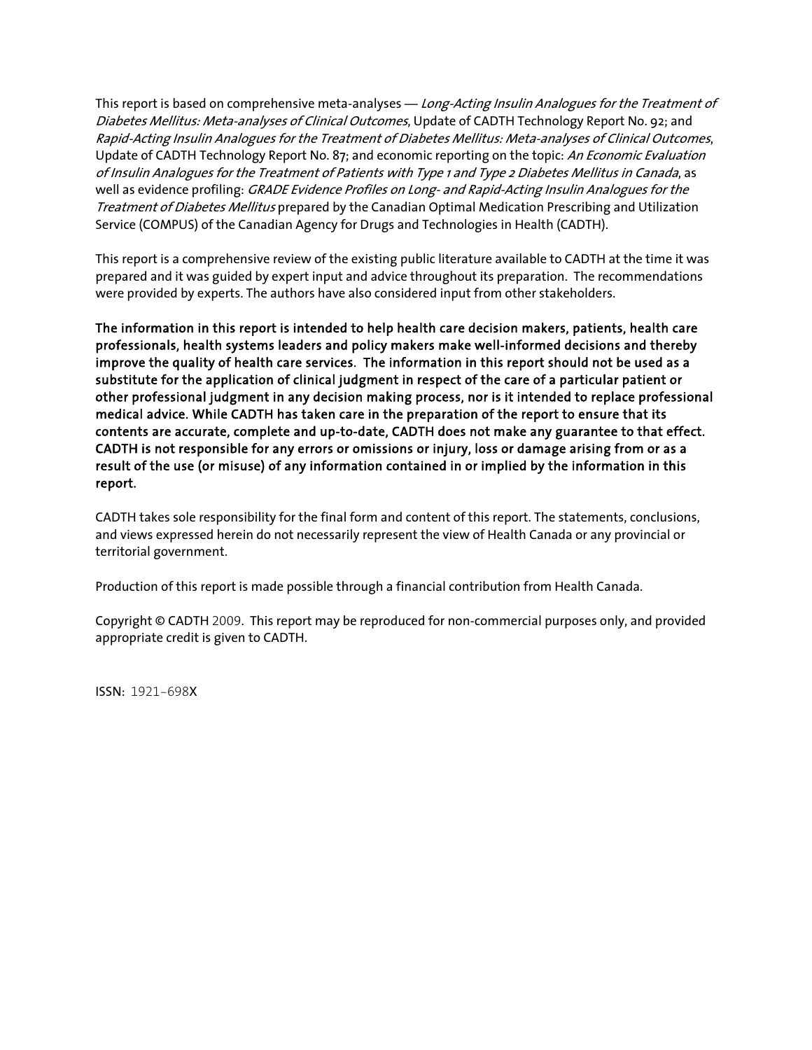This report is based on comprehensive meta-analyses — *Long-Acting Insulin Analogues for the Treatment of Diabetes Mellitus: Meta-analyses of Clinical Outcomes*, Update of CADTH Technology Report No. 92; and *Rapid-Acting Insulin Analogues for the Treatment of Diabetes Mellitus: Meta-analyses of Clinical Outcomes*, Update of CADTH Technology Report No. 87; and economic reporting on the topic: *An Economic Evaluation of Insulin Analogues for the Treatment of Patients with Type 1 and Type 2 Diabetes Mellitus in Canada*, as well as evidence profiling: *GRADE Evidence Profiles on Long- and Rapid-Acting Insulin Analogues for the Treatment of Diabetes Mellitus* prepared by the Canadian Optimal Medication Prescribing and Utilization Service (COMPUS) of the Canadian Agency for Drugs and Technologies in Health (CADTH).

This report is a comprehensive review of the existing public literature available to CADTH at the time it was prepared and it was guided by expert input and advice throughout its preparation. The recommendations were provided by experts. The authors have also considered input from other stakeholders.

**The information in this report is intended to help health care decision makers, patients, health care professionals, health systems leaders and policy makers make well-informed decisions and thereby improve the quality of health care services. The information in this report should not be used as a substitute for the application of clinical judgment in respect of the care of a particular patient or other professional judgment in any decision making process, nor is it intended to replace professional medical advice. While CADTH has taken care in the preparation of the report to ensure that its contents are accurate, complete and up-to-date, CADTH does not make any guarantee to that effect. CADTH is not responsible for any errors or omissions or injury, loss or damage arising from or as a result of the use (or misuse) of any information contained in or implied by the information in this report.**

CADTH takes sole responsibility for the final form and content of this report. The statements, conclusions, and views expressed herein do not necessarily represent the view of Health Canada or any provincial or territorial government.

Production of this report is made possible through a financial contribution from Health Canada.

Copyright © CADTH 2009. This report may be reproduced for non-commercial purposes only, and provided appropriate credit is given to CADTH.

ISSN: 1921-698X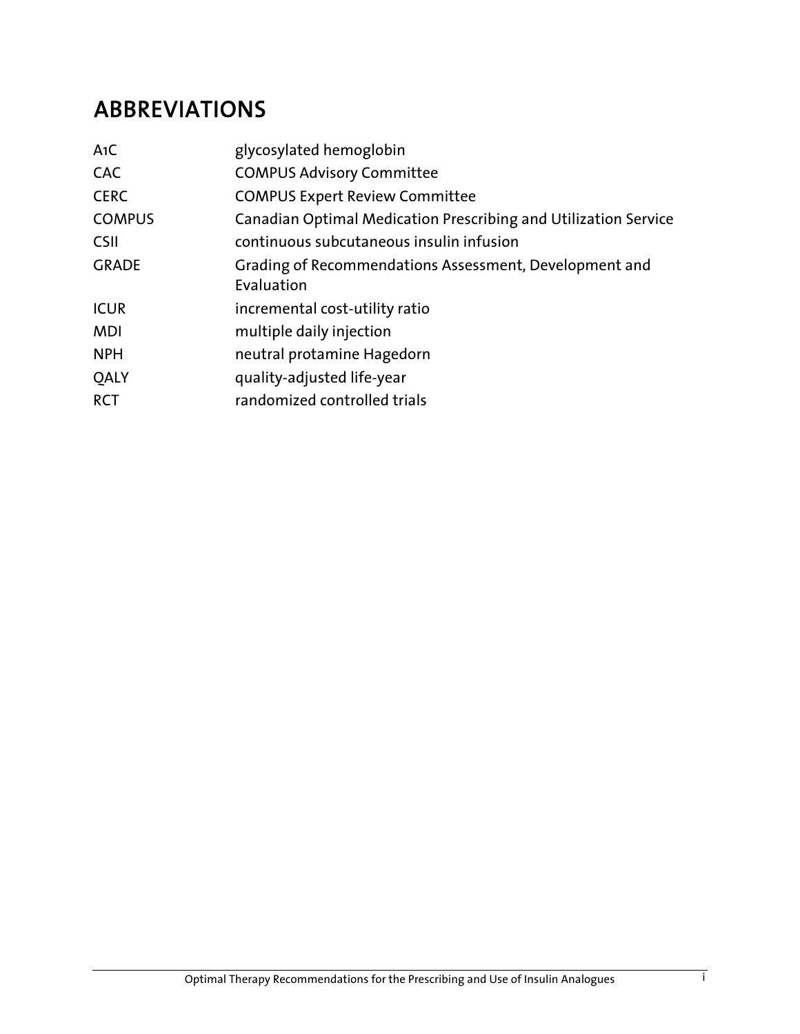## ABBREVIATIONS

| | |
|---|---|
| A1C | glycosylated hemoglobin |
| CAC | COMPUS Advisory Committee |
| CERC | COMPUS Expert Review Committee |
| COMPUS | Canadian Optimal Medication Prescribing and Utilization Service |
| CSII | continuous subcutaneous insulin infusion |
| GRADE | Grading of Recommendations Assessment, Development and Evaluation |
| ICUR | incremental cost-utility ratio |
| MDI | multiple daily injection |
| NPH | neutral protamine Hagedorn |
| QALY | quality-adjusted life-year |
| RCT | randomized controlled trials |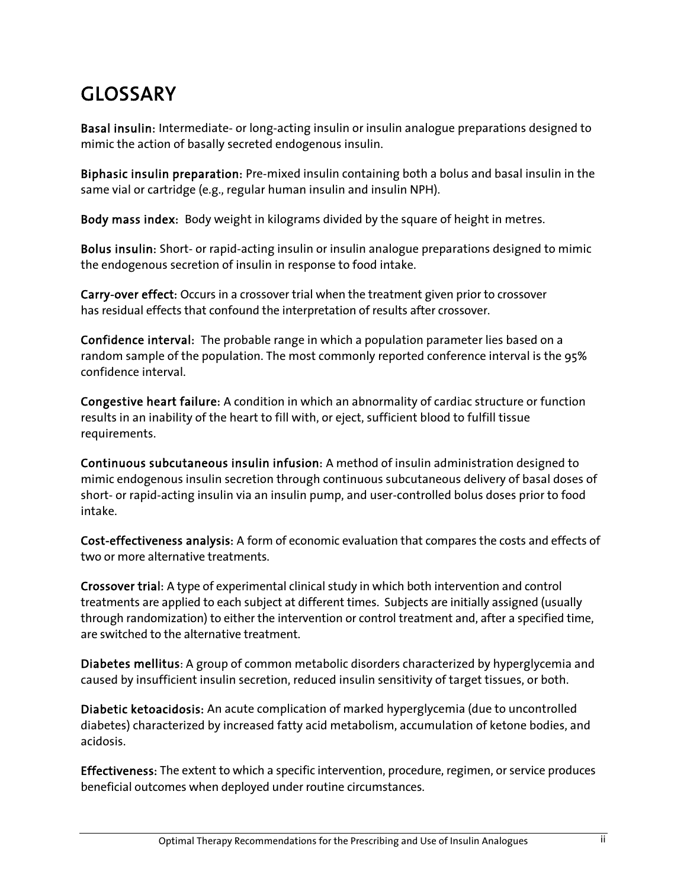# GLOSSARY

**Basal insulin:** Intermediate- or long-acting insulin or insulin analogue preparations designed to mimic the action of basally secreted endogenous insulin.

**Biphasic insulin preparation:** Pre-mixed insulin containing both a bolus and basal insulin in the same vial or cartridge (e.g., regular human insulin and insulin NPH).

**Body mass index:** Body weight in kilograms divided by the square of height in metres.

**Bolus insulin:** Short- or rapid-acting insulin or insulin analogue preparations designed to mimic the endogenous secretion of insulin in response to food intake.

**Carry-over effect:** Occurs in a crossover trial when the treatment given prior to crossover has residual effects that confound the interpretation of results after crossover.

**Confidence interval:** The probable range in which a population parameter lies based on a random sample of the population. The most commonly reported conference interval is the 95% confidence interval.

**Congestive heart failure:** A condition in which an abnormality of cardiac structure or function results in an inability of the heart to fill with, or eject, sufficient blood to fulfill tissue requirements.

**Continuous subcutaneous insulin infusion:** A method of insulin administration designed to mimic endogenous insulin secretion through continuous subcutaneous delivery of basal doses of short- or rapid-acting insulin via an insulin pump, and user-controlled bolus doses prior to food intake.

**Cost-effectiveness analysis:** A form of economic evaluation that compares the costs and effects of two or more alternative treatments.

**Crossover trial:** A type of experimental clinical study in which both intervention and control treatments are applied to each subject at different times. Subjects are initially assigned (usually through randomization) to either the intervention or control treatment and, after a specified time, are switched to the alternative treatment.

**Diabetes mellitus:** A group of common metabolic disorders characterized by hyperglycemia and caused by insufficient insulin secretion, reduced insulin sensitivity of target tissues, or both.

**Diabetic ketoacidosis:** An acute complication of marked hyperglycemia (due to uncontrolled diabetes) characterized by increased fatty acid metabolism, accumulation of ketone bodies, and acidosis.

**Effectiveness:** The extent to which a specific intervention, procedure, regimen, or service produces beneficial outcomes when deployed under routine circumstances.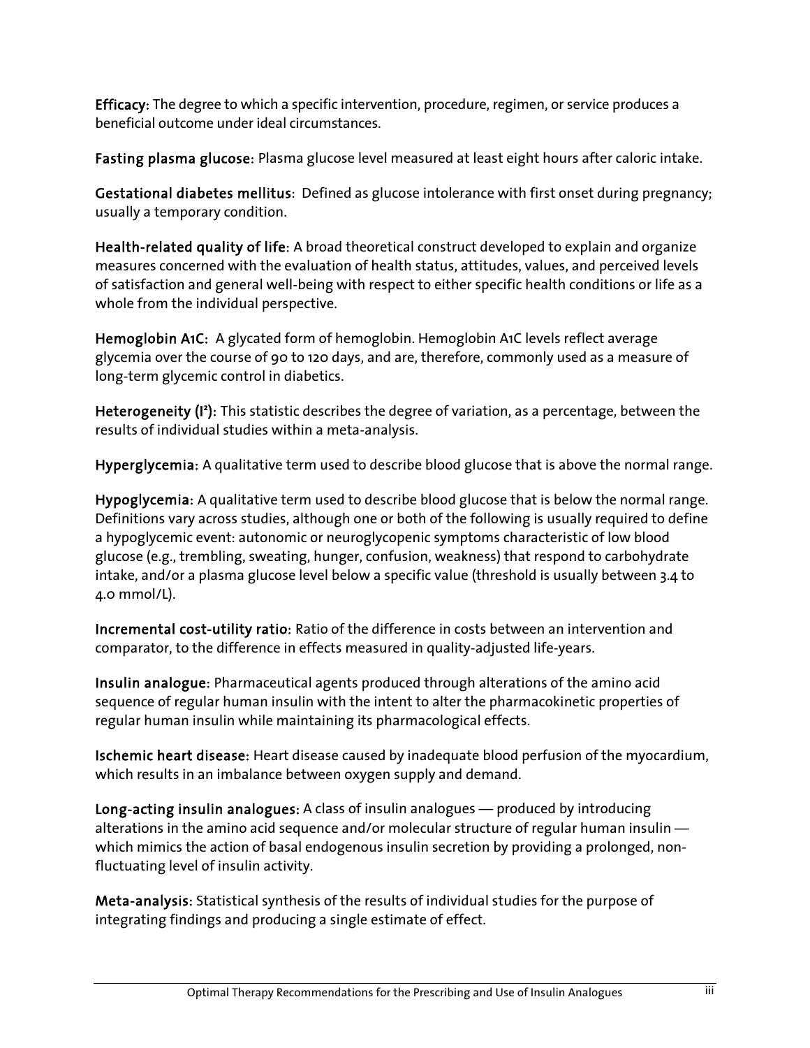**Efficacy:** The degree to which a specific intervention, procedure, regimen, or service produces a beneficial outcome under ideal circumstances.

**Fasting plasma glucose:** Plasma glucose level measured at least eight hours after caloric intake.

**Gestational diabetes mellitus**: Defined as glucose intolerance with first onset during pregnancy; usually a temporary condition.

**Health-related quality of life:** A broad theoretical construct developed to explain and organize measures concerned with the evaluation of health status, attitudes, values, and perceived levels of satisfaction and general well-being with respect to either specific health conditions or life as a whole from the individual perspective.

**Hemoglobin A1C:** A glycated form of hemoglobin. Hemoglobin A1C levels reflect average glycemia over the course of 90 to 120 days, and are, therefore, commonly used as a measure of long-term glycemic control in diabetics.

**Heterogeneity ($I^2$):** This statistic describes the degree of variation, as a percentage, between the results of individual studies within a meta-analysis.

**Hyperglycemia:** A qualitative term used to describe blood glucose that is above the normal range.

**Hypoglycemia:** A qualitative term used to describe blood glucose that is below the normal range. Definitions vary across studies, although one or both of the following is usually required to define a hypoglycemic event: autonomic or neuroglycopenic symptoms characteristic of low blood glucose (e.g., trembling, sweating, hunger, confusion, weakness) that respond to carbohydrate intake, and/or a plasma glucose level below a specific value (threshold is usually between 3.4 to 4.0 mmol/L).

**Incremental cost-utility ratio:** Ratio of the difference in costs between an intervention and comparator, to the difference in effects measured in quality-adjusted life-years.

**Insulin analogue:** Pharmaceutical agents produced through alterations of the amino acid sequence of regular human insulin with the intent to alter the pharmacokinetic properties of regular human insulin while maintaining its pharmacological effects.

**Ischemic heart disease:** Heart disease caused by inadequate blood perfusion of the myocardium, which results in an imbalance between oxygen supply and demand.

**Long-acting insulin analogues:** A class of insulin analogues — produced by introducing alterations in the amino acid sequence and/or molecular structure of regular human insulin — which mimics the action of basal endogenous insulin secretion by providing a prolonged, non-fluctuating level of insulin activity.

**Meta-analysis:** Statistical synthesis of the results of individual studies for the purpose of integrating findings and producing a single estimate of effect.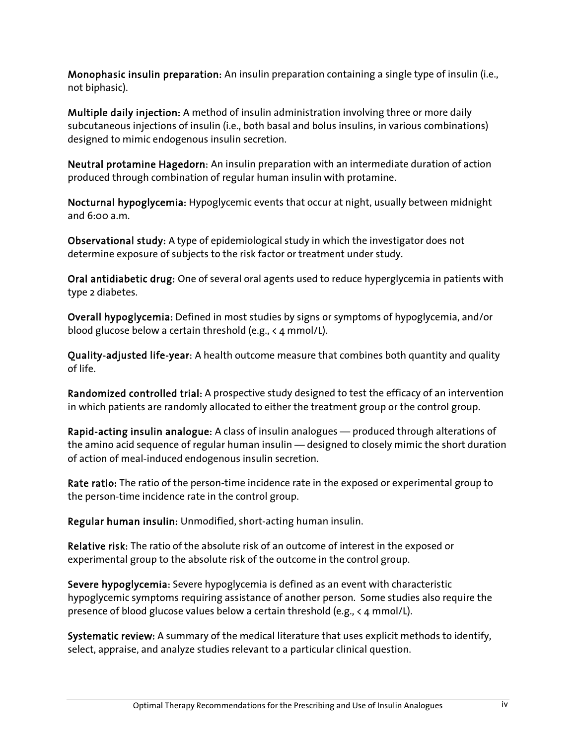**Monophasic insulin preparation:** An insulin preparation containing a single type of insulin (i.e., not biphasic).

**Multiple daily injection:** A method of insulin administration involving three or more daily subcutaneous injections of insulin (i.e., both basal and bolus insulins, in various combinations) designed to mimic endogenous insulin secretion.

**Neutral protamine Hagedorn:** An insulin preparation with an intermediate duration of action produced through combination of regular human insulin with protamine.

**Nocturnal hypoglycemia:** Hypoglycemic events that occur at night, usually between midnight and 6:00 a.m.

**Observational study:** A type of epidemiological study in which the investigator does not determine exposure of subjects to the risk factor or treatment under study.

**Oral antidiabetic drug:** One of several oral agents used to reduce hyperglycemia in patients with type 2 diabetes.

**Overall hypoglycemia:** Defined in most studies by signs or symptoms of hypoglycemia, and/or blood glucose below a certain threshold (e.g., < 4 mmol/L).

**Quality-adjusted life-year:** A health outcome measure that combines both quantity and quality of life.

**Randomized controlled trial:** A prospective study designed to test the efficacy of an intervention in which patients are randomly allocated to either the treatment group or the control group.

**Rapid-acting insulin analogue:** A class of insulin analogues — produced through alterations of the amino acid sequence of regular human insulin — designed to closely mimic the short duration of action of meal-induced endogenous insulin secretion.

**Rate ratio:** The ratio of the person-time incidence rate in the exposed or experimental group to the person-time incidence rate in the control group.

**Regular human insulin:** Unmodified, short-acting human insulin.

**Relative risk:** The ratio of the absolute risk of an outcome of interest in the exposed or experimental group to the absolute risk of the outcome in the control group.

**Severe hypoglycemia:** Severe hypoglycemia is defined as an event with characteristic hypoglycemic symptoms requiring assistance of another person. Some studies also require the presence of blood glucose values below a certain threshold (e.g., < 4 mmol/L).

**Systematic review:** A summary of the medical literature that uses explicit methods to identify, select, appraise, and analyze studies relevant to a particular clinical question.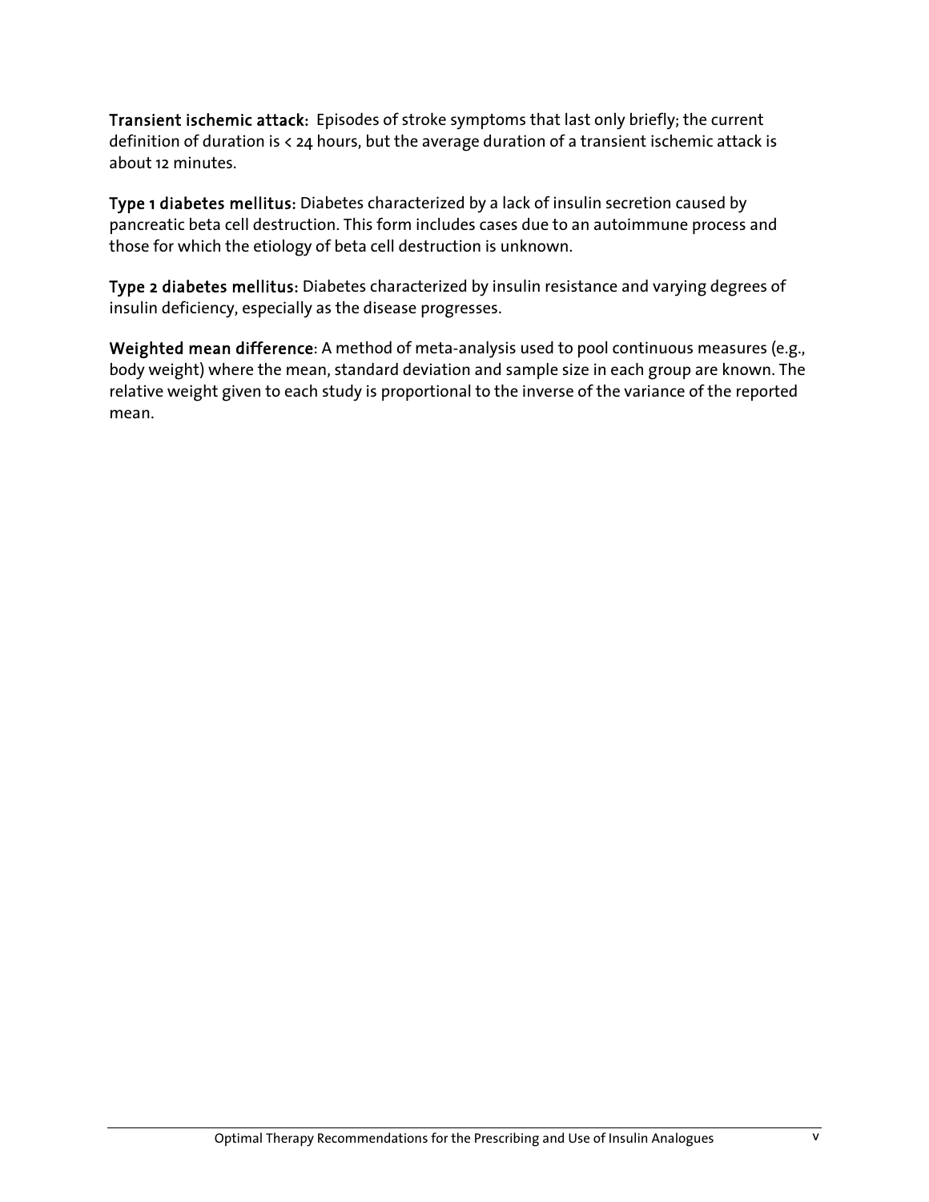**Transient ischemic attack:** Episodes of stroke symptoms that last only briefly; the current definition of duration is < 24 hours, but the average duration of a transient ischemic attack is about 12 minutes.

**Type 1 diabetes mellitus:** Diabetes characterized by a lack of insulin secretion caused by pancreatic beta cell destruction. This form includes cases due to an autoimmune process and those for which the etiology of beta cell destruction is unknown.

**Type 2 diabetes mellitus:** Diabetes characterized by insulin resistance and varying degrees of insulin deficiency, especially as the disease progresses.

**Weighted mean difference**: A method of meta-analysis used to pool continuous measures (e.g., body weight) where the mean, standard deviation and sample size in each group are known. The relative weight given to each study is proportional to the inverse of the variance of the reported mean.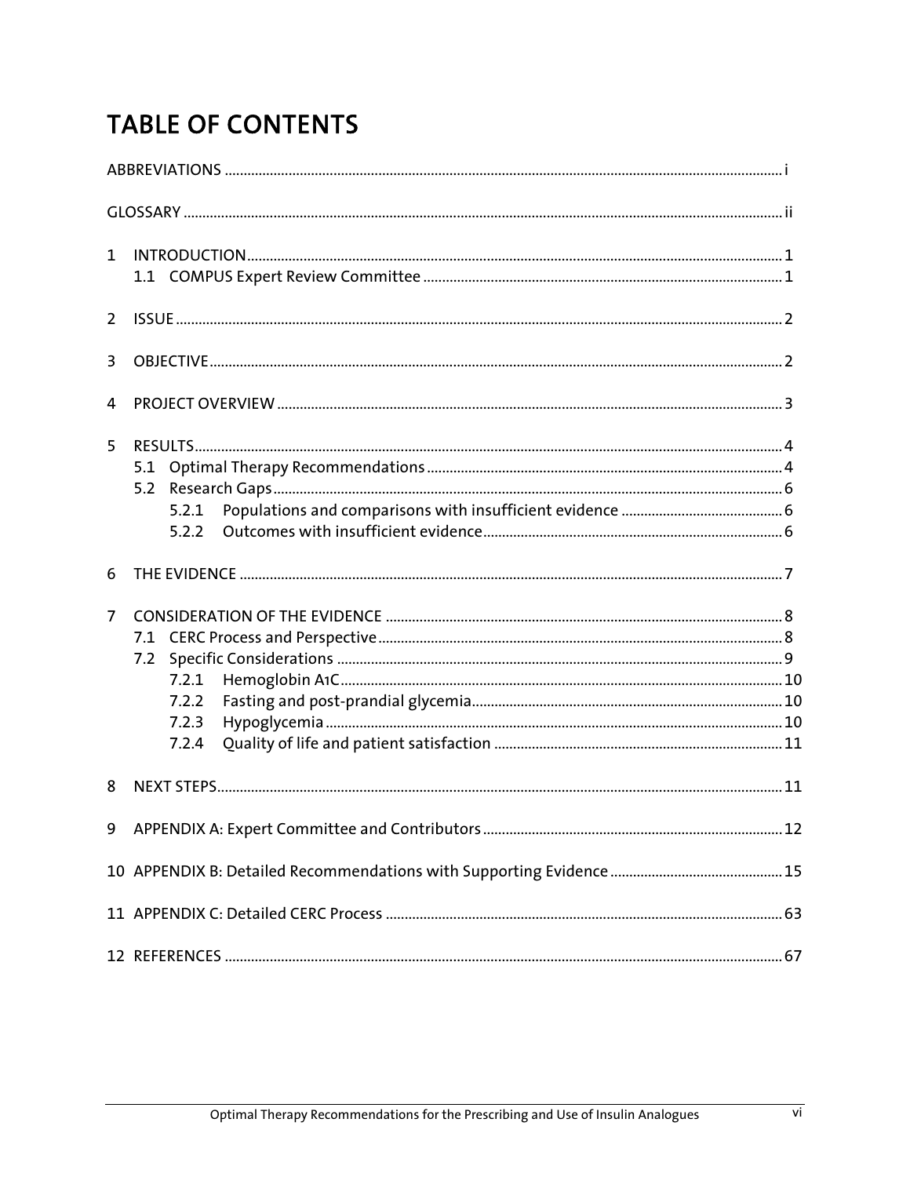# TABLE OF CONTENTS

ABBREVIATIONS .......... i

GLOSSARY .......... ii

1 INTRODUCTION .......... 1
  1.1 COMPUS Expert Review Committee .......... 1

2 ISSUE .......... 2

3 OBJECTIVE .......... 2

4 PROJECT OVERVIEW .......... 3

5 RESULTS .......... 4
  5.1 Optimal Therapy Recommendations .......... 4
  5.2 Research Gaps .......... 6
    5.2.1 Populations and comparisons with insufficient evidence .......... 6
    5.2.2 Outcomes with insufficient evidence .......... 6

6 THE EVIDENCE .......... 7

7 CONSIDERATION OF THE EVIDENCE .......... 8
  7.1 CERC Process and Perspective .......... 8
  7.2 Specific Considerations .......... 9
    7.2.1 Hemoglobin A1C .......... 10
    7.2.2 Fasting and post-prandial glycemia .......... 10
    7.2.3 Hypoglycemia .......... 10
    7.2.4 Quality of life and patient satisfaction .......... 11

8 NEXT STEPS .......... 11

9 APPENDIX A: Expert Committee and Contributors .......... 12

10 APPENDIX B: Detailed Recommendations with Supporting Evidence .......... 15

11 APPENDIX C: Detailed CERC Process .......... 63

12 REFERENCES .......... 67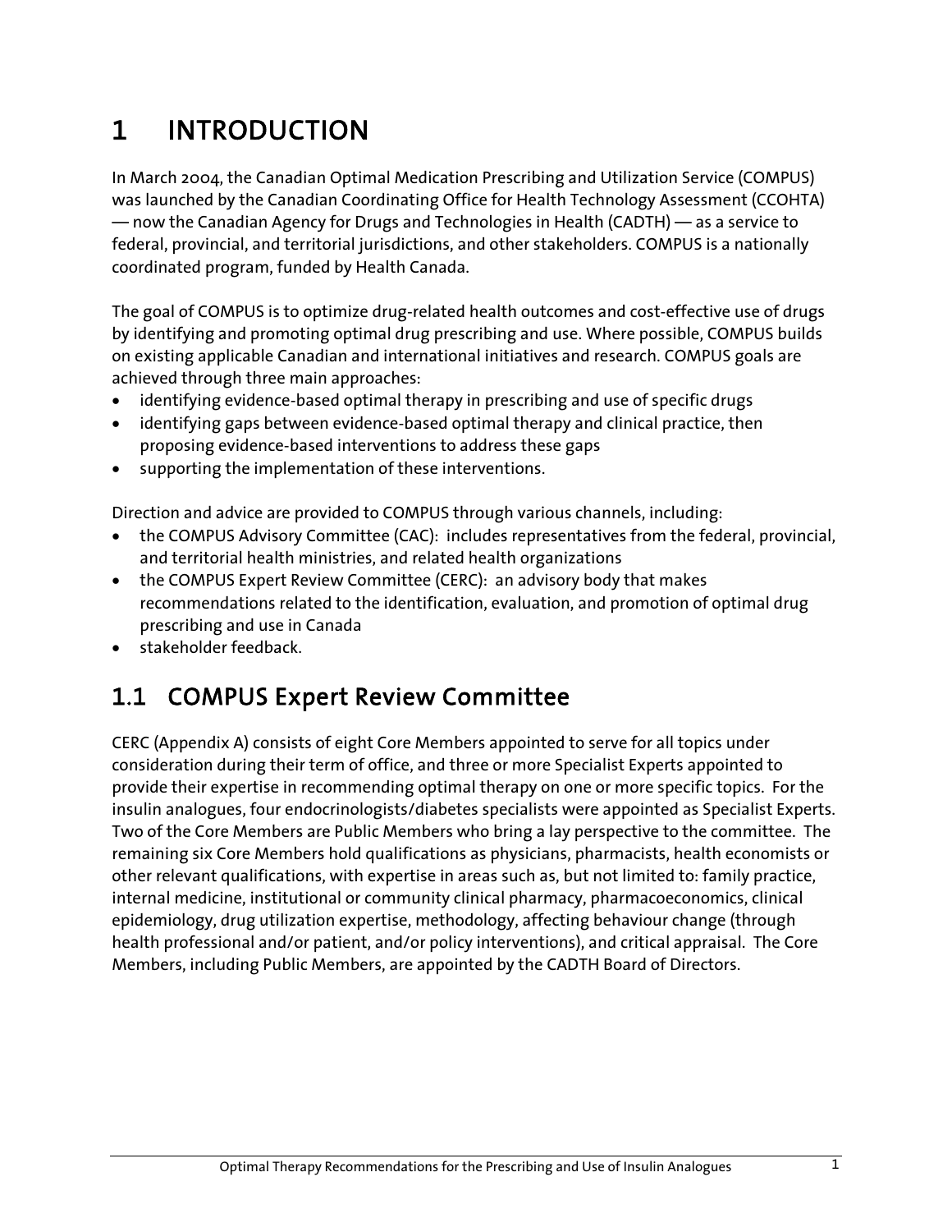# 1 INTRODUCTION

In March 2004, the Canadian Optimal Medication Prescribing and Utilization Service (COMPUS) was launched by the Canadian Coordinating Office for Health Technology Assessment (CCOHTA) — now the Canadian Agency for Drugs and Technologies in Health (CADTH) — as a service to federal, provincial, and territorial jurisdictions, and other stakeholders. COMPUS is a nationally coordinated program, funded by Health Canada.

The goal of COMPUS is to optimize drug-related health outcomes and cost-effective use of drugs by identifying and promoting optimal drug prescribing and use. Where possible, COMPUS builds on existing applicable Canadian and international initiatives and research. COMPUS goals are achieved through three main approaches:

- identifying evidence-based optimal therapy in prescribing and use of specific drugs
- identifying gaps between evidence-based optimal therapy and clinical practice, then proposing evidence-based interventions to address these gaps
- supporting the implementation of these interventions.

Direction and advice are provided to COMPUS through various channels, including:

- the COMPUS Advisory Committee (CAC): includes representatives from the federal, provincial, and territorial health ministries, and related health organizations
- the COMPUS Expert Review Committee (CERC): an advisory body that makes recommendations related to the identification, evaluation, and promotion of optimal drug prescribing and use in Canada
- stakeholder feedback.

## 1.1 COMPUS Expert Review Committee

CERC (Appendix A) consists of eight Core Members appointed to serve for all topics under consideration during their term of office, and three or more Specialist Experts appointed to provide their expertise in recommending optimal therapy on one or more specific topics. For the insulin analogues, four endocrinologists/diabetes specialists were appointed as Specialist Experts. Two of the Core Members are Public Members who bring a lay perspective to the committee. The remaining six Core Members hold qualifications as physicians, pharmacists, health economists or other relevant qualifications, with expertise in areas such as, but not limited to: family practice, internal medicine, institutional or community clinical pharmacy, pharmacoeconomics, clinical epidemiology, drug utilization expertise, methodology, affecting behaviour change (through health professional and/or patient, and/or policy interventions), and critical appraisal. The Core Members, including Public Members, are appointed by the CADTH Board of Directors.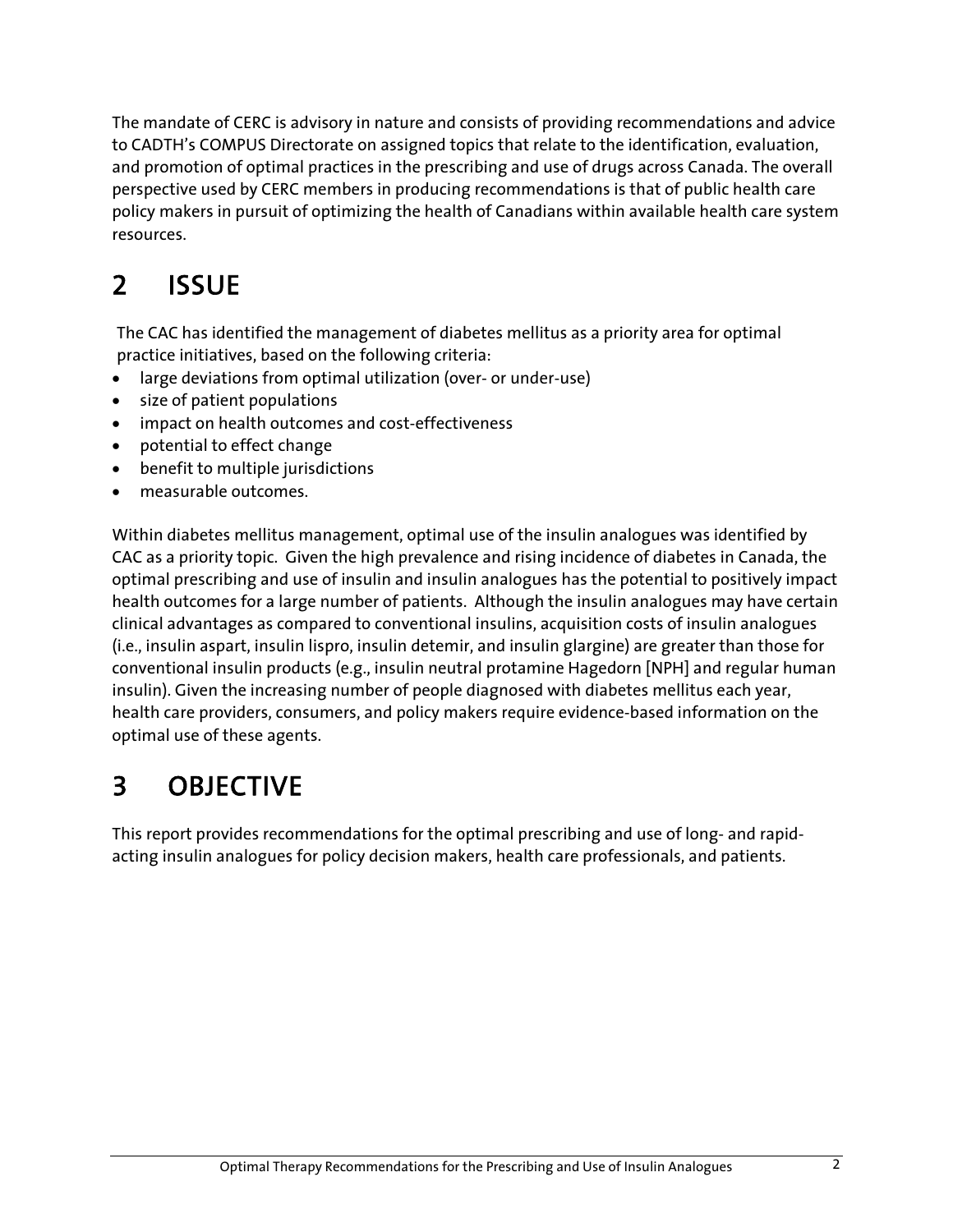The mandate of CERC is advisory in nature and consists of providing recommendations and advice to CADTH's COMPUS Directorate on assigned topics that relate to the identification, evaluation, and promotion of optimal practices in the prescribing and use of drugs across Canada. The overall perspective used by CERC members in producing recommendations is that of public health care policy makers in pursuit of optimizing the health of Canadians within available health care system resources.

# 2 ISSUE

The CAC has identified the management of diabetes mellitus as a priority area for optimal practice initiatives, based on the following criteria:

- large deviations from optimal utilization (over- or under-use)
- size of patient populations
- impact on health outcomes and cost-effectiveness
- potential to effect change
- benefit to multiple jurisdictions
- measurable outcomes.

Within diabetes mellitus management, optimal use of the insulin analogues was identified by CAC as a priority topic. Given the high prevalence and rising incidence of diabetes in Canada, the optimal prescribing and use of insulin and insulin analogues has the potential to positively impact health outcomes for a large number of patients. Although the insulin analogues may have certain clinical advantages as compared to conventional insulins, acquisition costs of insulin analogues (i.e., insulin aspart, insulin lispro, insulin detemir, and insulin glargine) are greater than those for conventional insulin products (e.g., insulin neutral protamine Hagedorn [NPH] and regular human insulin). Given the increasing number of people diagnosed with diabetes mellitus each year, health care providers, consumers, and policy makers require evidence-based information on the optimal use of these agents.

# 3 OBJECTIVE

This report provides recommendations for the optimal prescribing and use of long- and rapid-acting insulin analogues for policy decision makers, health care professionals, and patients.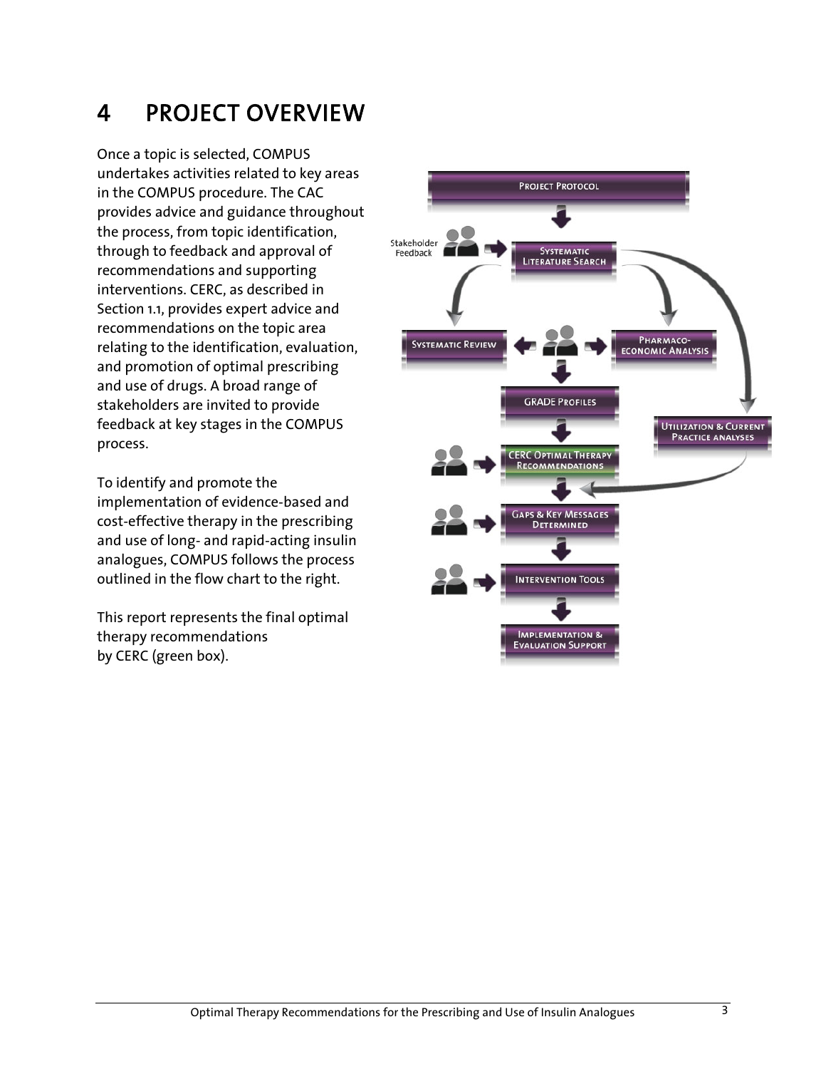# 4 PROJECT OVERVIEW

Once a topic is selected, COMPUS undertakes activities related to key areas in the COMPUS procedure. The CAC provides advice and guidance throughout the process, from topic identification, through to feedback and approval of recommendations and supporting interventions. CERC, as described in Section 1.1, provides expert advice and recommendations on the topic area relating to the identification, evaluation, and promotion of optimal prescribing and use of drugs. A broad range of stakeholders are invited to provide feedback at key stages in the COMPUS process.

To identify and promote the implementation of evidence-based and cost-effective therapy in the prescribing and use of long- and rapid-acting insulin analogues, COMPUS follows the process outlined in the flow chart to the right.

This report represents the final optimal therapy recommendations by CERC (green box).

PROJECT PROTOCOL

Stakeholder Feedback

SYSTEMATIC LITERATURE SEARCH

SYSTEMATIC REVIEW

PHARMACO-ECONOMIC ANALYSIS

GRADE PROFILES

UTILIZATION & CURRENT PRACTICE ANALYSES

CERC OPTIMAL THERAPY RECOMMENDATIONS

GAPS & KEY MESSAGES DETERMINED

INTERVENTION TOOLS

IMPLEMENTATION & EVALUATION SUPPORT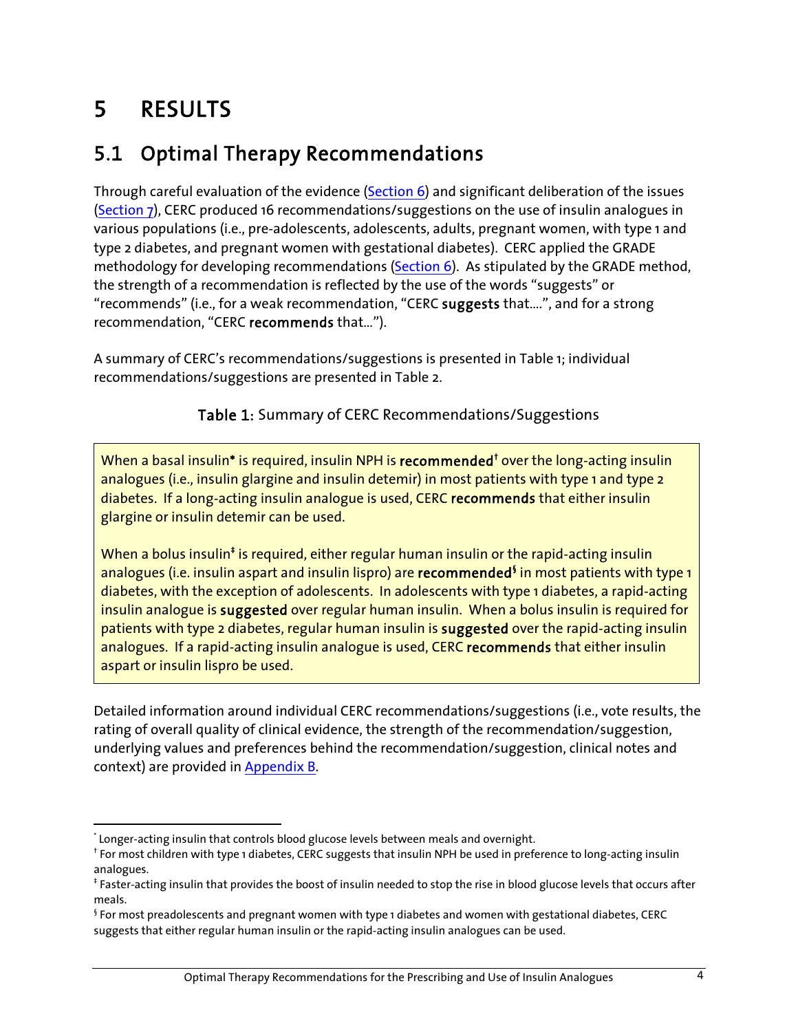# 5 RESULTS

## 5.1 Optimal Therapy Recommendations

Through careful evaluation of the evidence (Section 6) and significant deliberation of the issues (Section 7), CERC produced 16 recommendations/suggestions on the use of insulin analogues in various populations (i.e., pre-adolescents, adolescents, adults, pregnant women, with type 1 and type 2 diabetes, and pregnant women with gestational diabetes). CERC applied the GRADE methodology for developing recommendations (Section 6). As stipulated by the GRADE method, the strength of a recommendation is reflected by the use of the words "suggests" or "recommends" (i.e., for a weak recommendation, "CERC **suggests** that….", and for a strong recommendation, "CERC **recommends** that…").

A summary of CERC's recommendations/suggestions is presented in Table 1; individual recommendations/suggestions are presented in Table 2.

**Table 1:** Summary of CERC Recommendations/Suggestions

When a basal insulin* is required, insulin NPH is **recommended**† over the long-acting insulin analogues (i.e., insulin glargine and insulin detemir) in most patients with type 1 and type 2 diabetes. If a long-acting insulin analogue is used, CERC **recommends** that either insulin glargine or insulin detemir can be used.

When a bolus insulin‡ is required, either regular human insulin or the rapid-acting insulin analogues (i.e. insulin aspart and insulin lispro) are **recommended**§ in most patients with type 1 diabetes, with the exception of adolescents. In adolescents with type 1 diabetes, a rapid-acting insulin analogue is **suggested** over regular human insulin. When a bolus insulin is required for patients with type 2 diabetes, regular human insulin is **suggested** over the rapid-acting insulin analogues. If a rapid-acting insulin analogue is used, CERC **recommends** that either insulin aspart or insulin lispro be used.

Detailed information around individual CERC recommendations/suggestions (i.e., vote results, the rating of overall quality of clinical evidence, the strength of the recommendation/suggestion, underlying values and preferences behind the recommendation/suggestion, clinical notes and context) are provided in Appendix B.

---

* Longer-acting insulin that controls blood glucose levels between meals and overnight.

† For most children with type 1 diabetes, CERC suggests that insulin NPH be used in preference to long-acting insulin analogues.

‡ Faster-acting insulin that provides the boost of insulin needed to stop the rise in blood glucose levels that occurs after meals.

§ For most preadolescents and pregnant women with type 1 diabetes and women with gestational diabetes, CERC suggests that either regular human insulin or the rapid-acting insulin analogues can be used.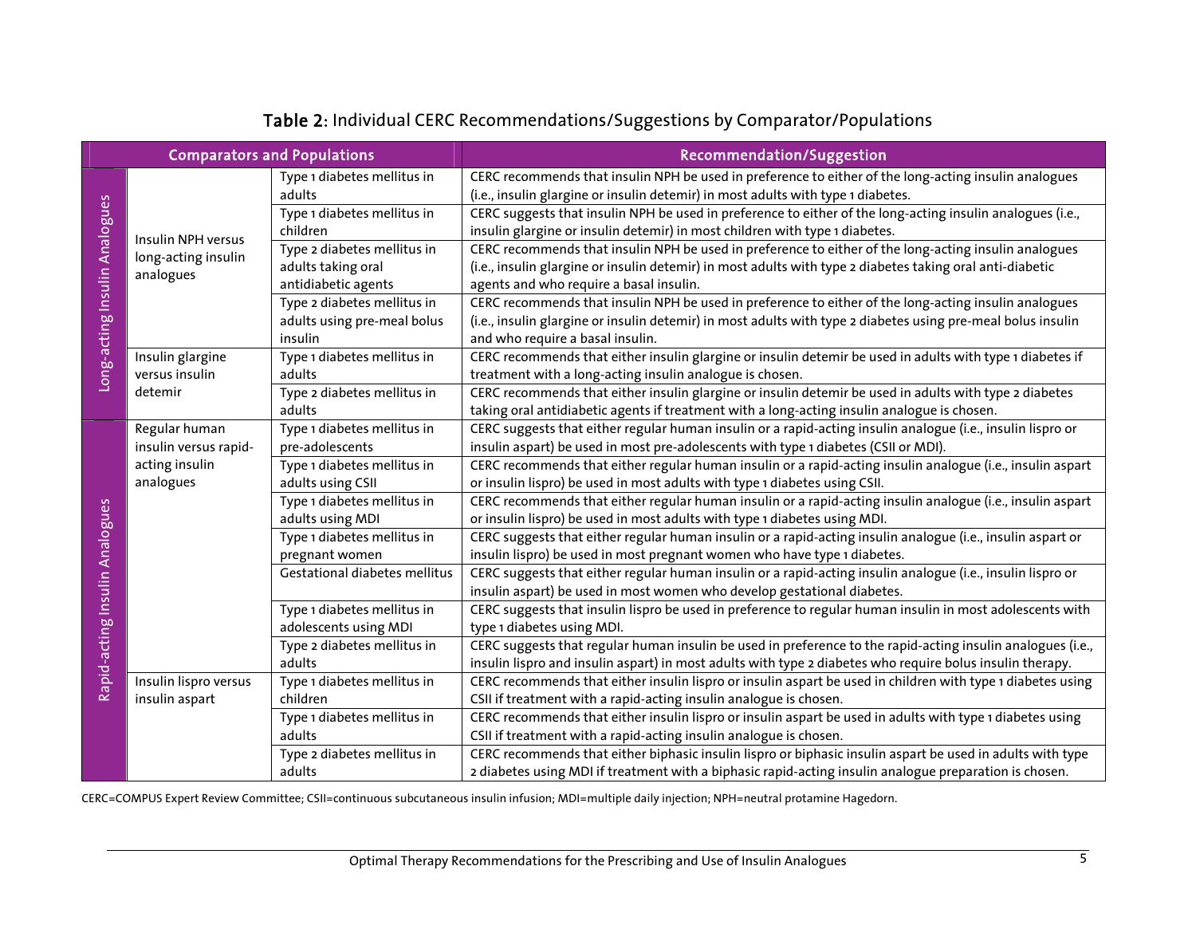## Table 2: Individual CERC Recommendations/Suggestions by Comparator/Populations

| Comparators and Populations | | | Recommendation/Suggestion |
|---|---|---|---|
| Long-acting Insulin Analogues | Insulin NPH versus long-acting insulin analogues | Type 1 diabetes mellitus in adults | CERC recommends that insulin NPH be used in preference to either of the long-acting insulin analogues (i.e., insulin glargine or insulin detemir) in most adults with type 1 diabetes. |
| | | Type 1 diabetes mellitus in children | CERC suggests that insulin NPH be used in preference to either of the long-acting insulin analogues (i.e., insulin glargine or insulin detemir) in most children with type 1 diabetes. |
| | | Type 2 diabetes mellitus in adults taking oral antidiabetic agents | CERC recommends that insulin NPH be used in preference to either of the long-acting insulin analogues (i.e., insulin glargine or insulin detemir) in most adults with type 2 diabetes taking oral anti-diabetic agents and who require a basal insulin. |
| | | Type 2 diabetes mellitus in adults using pre-meal bolus insulin | CERC recommends that insulin NPH be used in preference to either of the long-acting insulin analogues (i.e., insulin glargine or insulin detemir) in most adults with type 2 diabetes using pre-meal bolus insulin and who require a basal insulin. |
| | Insulin glargine versus insulin detemir | Type 1 diabetes mellitus in adults | CERC recommends that either insulin glargine or insulin detemir be used in adults with type 1 diabetes if treatment with a long-acting insulin analogue is chosen. |
| | | Type 2 diabetes mellitus in adults | CERC recommends that either insulin glargine or insulin detemir be used in adults with type 2 diabetes taking oral antidiabetic agents if treatment with a long-acting insulin analogue is chosen. |
| Rapid-acting Insulin Analogues | Regular human insulin versus rapid-acting insulin analogues | Type 1 diabetes mellitus in pre-adolescents | CERC suggests that either regular human insulin or a rapid-acting insulin analogue (i.e., insulin lispro or insulin aspart) be used in most pre-adolescents with type 1 diabetes (CSII or MDI). |
| | | Type 1 diabetes mellitus in adults using CSII | CERC recommends that either regular human insulin or a rapid-acting insulin analogue (i.e., insulin aspart or insulin lispro) be used in most adults with type 1 diabetes using CSII. |
| | | Type 1 diabetes mellitus in adults using MDI | CERC recommends that either regular human insulin or a rapid-acting insulin analogue (i.e., insulin aspart or insulin lispro) be used in most adults with type 1 diabetes using MDI. |
| | | Type 1 diabetes mellitus in pregnant women | CERC suggests that either regular human insulin or a rapid-acting insulin analogue (i.e., insulin aspart or insulin lispro) be used in most pregnant women who have type 1 diabetes. |
| | | Gestational diabetes mellitus | CERC suggests that either regular human insulin or a rapid-acting insulin analogue (i.e., insulin lispro or insulin aspart) be used in most women who develop gestational diabetes. |
| | | Type 1 diabetes mellitus in adolescents using MDI | CERC suggests that insulin lispro be used in preference to regular human insulin in most adolescents with type 1 diabetes using MDI. |
| | | Type 2 diabetes mellitus in adults | CERC suggests that regular human insulin be used in preference to the rapid-acting insulin analogues (i.e., insulin lispro and insulin aspart) in most adults with type 2 diabetes who require bolus insulin therapy. |
| | Insulin lispro versus insulin aspart | Type 1 diabetes mellitus in children | CERC recommends that either insulin lispro or insulin aspart be used in children with type 1 diabetes using CSII if treatment with a rapid-acting insulin analogue is chosen. |
| | | Type 1 diabetes mellitus in adults | CERC recommends that either insulin lispro or insulin aspart be used in adults with type 1 diabetes using CSII if treatment with a rapid-acting insulin analogue is chosen. |
| | | Type 2 diabetes mellitus in adults | CERC recommends that either biphasic insulin lispro or biphasic insulin aspart be used in adults with type 2 diabetes using MDI if treatment with a biphasic rapid-acting insulin analogue preparation is chosen. |

CERC=COMPUS Expert Review Committee; CSII=continuous subcutaneous insulin infusion; MDI=multiple daily injection; NPH=neutral protamine Hagedorn.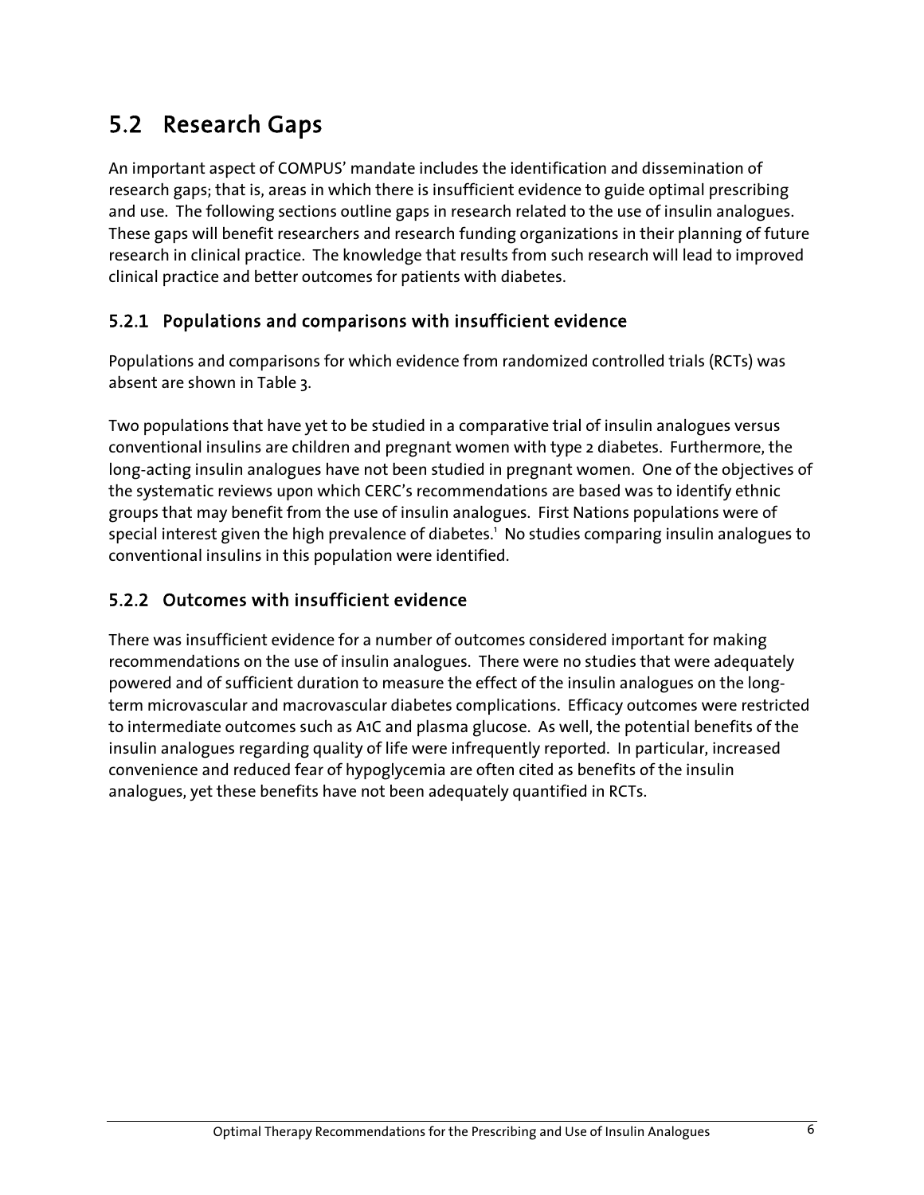## 5.2 Research Gaps

An important aspect of COMPUS' mandate includes the identification and dissemination of research gaps; that is, areas in which there is insufficient evidence to guide optimal prescribing and use. The following sections outline gaps in research related to the use of insulin analogues. These gaps will benefit researchers and research funding organizations in their planning of future research in clinical practice. The knowledge that results from such research will lead to improved clinical practice and better outcomes for patients with diabetes.

### 5.2.1 Populations and comparisons with insufficient evidence

Populations and comparisons for which evidence from randomized controlled trials (RCTs) was absent are shown in Table 3.

Two populations that have yet to be studied in a comparative trial of insulin analogues versus conventional insulins are children and pregnant women with type 2 diabetes. Furthermore, the long-acting insulin analogues have not been studied in pregnant women. One of the objectives of the systematic reviews upon which CERC's recommendations are based was to identify ethnic groups that may benefit from the use of insulin analogues. First Nations populations were of special interest given the high prevalence of diabetes.[1] No studies comparing insulin analogues to conventional insulins in this population were identified.

### 5.2.2 Outcomes with insufficient evidence

There was insufficient evidence for a number of outcomes considered important for making recommendations on the use of insulin analogues. There were no studies that were adequately powered and of sufficient duration to measure the effect of the insulin analogues on the long-term microvascular and macrovascular diabetes complications. Efficacy outcomes were restricted to intermediate outcomes such as A1C and plasma glucose. As well, the potential benefits of the insulin analogues regarding quality of life were infrequently reported. In particular, increased convenience and reduced fear of hypoglycemia are often cited as benefits of the insulin analogues, yet these benefits have not been adequately quantified in RCTs.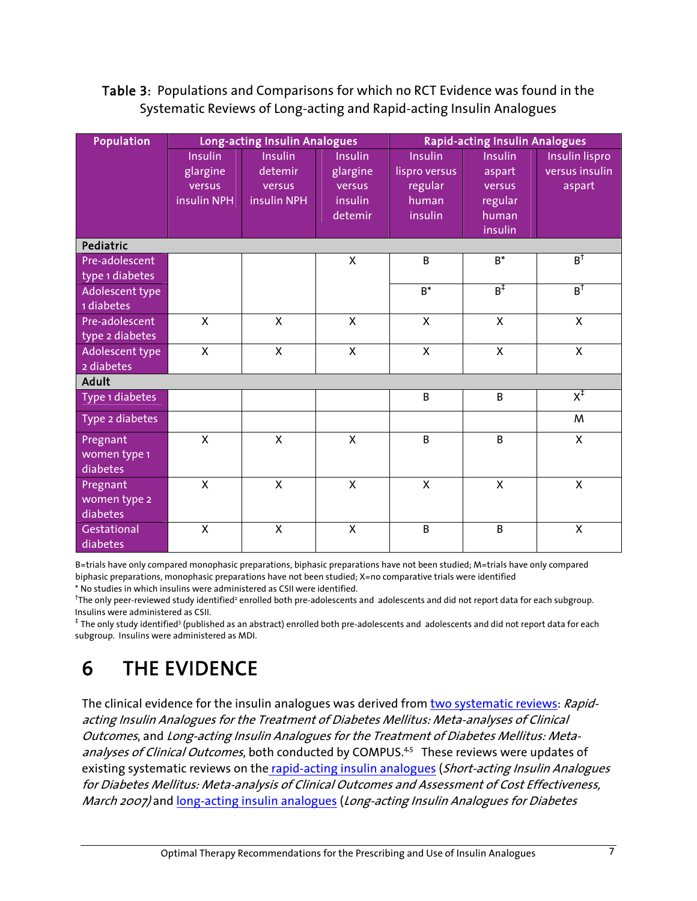**Table 3**: Populations and Comparisons for which no RCT Evidence was found in the Systematic Reviews of Long-acting and Rapid-acting Insulin Analogues

| Population | Long-acting Insulin Analogues | | | Rapid-acting Insulin Analogues | | |
|---|---|---|---|---|---|---|
| | Insulin glargine versus insulin NPH | Insulin detemir versus insulin NPH | Insulin glargine versus insulin detemir | Insulin lispro versus regular human insulin | Insulin aspart versus regular human insulin | Insulin lispro versus insulin aspart |
| **Pediatric** | | | | | | |
| Pre-adolescent type 1 diabetes | | | X | B | B* | B† |
| Adolescent type 1 diabetes | | | | B* | B‡ | B† |
| Pre-adolescent type 2 diabetes | X | X | X | X | X | X |
| Adolescent type 2 diabetes | X | X | X | X | X | X |
| **Adult** | | | | | | |
| Type 1 diabetes | | | | B | B | X‡ |
| Type 2 diabetes | | | | | | M |
| Pregnant women type 1 diabetes | X | X | X | B | B | X |
| Pregnant women type 2 diabetes | X | X | X | X | X | X |
| Gestational diabetes | X | X | X | B | B | X |

B=trials have only compared monophasic preparations, biphasic preparations have not been studied; M=trials have only compared biphasic preparations, monophasic preparations have not been studied; X=no comparative trials were identified

\* No studies in which insulins were administered as CSII were identified.

† The only peer-reviewed study identified[2] enrolled both pre-adolescents and adolescents and did not report data for each subgroup. Insulins were administered as CSII.

‡ The only study identified[3] (published as an abstract) enrolled both pre-adolescents and adolescents and did not report data for each subgroup. Insulins were administered as MDI.

# 6 THE EVIDENCE

The clinical evidence for the insulin analogues was derived from two systematic reviews: *Rapid-acting Insulin Analogues for the Treatment of Diabetes Mellitus: Meta-analyses of Clinical Outcomes*, and *Long-acting Insulin Analogues for the Treatment of Diabetes Mellitus: Meta-analyses of Clinical Outcomes*, both conducted by COMPUS.[4,5] These reviews were updates of existing systematic reviews on the rapid-acting insulin analogues (*Short-acting Insulin Analogues for Diabetes Mellitus: Meta-analysis of Clinical Outcomes and Assessment of Cost Effectiveness, March 2007)* and long-acting insulin analogues (*Long-acting Insulin Analogues for Diabetes*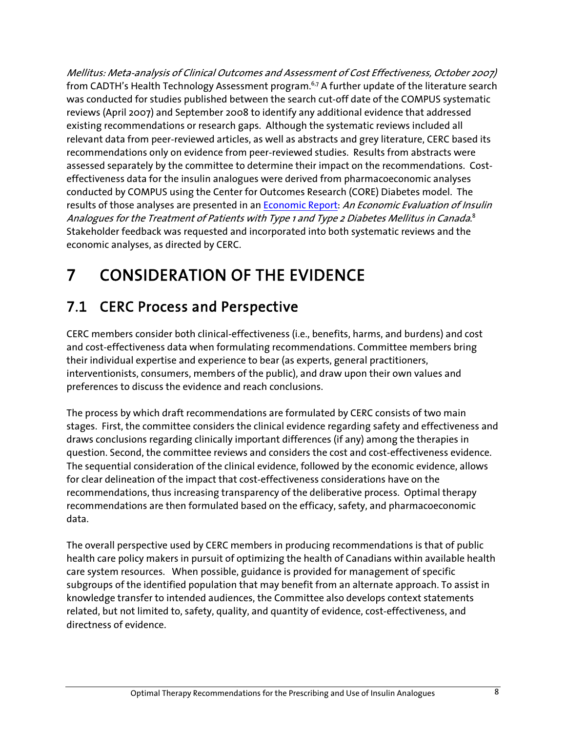*Mellitus: Meta-analysis of Clinical Outcomes and Assessment of Cost Effectiveness, October 2007)* from CADTH's Health Technology Assessment program.[6,7] A further update of the literature search was conducted for studies published between the search cut-off date of the COMPUS systematic reviews (April 2007) and September 2008 to identify any additional evidence that addressed existing recommendations or research gaps. Although the systematic reviews included all relevant data from peer-reviewed articles, as well as abstracts and grey literature, CERC based its recommendations only on evidence from peer-reviewed studies. Results from abstracts were assessed separately by the committee to determine their impact on the recommendations. Cost-effectiveness data for the insulin analogues were derived from pharmacoeconomic analyses conducted by COMPUS using the Center for Outcomes Research (CORE) Diabetes model. The results of those analyses are presented in an Economic Report: *An Economic Evaluation of Insulin Analogues for the Treatment of Patients with Type 1 and Type 2 Diabetes Mellitus in Canada*.[8] Stakeholder feedback was requested and incorporated into both systematic reviews and the economic analyses, as directed by CERC.

# 7 CONSIDERATION OF THE EVIDENCE

## 7.1 CERC Process and Perspective

CERC members consider both clinical-effectiveness (i.e., benefits, harms, and burdens) and cost and cost-effectiveness data when formulating recommendations. Committee members bring their individual expertise and experience to bear (as experts, general practitioners, interventionists, consumers, members of the public), and draw upon their own values and preferences to discuss the evidence and reach conclusions.

The process by which draft recommendations are formulated by CERC consists of two main stages. First, the committee considers the clinical evidence regarding safety and effectiveness and draws conclusions regarding clinically important differences (if any) among the therapies in question. Second, the committee reviews and considers the cost and cost-effectiveness evidence. The sequential consideration of the clinical evidence, followed by the economic evidence, allows for clear delineation of the impact that cost-effectiveness considerations have on the recommendations, thus increasing transparency of the deliberative process. Optimal therapy recommendations are then formulated based on the efficacy, safety, and pharmacoeconomic data.

The overall perspective used by CERC members in producing recommendations is that of public health care policy makers in pursuit of optimizing the health of Canadians within available health care system resources. When possible, guidance is provided for management of specific subgroups of the identified population that may benefit from an alternate approach. To assist in knowledge transfer to intended audiences, the Committee also develops context statements related, but not limited to, safety, quality, and quantity of evidence, cost-effectiveness, and directness of evidence.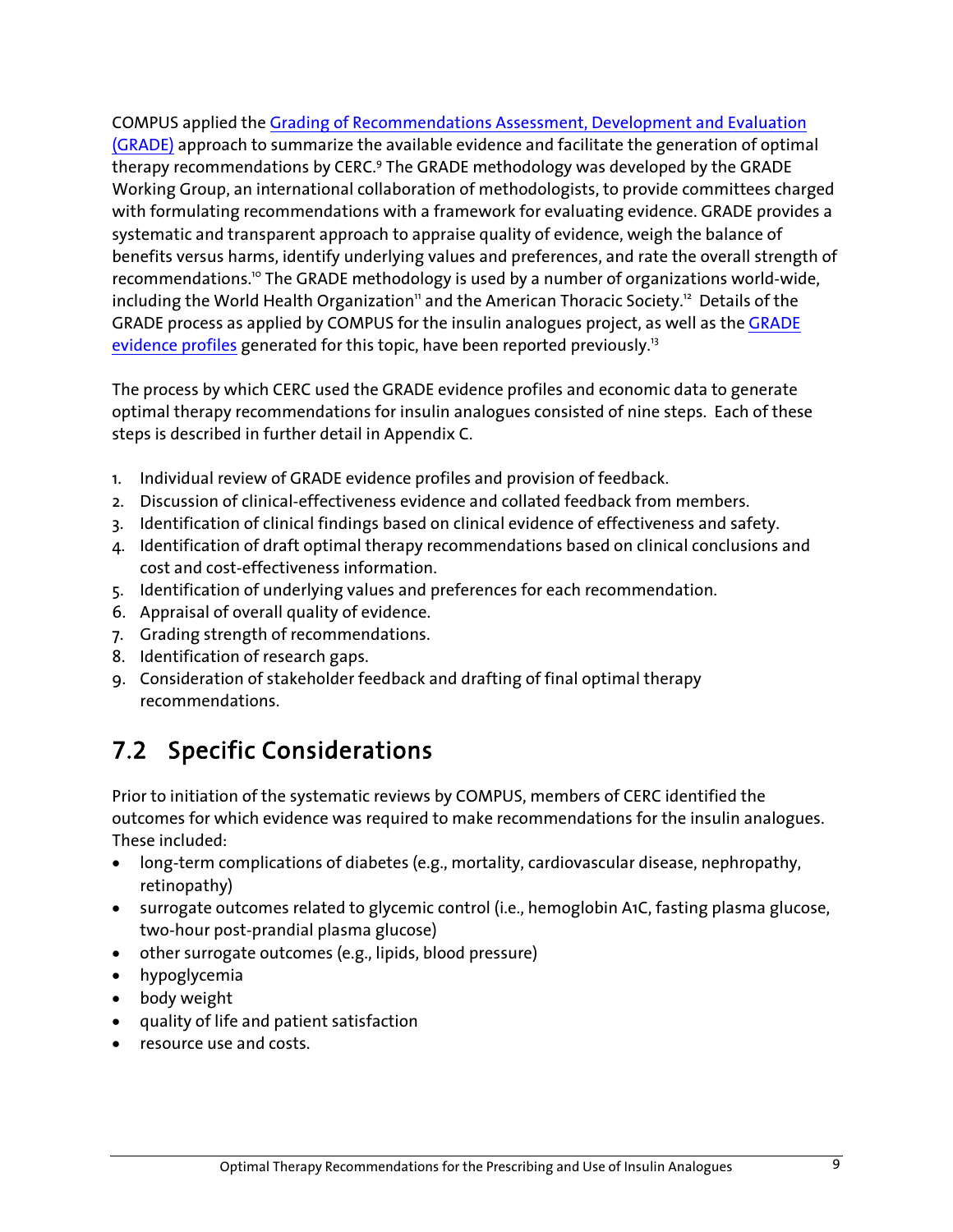COMPUS applied the [Grading of Recommendations Assessment, Development and Evaluation (GRADE)] approach to summarize the available evidence and facilitate the generation of optimal therapy recommendations by CERC.[9] The GRADE methodology was developed by the GRADE Working Group, an international collaboration of methodologists, to provide committees charged with formulating recommendations with a framework for evaluating evidence. GRADE provides a systematic and transparent approach to appraise quality of evidence, weigh the balance of benefits versus harms, identify underlying values and preferences, and rate the overall strength of recommendations.[10] The GRADE methodology is used by a number of organizations world-wide, including the World Health Organization[11] and the American Thoracic Society.[12] Details of the GRADE process as applied by COMPUS for the insulin analogues project, as well as the [GRADE evidence profiles] generated for this topic, have been reported previously.[13]

The process by which CERC used the GRADE evidence profiles and economic data to generate optimal therapy recommendations for insulin analogues consisted of nine steps. Each of these steps is described in further detail in Appendix C.

1. Individual review of GRADE evidence profiles and provision of feedback.
2. Discussion of clinical-effectiveness evidence and collated feedback from members.
3. Identification of clinical findings based on clinical evidence of effectiveness and safety.
4. Identification of draft optimal therapy recommendations based on clinical conclusions and cost and cost-effectiveness information.
5. Identification of underlying values and preferences for each recommendation.
6. Appraisal of overall quality of evidence.
7. Grading strength of recommendations.
8. Identification of research gaps.
9. Consideration of stakeholder feedback and drafting of final optimal therapy recommendations.

## 7.2 Specific Considerations

Prior to initiation of the systematic reviews by COMPUS, members of CERC identified the outcomes for which evidence was required to make recommendations for the insulin analogues. These included:

- long-term complications of diabetes (e.g., mortality, cardiovascular disease, nephropathy, retinopathy)
- surrogate outcomes related to glycemic control (i.e., hemoglobin A1C, fasting plasma glucose, two-hour post-prandial plasma glucose)
- other surrogate outcomes (e.g., lipids, blood pressure)
- hypoglycemia
- body weight
- quality of life and patient satisfaction
- resource use and costs.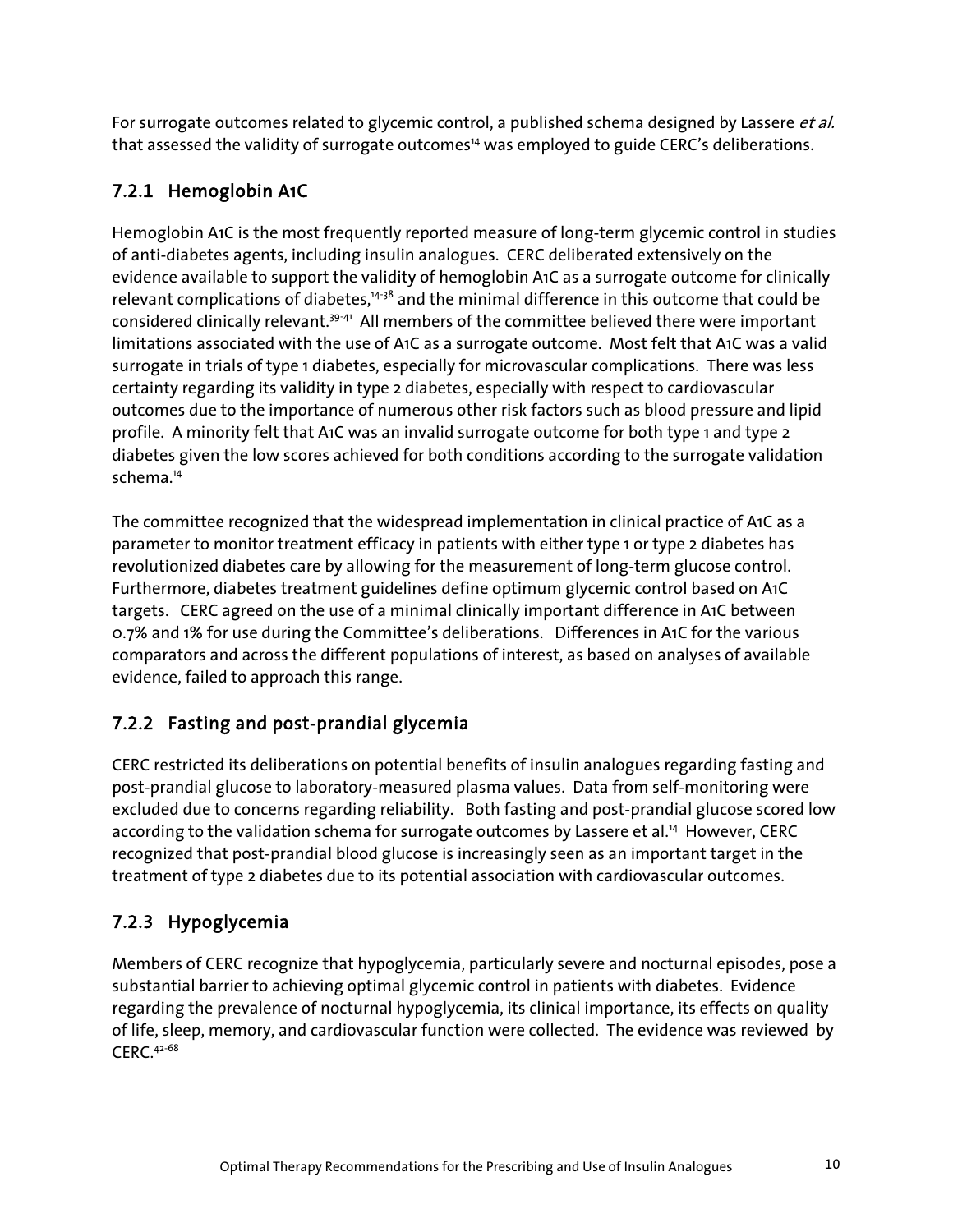For surrogate outcomes related to glycemic control, a published schema designed by Lassere *et al.* that assessed the validity of surrogate outcomes[14] was employed to guide CERC's deliberations.

### 7.2.1 Hemoglobin A1C

Hemoglobin A1C is the most frequently reported measure of long-term glycemic control in studies of anti-diabetes agents, including insulin analogues. CERC deliberated extensively on the evidence available to support the validity of hemoglobin A1C as a surrogate outcome for clinically relevant complications of diabetes,[14-38] and the minimal difference in this outcome that could be considered clinically relevant.[39-41] All members of the committee believed there were important limitations associated with the use of A1C as a surrogate outcome. Most felt that A1C was a valid surrogate in trials of type 1 diabetes, especially for microvascular complications. There was less certainty regarding its validity in type 2 diabetes, especially with respect to cardiovascular outcomes due to the importance of numerous other risk factors such as blood pressure and lipid profile. A minority felt that A1C was an invalid surrogate outcome for both type 1 and type 2 diabetes given the low scores achieved for both conditions according to the surrogate validation schema.[14]

The committee recognized that the widespread implementation in clinical practice of A1C as a parameter to monitor treatment efficacy in patients with either type 1 or type 2 diabetes has revolutionized diabetes care by allowing for the measurement of long-term glucose control. Furthermore, diabetes treatment guidelines define optimum glycemic control based on A1C targets. CERC agreed on the use of a minimal clinically important difference in A1C between 0.7% and 1% for use during the Committee's deliberations. Differences in A1C for the various comparators and across the different populations of interest, as based on analyses of available evidence, failed to approach this range.

### 7.2.2 Fasting and post-prandial glycemia

CERC restricted its deliberations on potential benefits of insulin analogues regarding fasting and post-prandial glucose to laboratory-measured plasma values. Data from self-monitoring were excluded due to concerns regarding reliability. Both fasting and post-prandial glucose scored low according to the validation schema for surrogate outcomes by Lassere et al.[14] However, CERC recognized that post-prandial blood glucose is increasingly seen as an important target in the treatment of type 2 diabetes due to its potential association with cardiovascular outcomes.

### 7.2.3 Hypoglycemia

Members of CERC recognize that hypoglycemia, particularly severe and nocturnal episodes, pose a substantial barrier to achieving optimal glycemic control in patients with diabetes. Evidence regarding the prevalence of nocturnal hypoglycemia, its clinical importance, its effects on quality of life, sleep, memory, and cardiovascular function were collected. The evidence was reviewed by CERC.[42-68]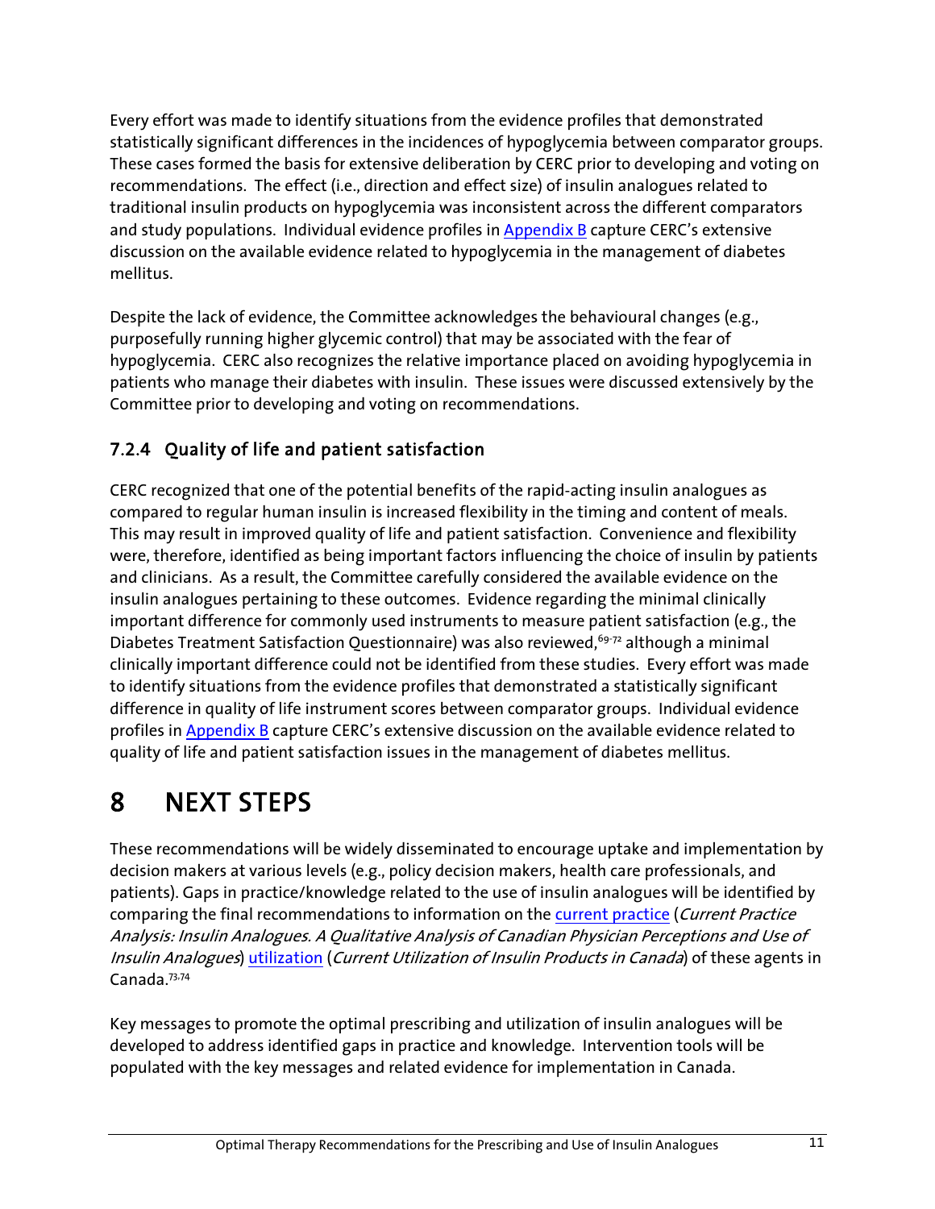Every effort was made to identify situations from the evidence profiles that demonstrated statistically significant differences in the incidences of hypoglycemia between comparator groups. These cases formed the basis for extensive deliberation by CERC prior to developing and voting on recommendations. The effect (i.e., direction and effect size) of insulin analogues related to traditional insulin products on hypoglycemia was inconsistent across the different comparators and study populations. Individual evidence profiles in Appendix B capture CERC's extensive discussion on the available evidence related to hypoglycemia in the management of diabetes mellitus.

Despite the lack of evidence, the Committee acknowledges the behavioural changes (e.g., purposefully running higher glycemic control) that may be associated with the fear of hypoglycemia. CERC also recognizes the relative importance placed on avoiding hypoglycemia in patients who manage their diabetes with insulin. These issues were discussed extensively by the Committee prior to developing and voting on recommendations.

### 7.2.4 Quality of life and patient satisfaction

CERC recognized that one of the potential benefits of the rapid-acting insulin analogues as compared to regular human insulin is increased flexibility in the timing and content of meals. This may result in improved quality of life and patient satisfaction. Convenience and flexibility were, therefore, identified as being important factors influencing the choice of insulin by patients and clinicians. As a result, the Committee carefully considered the available evidence on the insulin analogues pertaining to these outcomes. Evidence regarding the minimal clinically important difference for commonly used instruments to measure patient satisfaction (e.g., the Diabetes Treatment Satisfaction Questionnaire) was also reviewed,[69-72] although a minimal clinically important difference could not be identified from these studies. Every effort was made to identify situations from the evidence profiles that demonstrated a statistically significant difference in quality of life instrument scores between comparator groups. Individual evidence profiles in Appendix B capture CERC's extensive discussion on the available evidence related to quality of life and patient satisfaction issues in the management of diabetes mellitus.

# 8 NEXT STEPS

These recommendations will be widely disseminated to encourage uptake and implementation by decision makers at various levels (e.g., policy decision makers, health care professionals, and patients). Gaps in practice/knowledge related to the use of insulin analogues will be identified by comparing the final recommendations to information on the current practice (*Current Practice Analysis: Insulin Analogues. A Qualitative Analysis of Canadian Physician Perceptions and Use of Insulin Analogues*) utilization (*Current Utilization of Insulin Products in Canada*) of these agents in Canada.[73,74]

Key messages to promote the optimal prescribing and utilization of insulin analogues will be developed to address identified gaps in practice and knowledge. Intervention tools will be populated with the key messages and related evidence for implementation in Canada.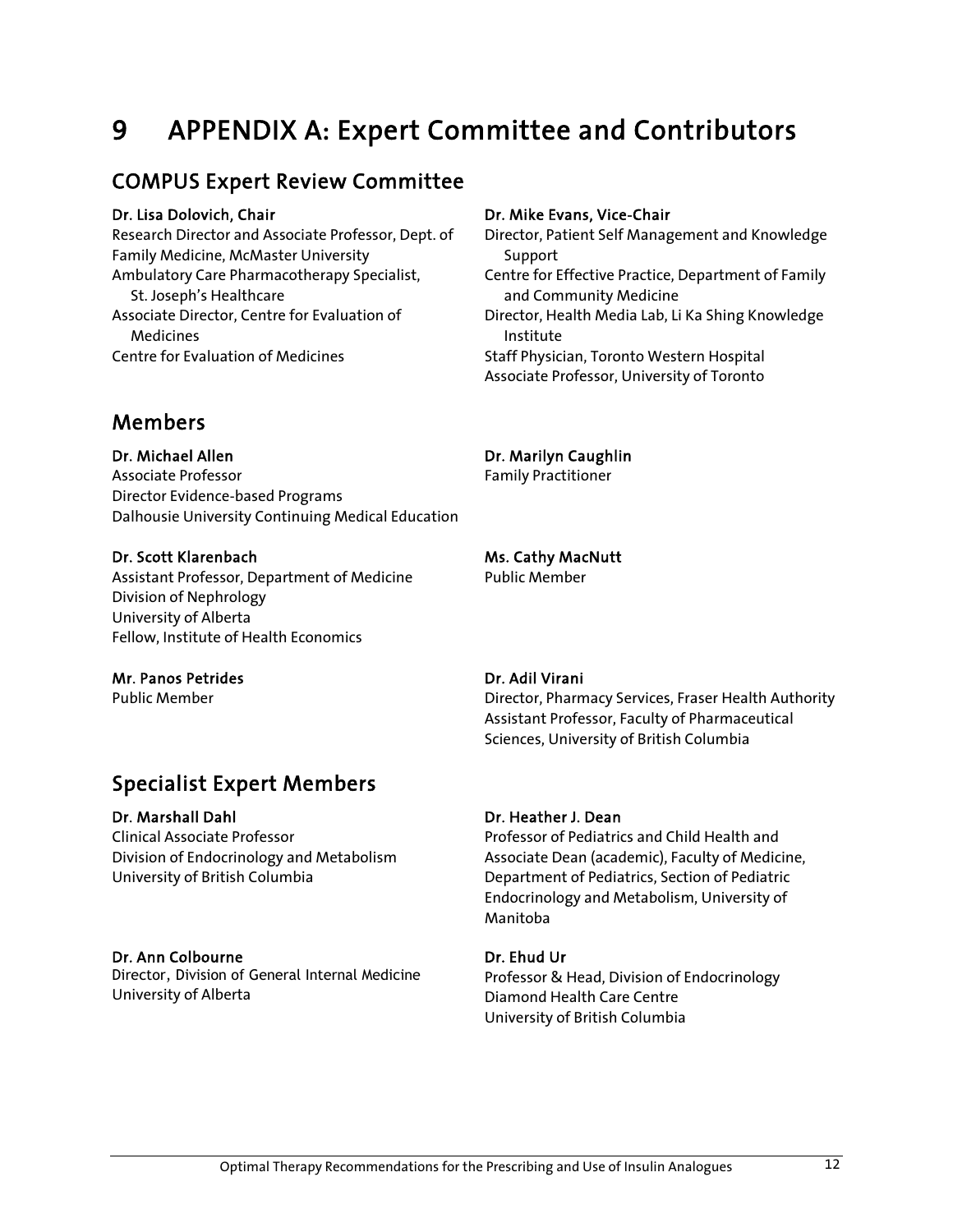# 9 APPENDIX A: Expert Committee and Contributors

## COMPUS Expert Review Committee

**Dr. Lisa Dolovich, Chair**
Research Director and Associate Professor, Dept. of Family Medicine, McMaster University
Ambulatory Care Pharmacotherapy Specialist, St. Joseph's Healthcare
Associate Director, Centre for Evaluation of Medicines
Centre for Evaluation of Medicines

**Dr. Mike Evans, Vice-Chair**
Director, Patient Self Management and Knowledge Support
Centre for Effective Practice, Department of Family and Community Medicine
Director, Health Media Lab, Li Ka Shing Knowledge Institute
Staff Physician, Toronto Western Hospital
Associate Professor, University of Toronto

## Members

**Dr. Michael Allen**
Associate Professor
Director Evidence-based Programs
Dalhousie University Continuing Medical Education

**Dr. Marilyn Caughlin**
Family Practitioner

**Dr. Scott Klarenbach**
Assistant Professor, Department of Medicine
Division of Nephrology
University of Alberta
Fellow, Institute of Health Economics

**Ms. Cathy MacNutt**
Public Member

**Mr. Panos Petrides**
Public Member

**Dr. Adil Virani**
Director, Pharmacy Services, Fraser Health Authority
Assistant Professor, Faculty of Pharmaceutical Sciences, University of British Columbia

## Specialist Expert Members

**Dr. Marshall Dahl**
Clinical Associate Professor
Division of Endocrinology and Metabolism
University of British Columbia

**Dr. Heather J. Dean**
Professor of Pediatrics and Child Health and Associate Dean (academic), Faculty of Medicine, Department of Pediatrics, Section of Pediatric Endocrinology and Metabolism, University of Manitoba

**Dr. Ann Colbourne**
Director, Division of General Internal Medicine
University of Alberta

**Dr. Ehud Ur**
Professor & Head, Division of Endocrinology
Diamond Health Care Centre
University of British Columbia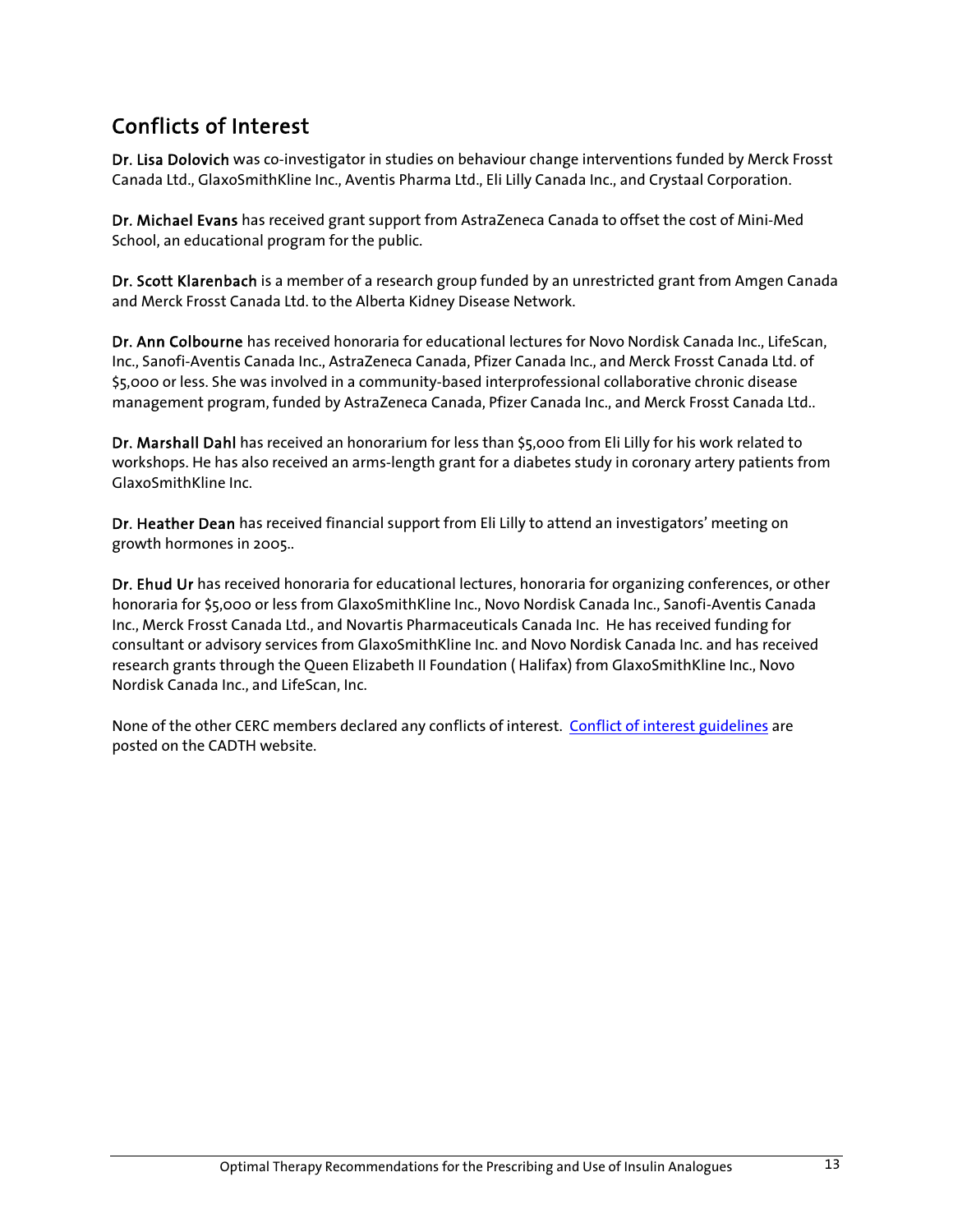## Conflicts of Interest

**Dr. Lisa Dolovich** was co-investigator in studies on behaviour change interventions funded by Merck Frosst Canada Ltd., GlaxoSmithKline Inc., Aventis Pharma Ltd., Eli Lilly Canada Inc., and Crystaal Corporation.

**Dr. Michael Evans** has received grant support from AstraZeneca Canada to offset the cost of Mini-Med School, an educational program for the public.

**Dr. Scott Klarenbach** is a member of a research group funded by an unrestricted grant from Amgen Canada and Merck Frosst Canada Ltd. to the Alberta Kidney Disease Network.

**Dr. Ann Colbourne** has received honoraria for educational lectures for Novo Nordisk Canada Inc., LifeScan, Inc., Sanofi-Aventis Canada Inc., AstraZeneca Canada, Pfizer Canada Inc., and Merck Frosst Canada Ltd. of $5,000 or less. She was involved in a community-based interprofessional collaborative chronic disease management program, funded by AstraZeneca Canada, Pfizer Canada Inc., and Merck Frosst Canada Ltd..

**Dr. Marshall Dahl** has received an honorarium for less than $5,000 from Eli Lilly for his work related to workshops. He has also received an arms-length grant for a diabetes study in coronary artery patients from GlaxoSmithKline Inc.

**Dr. Heather Dean** has received financial support from Eli Lilly to attend an investigators' meeting on growth hormones in 2005..

**Dr. Ehud Ur** has received honoraria for educational lectures, honoraria for organizing conferences, or other honoraria for $5,000 or less from GlaxoSmithKline Inc., Novo Nordisk Canada Inc., Sanofi-Aventis Canada Inc., Merck Frosst Canada Ltd., and Novartis Pharmaceuticals Canada Inc. He has received funding for consultant or advisory services from GlaxoSmithKline Inc. and Novo Nordisk Canada Inc. and has received research grants through the Queen Elizabeth II Foundation ( Halifax) from GlaxoSmithKline Inc., Novo Nordisk Canada Inc., and LifeScan, Inc.

None of the other CERC members declared any conflicts of interest. Conflict of interest guidelines are posted on the CADTH website.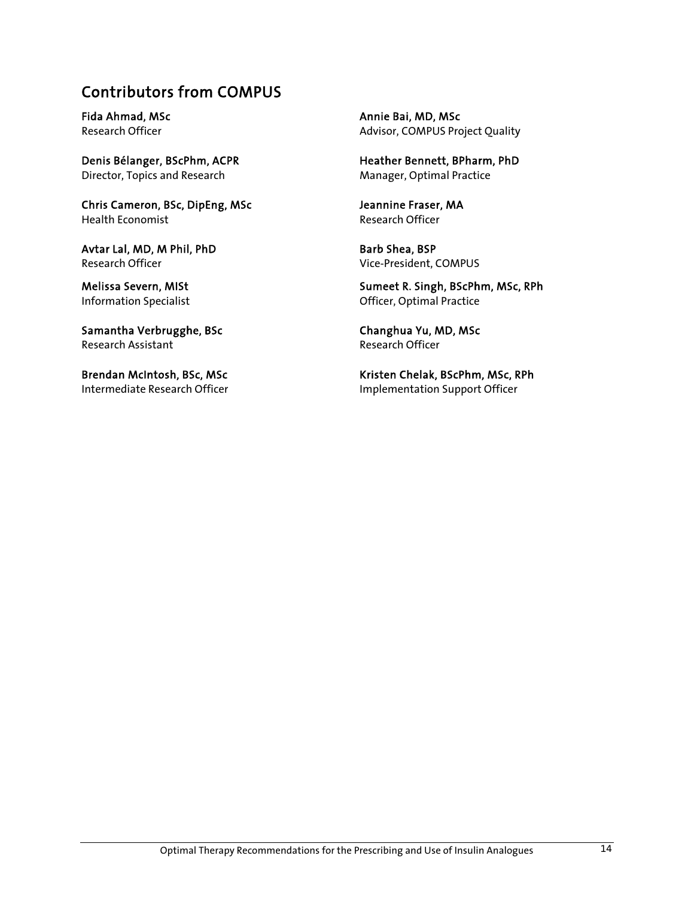## Contributors from COMPUS

**Fida Ahmad, MSc**
Research Officer

**Annie Bai, MD, MSc**
Advisor, COMPUS Project Quality

**Denis Bélanger, BScPhm, ACPR**
Director, Topics and Research

**Heather Bennett, BPharm, PhD**
Manager, Optimal Practice

**Chris Cameron, BSc, DipEng, MSc**
Health Economist

**Jeannine Fraser, MA**
Research Officer

**Avtar Lal, MD, M Phil, PhD**
Research Officer

**Barb Shea, BSP**
Vice-President, COMPUS

**Melissa Severn, MISt**
Information Specialist

**Sumeet R. Singh, BScPhm, MSc, RPh**
Officer, Optimal Practice

**Samantha Verbrugghe, BSc**
Research Assistant

**Changhua Yu, MD, MSc**
Research Officer

**Brendan McIntosh, BSc, MSc**
Intermediate Research Officer

**Kristen Chelak, BScPhm, MSc, RPh**
Implementation Support Officer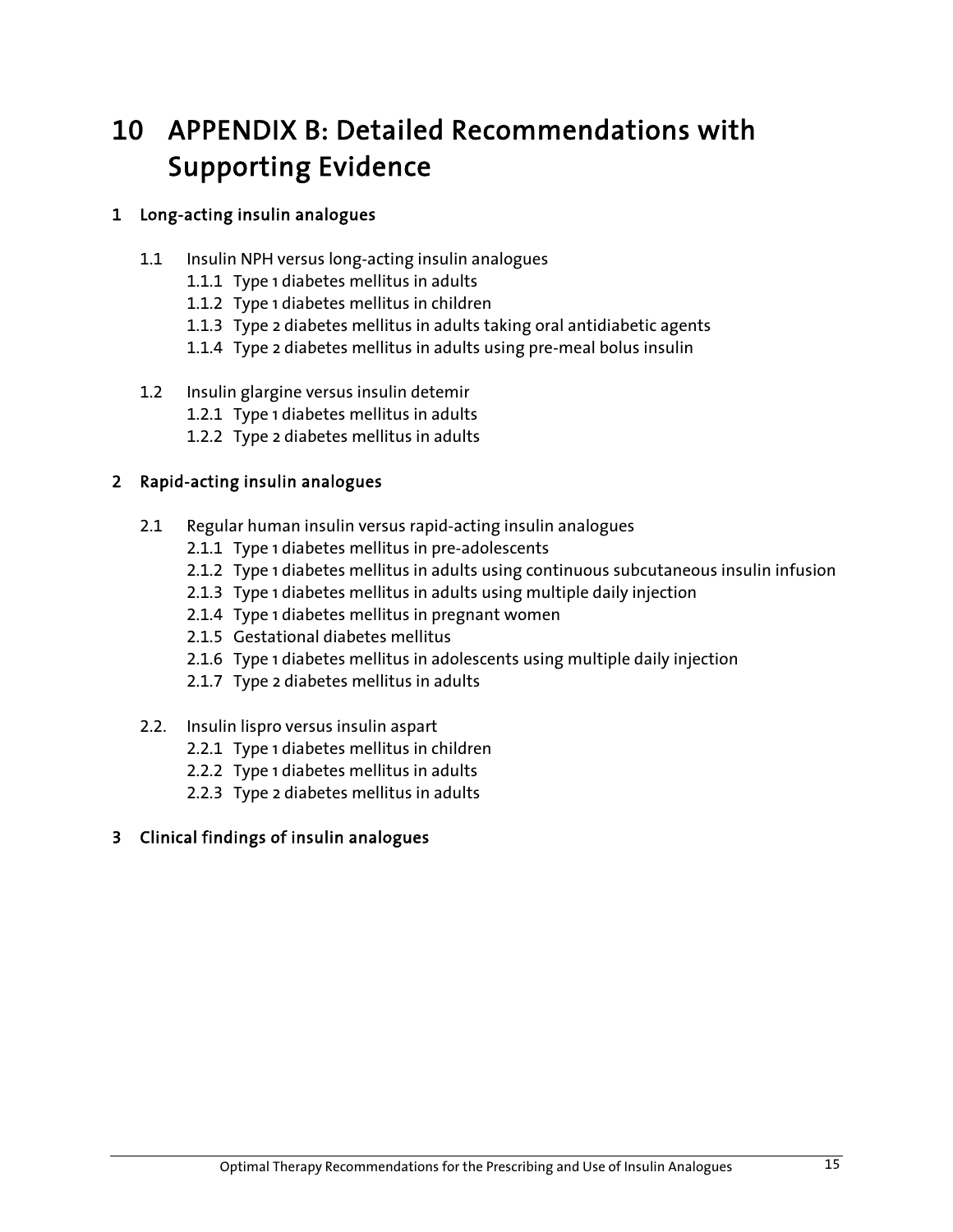# 10 APPENDIX B: Detailed Recommendations with Supporting Evidence

## 1 Long-acting insulin analogues

1.1 Insulin NPH versus long-acting insulin analogues
- 1.1.1 Type 1 diabetes mellitus in adults
- 1.1.2 Type 1 diabetes mellitus in children
- 1.1.3 Type 2 diabetes mellitus in adults taking oral antidiabetic agents
- 1.1.4 Type 2 diabetes mellitus in adults using pre-meal bolus insulin

1.2 Insulin glargine versus insulin detemir
- 1.2.1 Type 1 diabetes mellitus in adults
- 1.2.2 Type 2 diabetes mellitus in adults

## 2 Rapid-acting insulin analogues

2.1 Regular human insulin versus rapid-acting insulin analogues
- 2.1.1 Type 1 diabetes mellitus in pre-adolescents
- 2.1.2 Type 1 diabetes mellitus in adults using continuous subcutaneous insulin infusion
- 2.1.3 Type 1 diabetes mellitus in adults using multiple daily injection
- 2.1.4 Type 1 diabetes mellitus in pregnant women
- 2.1.5 Gestational diabetes mellitus
- 2.1.6 Type 1 diabetes mellitus in adolescents using multiple daily injection
- 2.1.7 Type 2 diabetes mellitus in adults

2.2. Insulin lispro versus insulin aspart
- 2.2.1 Type 1 diabetes mellitus in children
- 2.2.2 Type 1 diabetes mellitus in adults
- 2.2.3 Type 2 diabetes mellitus in adults

## 3 Clinical findings of insulin analogues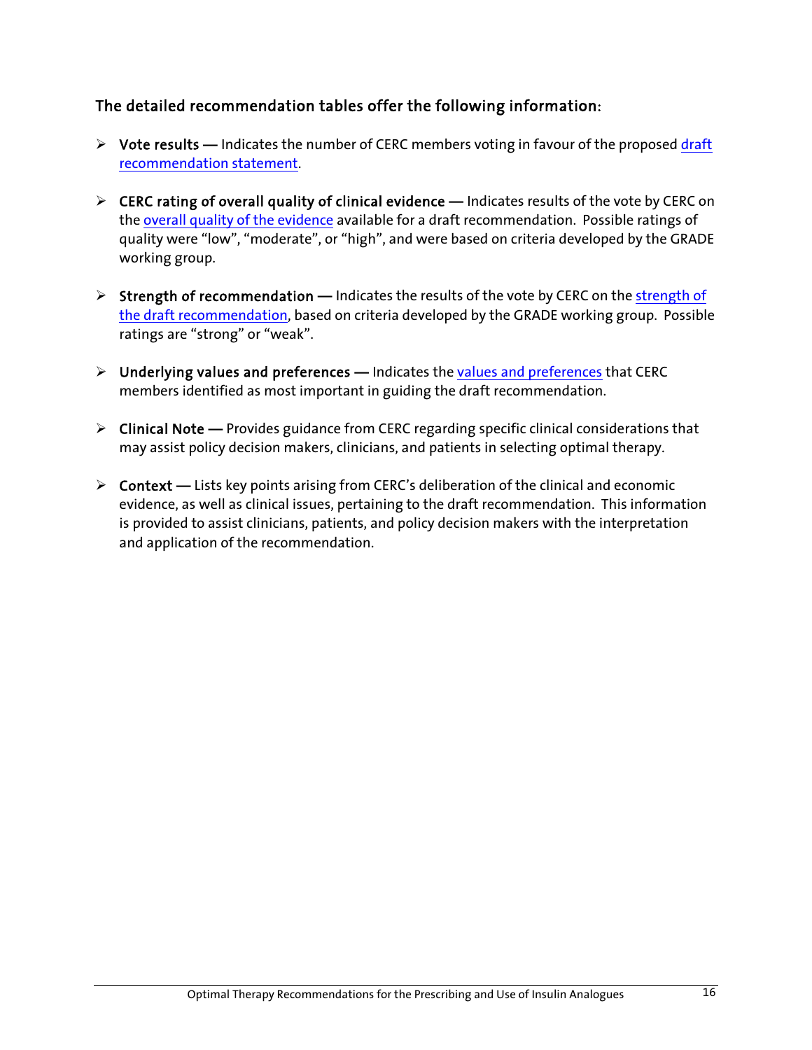### The detailed recommendation tables offer the following information:

- **Vote results —** Indicates the number of CERC members voting in favour of the proposed draft recommendation statement.

- **CERC rating of overall quality of clinical evidence —** Indicates results of the vote by CERC on the overall quality of the evidence available for a draft recommendation. Possible ratings of quality were "low", "moderate", or "high", and were based on criteria developed by the GRADE working group.

- **Strength of recommendation —** Indicates the results of the vote by CERC on the strength of the draft recommendation, based on criteria developed by the GRADE working group. Possible ratings are "strong" or "weak".

- **Underlying values and preferences —** Indicates the values and preferences that CERC members identified as most important in guiding the draft recommendation.

- **Clinical Note —** Provides guidance from CERC regarding specific clinical considerations that may assist policy decision makers, clinicians, and patients in selecting optimal therapy.

- **Context —** Lists key points arising from CERC's deliberation of the clinical and economic evidence, as well as clinical issues, pertaining to the draft recommendation. This information is provided to assist clinicians, patients, and policy decision makers with the interpretation and application of the recommendation.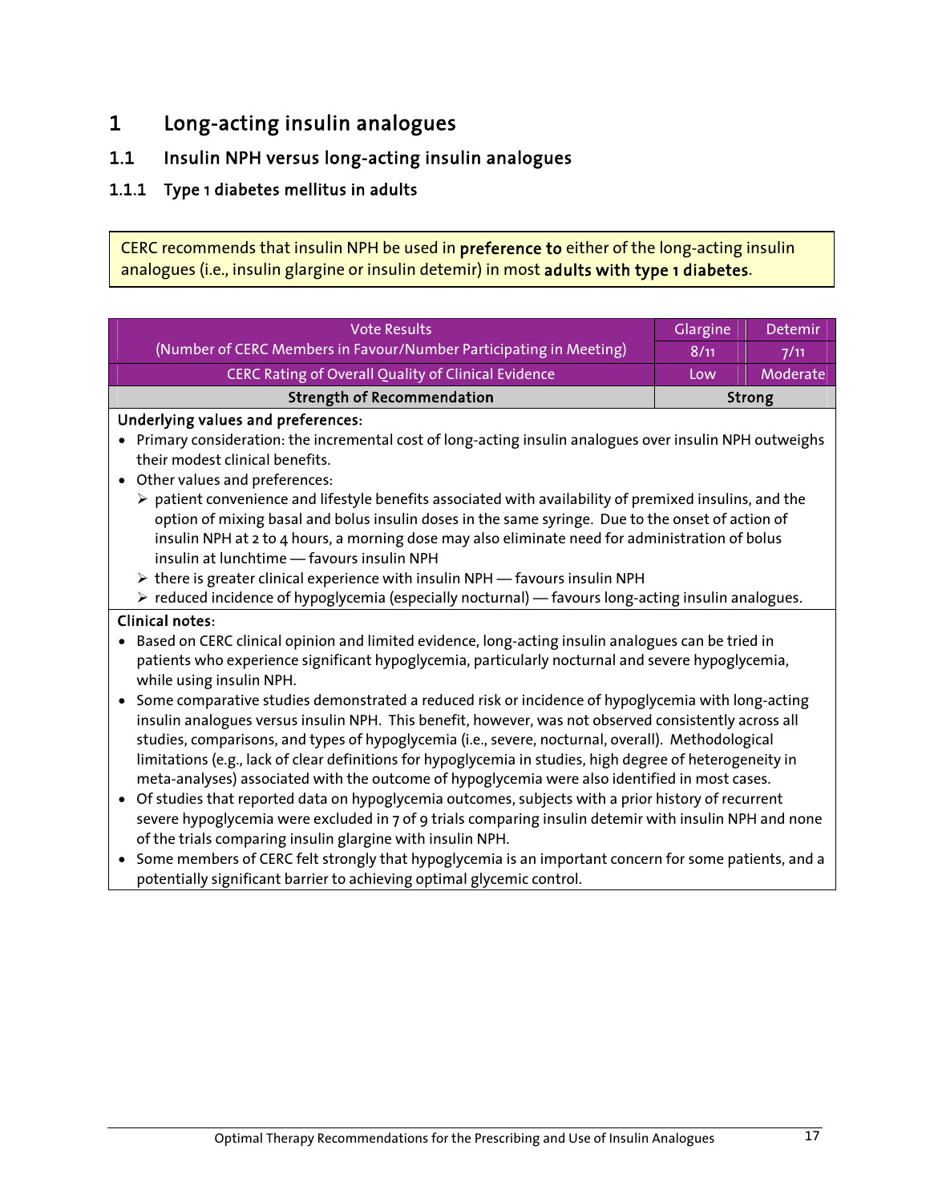# 1 Long-acting insulin analogues

## 1.1 Insulin NPH versus long-acting insulin analogues

### 1.1.1 Type 1 diabetes mellitus in adults

CERC recommends that insulin NPH be used in **preference to** either of the long-acting insulin analogues (i.e., insulin glargine or insulin detemir) in most **adults with type 1 diabetes**.

| Vote Results (Number of CERC Members in Favour/Number Participating in Meeting) | Glargine | Detemir |
|---|---|---|
| | 8/11 | 7/11 |
| CERC Rating of Overall Quality of Clinical Evidence | Low | Moderate |
| **Strength of Recommendation** | **Strong** | |

**Underlying values and preferences:**

- Primary consideration: the incremental cost of long-acting insulin analogues over insulin NPH outweighs their modest clinical benefits.
- Other values and preferences:
  - patient convenience and lifestyle benefits associated with availability of premixed insulins, and the option of mixing basal and bolus insulin doses in the same syringe. Due to the onset of action of insulin NPH at 2 to 4 hours, a morning dose may also eliminate need for administration of bolus insulin at lunchtime — favours insulin NPH
  - there is greater clinical experience with insulin NPH — favours insulin NPH
  - reduced incidence of hypoglycemia (especially nocturnal) — favours long-acting insulin analogues.

**Clinical notes:**

- Based on CERC clinical opinion and limited evidence, long-acting insulin analogues can be tried in patients who experience significant hypoglycemia, particularly nocturnal and severe hypoglycemia, while using insulin NPH.
- Some comparative studies demonstrated a reduced risk or incidence of hypoglycemia with long-acting insulin analogues versus insulin NPH. This benefit, however, was not observed consistently across all studies, comparisons, and types of hypoglycemia (i.e., severe, nocturnal, overall). Methodological limitations (e.g., lack of clear definitions for hypoglycemia in studies, high degree of heterogeneity in meta-analyses) associated with the outcome of hypoglycemia were also identified in most cases.
- Of studies that reported data on hypoglycemia outcomes, subjects with a prior history of recurrent severe hypoglycemia were excluded in 7 of 9 trials comparing insulin detemir with insulin NPH and none of the trials comparing insulin glargine with insulin NPH.
- Some members of CERC felt strongly that hypoglycemia is an important concern for some patients, and a potentially significant barrier to achieving optimal glycemic control.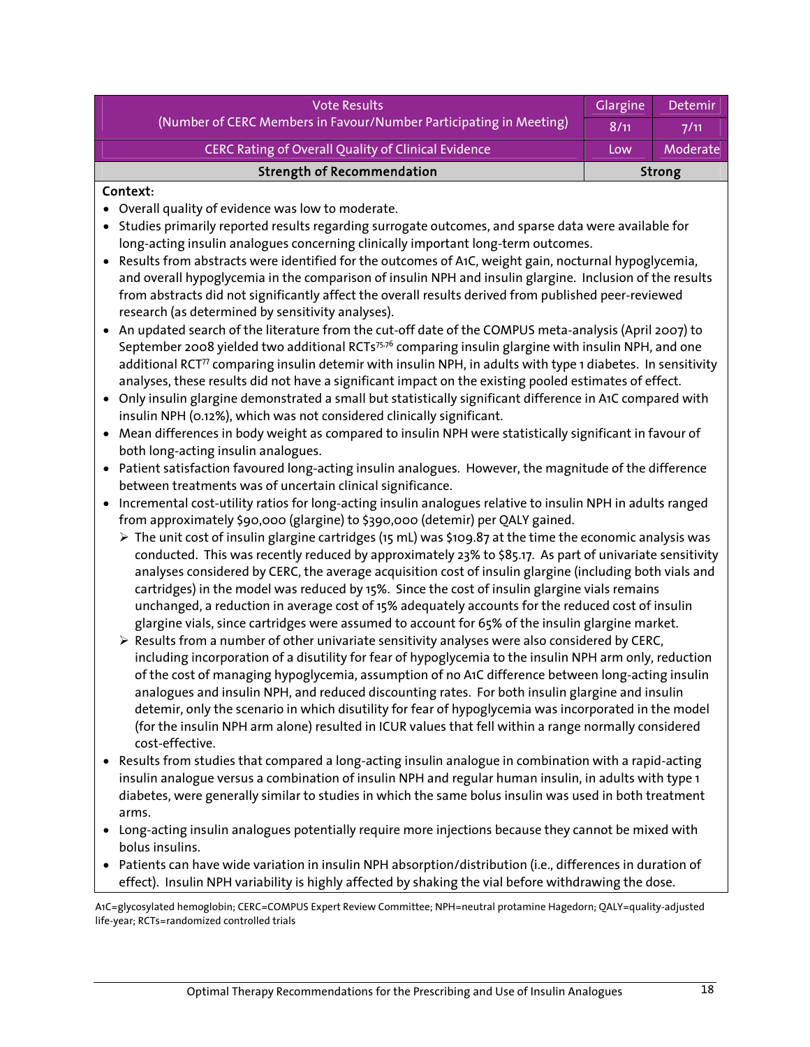| Vote Results (Number of CERC Members in Favour/Number Participating in Meeting) | Glargine | Detemir |
|---|---|---|
| | 8/11 | 7/11 |
| CERC Rating of Overall Quality of Clinical Evidence | Low | Moderate |
| **Strength of Recommendation** | **Strong** | |

**Context:**

- Overall quality of evidence was low to moderate.
- Studies primarily reported results regarding surrogate outcomes, and sparse data were available for long-acting insulin analogues concerning clinically important long-term outcomes.
- Results from abstracts were identified for the outcomes of A1C, weight gain, nocturnal hypoglycemia, and overall hypoglycemia in the comparison of insulin NPH and insulin glargine. Inclusion of the results from abstracts did not significantly affect the overall results derived from published peer-reviewed research (as determined by sensitivity analyses).
- An updated search of the literature from the cut-off date of the COMPUS meta-analysis (April 2007) to September 2008 yielded two additional RCTs[75,76] comparing insulin glargine with insulin NPH, and one additional RCT[77] comparing insulin detemir with insulin NPH, in adults with type 1 diabetes. In sensitivity analyses, these results did not have a significant impact on the existing pooled estimates of effect.
- Only insulin glargine demonstrated a small but statistically significant difference in A1C compared with insulin NPH (0.12%), which was not considered clinically significant.
- Mean differences in body weight as compared to insulin NPH were statistically significant in favour of both long-acting insulin analogues.
- Patient satisfaction favoured long-acting insulin analogues. However, the magnitude of the difference between treatments was of uncertain clinical significance.
- Incremental cost-utility ratios for long-acting insulin analogues relative to insulin NPH in adults ranged from approximately $90,000 (glargine) to $390,000 (detemir) per QALY gained.
  - The unit cost of insulin glargine cartridges (15 mL) was $109.87 at the time the economic analysis was conducted. This was recently reduced by approximately 23% to $85.17. As part of univariate sensitivity analyses considered by CERC, the average acquisition cost of insulin glargine (including both vials and cartridges) in the model was reduced by 15%. Since the cost of insulin glargine vials remains unchanged, a reduction in average cost of 15% adequately accounts for the reduced cost of insulin glargine vials, since cartridges were assumed to account for 65% of the insulin glargine market.
  - Results from a number of other univariate sensitivity analyses were also considered by CERC, including incorporation of a disutility for fear of hypoglycemia to the insulin NPH arm only, reduction of the cost of managing hypoglycemia, assumption of no A1C difference between long-acting insulin analogues and insulin NPH, and reduced discounting rates. For both insulin glargine and insulin detemir, only the scenario in which disutility for fear of hypoglycemia was incorporated in the model (for the insulin NPH arm alone) resulted in ICUR values that fell within a range normally considered cost-effective.
- Results from studies that compared a long-acting insulin analogue in combination with a rapid-acting insulin analogue versus a combination of insulin NPH and regular human insulin, in adults with type 1 diabetes, were generally similar to studies in which the same bolus insulin was used in both treatment arms.
- Long-acting insulin analogues potentially require more injections because they cannot be mixed with bolus insulins.
- Patients can have wide variation in insulin NPH absorption/distribution (i.e., differences in duration of effect). Insulin NPH variability is highly affected by shaking the vial before withdrawing the dose.

A1C=glycosylated hemoglobin; CERC=COMPUS Expert Review Committee; NPH=neutral protamine Hagedorn; QALY=quality-adjusted life-year; RCTs=randomized controlled trials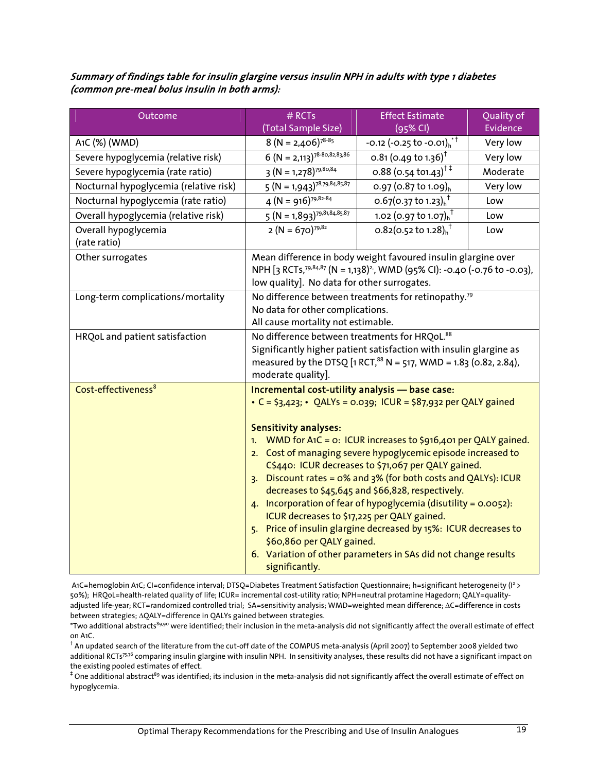***Summary of findings table for insulin glargine versus insulin NPH in adults with type 1 diabetes (common pre-meal bolus insulin in both arms):***

| Outcome | # RCTs (Total Sample Size) | Effect Estimate (95% CI) | Quality of Evidence |
|---|---|---|---|
| A1C (%) (WMD) | 8 (N = 2,406)[78-85] | -0.12 (-0.25 to -0.01)$_h$[*†] | Very low |
| Severe hypoglycemia (relative risk) | 6 (N = 2,113)[78-80,82,83,86] | 0.81 (0.49 to 1.36)[†] | Very low |
| Severe hypoglycemia (rate ratio) | 3 (N = 1,278)[79,80,84] | 0.88 (0.54 to1.43)[†‡] | Moderate |
| Nocturnal hypoglycemia (relative risk) | 5 (N = 1,943)[78,79,84,85,87] | 0.97 (0.87 to 1.09)$_h$ | Very low |
| Nocturnal hypoglycemia (rate ratio) | 4 (N = 916)[79,82-84] | 0.67(0.37 to 1.23)$_h$[†] | Low |
| Overall hypoglycemia (relative risk) | 5 (N = 1,893)[79,81,84,85,87] | 1.02 (0.97 to 1.07)$_h$[†] | Low |
| Overall hypoglycemia (rate ratio) | 2 (N = 670)[79,82] | 0.82(0.52 to 1.28)$_h$[†] | Low |
| Other surrogates | Mean difference in body weight favoured insulin glargine over NPH [3 RCTs,[79,84,87] (N = 1,138)[2], WMD (95% CI): -0.40 (-0.76 to -0.03), low quality]. No data for other surrogates. | | |
| Long-term complications/mortality | No difference between treatments for retinopathy.[79] No data for other complications. All cause mortality not estimable. | | |
| HRQoL and patient satisfaction | No difference between treatments for HRQoL.[88] Significantly higher patient satisfaction with insulin glargine as measured by the DTSQ [1 RCT,[88] N = 517, WMD = 1.83 (0.82, 2.84), moderate quality]. | | |
| Cost-effectiveness[8] | **Incremental cost-utility analysis — base case:** • C = $3,423; • QALYs = 0.039; ICUR = $87,932 per QALY gained<br><br>**Sensitivity analyses:**<br>1. WMD for A1C = 0: ICUR increases to $916,401 per QALY gained.<br>2. Cost of managing severe hypoglycemic episode increased to C$440: ICUR decreases to $71,067 per QALY gained.<br>3. Discount rates = 0% and 3% (for both costs and QALYs): ICUR decreases to $45,645 and $66,828, respectively.<br>4. Incorporation of fear of hypoglycemia (disutility = 0.0052): ICUR decreases to $17,225 per QALY gained.<br>5. Price of insulin glargine decreased by 15%: ICUR decreases to $60,860 per QALY gained.<br>6. Variation of other parameters in SAs did not change results significantly. | | |

A1C=hemoglobin A1C; CI=confidence interval; DTSQ=Diabetes Treatment Satisfaction Questionnaire; h=significant heterogeneity ($I^2$ > 50%); HRQoL=health-related quality of life; ICUR= incremental cost-utility ratio; NPH=neutral protamine Hagedorn; QALY=quality-adjusted life-year; RCT=randomized controlled trial; SA=sensitivity analysis; WMD=weighted mean difference; ΔC=difference in costs between strategies; ΔQALY=difference in QALYs gained between strategies.

*Two additional abstracts[89,90] were identified; their inclusion in the meta-analysis did not significantly affect the overall estimate of effect on A1C.

† An updated search of the literature from the cut-off date of the COMPUS meta-analysis (April 2007) to September 2008 yielded two additional RCTs[75,76] comparing insulin glargine with insulin NPH. In sensitivity analyses, these results did not have a significant impact on the existing pooled estimates of effect.

‡ One additional abstract[89] was identified; its inclusion in the meta-analysis did not significantly affect the overall estimate of effect on hypoglycemia.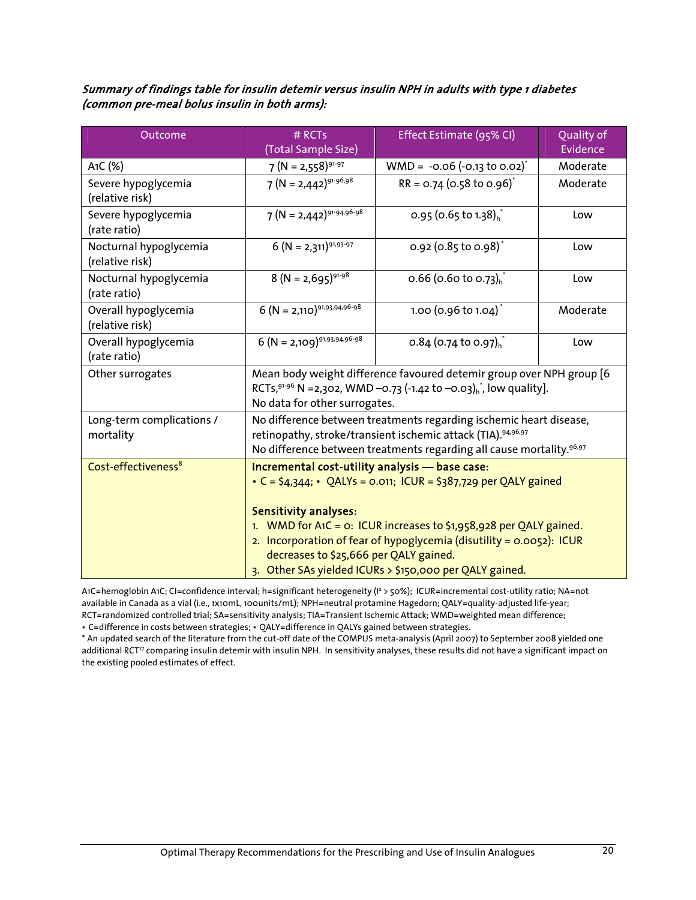***Summary of findings table for insulin detemir versus insulin NPH in adults with type 1 diabetes (common pre-meal bolus insulin in both arms):***

| Outcome | # RCTs (Total Sample Size) | Effect Estimate (95% CI) | Quality of Evidence |
|---|---|---|---|
| A1C (%) | 7 (N = 2,558)[91-97] | WMD = -0.06 (-0.13 to 0.02)* | Moderate |
| Severe hypoglycemia (relative risk) | 7 (N = 2,442)[91-96,98] | RR = 0.74 (0.58 to 0.96)* | Moderate |
| Severe hypoglycemia (rate ratio) | 7 (N = 2,442)[91-94,96-98] | 0.95 (0.65 to 1.38)$_h$* | Low |
| Nocturnal hypoglycemia (relative risk) | 6 (N = 2,311)[91,93-97] | 0.92 (0.85 to 0.98)* | Low |
| Nocturnal hypoglycemia (rate ratio) | 8 (N = 2,695)[91-98] | 0.66 (0.60 to 0.73)$_h$* | Low |
| Overall hypoglycemia (relative risk) | 6 (N = 2,110)[91,93,94,96-98] | 1.00 (0.96 to 1.04)* | Moderate |
| Overall hypoglycemia (rate ratio) | 6 (N = 2,109)[91,93,94,96-98] | 0.84 (0.74 to 0.97)$_h$* | Low |
| Other surrogates | Mean body weight difference favoured detemir group over NPH group [6 RCTs,[91-96] N =2,302, WMD –0.73 (-1.42 to –0.03)$_h$*, low quality]. No data for other surrogates. | | |
| Long-term complications / mortality | No difference between treatments regarding ischemic heart disease, retinopathy, stroke/transient ischemic attack (TIA).[94,96,97] No difference between treatments regarding all cause mortality.[96,97] | | |
| Cost-effectiveness[8] | **Incremental cost-utility analysis — base case:** • C = $4,344; • QALYs = 0.011; ICUR = $387,729 per QALY gained<br><br>**Sensitivity analyses:**<br>1. WMD for A1C = 0: ICUR increases to $1,958,928 per QALY gained.<br>2. Incorporation of fear of hypoglycemia (disutility = 0.0052): ICUR decreases to $25,666 per QALY gained.<br>3. Other SAs yielded ICURs > $150,000 per QALY gained. | | |

A1C=hemoglobin A1C; CI=confidence interval; h=significant heterogeneity ($I^2$ > 50%); ICUR=incremental cost-utility ratio; NA=not available in Canada as a vial (i.e., 1x10mL, 100units/mL); NPH=neutral protamine Hagedorn; QALY=quality-adjusted life-year; RCT=randomized controlled trial; SA=sensitivity analysis; TIA=Transient Ischemic Attack; WMD=weighted mean difference;
• C=difference in costs between strategies; • QALY=difference in QALYs gained between strategies.

\* An updated search of the literature from the cut-off date of the COMPUS meta-analysis (April 2007) to September 2008 yielded one additional RCT[77] comparing insulin detemir with insulin NPH. In sensitivity analyses, these results did not have a significant impact on the existing pooled estimates of effect.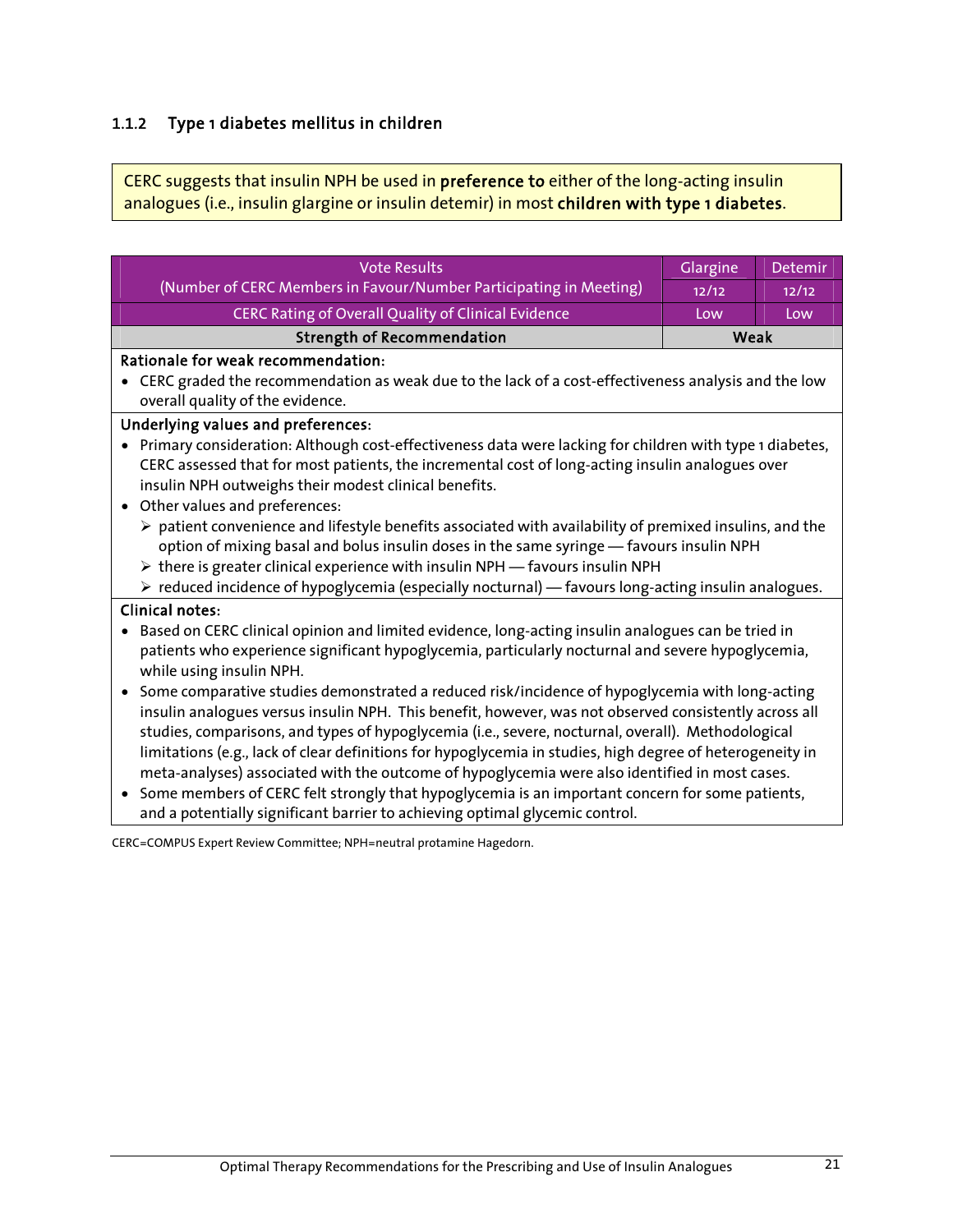### 1.1.2 Type 1 diabetes mellitus in children

CERC suggests that insulin NPH be used in **preference to** either of the long-acting insulin analogues (i.e., insulin glargine or insulin detemir) in most **children with type 1 diabetes**.

| Vote Results (Number of CERC Members in Favour/Number Participating in Meeting) | Glargine | Detemir |
|---|---|---|
| | 12/12 | 12/12 |
| CERC Rating of Overall Quality of Clinical Evidence | Low | Low |
| **Strength of Recommendation** | **Weak** | |

**Rationale for weak recommendation:**

- CERC graded the recommendation as weak due to the lack of a cost-effectiveness analysis and the low overall quality of the evidence.

**Underlying values and preferences:**

- Primary consideration: Although cost-effectiveness data were lacking for children with type 1 diabetes, CERC assessed that for most patients, the incremental cost of long-acting insulin analogues over insulin NPH outweighs their modest clinical benefits.
- Other values and preferences:
  - patient convenience and lifestyle benefits associated with availability of premixed insulins, and the option of mixing basal and bolus insulin doses in the same syringe — favours insulin NPH
  - there is greater clinical experience with insulin NPH — favours insulin NPH
  - reduced incidence of hypoglycemia (especially nocturnal) — favours long-acting insulin analogues.

**Clinical notes:**

- Based on CERC clinical opinion and limited evidence, long-acting insulin analogues can be tried in patients who experience significant hypoglycemia, particularly nocturnal and severe hypoglycemia, while using insulin NPH.
- Some comparative studies demonstrated a reduced risk/incidence of hypoglycemia with long-acting insulin analogues versus insulin NPH. This benefit, however, was not observed consistently across all studies, comparisons, and types of hypoglycemia (i.e., severe, nocturnal, overall). Methodological limitations (e.g., lack of clear definitions for hypoglycemia in studies, high degree of heterogeneity in meta-analyses) associated with the outcome of hypoglycemia were also identified in most cases.
- Some members of CERC felt strongly that hypoglycemia is an important concern for some patients, and a potentially significant barrier to achieving optimal glycemic control.

CERC=COMPUS Expert Review Committee; NPH=neutral protamine Hagedorn.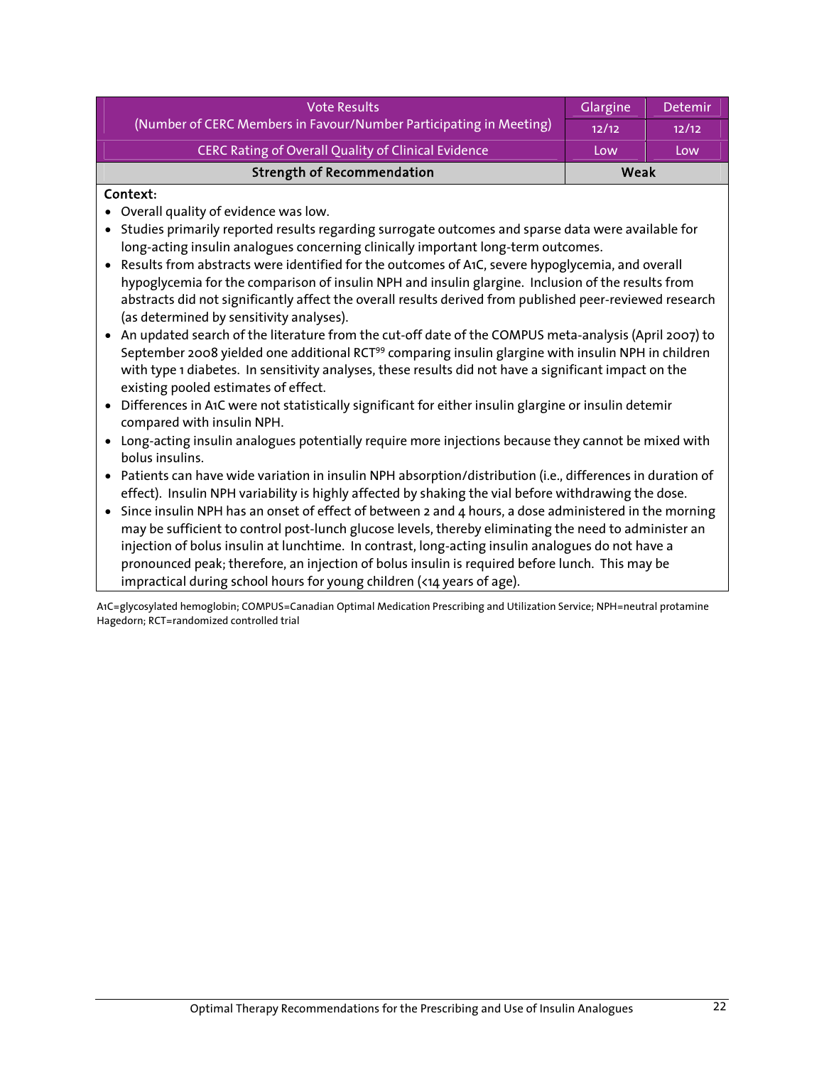| Vote Results (Number of CERC Members in Favour/Number Participating in Meeting) | Glargine | Detemir |
|---|---|---|
| | 12/12 | 12/12 |
| CERC Rating of Overall Quality of Clinical Evidence | Low | Low |
| **Strength of Recommendation** | **Weak** | |

**Context:**

- Overall quality of evidence was low.
- Studies primarily reported results regarding surrogate outcomes and sparse data were available for long-acting insulin analogues concerning clinically important long-term outcomes.
- Results from abstracts were identified for the outcomes of A1C, severe hypoglycemia, and overall hypoglycemia for the comparison of insulin NPH and insulin glargine. Inclusion of the results from abstracts did not significantly affect the overall results derived from published peer-reviewed research (as determined by sensitivity analyses).
- An updated search of the literature from the cut-off date of the COMPUS meta-analysis (April 2007) to September 2008 yielded one additional RCT[99] comparing insulin glargine with insulin NPH in children with type 1 diabetes. In sensitivity analyses, these results did not have a significant impact on the existing pooled estimates of effect.
- Differences in A1C were not statistically significant for either insulin glargine or insulin detemir compared with insulin NPH.
- Long-acting insulin analogues potentially require more injections because they cannot be mixed with bolus insulins.
- Patients can have wide variation in insulin NPH absorption/distribution (i.e., differences in duration of effect). Insulin NPH variability is highly affected by shaking the vial before withdrawing the dose.
- Since insulin NPH has an onset of effect of between 2 and 4 hours, a dose administered in the morning may be sufficient to control post-lunch glucose levels, thereby eliminating the need to administer an injection of bolus insulin at lunchtime. In contrast, long-acting insulin analogues do not have a pronounced peak; therefore, an injection of bolus insulin is required before lunch. This may be impractical during school hours for young children (<14 years of age).

A1C=glycosylated hemoglobin; COMPUS=Canadian Optimal Medication Prescribing and Utilization Service; NPH=neutral protamine Hagedorn; RCT=randomized controlled trial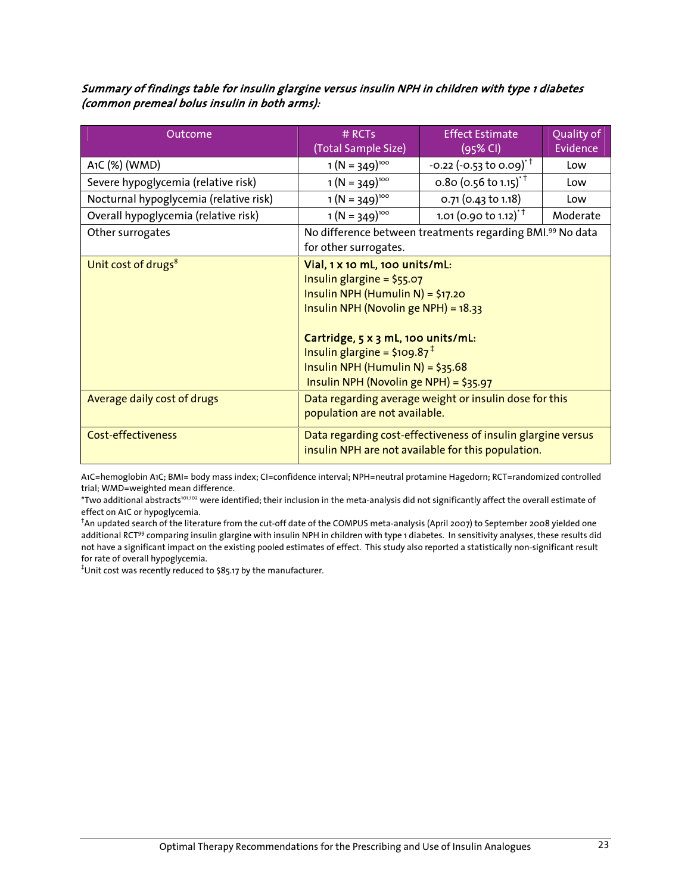***Summary of findings table for insulin glargine versus insulin NPH in children with type 1 diabetes (common premeal bolus insulin in both arms):***

| Outcome | # RCTs (Total Sample Size) | Effect Estimate (95% CI) | Quality of Evidence |
|---|---|---|---|
| A1C (%) (WMD) | 1 (N = 349)[100] | -0.22 (-0.53 to 0.09)*† | Low |
| Severe hypoglycemia (relative risk) | 1 (N = 349)[100] | 0.80 (0.56 to 1.15)*† | Low |
| Nocturnal hypoglycemia (relative risk) | 1 (N = 349)[100] | 0.71 (0.43 to 1.18) | Low |
| Overall hypoglycemia (relative risk) | 1 (N = 349)[100] | 1.01 (0.90 to 1.12)*† | Moderate |
| Other surrogates | No difference between treatments regarding BMI.[99] No data for other surrogates. | | |
| Unit cost of drugs[8] | **Vial, 1 x 10 mL, 100 units/mL:** Insulin glargine = $55.07; Insulin NPH (Humulin N) = $17.20; Insulin NPH (Novolin ge NPH) = 18.33 **Cartridge, 5 x 3 mL, 100 units/mL:** Insulin glargine = $109.87‡; Insulin NPH (Humulin N) = $35.68; Insulin NPH (Novolin ge NPH) = $35.97 | | |
| Average daily cost of drugs | Data regarding average weight or insulin dose for this population are not available. | | |
| Cost-effectiveness | Data regarding cost-effectiveness of insulin glargine versus insulin NPH are not available for this population. | | |

A1C=hemoglobin A1C; BMI= body mass index; CI=confidence interval; NPH=neutral protamine Hagedorn; RCT=randomized controlled trial; WMD=weighted mean difference.

*Two additional abstracts[101,102] were identified; their inclusion in the meta-analysis did not significantly affect the overall estimate of effect on A1C or hypoglycemia.

†An updated search of the literature from the cut-off date of the COMPUS meta-analysis (April 2007) to September 2008 yielded one additional RCT[99] comparing insulin glargine with insulin NPH in children with type 1 diabetes. In sensitivity analyses, these results did not have a significant impact on the existing pooled estimates of effect. This study also reported a statistically non-significant result for rate of overall hypoglycemia.

‡Unit cost was recently reduced to $85.17 by the manufacturer.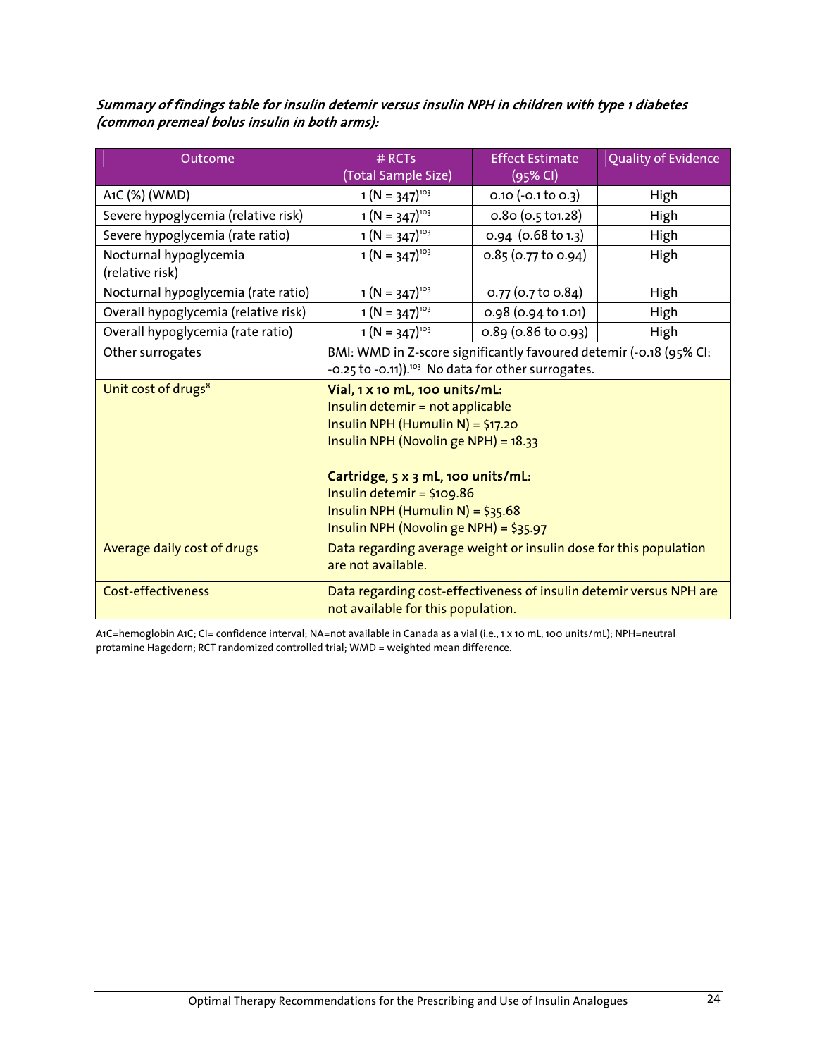***Summary of findings table for insulin detemir versus insulin NPH in children with type 1 diabetes (common premeal bolus insulin in both arms):***

| Outcome | # RCTs (Total Sample Size) | Effect Estimate (95% CI) | Quality of Evidence |
|---|---|---|---|
| A1C (%) (WMD) | 1 (N = 347)[103] | 0.10 (-0.1 to 0.3) | High |
| Severe hypoglycemia (relative risk) | 1 (N = 347)[103] | 0.80 (0.5 to1.28) | High |
| Severe hypoglycemia (rate ratio) | 1 (N = 347)[103] | 0.94 (0.68 to 1.3) | High |
| Nocturnal hypoglycemia (relative risk) | 1 (N = 347)[103] | 0.85 (0.77 to 0.94) | High |
| Nocturnal hypoglycemia (rate ratio) | 1 (N = 347)[103] | 0.77 (0.7 to 0.84) | High |
| Overall hypoglycemia (relative risk) | 1 (N = 347)[103] | 0.98 (0.94 to 1.01) | High |
| Overall hypoglycemia (rate ratio) | 1 (N = 347)[103] | 0.89 (0.86 to 0.93) | High |
| Other surrogates | BMI: WMD in Z-score significantly favoured detemir (-0.18 (95% CI: -0.25 to -0.11)).[103] No data for other surrogates. | | |
| Unit cost of drugs[8] | **Vial, 1 x 10 mL, 100 units/mL:** Insulin detemir = not applicable Insulin NPH (Humulin N) = $17.20 Insulin NPH (Novolin ge NPH) = 18.33 **Cartridge, 5 x 3 mL, 100 units/mL:** Insulin detemir = $109.86 Insulin NPH (Humulin N) = $35.68 Insulin NPH (Novolin ge NPH) = $35.97 | | |
| Average daily cost of drugs | Data regarding average weight or insulin dose for this population are not available. | | |
| Cost-effectiveness | Data regarding cost-effectiveness of insulin detemir versus NPH are not available for this population. | | |

A1C=hemoglobin A1C; CI= confidence interval; NA=not available in Canada as a vial (i.e., 1 x 10 mL, 100 units/mL); NPH=neutral protamine Hagedorn; RCT randomized controlled trial; WMD = weighted mean difference.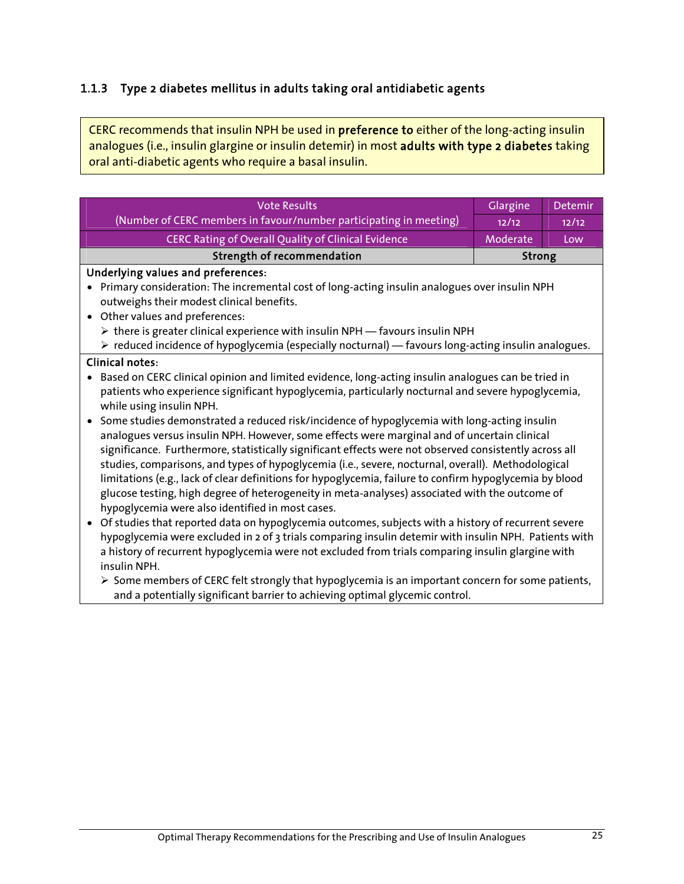### 1.1.3 Type 2 diabetes mellitus in adults taking oral antidiabetic agents

CERC recommends that insulin NPH be used in **preference to** either of the long-acting insulin analogues (i.e., insulin glargine or insulin detemir) in most **adults with type 2 diabetes** taking oral anti-diabetic agents who require a basal insulin.

| Vote Results (Number of CERC members in favour/number participating in meeting) | Glargine 12/12 | Detemir 12/12 |
|---|---|---|
| CERC Rating of Overall Quality of Clinical Evidence | Moderate | Low |
| **Strength of recommendation** | **Strong** | |

**Underlying values and preferences:**

- Primary consideration: The incremental cost of long-acting insulin analogues over insulin NPH outweighs their modest clinical benefits.
- Other values and preferences:
  - there is greater clinical experience with insulin NPH — favours insulin NPH
  - reduced incidence of hypoglycemia (especially nocturnal) — favours long-acting insulin analogues.

**Clinical notes:**

- Based on CERC clinical opinion and limited evidence, long-acting insulin analogues can be tried in patients who experience significant hypoglycemia, particularly nocturnal and severe hypoglycemia, while using insulin NPH.
- Some studies demonstrated a reduced risk/incidence of hypoglycemia with long-acting insulin analogues versus insulin NPH. However, some effects were marginal and of uncertain clinical significance. Furthermore, statistically significant effects were not observed consistently across all studies, comparisons, and types of hypoglycemia (i.e., severe, nocturnal, overall). Methodological limitations (e.g., lack of clear definitions for hypoglycemia, failure to confirm hypoglycemia by blood glucose testing, high degree of heterogeneity in meta-analyses) associated with the outcome of hypoglycemia were also identified in most cases.
- Of studies that reported data on hypoglycemia outcomes, subjects with a history of recurrent severe hypoglycemia were excluded in 2 of 3 trials comparing insulin detemir with insulin NPH. Patients with a history of recurrent hypoglycemia were not excluded from trials comparing insulin glargine with insulin NPH.
  - Some members of CERC felt strongly that hypoglycemia is an important concern for some patients, and a potentially significant barrier to achieving optimal glycemic control.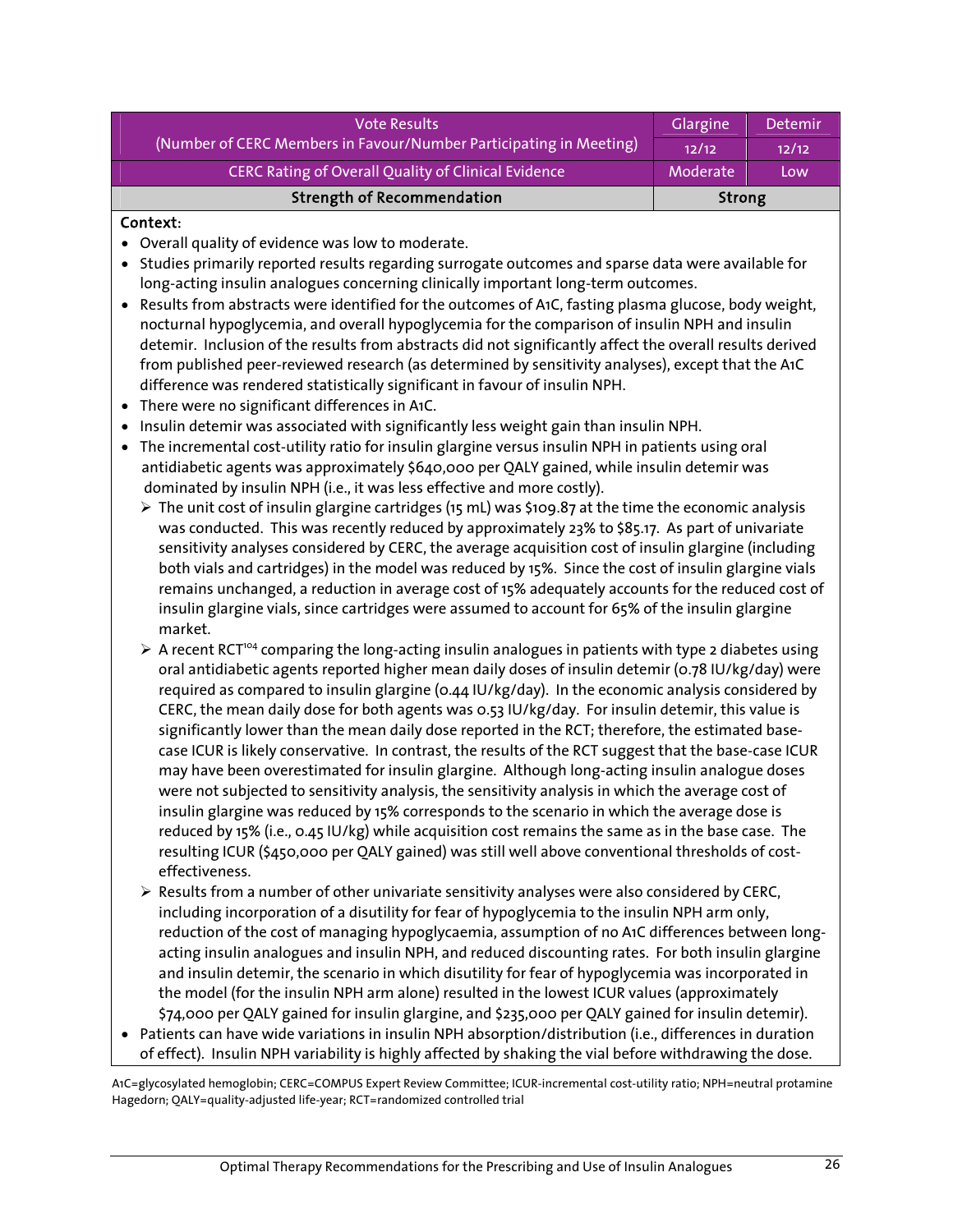| Vote Results (Number of CERC Members in Favour/Number Participating in Meeting) | Glargine | Detemir |
|---|---|---|
| | 12/12 | 12/12 |
| CERC Rating of Overall Quality of Clinical Evidence | Moderate | Low |
| **Strength of Recommendation** | **Strong** | |

**Context:**

- Overall quality of evidence was low to moderate.
- Studies primarily reported results regarding surrogate outcomes and sparse data were available for long-acting insulin analogues concerning clinically important long-term outcomes.
- Results from abstracts were identified for the outcomes of A1C, fasting plasma glucose, body weight, nocturnal hypoglycemia, and overall hypoglycemia for the comparison of insulin NPH and insulin detemir. Inclusion of the results from abstracts did not significantly affect the overall results derived from published peer-reviewed research (as determined by sensitivity analyses), except that the A1C difference was rendered statistically significant in favour of insulin NPH.
- There were no significant differences in A1C.
- Insulin detemir was associated with significantly less weight gain than insulin NPH.
- The incremental cost-utility ratio for insulin glargine versus insulin NPH in patients using oral antidiabetic agents was approximately $640,000 per QALY gained, while insulin detemir was dominated by insulin NPH (i.e., it was less effective and more costly).
  - The unit cost of insulin glargine cartridges (15 mL) was $109.87 at the time the economic analysis was conducted. This was recently reduced by approximately 23% to $85.17. As part of univariate sensitivity analyses considered by CERC, the average acquisition cost of insulin glargine (including both vials and cartridges) in the model was reduced by 15%. Since the cost of insulin glargine vials remains unchanged, a reduction in average cost of 15% adequately accounts for the reduced cost of insulin glargine vials, since cartridges were assumed to account for 65% of the insulin glargine market.
  - A recent RCT[104] comparing the long-acting insulin analogues in patients with type 2 diabetes using oral antidiabetic agents reported higher mean daily doses of insulin detemir (0.78 IU/kg/day) were required as compared to insulin glargine (0.44 IU/kg/day). In the economic analysis considered by CERC, the mean daily dose for both agents was 0.53 IU/kg/day. For insulin detemir, this value is significantly lower than the mean daily dose reported in the RCT; therefore, the estimated base-case ICUR is likely conservative. In contrast, the results of the RCT suggest that the base-case ICUR may have been overestimated for insulin glargine. Although long-acting insulin analogue doses were not subjected to sensitivity analysis, the sensitivity analysis in which the average cost of insulin glargine was reduced by 15% corresponds to the scenario in which the average dose is reduced by 15% (i.e., 0.45 IU/kg) while acquisition cost remains the same as in the base case. The resulting ICUR ($450,000 per QALY gained) was still well above conventional thresholds of cost-effectiveness.
  - Results from a number of other univariate sensitivity analyses were also considered by CERC, including incorporation of a disutility for fear of hypoglycemia to the insulin NPH arm only, reduction of the cost of managing hypoglycaemia, assumption of no A1C differences between long-acting insulin analogues and insulin NPH, and reduced discounting rates. For both insulin glargine and insulin detemir, the scenario in which disutility for fear of hypoglycemia was incorporated in the model (for the insulin NPH arm alone) resulted in the lowest ICUR values (approximately $74,000 per QALY gained for insulin glargine, and $235,000 per QALY gained for insulin detemir).
- Patients can have wide variations in insulin NPH absorption/distribution (i.e., differences in duration of effect). Insulin NPH variability is highly affected by shaking the vial before withdrawing the dose.

A1C=glycosylated hemoglobin; CERC=COMPUS Expert Review Committee; ICUR-incremental cost-utility ratio; NPH=neutral protamine Hagedorn; QALY=quality-adjusted life-year; RCT=randomized controlled trial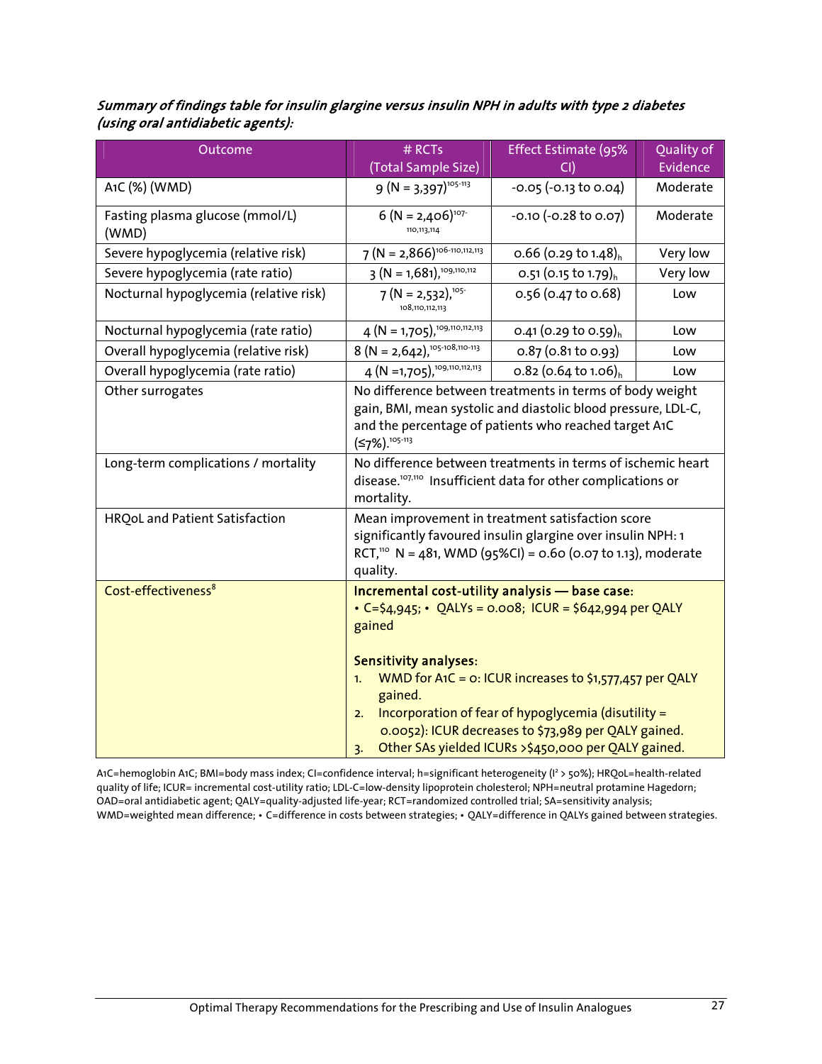***Summary of findings table for insulin glargine versus insulin NPH in adults with type 2 diabetes (using oral antidiabetic agents):***

| Outcome | # RCTs (Total Sample Size) | Effect Estimate (95% CI) | Quality of Evidence |
|---|---|---|---|
| A1C (%) (WMD) | 9 (N = 3,397)[105-113] | -0.05 (-0.13 to 0.04) | Moderate |
| Fasting plasma glucose (mmol/L) (WMD) | 6 (N = 2,406)[107-110,113,114] | -0.10 (-0.28 to 0.07) | Moderate |
| Severe hypoglycemia (relative risk) | 7 (N = 2,866)[106-110,112,113] | 0.66 (0.29 to 1.48)$_h$ | Very low |
| Severe hypoglycemia (rate ratio) | 3 (N = 1,681),[109,110,112] | 0.51 (0.15 to 1.79)$_h$ | Very low |
| Nocturnal hypoglycemia (relative risk) | 7 (N = 2,532),[105-108,110,112,113] | 0.56 (0.47 to 0.68) | Low |
| Nocturnal hypoglycemia (rate ratio) | 4 (N = 1,705),[109,110,112,113] | 0.41 (0.29 to 0.59)$_h$ | Low |
| Overall hypoglycemia (relative risk) | 8 (N = 2,642),[105-108,110-113] | 0.87 (0.81 to 0.93) | Low |
| Overall hypoglycemia (rate ratio) | 4 (N =1,705),[109,110,112,113] | 0.82 (0.64 to 1.06)$_h$ | Low |
| Other surrogates | No difference between treatments in terms of body weight gain, BMI, mean systolic and diastolic blood pressure, LDL-C, and the percentage of patients who reached target A1C (≤7%).[105-113] | | |
| Long-term complications / mortality | No difference between treatments in terms of ischemic heart disease.[107,110] Insufficient data for other complications or mortality. | | |
| HRQoL and Patient Satisfaction | Mean improvement in treatment satisfaction score significantly favoured insulin glargine over insulin NPH: 1 RCT,[110] N = 481, WMD (95%CI) = 0.60 (0.07 to 1.13), moderate quality. | | |
| Cost-effectiveness[8] | **Incremental cost-utility analysis — base case:** • C=$4,945; • QALYs = 0.008; ICUR = $642,994 per QALY gained<br><br>**Sensitivity analyses:**<br>1. WMD for A1C = 0: ICUR increases to $1,577,457 per QALY gained.<br>2. Incorporation of fear of hypoglycemia (disutility = 0.0052): ICUR decreases to $73,989 per QALY gained.<br>3. Other SAs yielded ICURs >$450,000 per QALY gained. | | |

A1C=hemoglobin A1C; BMI=body mass index; CI=confidence interval; h=significant heterogeneity ($I^2 > 50\%$); HRQoL=health-related quality of life; ICUR= incremental cost-utility ratio; LDL-C=low-density lipoprotein cholesterol; NPH=neutral protamine Hagedorn; OAD=oral antidiabetic agent; QALY=quality-adjusted life-year; RCT=randomized controlled trial; SA=sensitivity analysis; WMD=weighted mean difference; • C=difference in costs between strategies; • QALY=difference in QALYs gained between strategies.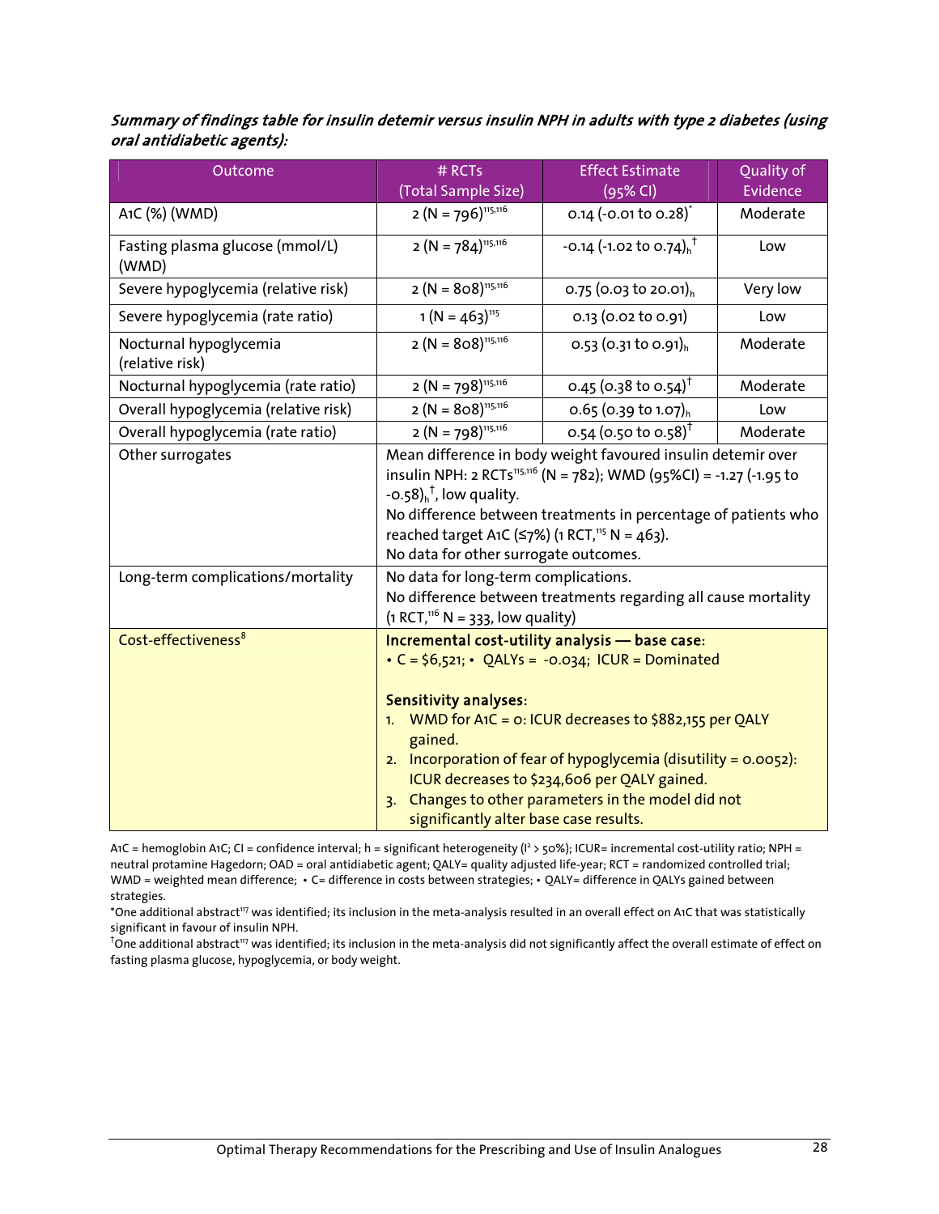***Summary of findings table for insulin detemir versus insulin NPH in adults with type 2 diabetes (using oral antidiabetic agents):***

| Outcome | # RCTs (Total Sample Size) | Effect Estimate (95% CI) | Quality of Evidence |
|---|---|---|---|
| A1C (%) (WMD) | 2 (N = 796)[115,116] | 0.14 (-0.01 to 0.28)* | Moderate |
| Fasting plasma glucose (mmol/L) (WMD) | 2 (N = 784)[115,116] | -0.14 (-1.02 to 0.74)$_h$† | Low |
| Severe hypoglycemia (relative risk) | 2 (N = 808)[115,116] | 0.75 (0.03 to 20.01)$_h$ | Very low |
| Severe hypoglycemia (rate ratio) | 1 (N = 463)[115] | 0.13 (0.02 to 0.91) | Low |
| Nocturnal hypoglycemia (relative risk) | 2 (N = 808)[115,116] | 0.53 (0.31 to 0.91)$_h$ | Moderate |
| Nocturnal hypoglycemia (rate ratio) | 2 (N = 798)[115,116] | 0.45 (0.38 to 0.54)† | Moderate |
| Overall hypoglycemia (relative risk) | 2 (N = 808)[115,116] | 0.65 (0.39 to 1.07)$_h$ | Low |
| Overall hypoglycemia (rate ratio) | 2 (N = 798)[115,116] | 0.54 (0.50 to 0.58)† | Moderate |
| Other surrogates | Mean difference in body weight favoured insulin detemir over insulin NPH: 2 RCTs[115,116] (N = 782); WMD (95%CI) = -1.27 (-1.95 to -0.58)$_h$†, low quality.<br>No difference between treatments in percentage of patients who reached target A1C (≤7%) (1 RCT,[115] N = 463).<br>No data for other surrogate outcomes. | | |
| Long-term complications/mortality | No data for long-term complications.<br>No difference between treatments regarding all cause mortality (1 RCT,[116] N = 333, low quality) | | |
| Cost-effectiveness[8] | **Incremental cost-utility analysis — base case:**<br>• C = $6,521; • QALYs = -0.034; ICUR = Dominated<br><br>**Sensitivity analyses:**<br>1. WMD for A1C = 0: ICUR decreases to $882,155 per QALY gained.<br>2. Incorporation of fear of hypoglycemia (disutility = 0.0052): ICUR decreases to $234,606 per QALY gained.<br>3. Changes to other parameters in the model did not significantly alter base case results. | | |

A1C = hemoglobin A1C; CI = confidence interval; h = significant heterogeneity ($I^2 > 50\%$); ICUR= incremental cost-utility ratio; NPH = neutral protamine Hagedorn; OAD = oral antidiabetic agent; QALY= quality adjusted life-year; RCT = randomized controlled trial; WMD = weighted mean difference; • C= difference in costs between strategies; • QALY= difference in QALYs gained between strategies.

*One additional abstract[117] was identified; its inclusion in the meta-analysis resulted in an overall effect on A1C that was statistically significant in favour of insulin NPH.

†One additional abstract[117] was identified; its inclusion in the meta-analysis did not significantly affect the overall estimate of effect on fasting plasma glucose, hypoglycemia, or body weight.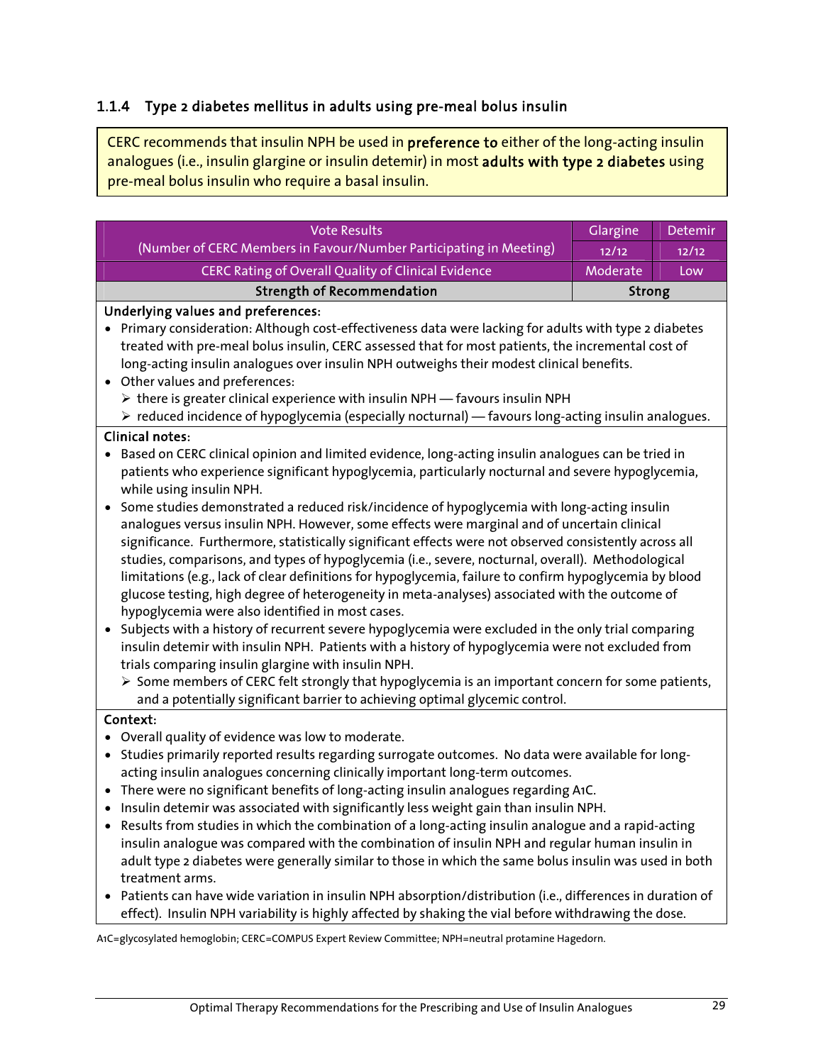### 1.1.4 Type 2 diabetes mellitus in adults using pre-meal bolus insulin

CERC recommends that insulin NPH be used in **preference to** either of the long-acting insulin analogues (i.e., insulin glargine or insulin detemir) in most **adults with type 2 diabetes** using pre-meal bolus insulin who require a basal insulin.

| Vote Results (Number of CERC Members in Favour/Number Participating in Meeting) | Glargine 12/12 | Detemir 12/12 |
|---|---|---|
| CERC Rating of Overall Quality of Clinical Evidence | Moderate | Low |
| **Strength of Recommendation** | **Strong** | |

**Underlying values and preferences:**

- Primary consideration: Although cost-effectiveness data were lacking for adults with type 2 diabetes treated with pre-meal bolus insulin, CERC assessed that for most patients, the incremental cost of long-acting insulin analogues over insulin NPH outweighs their modest clinical benefits.
- Other values and preferences:
  - there is greater clinical experience with insulin NPH — favours insulin NPH
  - reduced incidence of hypoglycemia (especially nocturnal) — favours long-acting insulin analogues.

**Clinical notes:**

- Based on CERC clinical opinion and limited evidence, long-acting insulin analogues can be tried in patients who experience significant hypoglycemia, particularly nocturnal and severe hypoglycemia, while using insulin NPH.
- Some studies demonstrated a reduced risk/incidence of hypoglycemia with long-acting insulin analogues versus insulin NPH. However, some effects were marginal and of uncertain clinical significance. Furthermore, statistically significant effects were not observed consistently across all studies, comparisons, and types of hypoglycemia (i.e., severe, nocturnal, overall). Methodological limitations (e.g., lack of clear definitions for hypoglycemia, failure to confirm hypoglycemia by blood glucose testing, high degree of heterogeneity in meta-analyses) associated with the outcome of hypoglycemia were also identified in most cases.
- Subjects with a history of recurrent severe hypoglycemia were excluded in the only trial comparing insulin detemir with insulin NPH. Patients with a history of hypoglycemia were not excluded from trials comparing insulin glargine with insulin NPH.
  - Some members of CERC felt strongly that hypoglycemia is an important concern for some patients, and a potentially significant barrier to achieving optimal glycemic control.

**Context:**

- Overall quality of evidence was low to moderate.
- Studies primarily reported results regarding surrogate outcomes. No data were available for long-acting insulin analogues concerning clinically important long-term outcomes.
- There were no significant benefits of long-acting insulin analogues regarding A1C.
- Insulin detemir was associated with significantly less weight gain than insulin NPH.
- Results from studies in which the combination of a long-acting insulin analogue and a rapid-acting insulin analogue was compared with the combination of insulin NPH and regular human insulin in adult type 2 diabetes were generally similar to those in which the same bolus insulin was used in both treatment arms.
- Patients can have wide variation in insulin NPH absorption/distribution (i.e., differences in duration of effect). Insulin NPH variability is highly affected by shaking the vial before withdrawing the dose.

A1C=glycosylated hemoglobin; CERC=COMPUS Expert Review Committee; NPH=neutral protamine Hagedorn.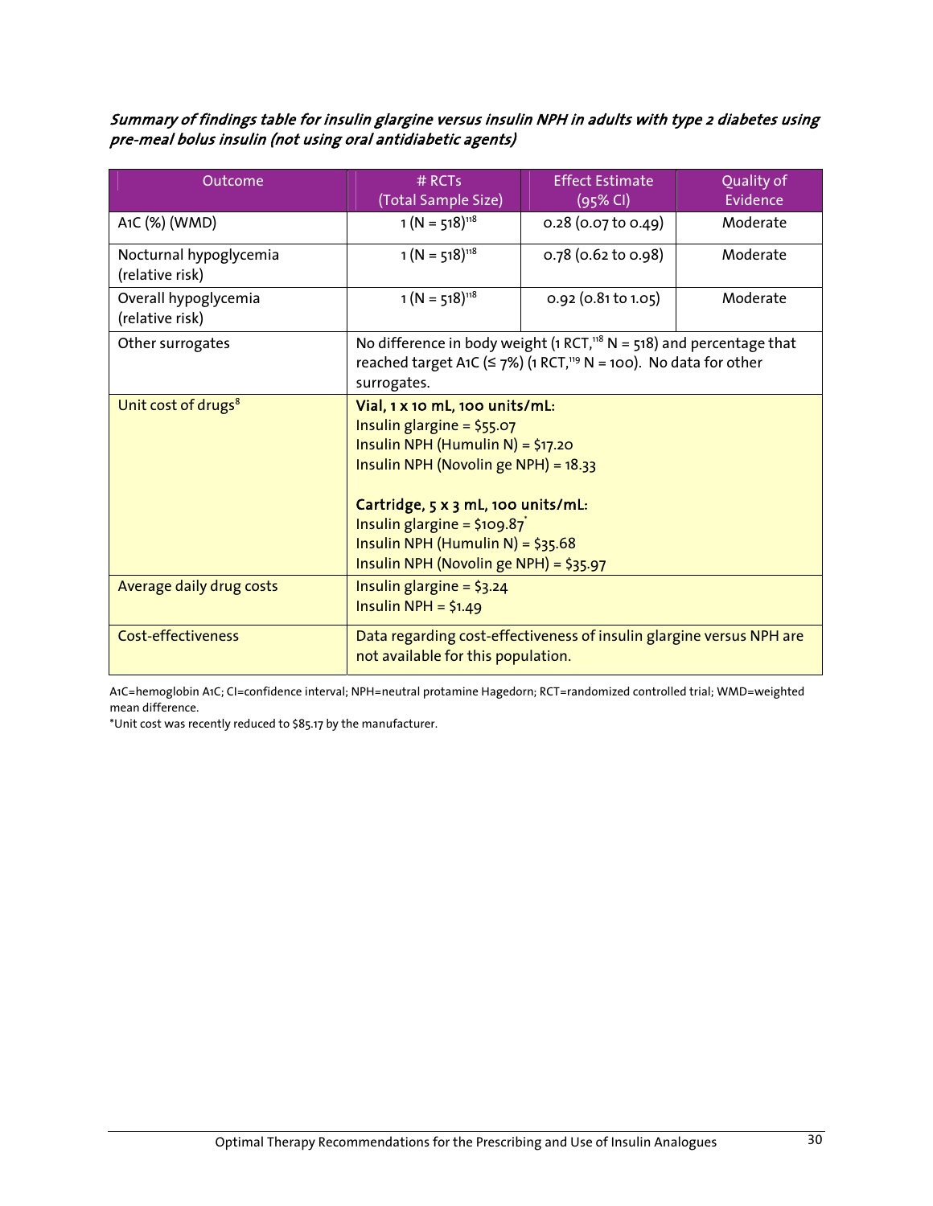***Summary of findings table for insulin glargine versus insulin NPH in adults with type 2 diabetes using pre-meal bolus insulin (not using oral antidiabetic agents)***

| Outcome | # RCTs (Total Sample Size) | Effect Estimate (95% CI) | Quality of Evidence |
|---|---|---|---|
| A1C (%) (WMD) | 1 (N = 518)[118] | 0.28 (0.07 to 0.49) | Moderate |
| Nocturnal hypoglycemia (relative risk) | 1 (N = 518)[118] | 0.78 (0.62 to 0.98) | Moderate |
| Overall hypoglycemia (relative risk) | 1 (N = 518)[118] | 0.92 (0.81 to 1.05) | Moderate |
| Other surrogates | No difference in body weight (1 RCT,[118] N = 518) and percentage that reached target A1C (≤ 7%) (1 RCT,[119] N = 100). No data for other surrogates. | | |
| Unit cost of drugs[8] | **Vial, 1 x 10 mL, 100 units/mL:**<br>Insulin glargine = $55.07<br>Insulin NPH (Humulin N) = $17.20<br>Insulin NPH (Novolin ge NPH) = 18.33<br><br>**Cartridge, 5 x 3 mL, 100 units/mL:**<br>Insulin glargine = $109.87*<br>Insulin NPH (Humulin N) = $35.68<br>Insulin NPH (Novolin ge NPH) = $35.97 | | |
| Average daily drug costs | Insulin glargine = $3.24<br>Insulin NPH = $1.49 | | |
| Cost-effectiveness | Data regarding cost-effectiveness of insulin glargine versus NPH are not available for this population. | | |

A1C=hemoglobin A1C; CI=confidence interval; NPH=neutral protamine Hagedorn; RCT=randomized controlled trial; WMD=weighted mean difference.

*Unit cost was recently reduced to $85.17 by the manufacturer.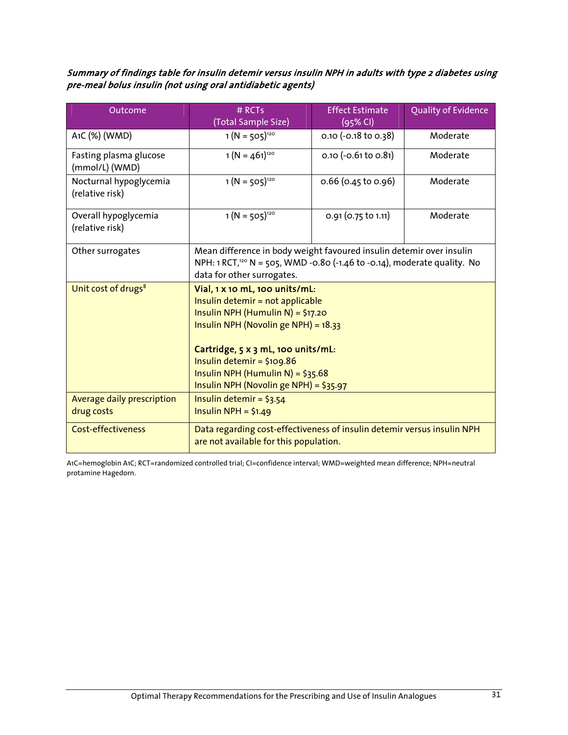***Summary of findings table for insulin detemir versus insulin NPH in adults with type 2 diabetes using pre-meal bolus insulin (not using oral antidiabetic agents)***

| Outcome | # RCTs (Total Sample Size) | Effect Estimate (95% CI) | Quality of Evidence |
|---|---|---|---|
| A1C (%) (WMD) | 1 (N = 505)[120] | 0.10 (-0.18 to 0.38) | Moderate |
| Fasting plasma glucose (mmol/L) (WMD) | 1 (N = 461)[120] | 0.10 (-0.61 to 0.81) | Moderate |
| Nocturnal hypoglycemia (relative risk) | 1 (N = 505)[120] | 0.66 (0.45 to 0.96) | Moderate |
| Overall hypoglycemia (relative risk) | 1 (N = 505)[120] | 0.91 (0.75 to 1.11) | Moderate |
| Other surrogates | Mean difference in body weight favoured insulin detemir over insulin NPH: 1 RCT,[120] N = 505, WMD -0.80 (-1.46 to -0.14), moderate quality. No data for other surrogates. | | |
| Unit cost of drugs[8] | **Vial, 1 x 10 mL, 100 units/mL:**<br>Insulin detemir = not applicable<br>Insulin NPH (Humulin N) = $17.20<br>Insulin NPH (Novolin ge NPH) = 18.33<br><br>**Cartridge, 5 x 3 mL, 100 units/mL:**<br>Insulin detemir = $109.86<br>Insulin NPH (Humulin N) = $35.68<br>Insulin NPH (Novolin ge NPH) = $35.97 | | |
| Average daily prescription drug costs | Insulin detemir = $3.54<br>Insulin NPH = $1.49 | | |
| Cost-effectiveness | Data regarding cost-effectiveness of insulin detemir versus insulin NPH are not available for this population. | | |

A1C=hemoglobin A1C; RCT=randomized controlled trial; CI=confidence interval; WMD=weighted mean difference; NPH=neutral protamine Hagedorn.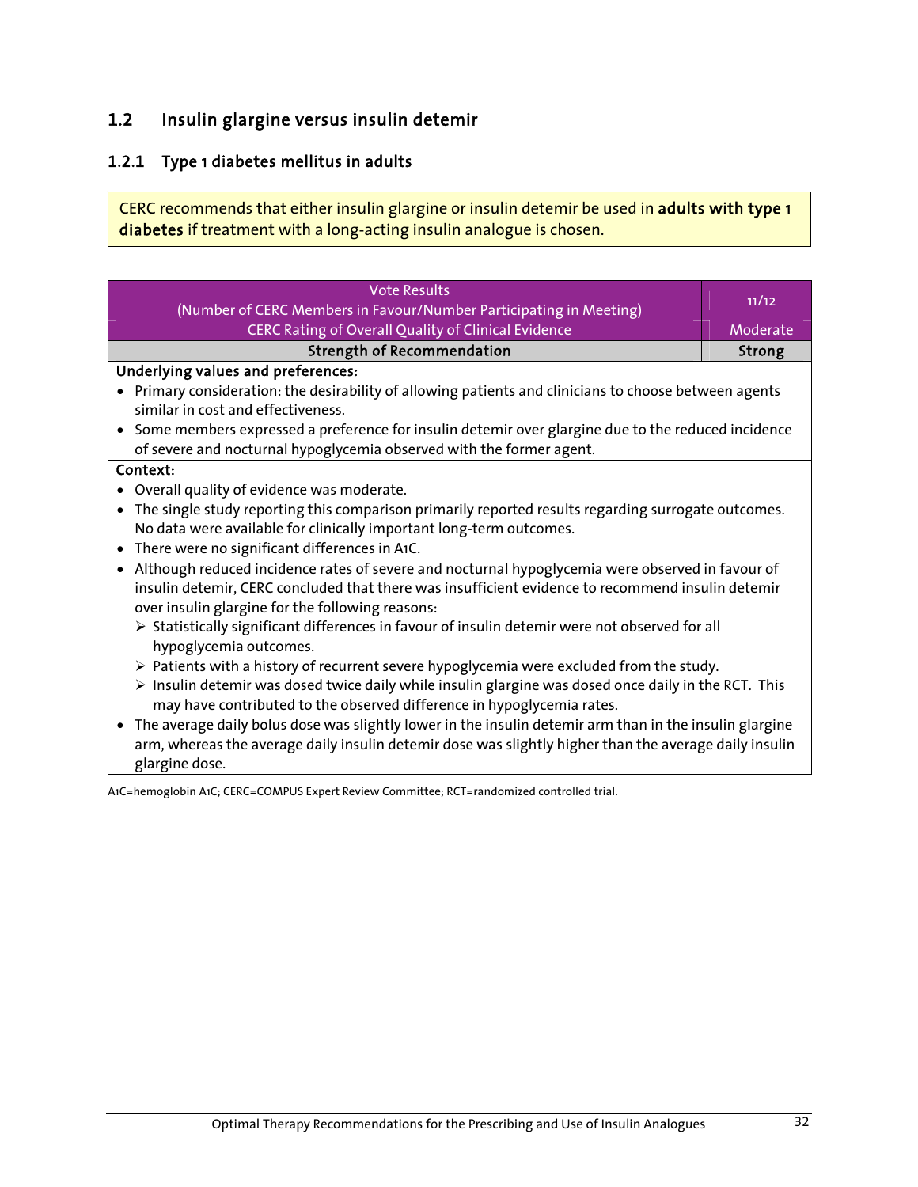## 1.2 Insulin glargine versus insulin detemir

### 1.2.1 Type 1 diabetes mellitus in adults

CERC recommends that either insulin glargine or insulin detemir be used in **adults with type 1 diabetes** if treatment with a long-acting insulin analogue is chosen.

| Vote Results (Number of CERC Members in Favour/Number Participating in Meeting) | 11/12 |
|---|---|
| CERC Rating of Overall Quality of Clinical Evidence | Moderate |
| **Strength of Recommendation** | **Strong** |

**Underlying values and preferences:**

- Primary consideration: the desirability of allowing patients and clinicians to choose between agents similar in cost and effectiveness.
- Some members expressed a preference for insulin detemir over glargine due to the reduced incidence of severe and nocturnal hypoglycemia observed with the former agent.

**Context:**

- Overall quality of evidence was moderate.
- The single study reporting this comparison primarily reported results regarding surrogate outcomes. No data were available for clinically important long-term outcomes.
- There were no significant differences in A1C.
- Although reduced incidence rates of severe and nocturnal hypoglycemia were observed in favour of insulin detemir, CERC concluded that there was insufficient evidence to recommend insulin detemir over insulin glargine for the following reasons:
  - Statistically significant differences in favour of insulin detemir were not observed for all hypoglycemia outcomes.
  - Patients with a history of recurrent severe hypoglycemia were excluded from the study.
  - Insulin detemir was dosed twice daily while insulin glargine was dosed once daily in the RCT. This may have contributed to the observed difference in hypoglycemia rates.
- The average daily bolus dose was slightly lower in the insulin detemir arm than in the insulin glargine arm, whereas the average daily insulin detemir dose was slightly higher than the average daily insulin glargine dose.

A1C=hemoglobin A1C; CERC=COMPUS Expert Review Committee; RCT=randomized controlled trial.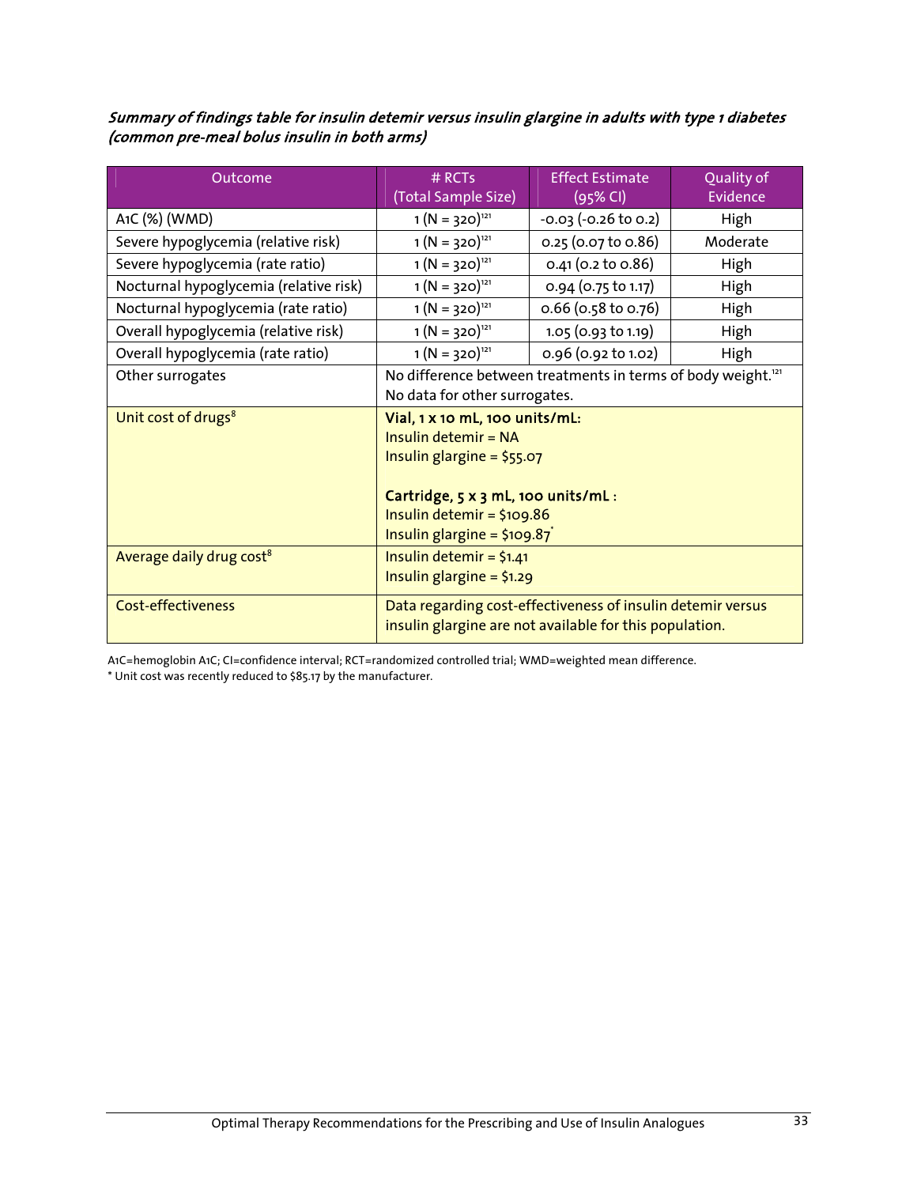***Summary of findings table for insulin detemir versus insulin glargine in adults with type 1 diabetes (common pre-meal bolus insulin in both arms)***

| Outcome | # RCTs (Total Sample Size) | Effect Estimate (95% CI) | Quality of Evidence |
|---|---|---|---|
| A1C (%) (WMD) | 1 (N = 320)[121] | -0.03 (-0.26 to 0.2) | High |
| Severe hypoglycemia (relative risk) | 1 (N = 320)[121] | 0.25 (0.07 to 0.86) | Moderate |
| Severe hypoglycemia (rate ratio) | 1 (N = 320)[121] | 0.41 (0.2 to 0.86) | High |
| Nocturnal hypoglycemia (relative risk) | 1 (N = 320)[121] | 0.94 (0.75 to 1.17) | High |
| Nocturnal hypoglycemia (rate ratio) | 1 (N = 320)[121] | 0.66 (0.58 to 0.76) | High |
| Overall hypoglycemia (relative risk) | 1 (N = 320)[121] | 1.05 (0.93 to 1.19) | High |
| Overall hypoglycemia (rate ratio) | 1 (N = 320)[121] | 0.96 (0.92 to 1.02) | High |
| Other surrogates | No difference between treatments in terms of body weight.[121] No data for other surrogates. | | |
| Unit cost of drugs[8] | **Vial, 1 x 10 mL, 100 units/mL:** Insulin detemir = NA; Insulin glargine = $55.07 **Cartridge, 5 x 3 mL, 100 units/mL :** Insulin detemir = $109.86; Insulin glargine = $109.87* | | |
| Average daily drug cost[8] | Insulin detemir = $1.41; Insulin glargine = $1.29 | | |
| Cost-effectiveness | Data regarding cost-effectiveness of insulin detemir versus insulin glargine are not available for this population. | | |

A1C=hemoglobin A1C; CI=confidence interval; RCT=randomized controlled trial; WMD=weighted mean difference.

* Unit cost was recently reduced to $85.17 by the manufacturer.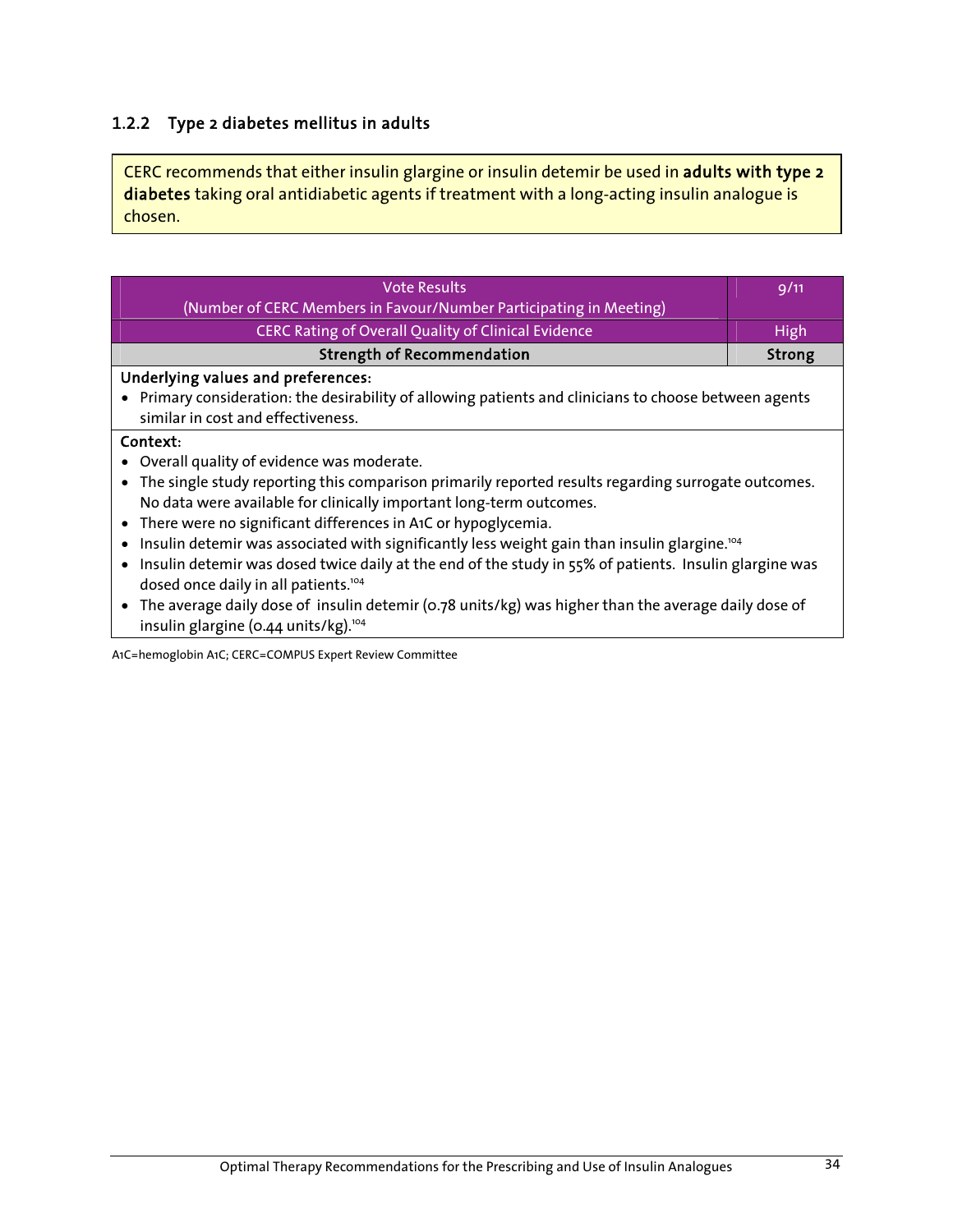### 1.2.2 Type 2 diabetes mellitus in adults

CERC recommends that either insulin glargine or insulin detemir be used in **adults with type 2 diabetes** taking oral antidiabetic agents if treatment with a long-acting insulin analogue is chosen.

| Vote Results (Number of CERC Members in Favour/Number Participating in Meeting) | 9/11 |
|---|---|
| CERC Rating of Overall Quality of Clinical Evidence | High |
| **Strength of Recommendation** | **Strong** |

**Underlying values and preferences:**

- Primary consideration: the desirability of allowing patients and clinicians to choose between agents similar in cost and effectiveness.

**Context:**

- Overall quality of evidence was moderate.
- The single study reporting this comparison primarily reported results regarding surrogate outcomes. No data were available for clinically important long-term outcomes.
- There were no significant differences in A1C or hypoglycemia.
- Insulin detemir was associated with significantly less weight gain than insulin glargine.[104]
- Insulin detemir was dosed twice daily at the end of the study in 55% of patients. Insulin glargine was dosed once daily in all patients.[104]
- The average daily dose of insulin detemir (0.78 units/kg) was higher than the average daily dose of insulin glargine (0.44 units/kg).[104]

A1C=hemoglobin A1C; CERC=COMPUS Expert Review Committee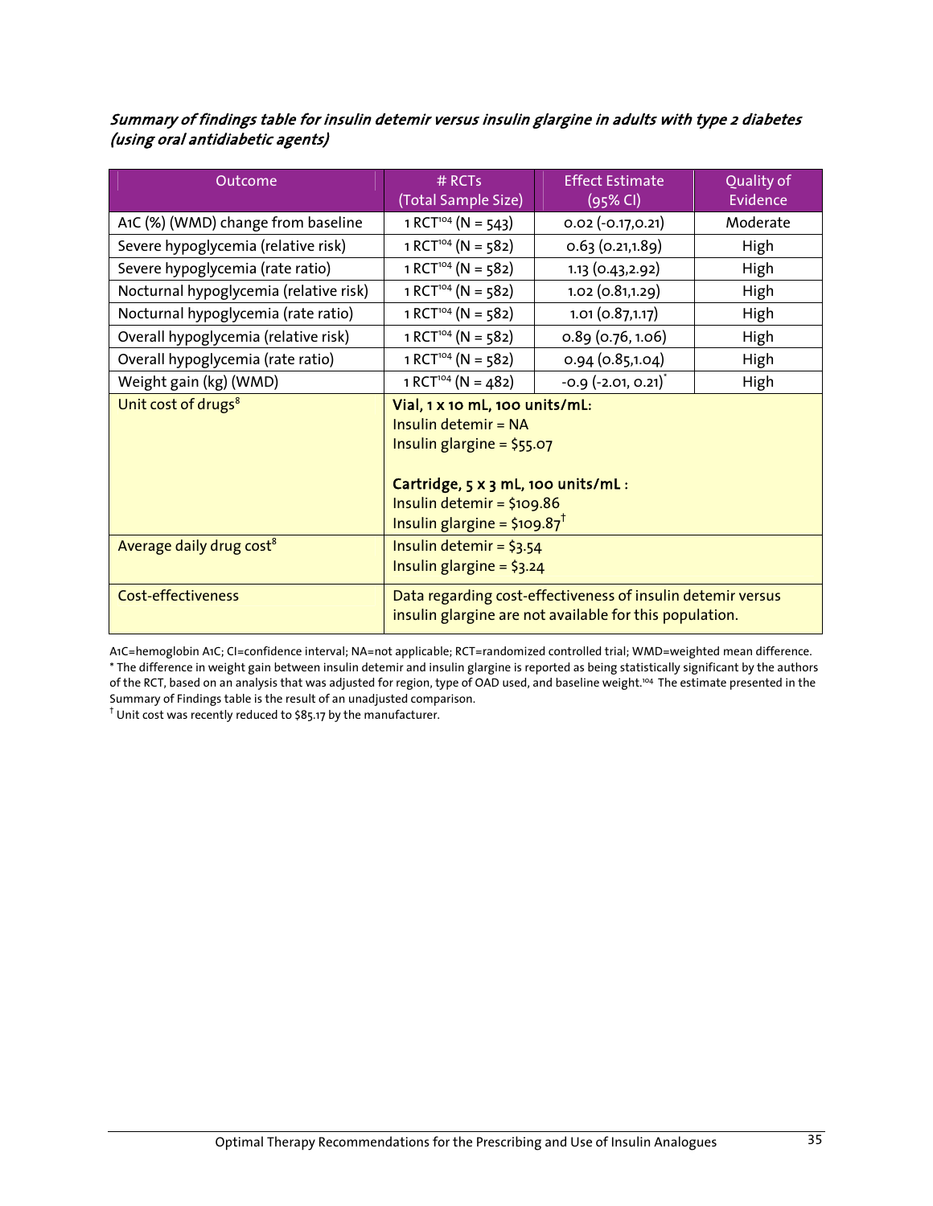***Summary of findings table for insulin detemir versus insulin glargine in adults with type 2 diabetes (using oral antidiabetic agents)***

| Outcome | # RCTs (Total Sample Size) | Effect Estimate (95% CI) | Quality of Evidence |
|---|---|---|---|
| A1C (%) (WMD) change from baseline | 1 RCT[104] (N = 543) | 0.02 (-0.17,0.21) | Moderate |
| Severe hypoglycemia (relative risk) | 1 RCT[104] (N = 582) | 0.63 (0.21,1.89) | High |
| Severe hypoglycemia (rate ratio) | 1 RCT[104] (N = 582) | 1.13 (0.43,2.92) | High |
| Nocturnal hypoglycemia (relative risk) | 1 RCT[104] (N = 582) | 1.02 (0.81,1.29) | High |
| Nocturnal hypoglycemia (rate ratio) | 1 RCT[104] (N = 582) | 1.01 (0.87,1.17) | High |
| Overall hypoglycemia (relative risk) | 1 RCT[104] (N = 582) | 0.89 (0.76, 1.06) | High |
| Overall hypoglycemia (rate ratio) | 1 RCT[104] (N = 582) | 0.94 (0.85,1.04) | High |
| Weight gain (kg) (WMD) | 1 RCT[104] (N = 482) | -0.9 (-2.01, 0.21)* | High |
| Unit cost of drugs[8] | **Vial, 1 x 10 mL, 100 units/mL:**<br>Insulin detemir = NA<br>Insulin glargine = $55.07<br><br>**Cartridge, 5 x 3 mL, 100 units/mL :**<br>Insulin detemir = $109.86<br>Insulin glargine = $109.87† | | |
| Average daily drug cost[8] | Insulin detemir = $3.54<br>Insulin glargine = $3.24 | | |
| Cost-effectiveness | Data regarding cost-effectiveness of insulin detemir versus insulin glargine are not available for this population. | | |

A1C=hemoglobin A1C; CI=confidence interval; NA=not applicable; RCT=randomized controlled trial; WMD=weighted mean difference.
* The difference in weight gain between insulin detemir and insulin glargine is reported as being statistically significant by the authors of the RCT, based on an analysis that was adjusted for region, type of OAD used, and baseline weight.[104] The estimate presented in the Summary of Findings table is the result of an unadjusted comparison.
† Unit cost was recently reduced to $85.17 by the manufacturer.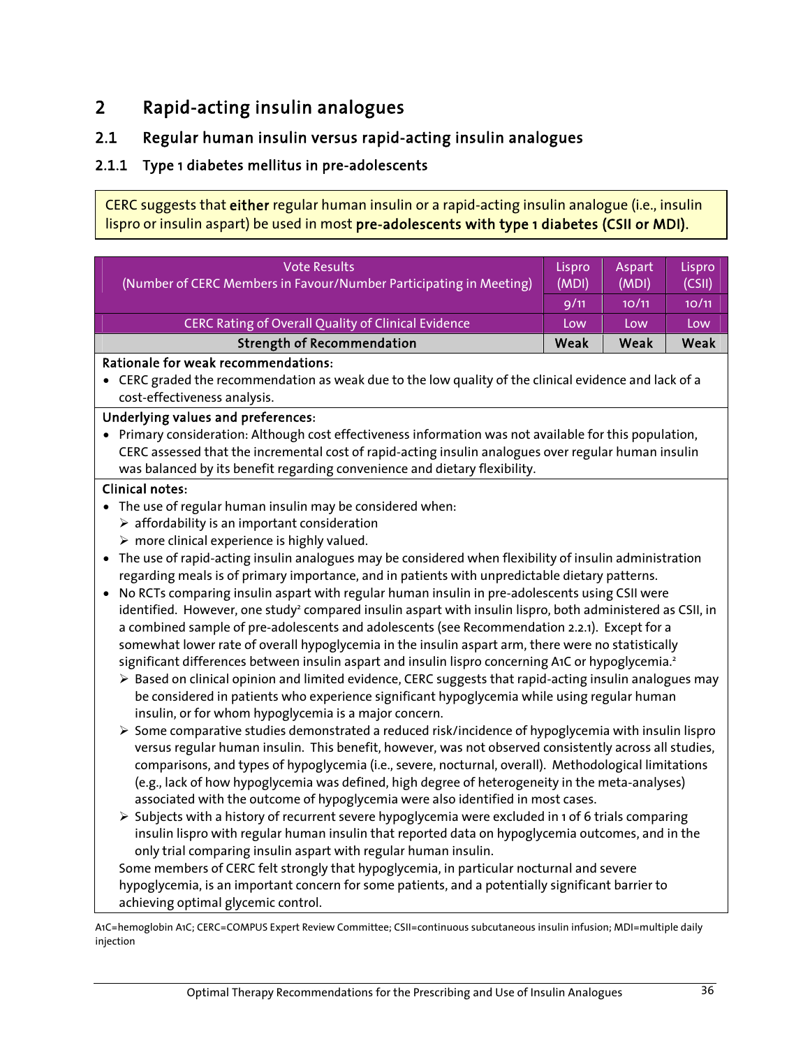# 2 Rapid-acting insulin analogues

## 2.1 Regular human insulin versus rapid-acting insulin analogues

### 2.1.1 Type 1 diabetes mellitus in pre-adolescents

CERC suggests that **either** regular human insulin or a rapid-acting insulin analogue (i.e., insulin lispro or insulin aspart) be used in most **pre-adolescents with type 1 diabetes (CSII or MDI)**.

| Vote Results (Number of CERC Members in Favour/Number Participating in Meeting) | Lispro (MDI) | Aspart (MDI) | Lispro (CSII) |
|---|---|---|---|
| | 9/11 | 10/11 | 10/11 |
| CERC Rating of Overall Quality of Clinical Evidence | Low | Low | Low |
| **Strength of Recommendation** | **Weak** | **Weak** | **Weak** |

**Rationale for weak recommendations:**

- CERC graded the recommendation as weak due to the low quality of the clinical evidence and lack of a cost-effectiveness analysis.

**Underlying values and preferences:**

- Primary consideration: Although cost effectiveness information was not available for this population, CERC assessed that the incremental cost of rapid-acting insulin analogues over regular human insulin was balanced by its benefit regarding convenience and dietary flexibility.

**Clinical notes:**

- The use of regular human insulin may be considered when:
  - affordability is an important consideration
  - more clinical experience is highly valued.
- The use of rapid-acting insulin analogues may be considered when flexibility of insulin administration regarding meals is of primary importance, and in patients with unpredictable dietary patterns.
- No RCTs comparing insulin aspart with regular human insulin in pre-adolescents using CSII were identified. However, one study[2] compared insulin aspart with insulin lispro, both administered as CSII, in a combined sample of pre-adolescents and adolescents (see Recommendation 2.2.1). Except for a somewhat lower rate of overall hypoglycemia in the insulin aspart arm, there were no statistically significant differences between insulin aspart and insulin lispro concerning A1C or hypoglycemia.[2]
  - Based on clinical opinion and limited evidence, CERC suggests that rapid-acting insulin analogues may be considered in patients who experience significant hypoglycemia while using regular human insulin, or for whom hypoglycemia is a major concern.
  - Some comparative studies demonstrated a reduced risk/incidence of hypoglycemia with insulin lispro versus regular human insulin. This benefit, however, was not observed consistently across all studies, comparisons, and types of hypoglycemia (i.e., severe, nocturnal, overall). Methodological limitations (e.g., lack of how hypoglycemia was defined, high degree of heterogeneity in the meta-analyses) associated with the outcome of hypoglycemia were also identified in most cases.
  - Subjects with a history of recurrent severe hypoglycemia were excluded in 1 of 6 trials comparing insulin lispro with regular human insulin that reported data on hypoglycemia outcomes, and in the only trial comparing insulin aspart with regular human insulin.

  Some members of CERC felt strongly that hypoglycemia, in particular nocturnal and severe hypoglycemia, is an important concern for some patients, and a potentially significant barrier to achieving optimal glycemic control.

A1C=hemoglobin A1C; CERC=COMPUS Expert Review Committee; CSII=continuous subcutaneous insulin infusion; MDI=multiple daily injection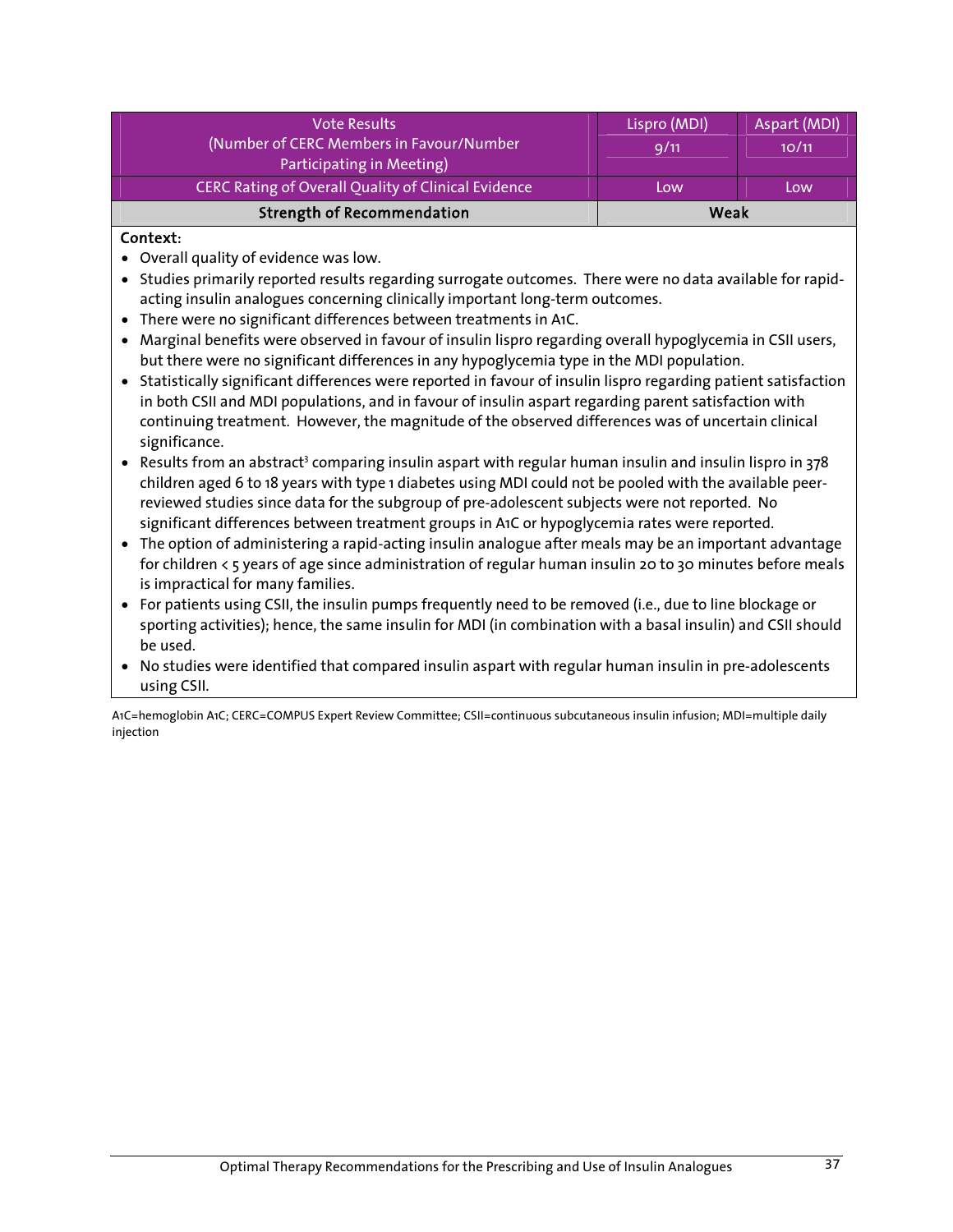| Vote Results (Number of CERC Members in Favour/Number Participating in Meeting) | Lispro (MDI) 9/11 | Aspart (MDI) 10/11 |
|---|---|---|
| CERC Rating of Overall Quality of Clinical Evidence | Low | Low |
| **Strength of Recommendation** | **Weak** | |

**Context:**

- Overall quality of evidence was low.
- Studies primarily reported results regarding surrogate outcomes. There were no data available for rapid-acting insulin analogues concerning clinically important long-term outcomes.
- There were no significant differences between treatments in A1C.
- Marginal benefits were observed in favour of insulin lispro regarding overall hypoglycemia in CSII users, but there were no significant differences in any hypoglycemia type in the MDI population.
- Statistically significant differences were reported in favour of insulin lispro regarding patient satisfaction in both CSII and MDI populations, and in favour of insulin aspart regarding parent satisfaction with continuing treatment. However, the magnitude of the observed differences was of uncertain clinical significance.
- Results from an abstract[3] comparing insulin aspart with regular human insulin and insulin lispro in 378 children aged 6 to 18 years with type 1 diabetes using MDI could not be pooled with the available peer-reviewed studies since data for the subgroup of pre-adolescent subjects were not reported. No significant differences between treatment groups in A1C or hypoglycemia rates were reported.
- The option of administering a rapid-acting insulin analogue after meals may be an important advantage for children < 5 years of age since administration of regular human insulin 20 to 30 minutes before meals is impractical for many families.
- For patients using CSII, the insulin pumps frequently need to be removed (i.e., due to line blockage or sporting activities); hence, the same insulin for MDI (in combination with a basal insulin) and CSII should be used.
- No studies were identified that compared insulin aspart with regular human insulin in pre-adolescents using CSII.

A1C=hemoglobin A1C; CERC=COMPUS Expert Review Committee; CSII=continuous subcutaneous insulin infusion; MDI=multiple daily injection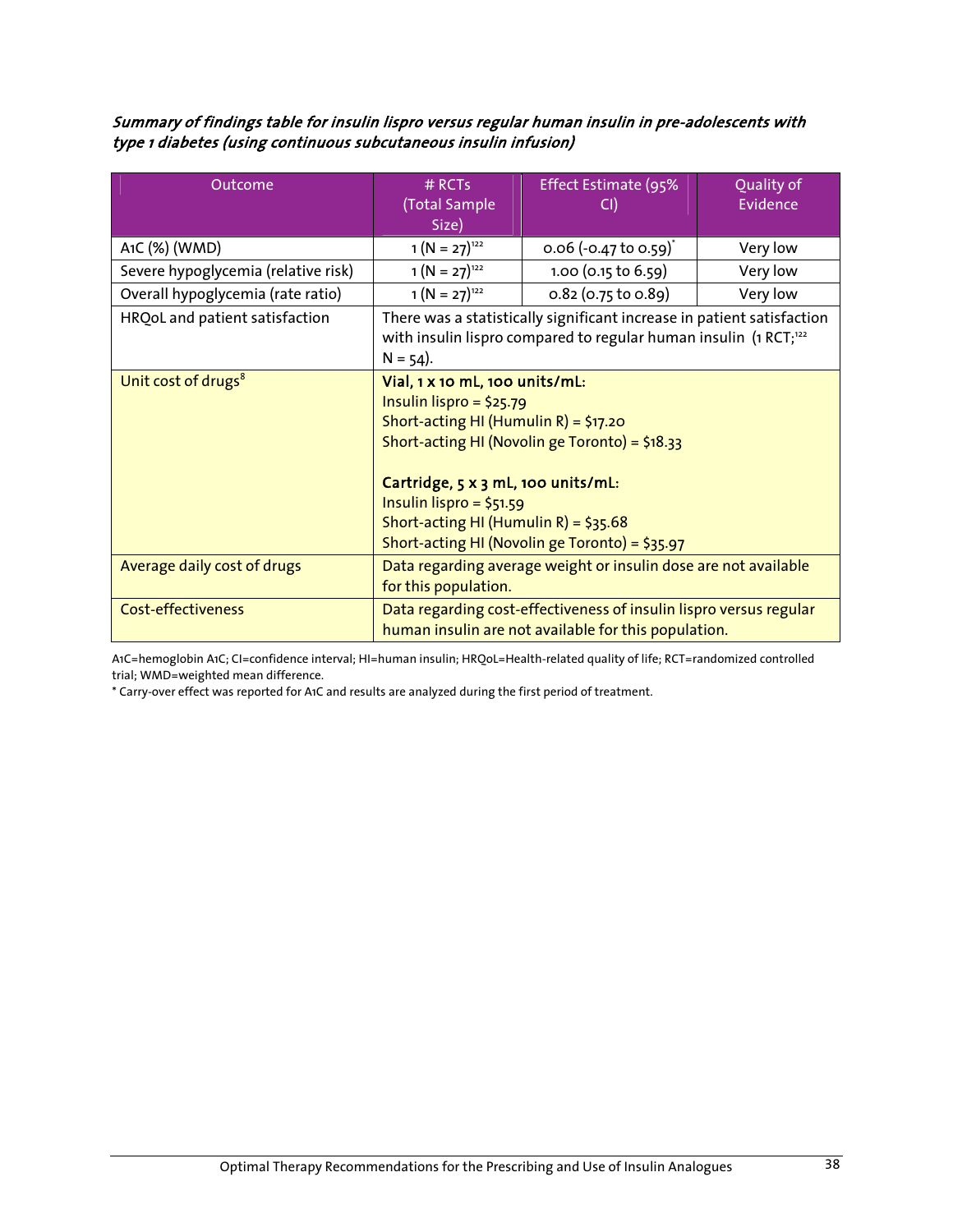***Summary of findings table for insulin lispro versus regular human insulin in pre-adolescents with type 1 diabetes (using continuous subcutaneous insulin infusion)***

| Outcome | # RCTs (Total Sample Size) | Effect Estimate (95% CI) | Quality of Evidence |
|---|---|---|---|
| A1C (%) (WMD) | 1 (N = 27)[122] | 0.06 (-0.47 to 0.59)* | Very low |
| Severe hypoglycemia (relative risk) | 1 (N = 27)[122] | 1.00 (0.15 to 6.59) | Very low |
| Overall hypoglycemia (rate ratio) | 1 (N = 27)[122] | 0.82 (0.75 to 0.89) | Very low |
| HRQoL and patient satisfaction | There was a statistically significant increase in patient satisfaction with insulin lispro compared to regular human insulin (1 RCT;[122] N = 54). | | |
| Unit cost of drugs[8] | **Vial, 1 x 10 mL, 100 units/mL:**<br>Insulin lispro = $25.79<br>Short-acting HI (Humulin R) = $17.20<br>Short-acting HI (Novolin ge Toronto) = $18.33<br><br>**Cartridge, 5 x 3 mL, 100 units/mL:**<br>Insulin lispro = $51.59<br>Short-acting HI (Humulin R) = $35.68<br>Short-acting HI (Novolin ge Toronto) = $35.97 | | |
| Average daily cost of drugs | Data regarding average weight or insulin dose are not available for this population. | | |
| Cost-effectiveness | Data regarding cost-effectiveness of insulin lispro versus regular human insulin are not available for this population. | | |

A1C=hemoglobin A1C; CI=confidence interval; HI=human insulin; HRQoL=Health-related quality of life; RCT=randomized controlled trial; WMD=weighted mean difference.

\* Carry-over effect was reported for A1C and results are analyzed during the first period of treatment.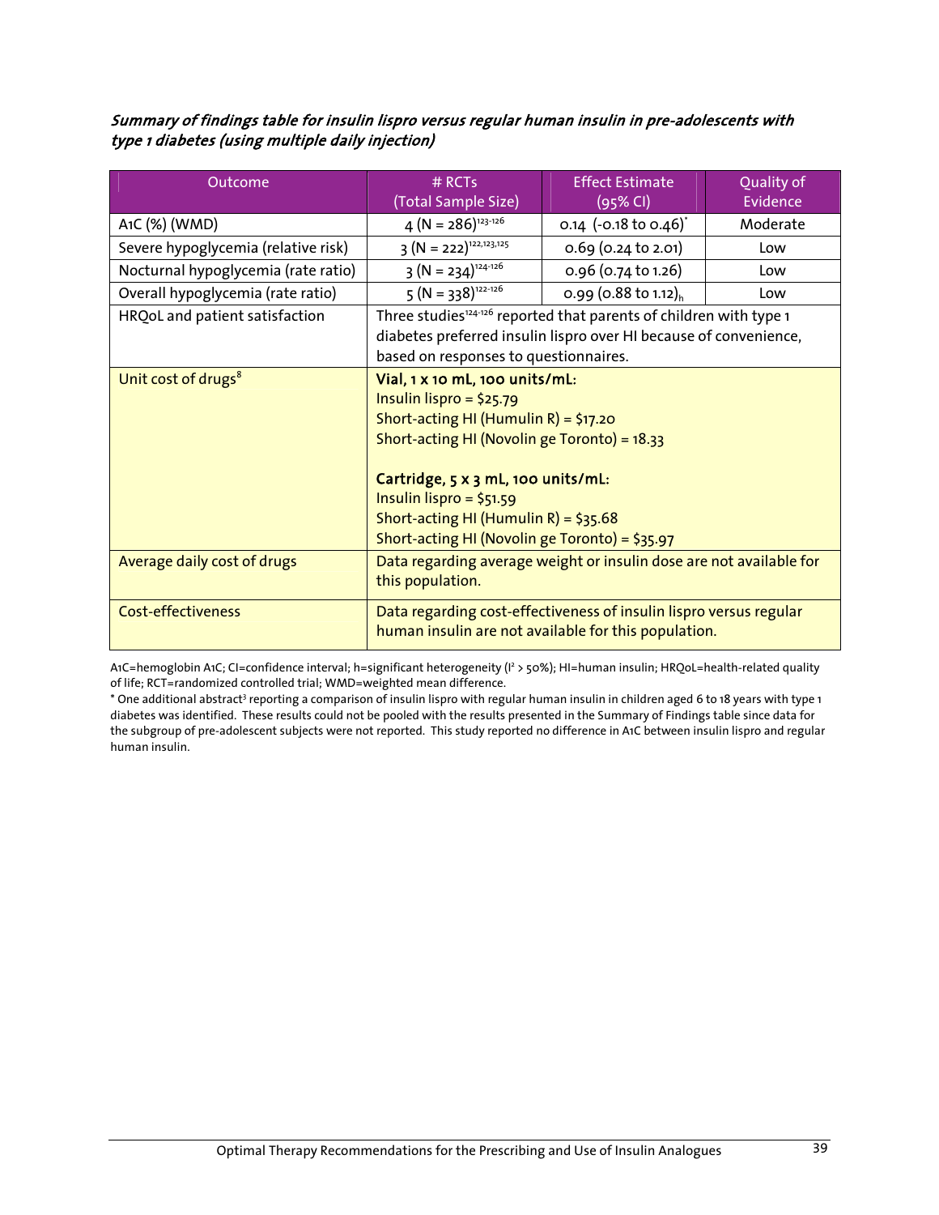***Summary of findings table for insulin lispro versus regular human insulin in pre-adolescents with type 1 diabetes (using multiple daily injection)***

| Outcome | # RCTs (Total Sample Size) | Effect Estimate (95% CI) | Quality of Evidence |
|---|---|---|---|
| A1C (%) (WMD) | 4 (N = 286)[123-126] | 0.14 (-0.18 to 0.46)* | Moderate |
| Severe hypoglycemia (relative risk) | 3 (N = 222)[122,123,125] | 0.69 (0.24 to 2.01) | Low |
| Nocturnal hypoglycemia (rate ratio) | 3 (N = 234)[124-126] | 0.96 (0.74 to 1.26) | Low |
| Overall hypoglycemia (rate ratio) | 5 (N = 338)[122-126] | 0.99 (0.88 to 1.12)$_h$ | Low |
| HRQoL and patient satisfaction | Three studies[124-126] reported that parents of children with type 1 diabetes preferred insulin lispro over HI because of convenience, based on responses to questionnaires. | | |
| Unit cost of drugs[8] | **Vial, 1 x 10 mL, 100 units/mL:** Insulin lispro = $25.79; Short-acting HI (Humulin R) = $17.20; Short-acting HI (Novolin ge Toronto) = 18.33<br><br>**Cartridge, 5 x 3 mL, 100 units/mL:** Insulin lispro = $51.59; Short-acting HI (Humulin R) = $35.68; Short-acting HI (Novolin ge Toronto) = $35.97 | | |
| Average daily cost of drugs | Data regarding average weight or insulin dose are not available for this population. | | |
| Cost-effectiveness | Data regarding cost-effectiveness of insulin lispro versus regular human insulin are not available for this population. | | |

A1C=hemoglobin A1C; CI=confidence interval; h=significant heterogeneity ($I^2 > 50\%$); HI=human insulin; HRQoL=health-related quality of life; RCT=randomized controlled trial; WMD=weighted mean difference.

* One additional abstract[3] reporting a comparison of insulin lispro with regular human insulin in children aged 6 to 18 years with type 1 diabetes was identified. These results could not be pooled with the results presented in the Summary of Findings table since data for the subgroup of pre-adolescent subjects were not reported. This study reported no difference in A1C between insulin lispro and regular human insulin.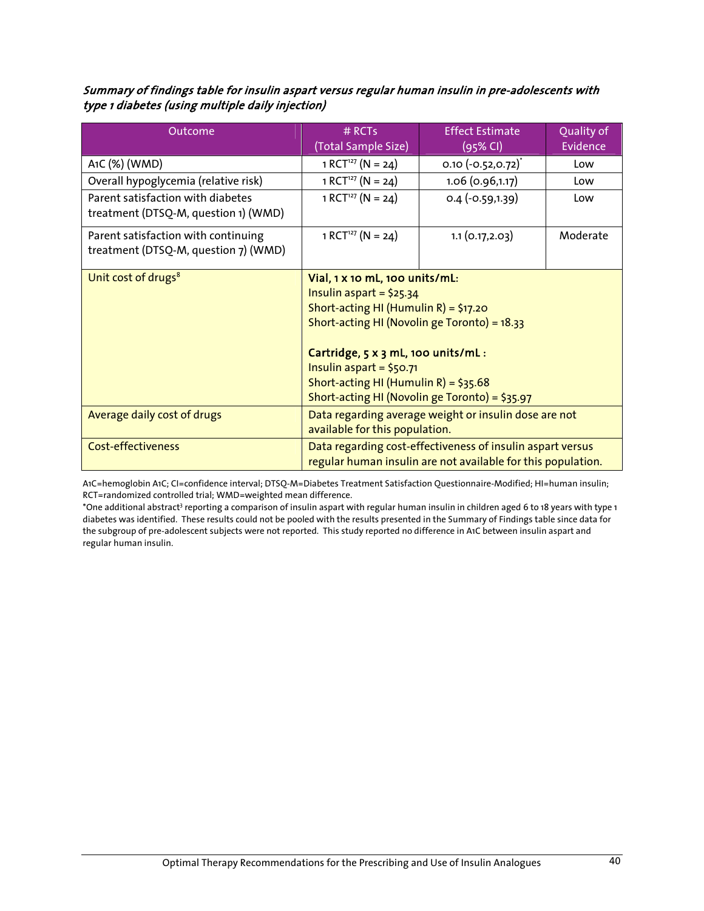***Summary of findings table for insulin aspart versus regular human insulin in pre-adolescents with type 1 diabetes (using multiple daily injection)***

| Outcome | # RCTs (Total Sample Size) | Effect Estimate (95% CI) | Quality of Evidence |
|---|---|---|---|
| A1C (%) (WMD) | 1 RCT[127] (N = 24) | 0.10 (-0.52,0.72)* | Low |
| Overall hypoglycemia (relative risk) | 1 RCT[127] (N = 24) | 1.06 (0.96,1.17) | Low |
| Parent satisfaction with diabetes treatment (DTSQ-M, question 1) (WMD) | 1 RCT[127] (N = 24) | 0.4 (-0.59,1.39) | Low |
| Parent satisfaction with continuing treatment (DTSQ-M, question 7) (WMD) | 1 RCT[127] (N = 24) | 1.1 (0.17,2.03) | Moderate |
| Unit cost of drugs[8] | **Vial, 1 x 10 mL, 100 units/mL:**<br>Insulin aspart = $25.34<br>Short-acting HI (Humulin R) = $17.20<br>Short-acting HI (Novolin ge Toronto) = 18.33<br><br>**Cartridge, 5 x 3 mL, 100 units/mL :**<br>Insulin aspart = $50.71<br>Short-acting HI (Humulin R) = $35.68<br>Short-acting HI (Novolin ge Toronto) = $35.97 | | |
| Average daily cost of drugs | Data regarding average weight or insulin dose are not available for this population. | | |
| Cost-effectiveness | Data regarding cost-effectiveness of insulin aspart versus regular human insulin are not available for this population. | | |

A1C=hemoglobin A1C; CI=confidence interval; DTSQ-M=Diabetes Treatment Satisfaction Questionnaire-Modified; HI=human insulin; RCT=randomized controlled trial; WMD=weighted mean difference.

*One additional abstract[3] reporting a comparison of insulin aspart with regular human insulin in children aged 6 to 18 years with type 1 diabetes was identified. These results could not be pooled with the results presented in the Summary of Findings table since data for the subgroup of pre-adolescent subjects were not reported. This study reported no difference in A1C between insulin aspart and regular human insulin.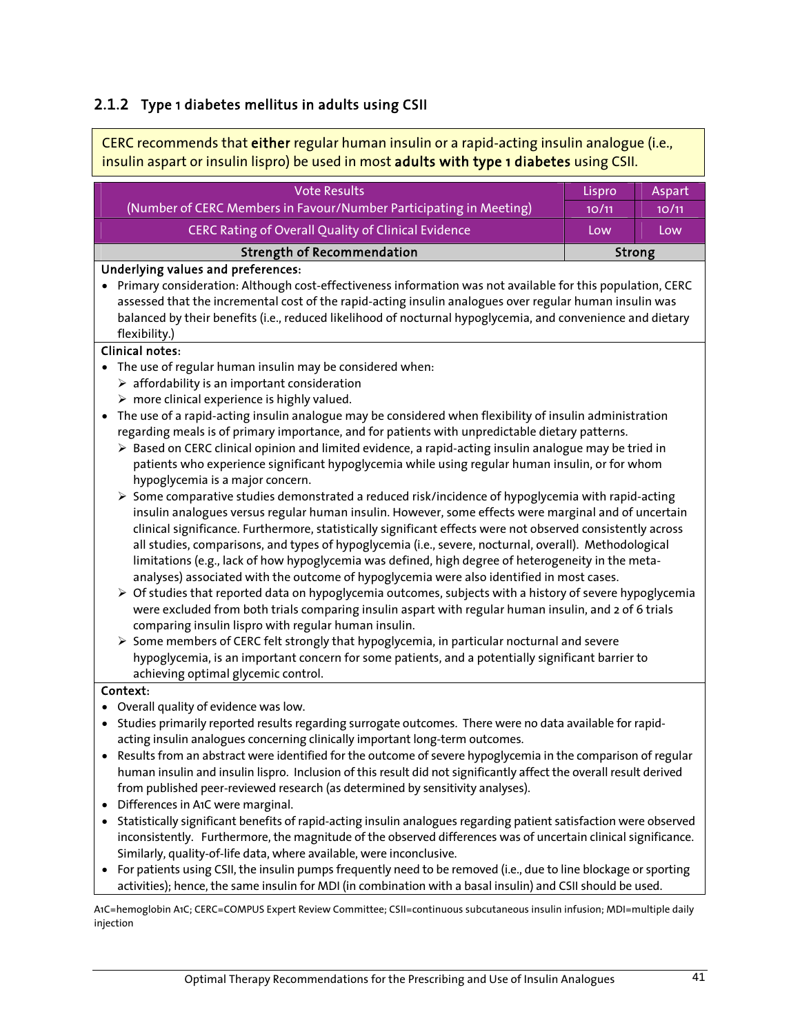### 2.1.2 Type 1 diabetes mellitus in adults using CSII

CERC recommends that **either** regular human insulin or a rapid-acting insulin analogue (i.e., insulin aspart or insulin lispro) be used in most **adults with type 1 diabetes** using CSII.

| Vote Results (Number of CERC Members in Favour/Number Participating in Meeting) | Lispro 10/11 | Aspart 10/11 |
|---|---|---|
| CERC Rating of Overall Quality of Clinical Evidence | Low | Low |
| **Strength of Recommendation** | **Strong** | |

**Underlying values and preferences:**

- Primary consideration: Although cost-effectiveness information was not available for this population, CERC assessed that the incremental cost of the rapid-acting insulin analogues over regular human insulin was balanced by their benefits (i.e., reduced likelihood of nocturnal hypoglycemia, and convenience and dietary flexibility.)

**Clinical notes:**

- The use of regular human insulin may be considered when:
  - affordability is an important consideration
  - more clinical experience is highly valued.
- The use of a rapid-acting insulin analogue may be considered when flexibility of insulin administration regarding meals is of primary importance, and for patients with unpredictable dietary patterns.
  - Based on CERC clinical opinion and limited evidence, a rapid-acting insulin analogue may be tried in patients who experience significant hypoglycemia while using regular human insulin, or for whom hypoglycemia is a major concern.
  - Some comparative studies demonstrated a reduced risk/incidence of hypoglycemia with rapid-acting insulin analogues versus regular human insulin. However, some effects were marginal and of uncertain clinical significance. Furthermore, statistically significant effects were not observed consistently across all studies, comparisons, and types of hypoglycemia (i.e., severe, nocturnal, overall). Methodological limitations (e.g., lack of how hypoglycemia was defined, high degree of heterogeneity in the meta-analyses) associated with the outcome of hypoglycemia were also identified in most cases.
  - Of studies that reported data on hypoglycemia outcomes, subjects with a history of severe hypoglycemia were excluded from both trials comparing insulin aspart with regular human insulin, and 2 of 6 trials comparing insulin lispro with regular human insulin.
  - Some members of CERC felt strongly that hypoglycemia, in particular nocturnal and severe hypoglycemia, is an important concern for some patients, and a potentially significant barrier to achieving optimal glycemic control.

**Context:**

- Overall quality of evidence was low.
- Studies primarily reported results regarding surrogate outcomes. There were no data available for rapid-acting insulin analogues concerning clinically important long-term outcomes.
- Results from an abstract were identified for the outcome of severe hypoglycemia in the comparison of regular human insulin and insulin lispro. Inclusion of this result did not significantly affect the overall result derived from published peer-reviewed research (as determined by sensitivity analyses).
- Differences in A1C were marginal.
- Statistically significant benefits of rapid-acting insulin analogues regarding patient satisfaction were observed inconsistently. Furthermore, the magnitude of the observed differences was of uncertain clinical significance. Similarly, quality-of-life data, where available, were inconclusive.
- For patients using CSII, the insulin pumps frequently need to be removed (i.e., due to line blockage or sporting activities); hence, the same insulin for MDI (in combination with a basal insulin) and CSII should be used.

A1C=hemoglobin A1C; CERC=COMPUS Expert Review Committee; CSII=continuous subcutaneous insulin infusion; MDI=multiple daily injection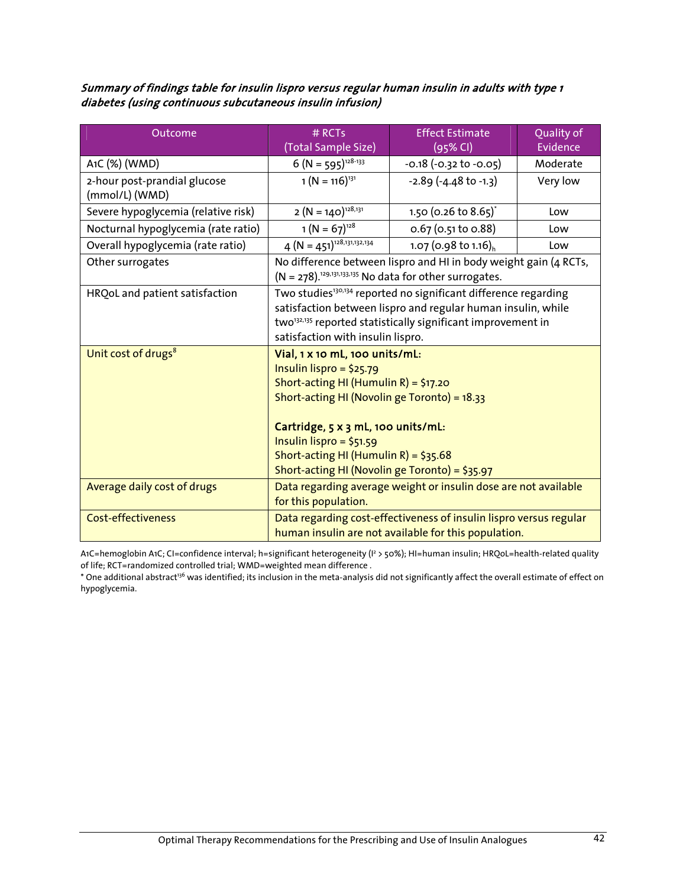***Summary of findings table for insulin lispro versus regular human insulin in adults with type 1 diabetes (using continuous subcutaneous insulin infusion)***

| Outcome | # RCTs (Total Sample Size) | Effect Estimate (95% CI) | Quality of Evidence |
|---|---|---|---|
| A1C (%) (WMD) | 6 (N = 595)[128-133] | -0.18 (-0.32 to -0.05) | Moderate |
| 2-hour post-prandial glucose (mmol/L) (WMD) | 1 (N = 116)[131] | -2.89 (-4.48 to -1.3) | Very low |
| Severe hypoglycemia (relative risk) | 2 (N = 140)[128,131] | 1.50 (0.26 to 8.65)* | Low |
| Nocturnal hypoglycemia (rate ratio) | 1 (N = 67)[128] | 0.67 (0.51 to 0.88) | Low |
| Overall hypoglycemia (rate ratio) | 4 (N = 451)[128,131,132,134] | 1.07 (0.98 to 1.16)$_h$ | Low |
| Other surrogates | No difference between lispro and HI in body weight gain (4 RCTs, (N = 278).[129,131,133,135] No data for other surrogates. | | |
| HRQoL and patient satisfaction | Two studies[130,134] reported no significant difference regarding satisfaction between lispro and regular human insulin, while two[132,135] reported statistically significant improvement in satisfaction with insulin lispro. | | |
| Unit cost of drugs[8] | **Vial, 1 x 10 mL, 100 units/mL:** Insulin lispro = $25.79 Short-acting HI (Humulin R) = $17.20 Short-acting HI (Novolin ge Toronto) = 18.33 **Cartridge, 5 x 3 mL, 100 units/mL:** Insulin lispro = $51.59 Short-acting HI (Humulin R) = $35.68 Short-acting HI (Novolin ge Toronto) = $35.97 | | |
| Average daily cost of drugs | Data regarding average weight or insulin dose are not available for this population. | | |
| Cost-effectiveness | Data regarding cost-effectiveness of insulin lispro versus regular human insulin are not available for this population. | | |

A1C=hemoglobin A1C; CI=confidence interval; h=significant heterogeneity ($I^2 > 50\%$); HI=human insulin; HRQoL=health-related quality of life; RCT=randomized controlled trial; WMD=weighted mean difference .

\* One additional abstract[136] was identified; its inclusion in the meta-analysis did not significantly affect the overall estimate of effect on hypoglycemia.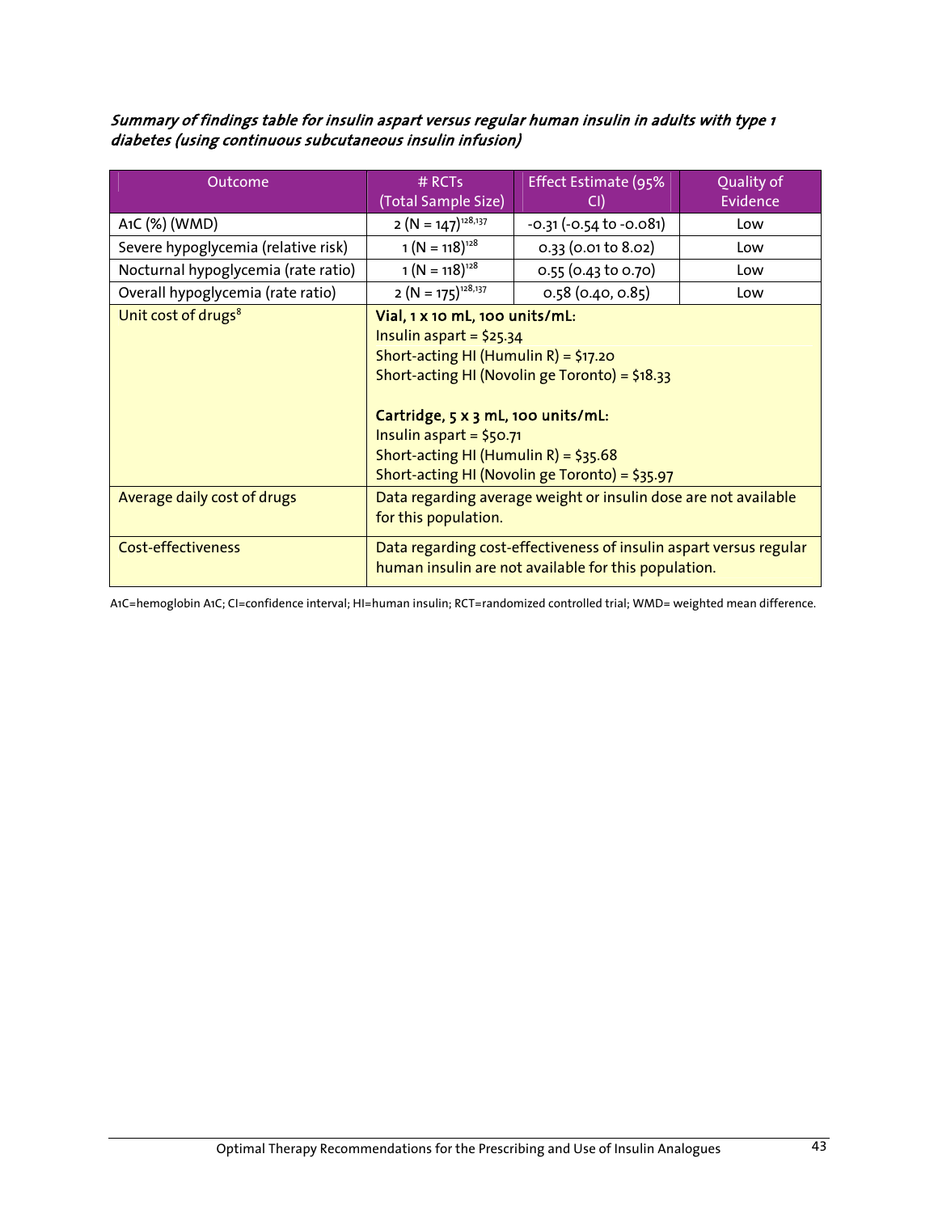***Summary of findings table for insulin aspart versus regular human insulin in adults with type 1 diabetes (using continuous subcutaneous insulin infusion)***

| Outcome | # RCTs (Total Sample Size) | Effect Estimate (95% CI) | Quality of Evidence |
|---|---|---|---|
| A1C (%) (WMD) | 2 (N = 147)[128,137] | -0.31 (-0.54 to -0.081) | Low |
| Severe hypoglycemia (relative risk) | 1 (N = 118)[128] | 0.33 (0.01 to 8.02) | Low |
| Nocturnal hypoglycemia (rate ratio) | 1 (N = 118)[128] | 0.55 (0.43 to 0.70) | Low |
| Overall hypoglycemia (rate ratio) | 2 (N = 175)[128,137] | 0.58 (0.40, 0.85) | Low |
| Unit cost of drugs[8] | **Vial, 1 x 10 mL, 100 units/mL:**<br>Insulin aspart = $25.34<br>Short-acting HI (Humulin R) = $17.20<br>Short-acting HI (Novolin ge Toronto) = $18.33<br><br>**Cartridge, 5 x 3 mL, 100 units/mL:**<br>Insulin aspart = $50.71<br>Short-acting HI (Humulin R) = $35.68<br>Short-acting HI (Novolin ge Toronto) = $35.97 | | |
| Average daily cost of drugs | Data regarding average weight or insulin dose are not available for this population. | | |
| Cost-effectiveness | Data regarding cost-effectiveness of insulin aspart versus regular human insulin are not available for this population. | | |

A1C=hemoglobin A1C; CI=confidence interval; HI=human insulin; RCT=randomized controlled trial; WMD= weighted mean difference.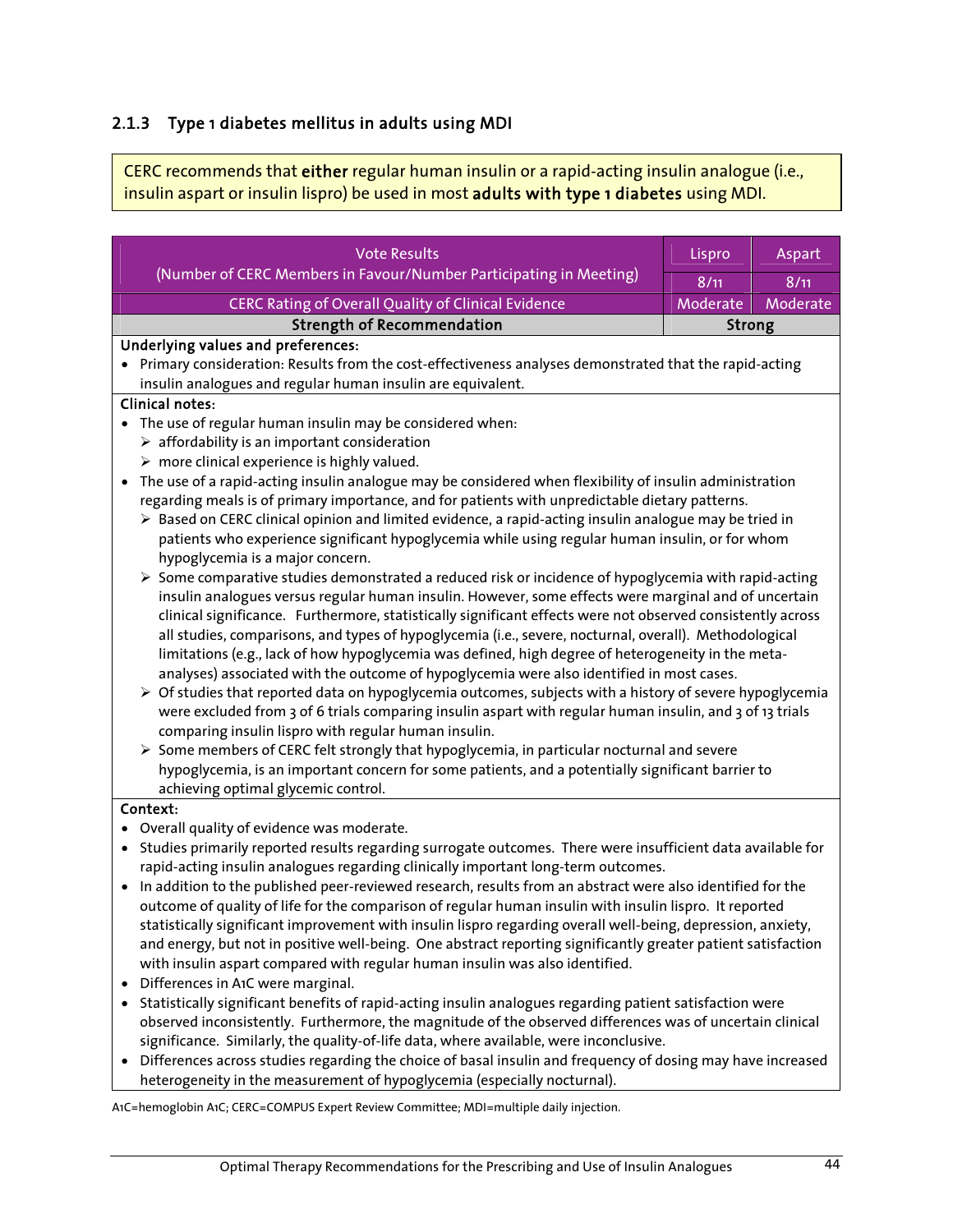### 2.1.3 Type 1 diabetes mellitus in adults using MDI

CERC recommends that **either** regular human insulin or a rapid-acting insulin analogue (i.e., insulin aspart or insulin lispro) be used in most **adults with type 1 diabetes** using MDI.

| Vote Results (Number of CERC Members in Favour/Number Participating in Meeting) | Lispro | Aspart |
|---|---|---|
| | 8/11 | 8/11 |
| CERC Rating of Overall Quality of Clinical Evidence | Moderate | Moderate |
| **Strength of Recommendation** | **Strong** | |

**Underlying values and preferences:**

- Primary consideration: Results from the cost-effectiveness analyses demonstrated that the rapid-acting insulin analogues and regular human insulin are equivalent.

**Clinical notes:**

- The use of regular human insulin may be considered when:
  - affordability is an important consideration
  - more clinical experience is highly valued.
- The use of a rapid-acting insulin analogue may be considered when flexibility of insulin administration regarding meals is of primary importance, and for patients with unpredictable dietary patterns.
  - Based on CERC clinical opinion and limited evidence, a rapid-acting insulin analogue may be tried in patients who experience significant hypoglycemia while using regular human insulin, or for whom hypoglycemia is a major concern.
  - Some comparative studies demonstrated a reduced risk or incidence of hypoglycemia with rapid-acting insulin analogues versus regular human insulin. However, some effects were marginal and of uncertain clinical significance. Furthermore, statistically significant effects were not observed consistently across all studies, comparisons, and types of hypoglycemia (i.e., severe, nocturnal, overall). Methodological limitations (e.g., lack of how hypoglycemia was defined, high degree of heterogeneity in the meta-analyses) associated with the outcome of hypoglycemia were also identified in most cases.
  - Of studies that reported data on hypoglycemia outcomes, subjects with a history of severe hypoglycemia were excluded from 3 of 6 trials comparing insulin aspart with regular human insulin, and 3 of 13 trials comparing insulin lispro with regular human insulin.
  - Some members of CERC felt strongly that hypoglycemia, in particular nocturnal and severe hypoglycemia, is an important concern for some patients, and a potentially significant barrier to achieving optimal glycemic control.

**Context:**

- Overall quality of evidence was moderate.
- Studies primarily reported results regarding surrogate outcomes. There were insufficient data available for rapid-acting insulin analogues regarding clinically important long-term outcomes.
- In addition to the published peer-reviewed research, results from an abstract were also identified for the outcome of quality of life for the comparison of regular human insulin with insulin lispro. It reported statistically significant improvement with insulin lispro regarding overall well-being, depression, anxiety, and energy, but not in positive well-being. One abstract reporting significantly greater patient satisfaction with insulin aspart compared with regular human insulin was also identified.
- Differences in A1C were marginal.
- Statistically significant benefits of rapid-acting insulin analogues regarding patient satisfaction were observed inconsistently. Furthermore, the magnitude of the observed differences was of uncertain clinical significance. Similarly, the quality-of-life data, where available, were inconclusive.
- Differences across studies regarding the choice of basal insulin and frequency of dosing may have increased heterogeneity in the measurement of hypoglycemia (especially nocturnal).

A1C=hemoglobin A1C; CERC=COMPUS Expert Review Committee; MDI=multiple daily injection.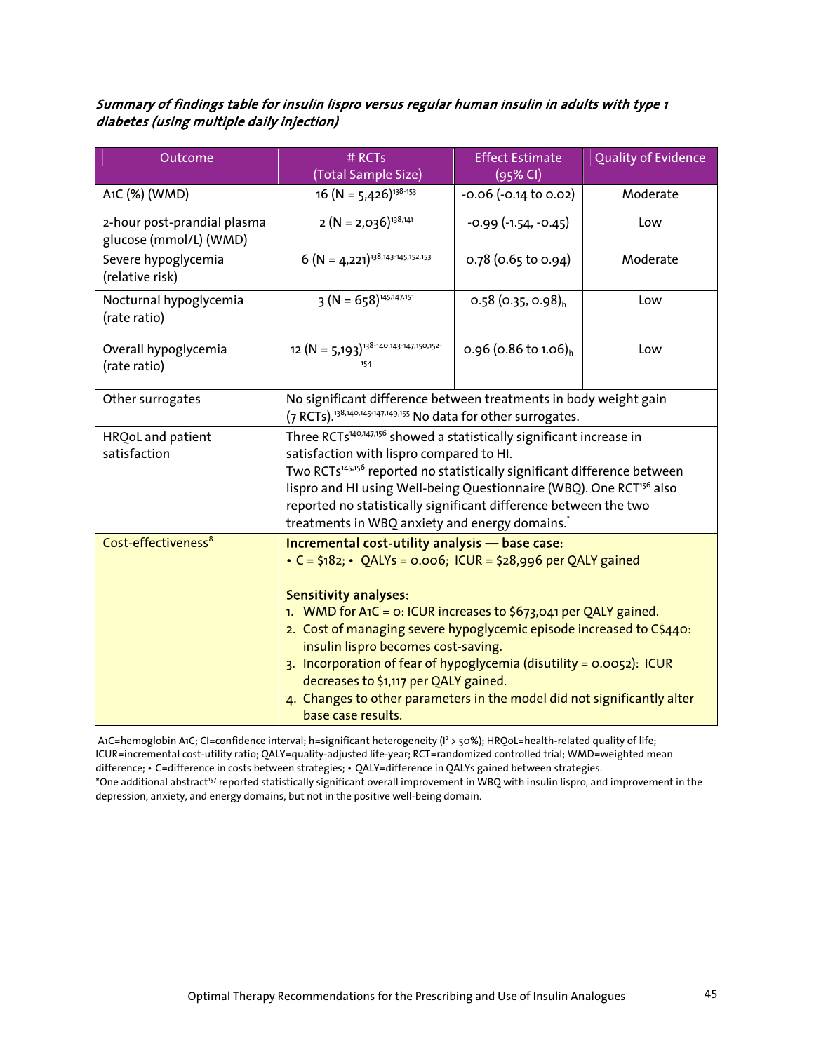***Summary of findings table for insulin lispro versus regular human insulin in adults with type 1 diabetes (using multiple daily injection)***

| Outcome | # RCTs (Total Sample Size) | Effect Estimate (95% CI) | Quality of Evidence |
|---|---|---|---|
| A1C (%) (WMD) | 16 (N = 5,426)[138-153] | -0.06 (-0.14 to 0.02) | Moderate |
| 2-hour post-prandial plasma glucose (mmol/L) (WMD) | 2 (N = 2,036)[138,141] | -0.99 (-1.54, -0.45) | Low |
| Severe hypoglycemia (relative risk) | 6 (N = 4,221)[138,143-145,152,153] | 0.78 (0.65 to 0.94) | Moderate |
| Nocturnal hypoglycemia (rate ratio) | 3 (N = 658)[145,147,151] | 0.58 (0.35, 0.98)$_h$ | Low |
| Overall hypoglycemia (rate ratio) | 12 (N = 5,193)[138-140,143-147,150,152-154] | 0.96 (0.86 to 1.06)$_h$ | Low |
| Other surrogates | No significant difference between treatments in body weight gain (7 RCTs).[138,140,145-147,149,155] No data for other surrogates. | | |
| HRQoL and patient satisfaction | Three RCTs[140,147,156] showed a statistically significant increase in satisfaction with lispro compared to HI. Two RCTs[145,156] reported no statistically significant difference between lispro and HI using Well-being Questionnaire (WBQ). One RCT[156] also reported no statistically significant difference between the two treatments in WBQ anxiety and energy domains.* | | |
| Cost-effectiveness[8] | **Incremental cost-utility analysis — base case:** • C = $182; • QALYs = 0.006; ICUR = $28,996 per QALY gained<br><br>**Sensitivity analyses:**<br>1. WMD for A1C = 0: ICUR increases to $673,041 per QALY gained.<br>2. Cost of managing severe hypoglycemic episode increased to C$440: insulin lispro becomes cost-saving.<br>3. Incorporation of fear of hypoglycemia (disutility = 0.0052): ICUR decreases to $1,117 per QALY gained.<br>4. Changes to other parameters in the model did not significantly alter base case results. | | |

A1C=hemoglobin A1C; CI=confidence interval; h=significant heterogeneity ($I^2$ > 50%); HRQoL=health-related quality of life; ICUR=incremental cost-utility ratio; QALY=quality-adjusted life-year; RCT=randomized controlled trial; WMD=weighted mean difference; • C=difference in costs between strategies; • QALY=difference in QALYs gained between strategies.

*One additional abstract[157] reported statistically significant overall improvement in WBQ with insulin lispro, and improvement in the depression, anxiety, and energy domains, but not in the positive well-being domain.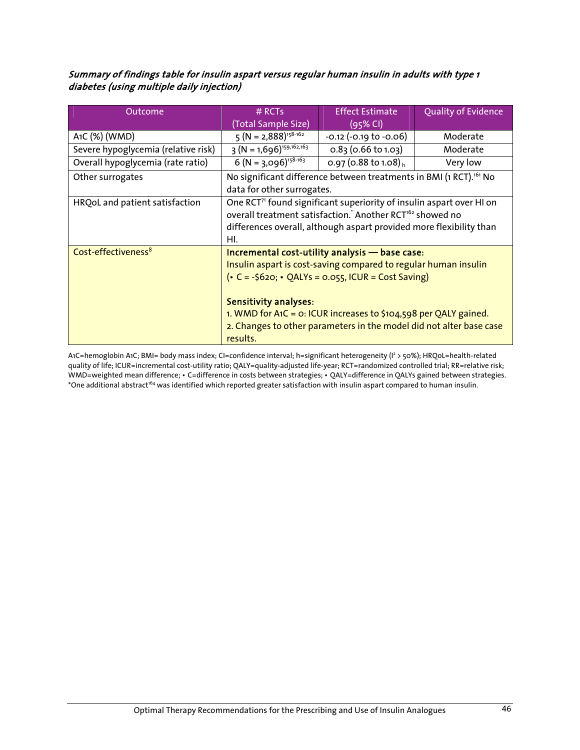***Summary of findings table for insulin aspart versus regular human insulin in adults with type 1 diabetes (using multiple daily injection)***

| Outcome | # RCTs (Total Sample Size) | Effect Estimate (95% CI) | Quality of Evidence |
|---|---|---|---|
| A1C (%) (WMD) | 5 (N = 2,888)[158-162] | -0.12 (-0.19 to -0.06) | Moderate |
| Severe hypoglycemia (relative risk) | 3 (N = 1,696)[159,162,163] | 0.83 (0.66 to 1.03) | Moderate |
| Overall hypoglycemia (rate ratio) | 6 (N = 3,096)[158-163] | 0.97 (0.88 to 1.08) $_h$ | Very low |
| Other surrogates | No significant difference between treatments in BMI (1 RCT).[161] No data for other surrogates. | | |
| HRQoL and patient satisfaction | One RCT[71] found significant superiority of insulin aspart over HI on overall treatment satisfaction.* Another RCT[162] showed no differences overall, although aspart provided more flexibility than HI. | | |
| Cost-effectiveness[8] | **Incremental cost-utility analysis — base case:** Insulin aspart is cost-saving compared to regular human insulin (• C = -$620; • QALYs = 0.055, ICUR = Cost Saving) **Sensitivity analyses:** 1. WMD for A1C = 0: ICUR increases to $104,598 per QALY gained. 2. Changes to other parameters in the model did not alter base case results. | | |

A1C=hemoglobin A1C; BMI= body mass index; CI=confidence interval; h=significant heterogeneity ($I^2 > 50\%$); HRQoL=health-related quality of life; ICUR=incremental cost-utility ratio; QALY=quality-adjusted life-year; RCT=randomized controlled trial; RR=relative risk; WMD=weighted mean difference; • C=difference in costs between strategies; • QALY=difference in QALYs gained between strategies.
*One additional abstract[164] was identified which reported greater satisfaction with insulin aspart compared to human insulin.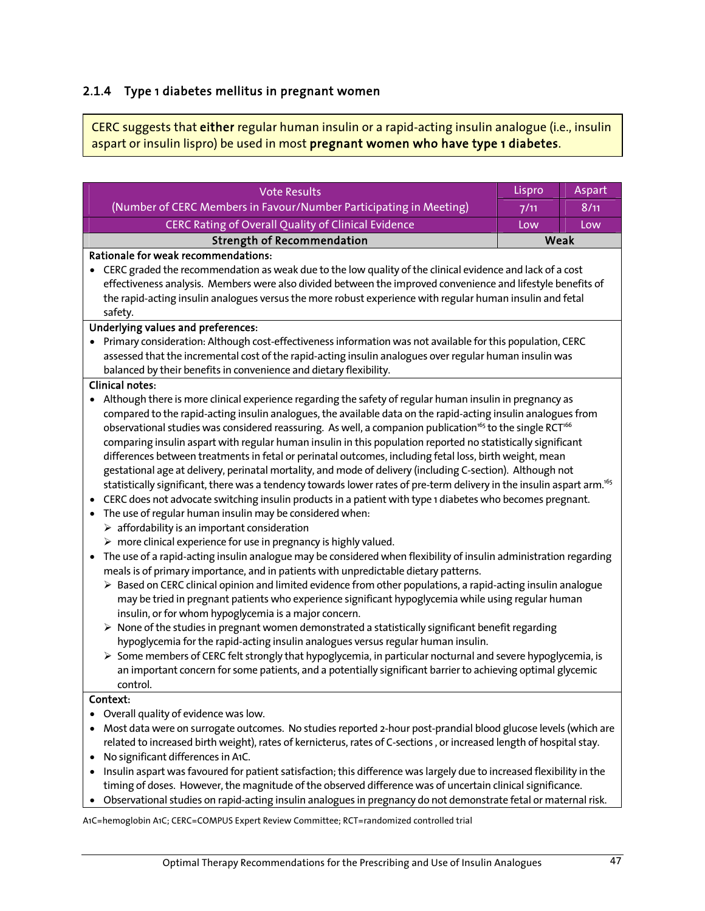### 2.1.4 Type 1 diabetes mellitus in pregnant women

CERC suggests that **either** regular human insulin or a rapid-acting insulin analogue (i.e., insulin aspart or insulin lispro) be used in most **pregnant women who have type 1 diabetes**.

| Vote Results (Number of CERC Members in Favour/Number Participating in Meeting) | Lispro | Aspart |
|---|---|---|
| | 7/11 | 8/11 |
| CERC Rating of Overall Quality of Clinical Evidence | Low | Low |
| **Strength of Recommendation** | **Weak** | |

**Rationale for weak recommendations:**

- CERC graded the recommendation as weak due to the low quality of the clinical evidence and lack of a cost effectiveness analysis. Members were also divided between the improved convenience and lifestyle benefits of the rapid-acting insulin analogues versus the more robust experience with regular human insulin and fetal safety.

**Underlying values and preferences:**

- Primary consideration: Although cost-effectiveness information was not available for this population, CERC assessed that the incremental cost of the rapid-acting insulin analogues over regular human insulin was balanced by their benefits in convenience and dietary flexibility.

**Clinical notes:**

- Although there is more clinical experience regarding the safety of regular human insulin in pregnancy as compared to the rapid-acting insulin analogues, the available data on the rapid-acting insulin analogues from observational studies was considered reassuring. As well, a companion publication[165] to the single RCT[166] comparing insulin aspart with regular human insulin in this population reported no statistically significant differences between treatments in fetal or perinatal outcomes, including fetal loss, birth weight, mean gestational age at delivery, perinatal mortality, and mode of delivery (including C-section). Although not statistically significant, there was a tendency towards lower rates of pre-term delivery in the insulin aspart arm.[165]
- CERC does not advocate switching insulin products in a patient with type 1 diabetes who becomes pregnant.
- The use of regular human insulin may be considered when:
  - affordability is an important consideration
  - more clinical experience for use in pregnancy is highly valued.
- The use of a rapid-acting insulin analogue may be considered when flexibility of insulin administration regarding meals is of primary importance, and in patients with unpredictable dietary patterns.
  - Based on CERC clinical opinion and limited evidence from other populations, a rapid-acting insulin analogue may be tried in pregnant patients who experience significant hypoglycemia while using regular human insulin, or for whom hypoglycemia is a major concern.
  - None of the studies in pregnant women demonstrated a statistically significant benefit regarding hypoglycemia for the rapid-acting insulin analogues versus regular human insulin.
  - Some members of CERC felt strongly that hypoglycemia, in particular nocturnal and severe hypoglycemia, is an important concern for some patients, and a potentially significant barrier to achieving optimal glycemic control.

**Context:**

- Overall quality of evidence was low.
- Most data were on surrogate outcomes. No studies reported 2-hour post-prandial blood glucose levels (which are related to increased birth weight), rates of kernicterus, rates of C-sections , or increased length of hospital stay.
- No significant differences in A1C.
- Insulin aspart was favoured for patient satisfaction; this difference was largely due to increased flexibility in the timing of doses. However, the magnitude of the observed difference was of uncertain clinical significance.
- Observational studies on rapid-acting insulin analogues in pregnancy do not demonstrate fetal or maternal risk.

A1C=hemoglobin A1C; CERC=COMPUS Expert Review Committee; RCT=randomized controlled trial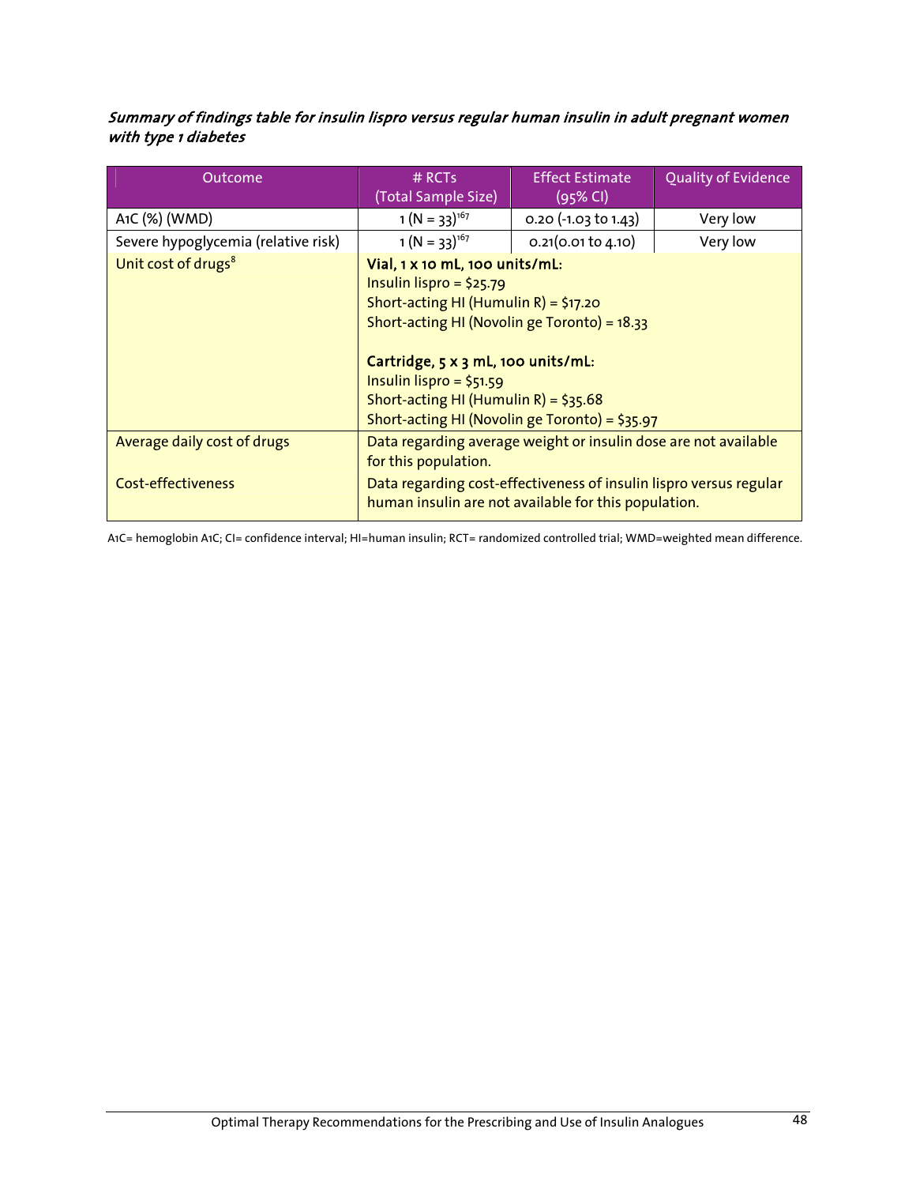***Summary of findings table for insulin lispro versus regular human insulin in adult pregnant women with type 1 diabetes***

| Outcome | # RCTs (Total Sample Size) | Effect Estimate (95% CI) | Quality of Evidence |
|---|---|---|---|
| A1C (%) (WMD) | 1 (N = 33)[167] | 0.20 (-1.03 to 1.43) | Very low |
| Severe hypoglycemia (relative risk) | 1 (N = 33)[167] | 0.21(0.01 to 4.10) | Very low |
| Unit cost of drugs[8] | **Vial, 1 x 10 mL, 100 units/mL:**<br>Insulin lispro = $25.79<br>Short-acting HI (Humulin R) = $17.20<br>Short-acting HI (Novolin ge Toronto) = 18.33<br><br>**Cartridge, 5 x 3 mL, 100 units/mL:**<br>Insulin lispro = $51.59<br>Short-acting HI (Humulin R) = $35.68<br>Short-acting HI (Novolin ge Toronto) = $35.97 | | |
| Average daily cost of drugs | Data regarding average weight or insulin dose are not available for this population. | | |
| Cost-effectiveness | Data regarding cost-effectiveness of insulin lispro versus regular human insulin are not available for this population. | | |

A1C= hemoglobin A1C; CI= confidence interval; HI=human insulin; RCT= randomized controlled trial; WMD=weighted mean difference.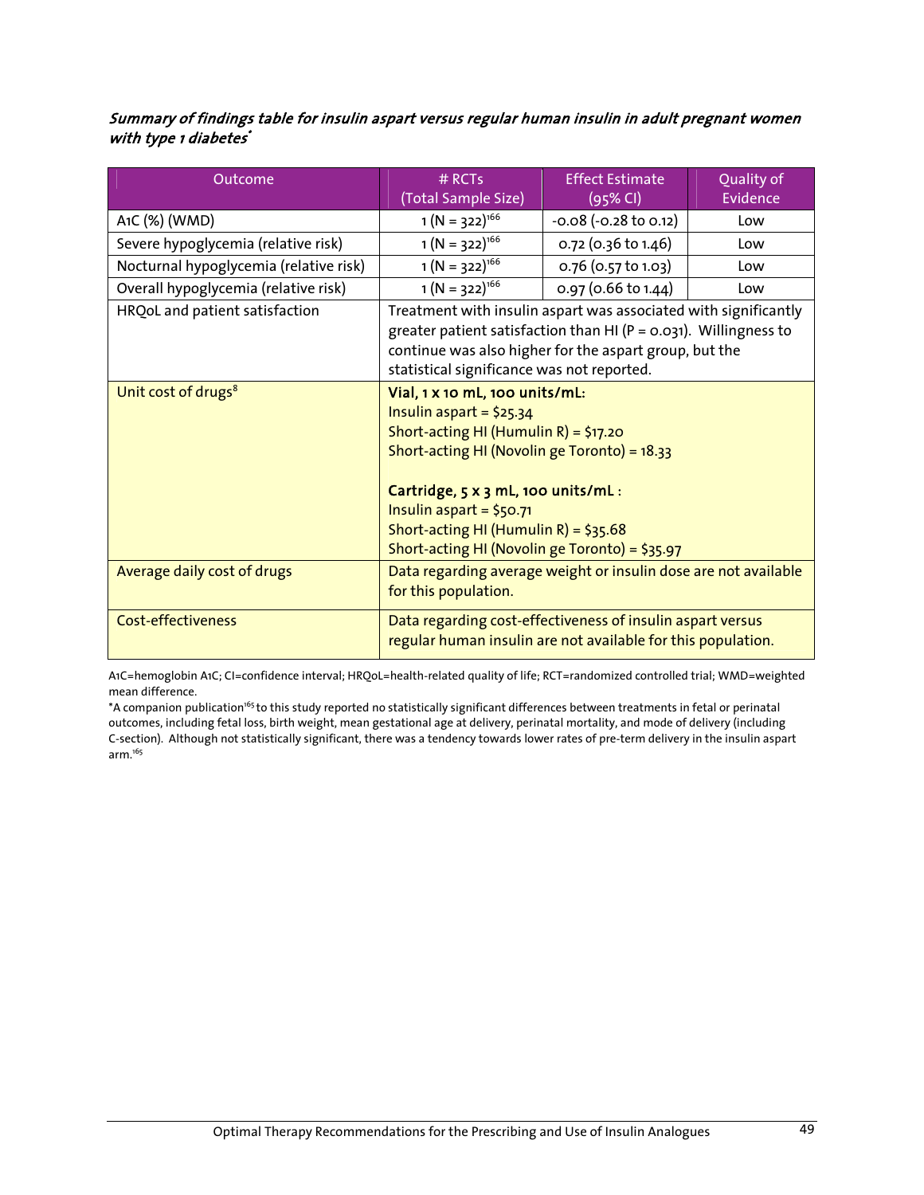***Summary of findings table for insulin aspart versus regular human insulin in adult pregnant women with type 1 diabetes****

| Outcome | # RCTs (Total Sample Size) | Effect Estimate (95% CI) | Quality of Evidence |
|---|---|---|---|
| A1C (%) (WMD) | 1 (N = 322)[166] | -0.08 (-0.28 to 0.12) | Low |
| Severe hypoglycemia (relative risk) | 1 (N = 322)[166] | 0.72 (0.36 to 1.46) | Low |
| Nocturnal hypoglycemia (relative risk) | 1 (N = 322)[166] | 0.76 (0.57 to 1.03) | Low |
| Overall hypoglycemia (relative risk) | 1 (N = 322)[166] | 0.97 (0.66 to 1.44) | Low |
| HRQoL and patient satisfaction | Treatment with insulin aspart was associated with significantly greater patient satisfaction than HI (P = 0.031). Willingness to continue was also higher for the aspart group, but the statistical significance was not reported. | | |
| Unit cost of drugs[8] | **Vial, 1 x 10 mL, 100 units/mL:** Insulin aspart = $25.34; Short-acting HI (Humulin R) = $17.20; Short-acting HI (Novolin ge Toronto) = 18.33. **Cartridge, 5 x 3 mL, 100 units/mL :** Insulin aspart = $50.71; Short-acting HI (Humulin R) = $35.68; Short-acting HI (Novolin ge Toronto) = $35.97 | | |
| Average daily cost of drugs | Data regarding average weight or insulin dose are not available for this population. | | |
| Cost-effectiveness | Data regarding cost-effectiveness of insulin aspart versus regular human insulin are not available for this population. | | |

A1C=hemoglobin A1C; CI=confidence interval; HRQoL=health-related quality of life; RCT=randomized controlled trial; WMD=weighted mean difference.

*A companion publication[165] to this study reported no statistically significant differences between treatments in fetal or perinatal outcomes, including fetal loss, birth weight, mean gestational age at delivery, perinatal mortality, and mode of delivery (including C-section). Although not statistically significant, there was a tendency towards lower rates of pre-term delivery in the insulin aspart arm.[165]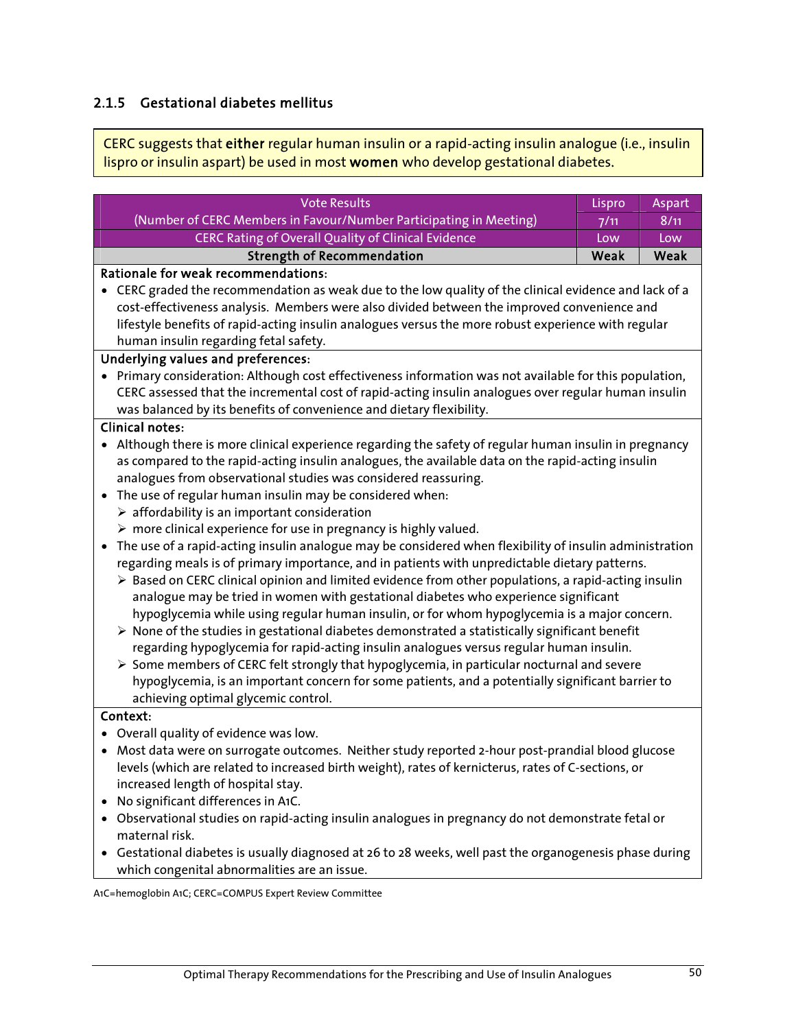### 2.1.5 Gestational diabetes mellitus

CERC suggests that **either** regular human insulin or a rapid-acting insulin analogue (i.e., insulin lispro or insulin aspart) be used in most **women** who develop gestational diabetes.

| Vote Results (Number of CERC Members in Favour/Number Participating in Meeting) | Lispro | Aspart |
|---|---|---|
| | 7/11 | 8/11 |
| CERC Rating of Overall Quality of Clinical Evidence | Low | Low |
| **Strength of Recommendation** | **Weak** | **Weak** |

**Rationale for weak recommendations:**

- CERC graded the recommendation as weak due to the low quality of the clinical evidence and lack of a cost-effectiveness analysis. Members were also divided between the improved convenience and lifestyle benefits of rapid-acting insulin analogues versus the more robust experience with regular human insulin regarding fetal safety.

**Underlying values and preferences:**

- Primary consideration: Although cost effectiveness information was not available for this population, CERC assessed that the incremental cost of rapid-acting insulin analogues over regular human insulin was balanced by its benefits of convenience and dietary flexibility.

**Clinical notes:**

- Although there is more clinical experience regarding the safety of regular human insulin in pregnancy as compared to the rapid-acting insulin analogues, the available data on the rapid-acting insulin analogues from observational studies was considered reassuring.
- The use of regular human insulin may be considered when:
  - affordability is an important consideration
  - more clinical experience for use in pregnancy is highly valued.
- The use of a rapid-acting insulin analogue may be considered when flexibility of insulin administration regarding meals is of primary importance, and in patients with unpredictable dietary patterns.
  - Based on CERC clinical opinion and limited evidence from other populations, a rapid-acting insulin analogue may be tried in women with gestational diabetes who experience significant hypoglycemia while using regular human insulin, or for whom hypoglycemia is a major concern.
  - None of the studies in gestational diabetes demonstrated a statistically significant benefit regarding hypoglycemia for rapid-acting insulin analogues versus regular human insulin.
  - Some members of CERC felt strongly that hypoglycemia, in particular nocturnal and severe hypoglycemia, is an important concern for some patients, and a potentially significant barrier to achieving optimal glycemic control.

**Context:**

- Overall quality of evidence was low.
- Most data were on surrogate outcomes. Neither study reported 2-hour post-prandial blood glucose levels (which are related to increased birth weight), rates of kernicterus, rates of C-sections, or increased length of hospital stay.
- No significant differences in A1C.
- Observational studies on rapid-acting insulin analogues in pregnancy do not demonstrate fetal or maternal risk.
- Gestational diabetes is usually diagnosed at 26 to 28 weeks, well past the organogenesis phase during which congenital abnormalities are an issue.

A1C=hemoglobin A1C; CERC=COMPUS Expert Review Committee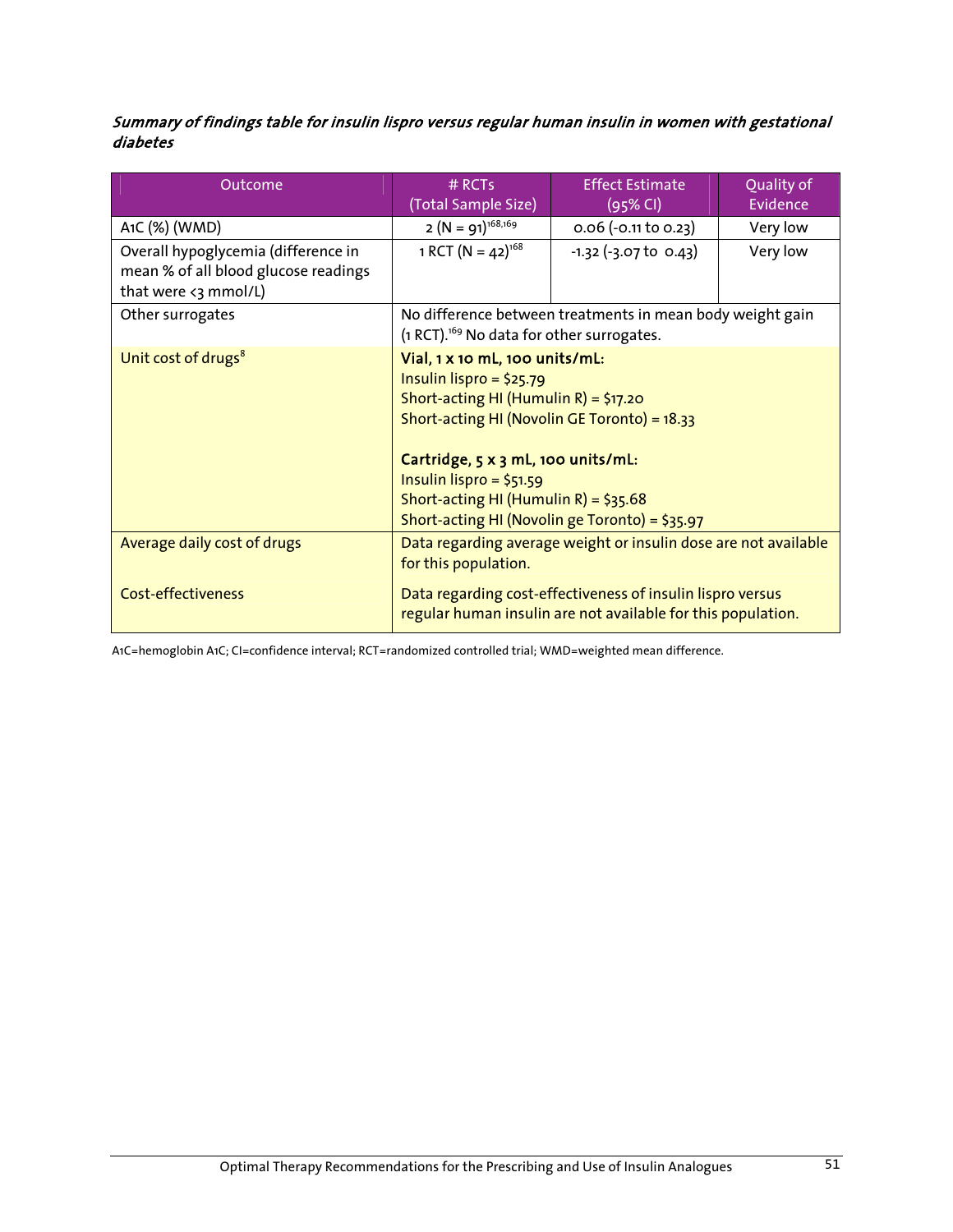***Summary of findings table for insulin lispro versus regular human insulin in women with gestational diabetes***

| Outcome | # RCTs (Total Sample Size) | Effect Estimate (95% CI) | Quality of Evidence |
|---|---|---|---|
| A1C (%) (WMD) | 2 (N = 91)[168,169] | 0.06 (-0.11 to 0.23) | Very low |
| Overall hypoglycemia (difference in mean % of all blood glucose readings that were <3 mmol/L) | 1 RCT (N = 42)[168] | -1.32 (-3.07 to 0.43) | Very low |
| Other surrogates | No difference between treatments in mean body weight gain (1 RCT).[169] No data for other surrogates. | | |
| Unit cost of drugs[8] | **Vial, 1 x 10 mL, 100 units/mL:**<br>Insulin lispro = $25.79<br>Short-acting HI (Humulin R) = $17.20<br>Short-acting HI (Novolin GE Toronto) = 18.33<br><br>**Cartridge, 5 x 3 mL, 100 units/mL:**<br>Insulin lispro = $51.59<br>Short-acting HI (Humulin R) = $35.68<br>Short-acting HI (Novolin ge Toronto) = $35.97 | | |
| Average daily cost of drugs | Data regarding average weight or insulin dose are not available for this population. | | |
| Cost-effectiveness | Data regarding cost-effectiveness of insulin lispro versus regular human insulin are not available for this population. | | |

A1C=hemoglobin A1C; CI=confidence interval; RCT=randomized controlled trial; WMD=weighted mean difference.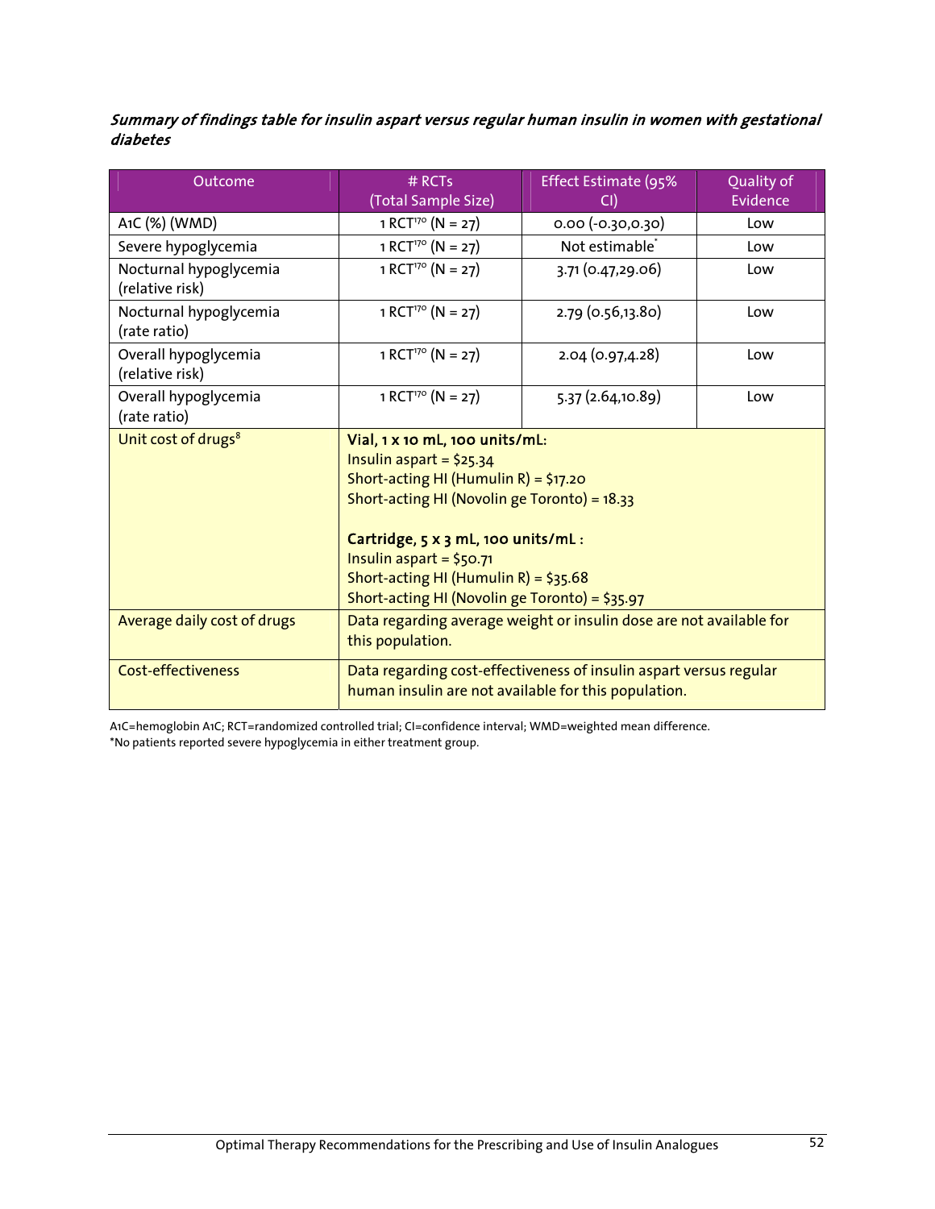***Summary of findings table for insulin aspart versus regular human insulin in women with gestational diabetes***

| Outcome | # RCTs (Total Sample Size) | Effect Estimate (95% CI) | Quality of Evidence |
|---|---|---|---|
| A1C (%) (WMD) | 1 RCT[170] (N = 27) | 0.00 (-0.30,0.30) | Low |
| Severe hypoglycemia | 1 RCT[170] (N = 27) | Not estimable* | Low |
| Nocturnal hypoglycemia (relative risk) | 1 RCT[170] (N = 27) | 3.71 (0.47,29.06) | Low |
| Nocturnal hypoglycemia (rate ratio) | 1 RCT[170] (N = 27) | 2.79 (0.56,13.80) | Low |
| Overall hypoglycemia (relative risk) | 1 RCT[170] (N = 27) | 2.04 (0.97,4.28) | Low |
| Overall hypoglycemia (rate ratio) | 1 RCT[170] (N = 27) | 5.37 (2.64,10.89) | Low |
| Unit cost of drugs[8] | **Vial, 1 x 10 mL, 100 units/mL:** Insulin aspart = $25.34; Short-acting HI (Humulin R) = $17.20; Short-acting HI (Novolin ge Toronto) = 18.33 **Cartridge, 5 x 3 mL, 100 units/mL :** Insulin aspart = $50.71; Short-acting HI (Humulin R) = $35.68; Short-acting HI (Novolin ge Toronto) = $35.97 | | |
| Average daily cost of drugs | Data regarding average weight or insulin dose are not available for this population. | | |
| Cost-effectiveness | Data regarding cost-effectiveness of insulin aspart versus regular human insulin are not available for this population. | | |

A1C=hemoglobin A1C; RCT=randomized controlled trial; CI=confidence interval; WMD=weighted mean difference.
*No patients reported severe hypoglycemia in either treatment group.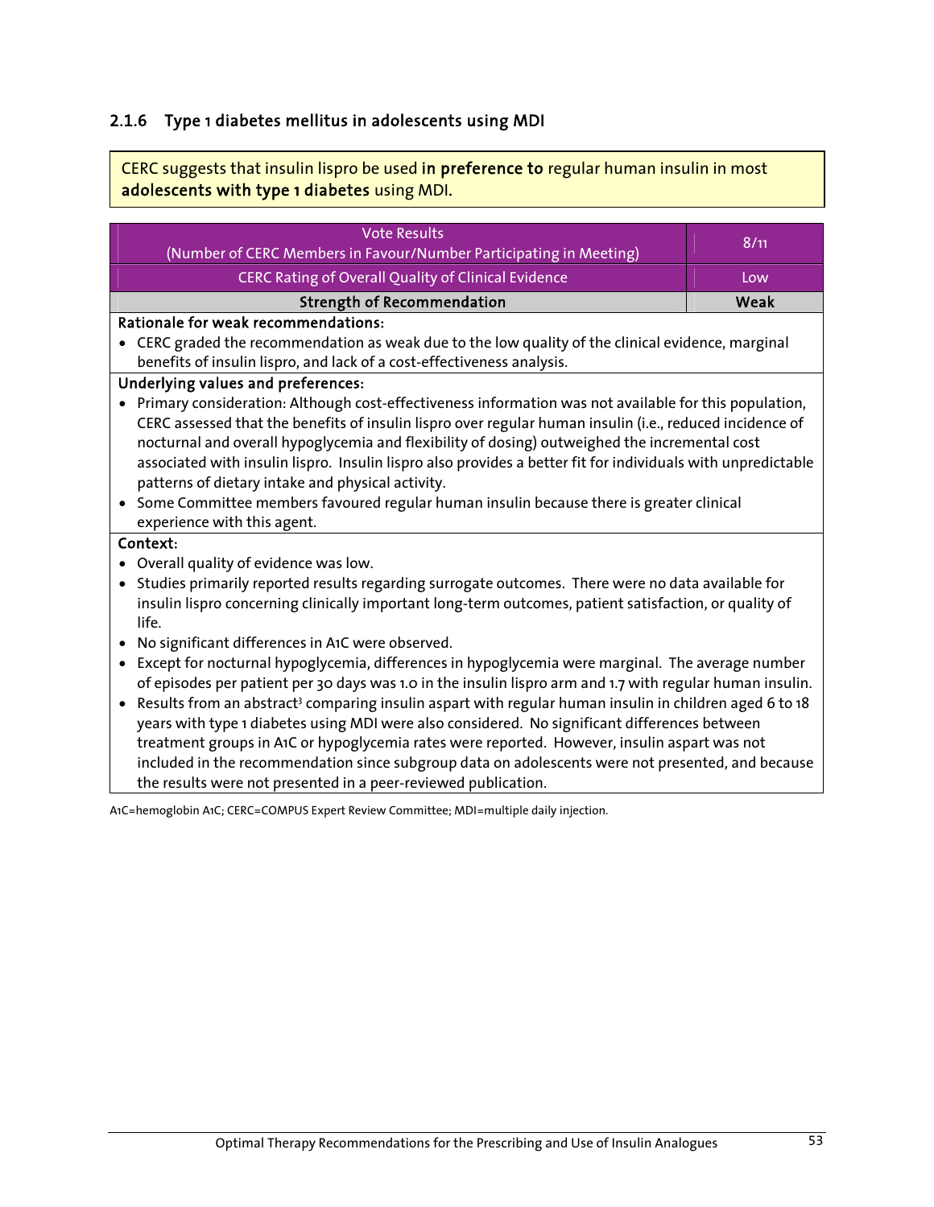### 2.1.6 Type 1 diabetes mellitus in adolescents using MDI

CERC suggests that insulin lispro be used **in preference to** regular human insulin in most **adolescents with type 1 diabetes** using MDI.

| Vote Results (Number of CERC Members in Favour/Number Participating in Meeting) | 8/11 |
|---|---|
| CERC Rating of Overall Quality of Clinical Evidence | Low |
| **Strength of Recommendation** | **Weak** |

**Rationale for weak recommendations:**

- CERC graded the recommendation as weak due to the low quality of the clinical evidence, marginal benefits of insulin lispro, and lack of a cost-effectiveness analysis.

**Underlying values and preferences:**

- Primary consideration: Although cost-effectiveness information was not available for this population, CERC assessed that the benefits of insulin lispro over regular human insulin (i.e., reduced incidence of nocturnal and overall hypoglycemia and flexibility of dosing) outweighed the incremental cost associated with insulin lispro. Insulin lispro also provides a better fit for individuals with unpredictable patterns of dietary intake and physical activity.
- Some Committee members favoured regular human insulin because there is greater clinical experience with this agent.

**Context:**

- Overall quality of evidence was low.
- Studies primarily reported results regarding surrogate outcomes. There were no data available for insulin lispro concerning clinically important long-term outcomes, patient satisfaction, or quality of life.
- No significant differences in A1C were observed.
- Except for nocturnal hypoglycemia, differences in hypoglycemia were marginal. The average number of episodes per patient per 30 days was 1.0 in the insulin lispro arm and 1.7 with regular human insulin.
- Results from an abstract[3] comparing insulin aspart with regular human insulin in children aged 6 to 18 years with type 1 diabetes using MDI were also considered. No significant differences between treatment groups in A1C or hypoglycemia rates were reported. However, insulin aspart was not included in the recommendation since subgroup data on adolescents were not presented, and because the results were not presented in a peer-reviewed publication.

A1C=hemoglobin A1C; CERC=COMPUS Expert Review Committee; MDI=multiple daily injection.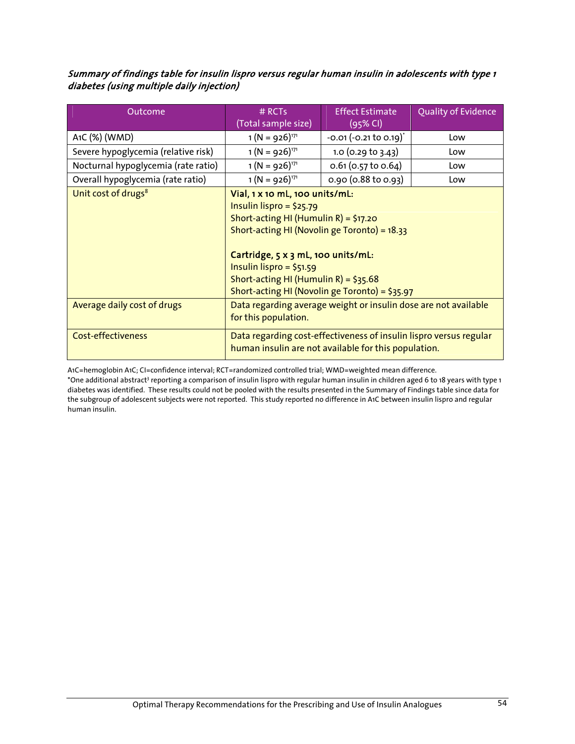***Summary of findings table for insulin lispro versus regular human insulin in adolescents with type 1 diabetes (using multiple daily injection)***

| Outcome | # RCTs (Total sample size) | Effect Estimate (95% CI) | Quality of Evidence |
|---|---|---|---|
| A1C (%) (WMD) | 1 (N = 926)[171] | -0.01 (-0.21 to 0.19)* | Low |
| Severe hypoglycemia (relative risk) | 1 (N = 926)[171] | 1.0 (0.29 to 3.43) | Low |
| Nocturnal hypoglycemia (rate ratio) | 1 (N = 926)[171] | 0.61 (0.57 to 0.64) | Low |
| Overall hypoglycemia (rate ratio) | 1 (N = 926)[171] | 0.90 (0.88 to 0.93) | Low |
| Unit cost of drugs[8] | **Vial, 1 x 10 mL, 100 units/mL:** Insulin lispro = $25.79; Short-acting HI (Humulin R) = $17.20; Short-acting HI (Novolin ge Toronto) = 18.33 **Cartridge, 5 x 3 mL, 100 units/mL:** Insulin lispro = $51.59; Short-acting HI (Humulin R) = $35.68; Short-acting HI (Novolin ge Toronto) = $35.97 | | |
| Average daily cost of drugs | Data regarding average weight or insulin dose are not available for this population. | | |
| Cost-effectiveness | Data regarding cost-effectiveness of insulin lispro versus regular human insulin are not available for this population. | | |

A1C=hemoglobin A1C; CI=confidence interval; RCT=randomized controlled trial; WMD=weighted mean difference.

*One additional abstract[3] reporting a comparison of insulin lispro with regular human insulin in children aged 6 to 18 years with type 1 diabetes was identified. These results could not be pooled with the results presented in the Summary of Findings table since data for the subgroup of adolescent subjects were not reported. This study reported no difference in A1C between insulin lispro and regular human insulin.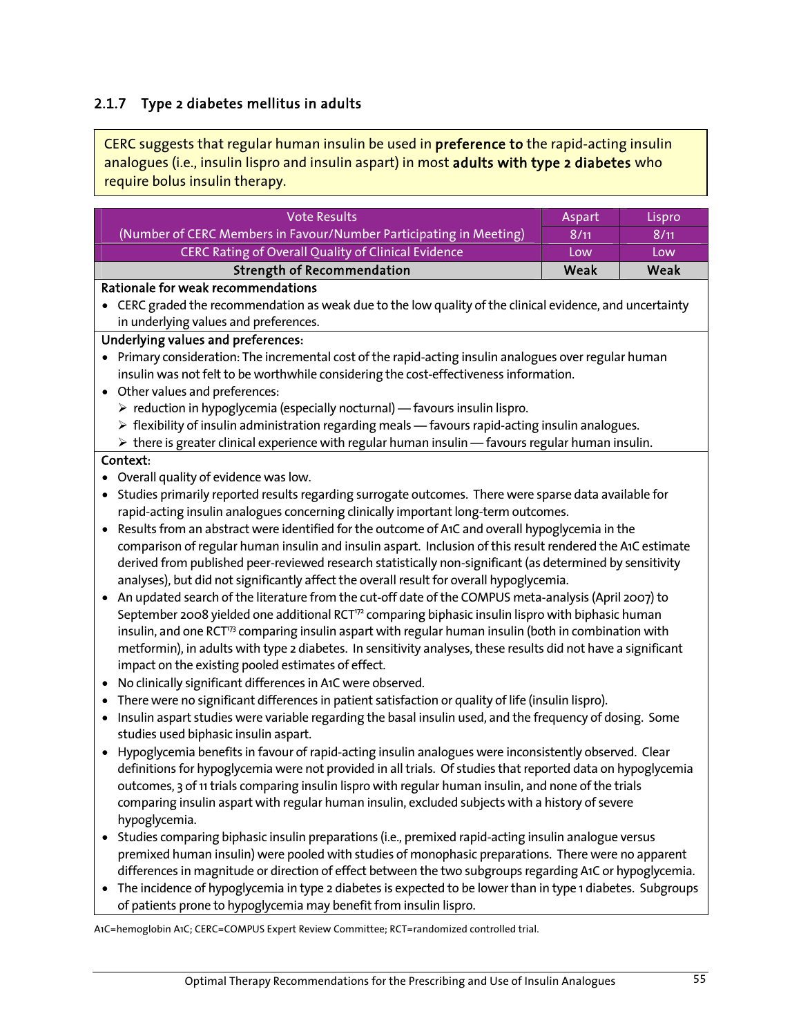### 2.1.7 Type 2 diabetes mellitus in adults

CERC suggests that regular human insulin be used in **preference to** the rapid-acting insulin analogues (i.e., insulin lispro and insulin aspart) in most **adults with type 2 diabetes** who require bolus insulin therapy.

| Vote Results (Number of CERC Members in Favour/Number Participating in Meeting) | Aspart 8/11 | Lispro 8/11 |
|---|---|---|
| CERC Rating of Overall Quality of Clinical Evidence | Low | Low |
| **Strength of Recommendation** | **Weak** | **Weak** |

**Rationale for weak recommendations**

- CERC graded the recommendation as weak due to the low quality of the clinical evidence, and uncertainty in underlying values and preferences.

**Underlying values and preferences:**

- Primary consideration: The incremental cost of the rapid-acting insulin analogues over regular human insulin was not felt to be worthwhile considering the cost-effectiveness information.
- Other values and preferences:
  - reduction in hypoglycemia (especially nocturnal) — favours insulin lispro.
  - flexibility of insulin administration regarding meals — favours rapid-acting insulin analogues.
  - there is greater clinical experience with regular human insulin — favours regular human insulin.

**Context:**

- Overall quality of evidence was low.
- Studies primarily reported results regarding surrogate outcomes. There were sparse data available for rapid-acting insulin analogues concerning clinically important long-term outcomes.
- Results from an abstract were identified for the outcome of A1C and overall hypoglycemia in the comparison of regular human insulin and insulin aspart. Inclusion of this result rendered the A1C estimate derived from published peer-reviewed research statistically non-significant (as determined by sensitivity analyses), but did not significantly affect the overall result for overall hypoglycemia.
- An updated search of the literature from the cut-off date of the COMPUS meta-analysis (April 2007) to September 2008 yielded one additional RCT[172] comparing biphasic insulin lispro with biphasic human insulin, and one RCT[173] comparing insulin aspart with regular human insulin (both in combination with metformin), in adults with type 2 diabetes. In sensitivity analyses, these results did not have a significant impact on the existing pooled estimates of effect.
- No clinically significant differences in A1C were observed.
- There were no significant differences in patient satisfaction or quality of life (insulin lispro).
- Insulin aspart studies were variable regarding the basal insulin used, and the frequency of dosing. Some studies used biphasic insulin aspart.
- Hypoglycemia benefits in favour of rapid-acting insulin analogues were inconsistently observed. Clear definitions for hypoglycemia were not provided in all trials. Of studies that reported data on hypoglycemia outcomes, 3 of 11 trials comparing insulin lispro with regular human insulin, and none of the trials comparing insulin aspart with regular human insulin, excluded subjects with a history of severe hypoglycemia.
- Studies comparing biphasic insulin preparations (i.e., premixed rapid-acting insulin analogue versus premixed human insulin) were pooled with studies of monophasic preparations. There were no apparent differences in magnitude or direction of effect between the two subgroups regarding A1C or hypoglycemia.
- The incidence of hypoglycemia in type 2 diabetes is expected to be lower than in type 1 diabetes. Subgroups of patients prone to hypoglycemia may benefit from insulin lispro.

A1C=hemoglobin A1C; CERC=COMPUS Expert Review Committee; RCT=randomized controlled trial.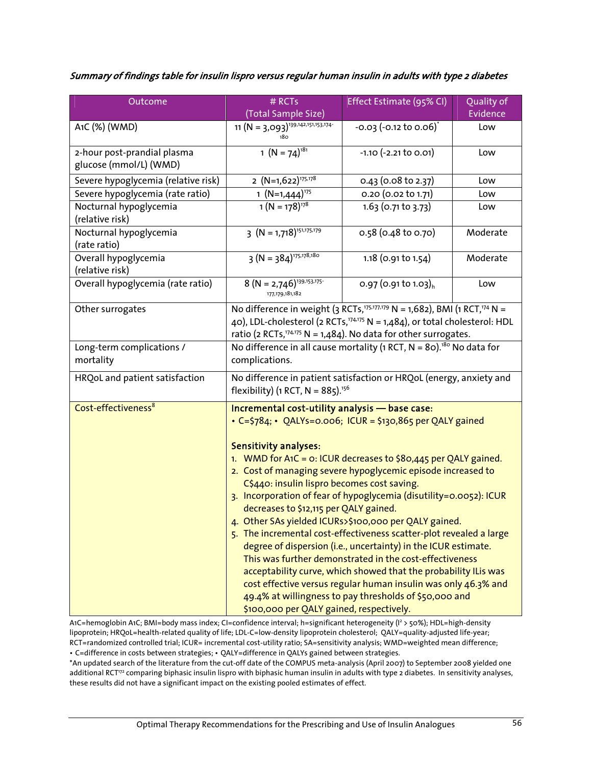***Summary of findings table for insulin lispro versus regular human insulin in adults with type 2 diabetes***

| Outcome | # RCTs (Total Sample Size) | Effect Estimate (95% CI) | Quality of Evidence |
|---|---|---|---|
| A1C (%) (WMD) | 11 (N = 3,093)[139,142,151,153,174-180] | -0.03 (-0.12 to 0.06)* | Low |
| 2-hour post-prandial plasma glucose (mmol/L) (WMD) | 1 (N = 74)[181] | -1.10 (-2.21 to 0.01) | Low |
| Severe hypoglycemia (relative risk) | 2 (N=1,622)[175,178] | 0.43 (0.08 to 2.37) | Low |
| Severe hypoglycemia (rate ratio) | 1 (N=1,444)[175] | 0.20 (0.02 to 1.71) | Low |
| Nocturnal hypoglycemia (relative risk) | 1 (N = 178)[178] | 1.63 (0.71 to 3.73) | Low |
| Nocturnal hypoglycemia (rate ratio) | 3 (N = 1,718)[151,175,179] | 0.58 (0.48 to 0.70) | Moderate |
| Overall hypoglycemia (relative risk) | 3 (N = 384)[175,178,180] | 1.18 (0.91 to 1.54) | Moderate |
| Overall hypoglycemia (rate ratio) | 8 (N = 2,746)[139,153,175-177,179,181,182] | 0.97 (0.91 to 1.03)$_h$ | Low |
| Other surrogates | No difference in weight (3 RCTs,[175,177,179] N = 1,682), BMI (1 RCT,[174] N = 40), LDL-cholesterol (2 RCTs,[174,175] N = 1,484), or total cholesterol: HDL ratio (2 RCTs,[174,175] N = 1,484). No data for other surrogates. | | |
| Long-term complications / mortality | No difference in all cause mortality (1 RCT, N = 80).[180] No data for complications. | | |
| HRQoL and patient satisfaction | No difference in patient satisfaction or HRQoL (energy, anxiety and flexibility) (1 RCT, N = 885).[156] | | |
| Cost-effectiveness[8] | **Incremental cost-utility analysis — base case:** • C=$784; • QALYs=0.006; ICUR = $130,865 per QALY gained<br><br>**Sensitivity analyses:**<br>1. WMD for A1C = 0: ICUR decreases to $80,445 per QALY gained.<br>2. Cost of managing severe hypoglycemic episode increased to C$440: insulin lispro becomes cost saving.<br>3. Incorporation of fear of hypoglycemia (disutility=0.0052): ICUR decreases to $12,115 per QALY gained.<br>4. Other SAs yielded ICURs>$100,000 per QALY gained.<br>5. The incremental cost-effectiveness scatter-plot revealed a large degree of dispersion (i.e., uncertainty) in the ICUR estimate. This was further demonstrated in the cost-effectiveness acceptability curve, which showed that the probability ILis was cost effective versus regular human insulin was only 46.3% and 49.4% at willingness to pay thresholds of $50,000 and $100,000 per QALY gained, respectively. | | |

A1C=hemoglobin A1C; BMI=body mass index; CI=confidence interval; h=significant heterogeneity ($I^2$ > 50%); HDL=high-density lipoprotein; HRQoL=health-related quality of life; LDL-C=low-density lipoprotein cholesterol; QALY=quality-adjusted life-year; RCT=randomized controlled trial; ICUR= incremental cost-utility ratio; SA=sensitivity analysis; WMD=weighted mean difference;
• C=difference in costs between strategies; • QALY=difference in QALYs gained between strategies.
*An updated search of the literature from the cut-off date of the COMPUS meta-analysis (April 2007) to September 2008 yielded one additional RCT[172] comparing biphasic insulin lispro with biphasic human insulin in adults with type 2 diabetes. In sensitivity analyses, these results did not have a significant impact on the existing pooled estimates of effect.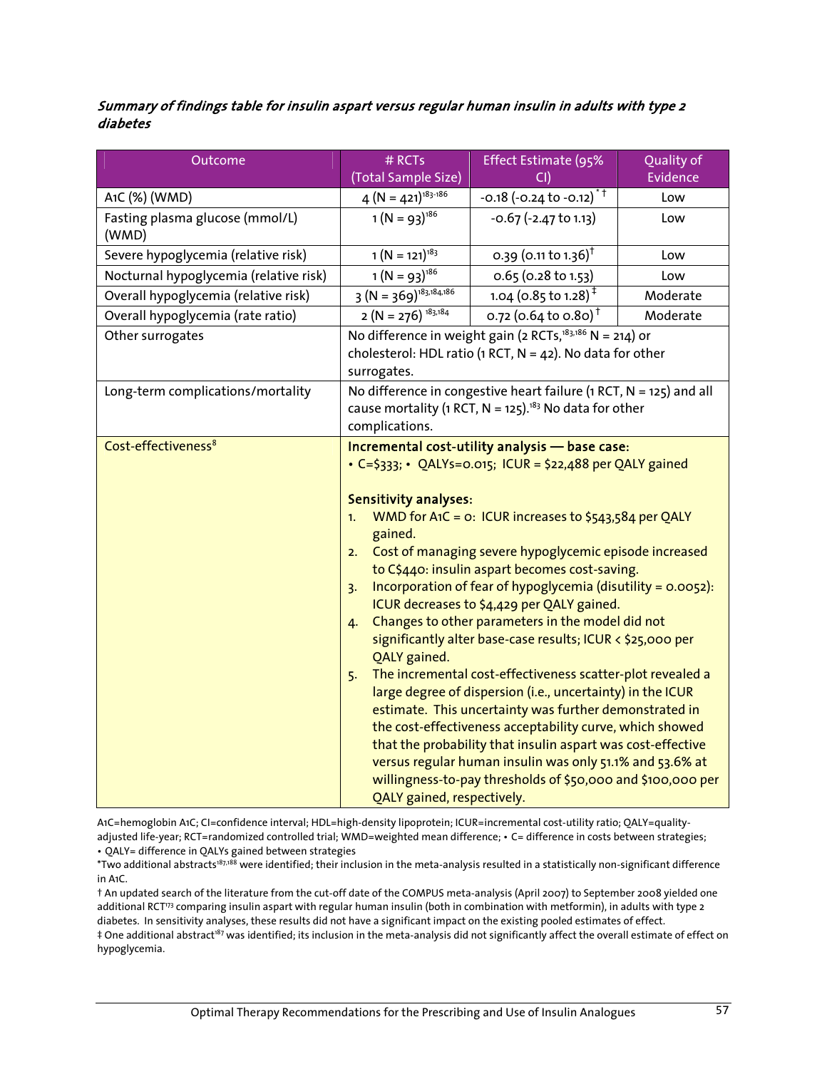***Summary of findings table for insulin aspart versus regular human insulin in adults with type 2 diabetes***

| Outcome | # RCTs (Total Sample Size) | Effect Estimate (95% CI) | Quality of Evidence |
|---|---|---|---|
| A1C (%) (WMD) | 4 (N = 421)[183-186] | -0.18 (-0.24 to -0.12)[*†] | Low |
| Fasting plasma glucose (mmol/L) (WMD) | 1 (N = 93)[186] | -0.67 (-2.47 to 1.13) | Low |
| Severe hypoglycemia (relative risk) | 1 (N = 121)[183] | 0.39 (0.11 to 1.36)[†] | Low |
| Nocturnal hypoglycemia (relative risk) | 1 (N = 93)[186] | 0.65 (0.28 to 1.53) | Low |
| Overall hypoglycemia (relative risk) | 3 (N = 369)[183,184,186] | 1.04 (0.85 to 1.28)[‡] | Moderate |
| Overall hypoglycemia (rate ratio) | 2 (N = 276)[183,184] | 0.72 (0.64 to 0.80)[†] | Moderate |
| Other surrogates | No difference in weight gain (2 RCTs,[183,186] N = 214) or cholesterol: HDL ratio (1 RCT, N = 42). No data for other surrogates. | | |
| Long-term complications/mortality | No difference in congestive heart failure (1 RCT, N = 125) and all cause mortality (1 RCT, N = 125).[183] No data for other complications. | | |
| Cost-effectiveness[8] | **Incremental cost-utility analysis — base case:** • C=$333; • QALYs=0.015; ICUR = $22,488 per QALY gained<br><br>**Sensitivity analyses:**<br>1. WMD for A1C = 0: ICUR increases to $543,584 per QALY gained.<br>2. Cost of managing severe hypoglycemic episode increased to C$440: insulin aspart becomes cost-saving.<br>3. Incorporation of fear of hypoglycemia (disutility = 0.0052): ICUR decreases to $4,429 per QALY gained.<br>4. Changes to other parameters in the model did not significantly alter base-case results; ICUR < $25,000 per QALY gained.<br>5. The incremental cost-effectiveness scatter-plot revealed a large degree of dispersion (i.e., uncertainty) in the ICUR estimate. This uncertainty was further demonstrated in the cost-effectiveness acceptability curve, which showed that the probability that insulin aspart was cost-effective versus regular human insulin was only 51.1% and 53.6% at willingness-to-pay thresholds of $50,000 and $100,000 per QALY gained, respectively. | | |

A1C=hemoglobin A1C; CI=confidence interval; HDL=high-density lipoprotein; ICUR=incremental cost-utility ratio; QALY=quality-adjusted life-year; RCT=randomized controlled trial; WMD=weighted mean difference; • C= difference in costs between strategies; • QALY= difference in QALYs gained between strategies

*Two additional abstracts[187,188] were identified; their inclusion in the meta-analysis resulted in a statistically non-significant difference in A1C.

† An updated search of the literature from the cut-off date of the COMPUS meta-analysis (April 2007) to September 2008 yielded one additional RCT[173] comparing insulin aspart with regular human insulin (both in combination with metformin), in adults with type 2 diabetes. In sensitivity analyses, these results did not have a significant impact on the existing pooled estimates of effect.

‡ One additional abstract[187] was identified; its inclusion in the meta-analysis did not significantly affect the overall estimate of effect on hypoglycemia.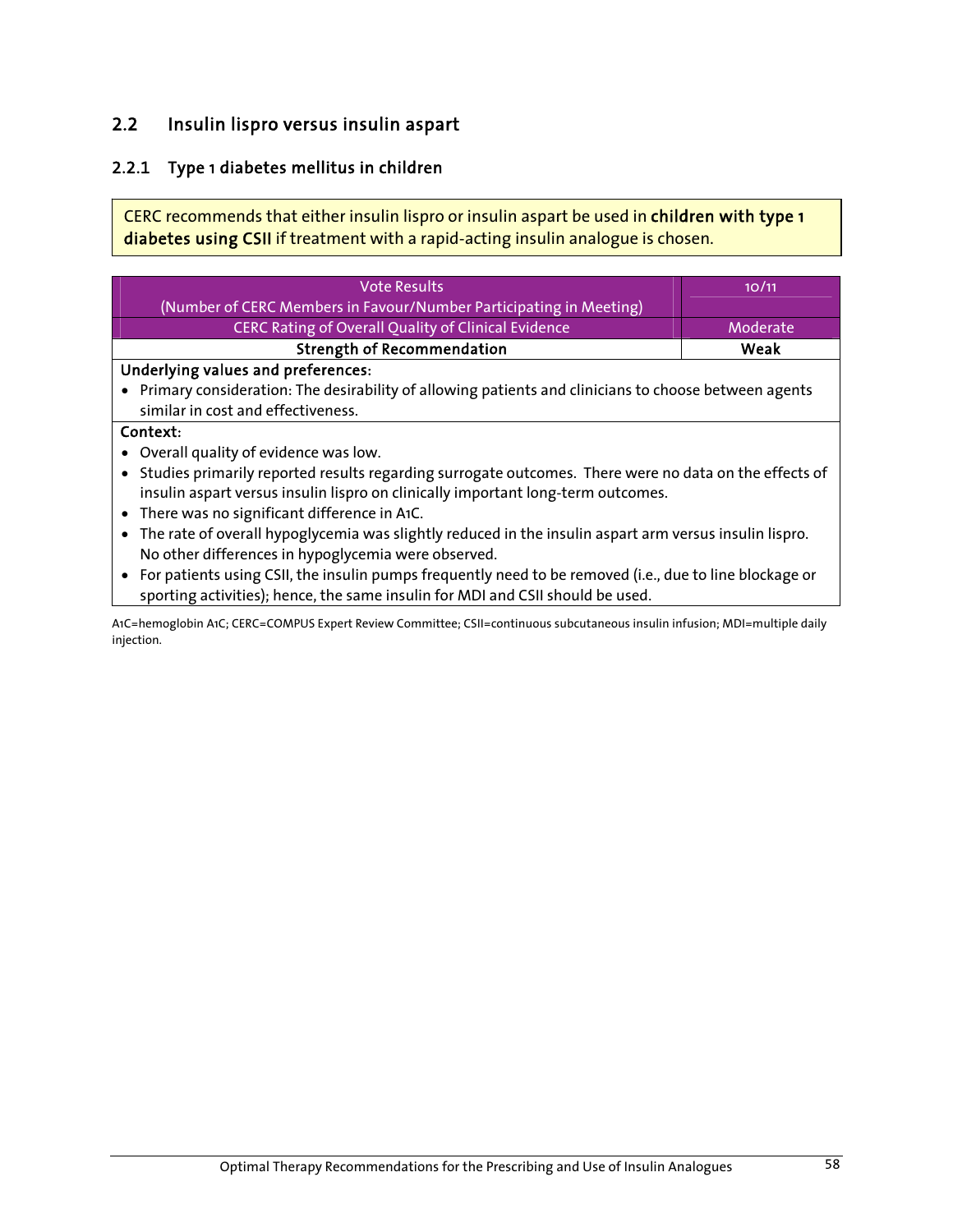## 2.2 Insulin lispro versus insulin aspart

### 2.2.1 Type 1 diabetes mellitus in children

CERC recommends that either insulin lispro or insulin aspart be used in **children with type 1 diabetes using CSII** if treatment with a rapid-acting insulin analogue is chosen.

| Vote Results (Number of CERC Members in Favour/Number Participating in Meeting) | 10/11 |
| --- | --- |
| CERC Rating of Overall Quality of Clinical Evidence | Moderate |
| **Strength of Recommendation** | **Weak** |

**Underlying values and preferences:**

- Primary consideration: The desirability of allowing patients and clinicians to choose between agents similar in cost and effectiveness.

**Context:**

- Overall quality of evidence was low.
- Studies primarily reported results regarding surrogate outcomes. There were no data on the effects of insulin aspart versus insulin lispro on clinically important long-term outcomes.
- There was no significant difference in A1C.
- The rate of overall hypoglycemia was slightly reduced in the insulin aspart arm versus insulin lispro. No other differences in hypoglycemia were observed.
- For patients using CSII, the insulin pumps frequently need to be removed (i.e., due to line blockage or sporting activities); hence, the same insulin for MDI and CSII should be used.

A1C=hemoglobin A1C; CERC=COMPUS Expert Review Committee; CSII=continuous subcutaneous insulin infusion; MDI=multiple daily injection.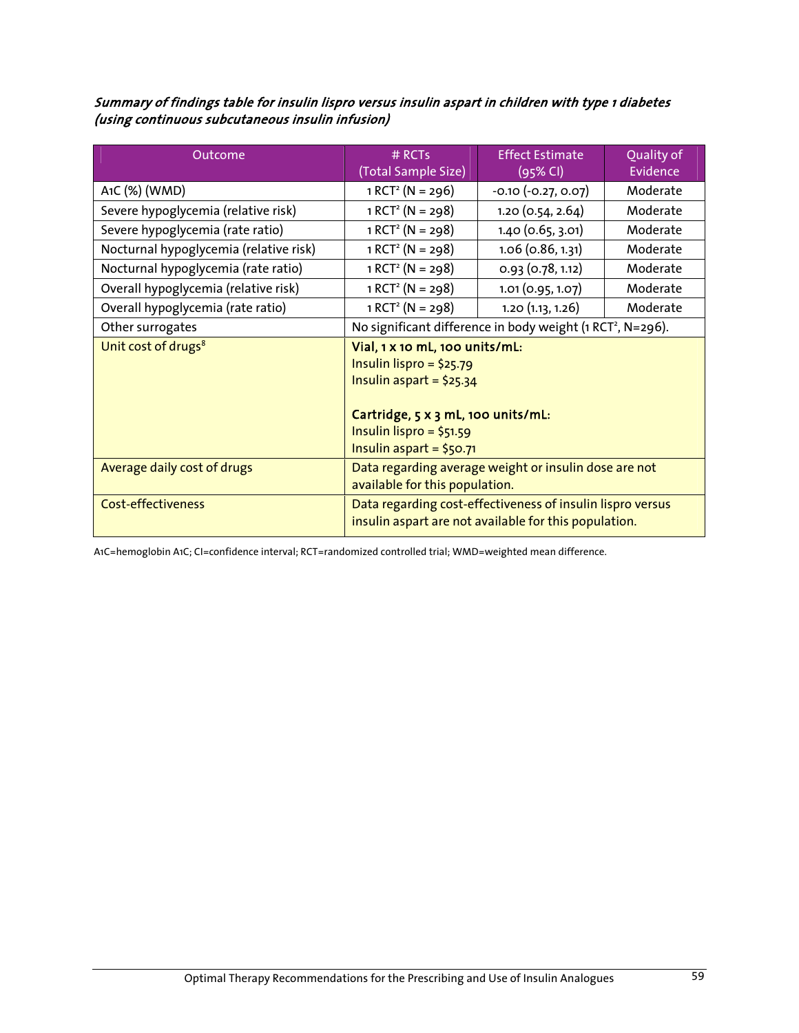***Summary of findings table for insulin lispro versus insulin aspart in children with type 1 diabetes (using continuous subcutaneous insulin infusion)***

| Outcome | # RCTs (Total Sample Size) | Effect Estimate (95% CI) | Quality of Evidence |
|---|---|---|---|
| A1C (%) (WMD) | 1 RCT[2] (N = 296) | -0.10 (-0.27, 0.07) | Moderate |
| Severe hypoglycemia (relative risk) | 1 RCT[2] (N = 298) | 1.20 (0.54, 2.64) | Moderate |
| Severe hypoglycemia (rate ratio) | 1 RCT[2] (N = 298) | 1.40 (0.65, 3.01) | Moderate |
| Nocturnal hypoglycemia (relative risk) | 1 RCT[2] (N = 298) | 1.06 (0.86, 1.31) | Moderate |
| Nocturnal hypoglycemia (rate ratio) | 1 RCT[2] (N = 298) | 0.93 (0.78, 1.12) | Moderate |
| Overall hypoglycemia (relative risk) | 1 RCT[2] (N = 298) | 1.01 (0.95, 1.07) | Moderate |
| Overall hypoglycemia (rate ratio) | 1 RCT[2] (N = 298) | 1.20 (1.13, 1.26) | Moderate |
| Other surrogates | No significant difference in body weight (1 RCT[2], N=296). | | |
| Unit cost of drugs[8] | **Vial, 1 x 10 mL, 100 units/mL:** Insulin lispro = $25.79 Insulin aspart = $25.34 **Cartridge, 5 x 3 mL, 100 units/mL:** Insulin lispro = $51.59 Insulin aspart = $50.71 | | |
| Average daily cost of drugs | Data regarding average weight or insulin dose are not available for this population. | | |
| Cost-effectiveness | Data regarding cost-effectiveness of insulin lispro versus insulin aspart are not available for this population. | | |

A1C=hemoglobin A1C; CI=confidence interval; RCT=randomized controlled trial; WMD=weighted mean difference.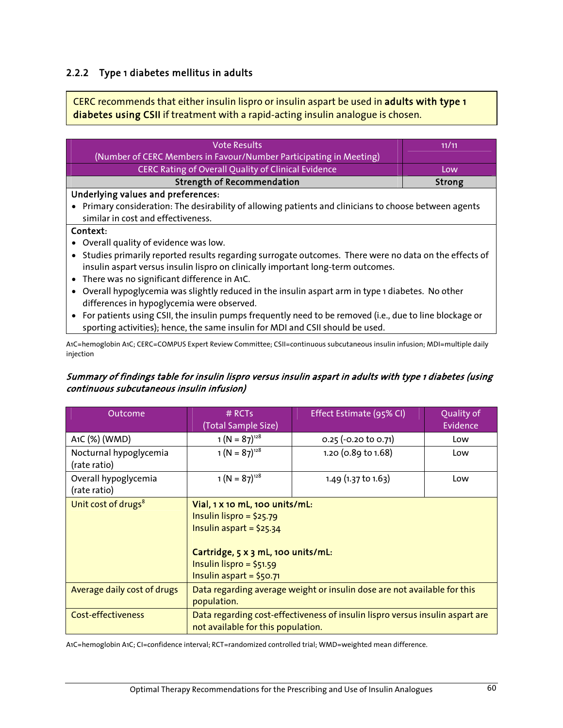### 2.2.2 Type 1 diabetes mellitus in adults

> CERC recommends that either insulin lispro or insulin aspart be used in **adults with type 1 diabetes using CSII** if treatment with a rapid-acting insulin analogue is chosen.

| Vote Results (Number of CERC Members in Favour/Number Participating in Meeting) | 11/11 |
|---|---|
| CERC Rating of Overall Quality of Clinical Evidence | Low |
| **Strength of Recommendation** | **Strong** |

**Underlying values and preferences:**

- Primary consideration: The desirability of allowing patients and clinicians to choose between agents similar in cost and effectiveness.

**Context:**

- Overall quality of evidence was low.
- Studies primarily reported results regarding surrogate outcomes. There were no data on the effects of insulin aspart versus insulin lispro on clinically important long-term outcomes.
- There was no significant difference in A1C.
- Overall hypoglycemia was slightly reduced in the insulin aspart arm in type 1 diabetes. No other differences in hypoglycemia were observed.
- For patients using CSII, the insulin pumps frequently need to be removed (i.e., due to line blockage or sporting activities); hence, the same insulin for MDI and CSII should be used.

A1C=hemoglobin A1C; CERC=COMPUS Expert Review Committee; CSII=continuous subcutaneous insulin infusion; MDI=multiple daily injection

***Summary of findings table for insulin lispro versus insulin aspart in adults with type 1 diabetes (using continuous subcutaneous insulin infusion)***

| Outcome | # RCTs (Total Sample Size) | Effect Estimate (95% CI) | Quality of Evidence |
|---|---|---|---|
| A1C (%) (WMD) | 1 (N = 87)[128] | 0.25 (-0.20 to 0.71) | Low |
| Nocturnal hypoglycemia (rate ratio) | 1 (N = 87)[128] | 1.20 (0.89 to 1.68) | Low |
| Overall hypoglycemia (rate ratio) | 1 (N = 87)[128] | 1.49 (1.37 to 1.63) | Low |
| Unit cost of drugs[8] | **Vial, 1 x 10 mL, 100 units/mL:**<br>Insulin lispro = $25.79<br>Insulin aspart = $25.34<br><br>**Cartridge, 5 x 3 mL, 100 units/mL:**<br>Insulin lispro = $51.59<br>Insulin aspart = $50.71 | | |
| Average daily cost of drugs | Data regarding average weight or insulin dose are not available for this population. | | |
| Cost-effectiveness | Data regarding cost-effectiveness of insulin lispro versus insulin aspart are not available for this population. | | |

A1C=hemoglobin A1C; CI=confidence interval; RCT=randomized controlled trial; WMD=weighted mean difference.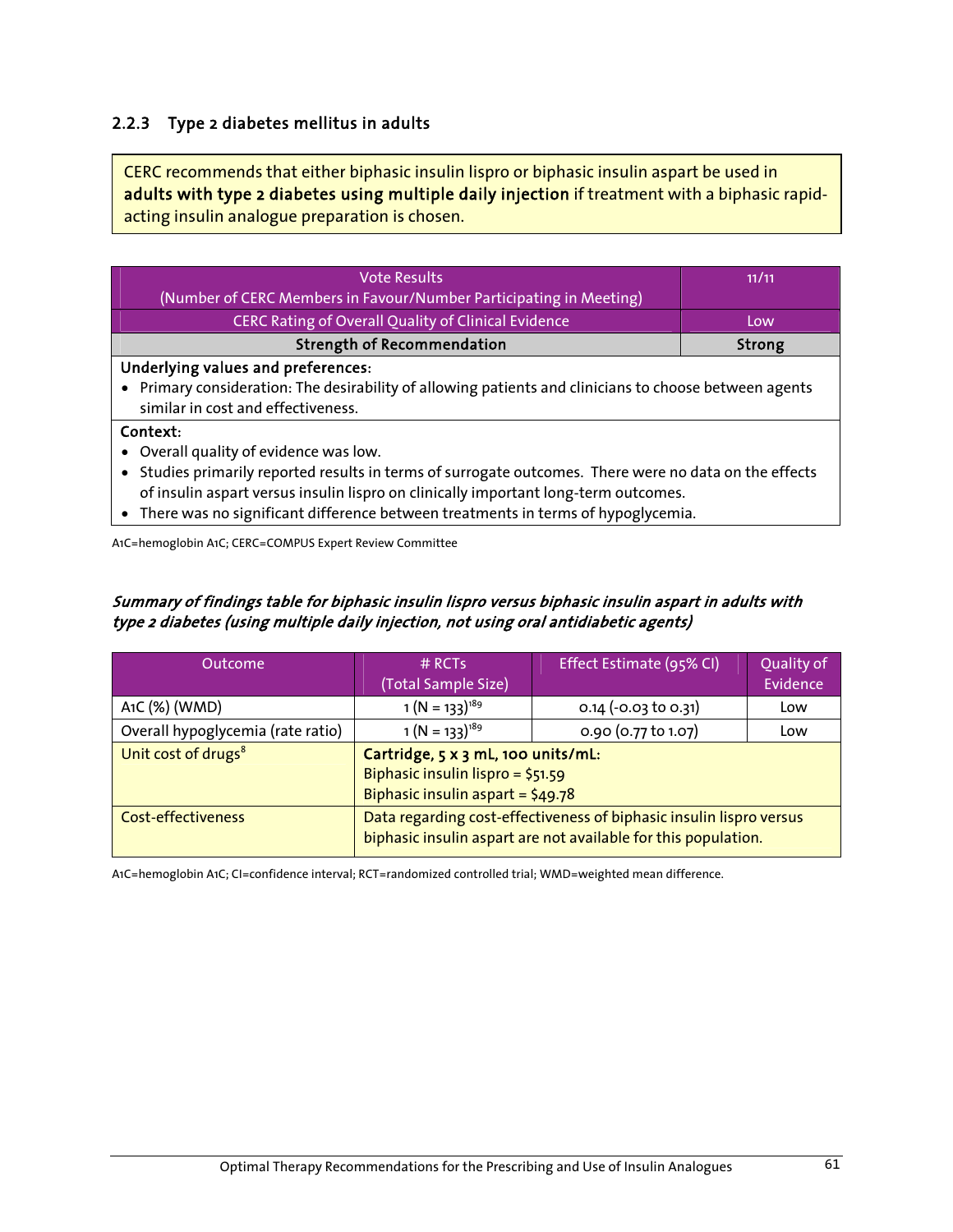### 2.2.3 Type 2 diabetes mellitus in adults

CERC recommends that either biphasic insulin lispro or biphasic insulin aspart be used in **adults with type 2 diabetes using multiple daily injection** if treatment with a biphasic rapid-acting insulin analogue preparation is chosen.

| Vote Results (Number of CERC Members in Favour/Number Participating in Meeting) | 11/11 |
|---|---|
| CERC Rating of Overall Quality of Clinical Evidence | Low |
| **Strength of Recommendation** | **Strong** |

**Underlying values and preferences:**

- Primary consideration: The desirability of allowing patients and clinicians to choose between agents similar in cost and effectiveness.

**Context:**

- Overall quality of evidence was low.
- Studies primarily reported results in terms of surrogate outcomes. There were no data on the effects of insulin aspart versus insulin lispro on clinically important long-term outcomes.
- There was no significant difference between treatments in terms of hypoglycemia.

A1C=hemoglobin A1C; CERC=COMPUS Expert Review Committee

***Summary of findings table for biphasic insulin lispro versus biphasic insulin aspart in adults with type 2 diabetes (using multiple daily injection, not using oral antidiabetic agents)***

| Outcome | # RCTs (Total Sample Size) | Effect Estimate (95% CI) | Quality of Evidence |
|---|---|---|---|
| A1C (%) (WMD) | 1 (N = 133)[189] | 0.14 (-0.03 to 0.31) | Low |
| Overall hypoglycemia (rate ratio) | 1 (N = 133)[189] | 0.90 (0.77 to 1.07) | Low |
| Unit cost of drugs[8] | **Cartridge, 5 x 3 mL, 100 units/mL:** Biphasic insulin lispro = $51.59 Biphasic insulin aspart = $49.78 | | |
| Cost-effectiveness | Data regarding cost-effectiveness of biphasic insulin lispro versus biphasic insulin aspart are not available for this population. | | |

A1C=hemoglobin A1C; CI=confidence interval; RCT=randomized controlled trial; WMD=weighted mean difference.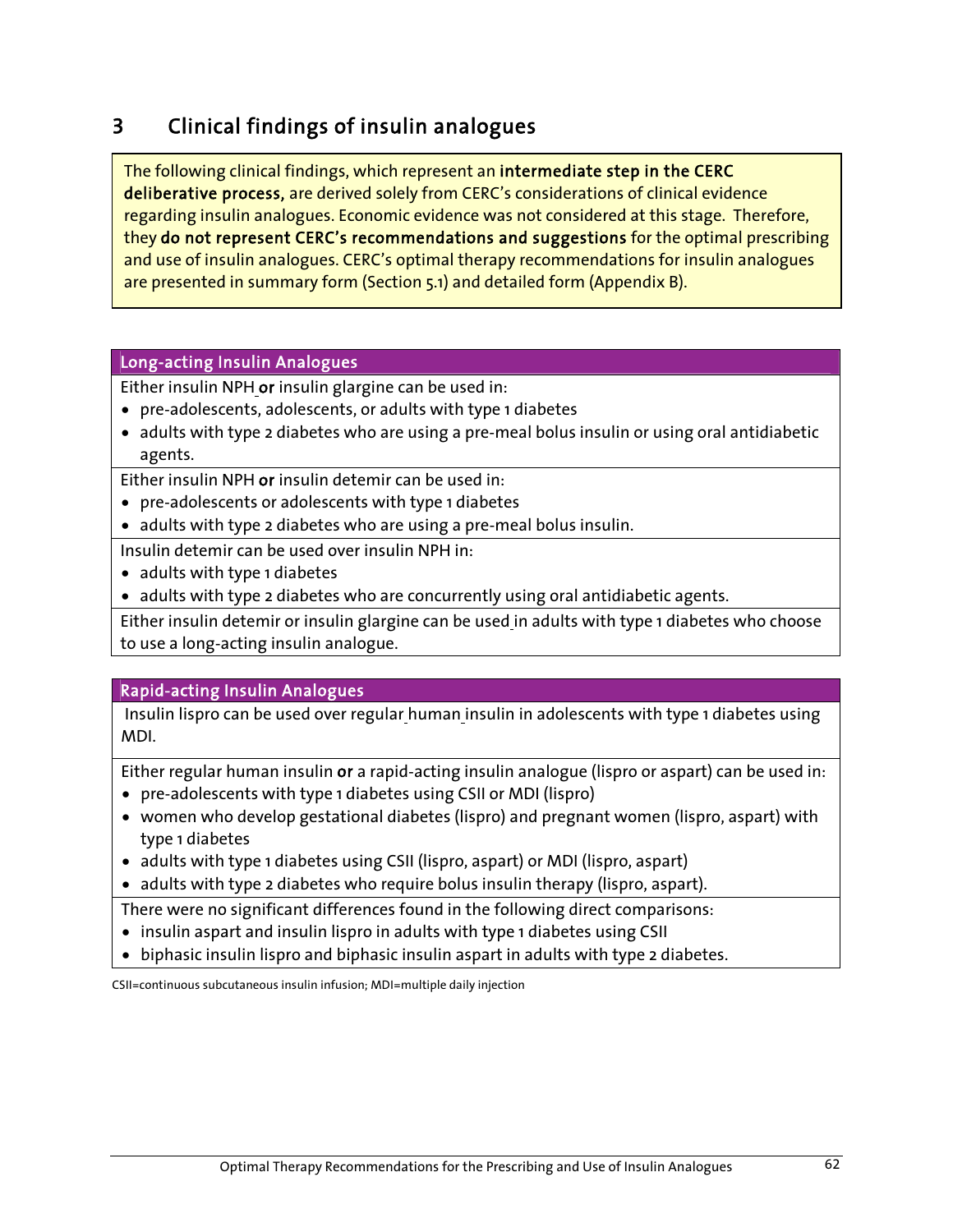# 3 Clinical findings of insulin analogues

> The following clinical findings, which represent an **intermediate step in the CERC deliberative process,** are derived solely from CERC's considerations of clinical evidence regarding insulin analogues. Economic evidence was not considered at this stage. Therefore, they **do not represent CERC's recommendations and suggestions** for the optimal prescribing and use of insulin analogues. CERC's optimal therapy recommendations for insulin analogues are presented in summary form (Section 5.1) and detailed form (Appendix B).

**Long-acting Insulin Analogues**

Either insulin NPH **or** insulin glargine can be used in:

- pre-adolescents, adolescents, or adults with type 1 diabetes
- adults with type 2 diabetes who are using a pre-meal bolus insulin or using oral antidiabetic agents.

Either insulin NPH **or** insulin detemir can be used in:

- pre-adolescents or adolescents with type 1 diabetes
- adults with type 2 diabetes who are using a pre-meal bolus insulin.

Insulin detemir can be used over insulin NPH in:

- adults with type 1 diabetes
- adults with type 2 diabetes who are concurrently using oral antidiabetic agents.

Either insulin detemir or insulin glargine can be used in adults with type 1 diabetes who choose to use a long-acting insulin analogue.

**Rapid-acting Insulin Analogues**

Insulin lispro can be used over regular human insulin in adolescents with type 1 diabetes using MDI.

Either regular human insulin **or** a rapid-acting insulin analogue (lispro or aspart) can be used in:

- pre-adolescents with type 1 diabetes using CSII or MDI (lispro)
- women who develop gestational diabetes (lispro) and pregnant women (lispro, aspart) with type 1 diabetes
- adults with type 1 diabetes using CSII (lispro, aspart) or MDI (lispro, aspart)
- adults with type 2 diabetes who require bolus insulin therapy (lispro, aspart).

There were no significant differences found in the following direct comparisons:

- insulin aspart and insulin lispro in adults with type 1 diabetes using CSII
- biphasic insulin lispro and biphasic insulin aspart in adults with type 2 diabetes.

CSII=continuous subcutaneous insulin infusion; MDI=multiple daily injection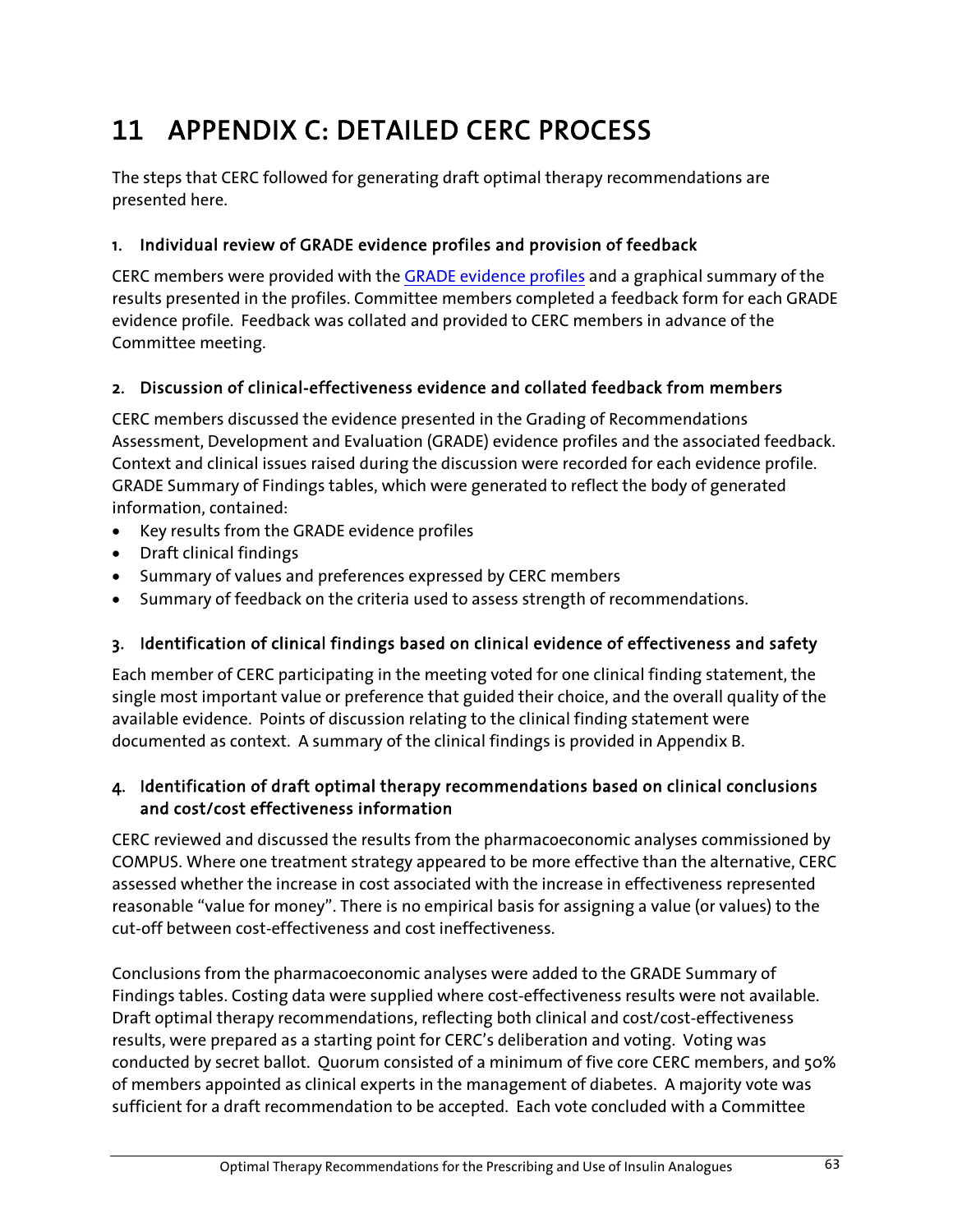# 11 APPENDIX C: DETAILED CERC PROCESS

The steps that CERC followed for generating draft optimal therapy recommendations are presented here.

### 1. Individual review of GRADE evidence profiles and provision of feedback

CERC members were provided with the GRADE evidence profiles and a graphical summary of the results presented in the profiles. Committee members completed a feedback form for each GRADE evidence profile. Feedback was collated and provided to CERC members in advance of the Committee meeting.

### 2. Discussion of clinical-effectiveness evidence and collated feedback from members

CERC members discussed the evidence presented in the Grading of Recommendations Assessment, Development and Evaluation (GRADE) evidence profiles and the associated feedback. Context and clinical issues raised during the discussion were recorded for each evidence profile. GRADE Summary of Findings tables, which were generated to reflect the body of generated information, contained:

- Key results from the GRADE evidence profiles
- Draft clinical findings
- Summary of values and preferences expressed by CERC members
- Summary of feedback on the criteria used to assess strength of recommendations.

### 3. Identification of clinical findings based on clinical evidence of effectiveness and safety

Each member of CERC participating in the meeting voted for one clinical finding statement, the single most important value or preference that guided their choice, and the overall quality of the available evidence. Points of discussion relating to the clinical finding statement were documented as context. A summary of the clinical findings is provided in Appendix B.

### 4. Identification of draft optimal therapy recommendations based on clinical conclusions and cost/cost effectiveness information

CERC reviewed and discussed the results from the pharmacoeconomic analyses commissioned by COMPUS. Where one treatment strategy appeared to be more effective than the alternative, CERC assessed whether the increase in cost associated with the increase in effectiveness represented reasonable "value for money". There is no empirical basis for assigning a value (or values) to the cut-off between cost-effectiveness and cost ineffectiveness.

Conclusions from the pharmacoeconomic analyses were added to the GRADE Summary of Findings tables. Costing data were supplied where cost-effectiveness results were not available. Draft optimal therapy recommendations, reflecting both clinical and cost/cost-effectiveness results, were prepared as a starting point for CERC's deliberation and voting. Voting was conducted by secret ballot. Quorum consisted of a minimum of five core CERC members, and 50% of members appointed as clinical experts in the management of diabetes. A majority vote was sufficient for a draft recommendation to be accepted. Each vote concluded with a Committee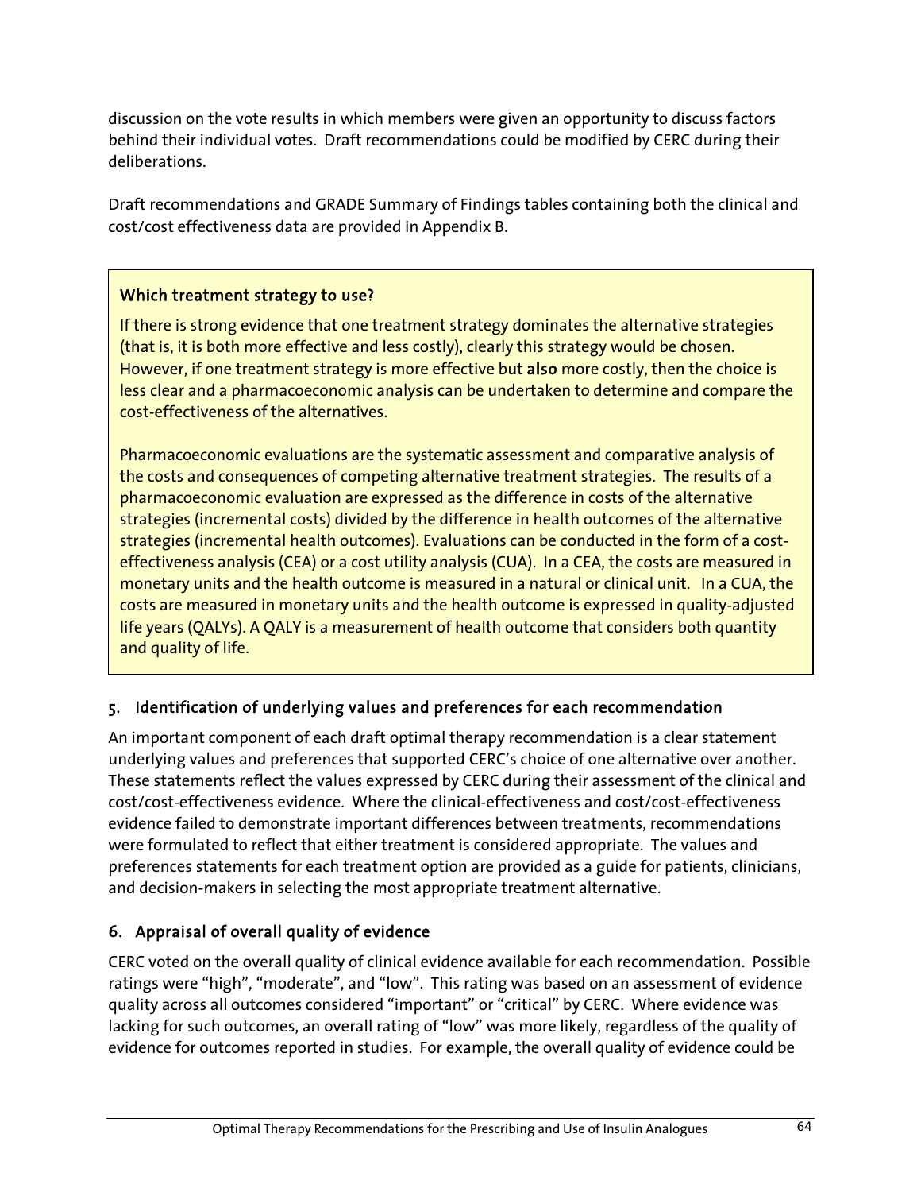discussion on the vote results in which members were given an opportunity to discuss factors behind their individual votes. Draft recommendations could be modified by CERC during their deliberations.

Draft recommendations and GRADE Summary of Findings tables containing both the clinical and cost/cost effectiveness data are provided in Appendix B.

> **Which treatment strategy to use?**
>
> If there is strong evidence that one treatment strategy dominates the alternative strategies (that is, it is both more effective and less costly), clearly this strategy would be chosen. However, if one treatment strategy is more effective but **also** more costly, then the choice is less clear and a pharmacoeconomic analysis can be undertaken to determine and compare the cost-effectiveness of the alternatives.
>
> Pharmacoeconomic evaluations are the systematic assessment and comparative analysis of the costs and consequences of competing alternative treatment strategies. The results of a pharmacoeconomic evaluation are expressed as the difference in costs of the alternative strategies (incremental costs) divided by the difference in health outcomes of the alternative strategies (incremental health outcomes). Evaluations can be conducted in the form of a cost-effectiveness analysis (CEA) or a cost utility analysis (CUA). In a CEA, the costs are measured in monetary units and the health outcome is measured in a natural or clinical unit. In a CUA, the costs are measured in monetary units and the health outcome is expressed in quality-adjusted life years (QALYs). A QALY is a measurement of health outcome that considers both quantity and quality of life.

## 5. Identification of underlying values and preferences for each recommendation

An important component of each draft optimal therapy recommendation is a clear statement underlying values and preferences that supported CERC's choice of one alternative over another. These statements reflect the values expressed by CERC during their assessment of the clinical and cost/cost-effectiveness evidence. Where the clinical-effectiveness and cost/cost-effectiveness evidence failed to demonstrate important differences between treatments, recommendations were formulated to reflect that either treatment is considered appropriate. The values and preferences statements for each treatment option are provided as a guide for patients, clinicians, and decision-makers in selecting the most appropriate treatment alternative.

## 6. Appraisal of overall quality of evidence

CERC voted on the overall quality of clinical evidence available for each recommendation. Possible ratings were "high", "moderate", and "low". This rating was based on an assessment of evidence quality across all outcomes considered "important" or "critical" by CERC. Where evidence was lacking for such outcomes, an overall rating of "low" was more likely, regardless of the quality of evidence for outcomes reported in studies. For example, the overall quality of evidence could be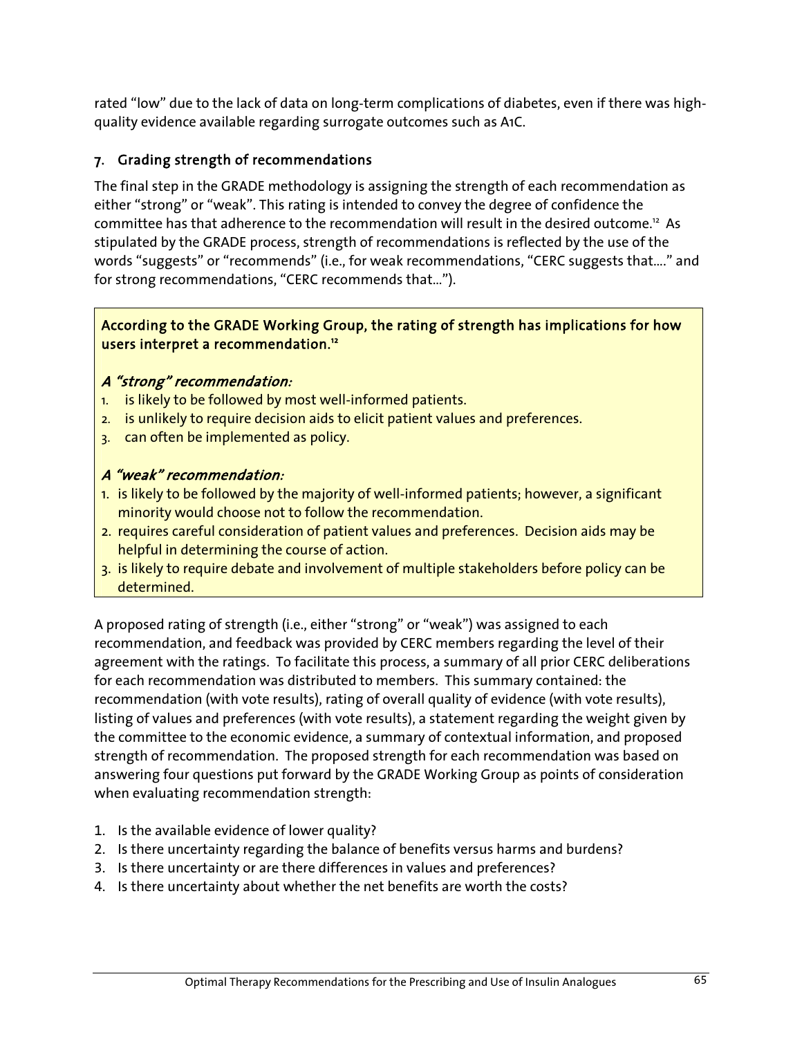rated "low" due to the lack of data on long-term complications of diabetes, even if there was high-quality evidence available regarding surrogate outcomes such as A1C.

## 7. Grading strength of recommendations

The final step in the GRADE methodology is assigning the strength of each recommendation as either "strong" or "weak". This rating is intended to convey the degree of confidence the committee has that adherence to the recommendation will result in the desired outcome.[12] As stipulated by the GRADE process, strength of recommendations is reflected by the use of the words "suggests" or "recommends" (i.e., for weak recommendations, "CERC suggests that...." and for strong recommendations, "CERC recommends that...").

**According to the GRADE Working Group, the rating of strength has implications for how users interpret a recommendation.[12]**

***A "strong" recommendation:***

1. is likely to be followed by most well-informed patients.
2. is unlikely to require decision aids to elicit patient values and preferences.
3. can often be implemented as policy.

***A "weak" recommendation:***

1. is likely to be followed by the majority of well-informed patients; however, a significant minority would choose not to follow the recommendation.
2. requires careful consideration of patient values and preferences. Decision aids may be helpful in determining the course of action.
3. is likely to require debate and involvement of multiple stakeholders before policy can be determined.

A proposed rating of strength (i.e., either "strong" or "weak") was assigned to each recommendation, and feedback was provided by CERC members regarding the level of their agreement with the ratings. To facilitate this process, a summary of all prior CERC deliberations for each recommendation was distributed to members. This summary contained: the recommendation (with vote results), rating of overall quality of evidence (with vote results), listing of values and preferences (with vote results), a statement regarding the weight given by the committee to the economic evidence, a summary of contextual information, and proposed strength of recommendation. The proposed strength for each recommendation was based on answering four questions put forward by the GRADE Working Group as points of consideration when evaluating recommendation strength:

1. Is the available evidence of lower quality?
2. Is there uncertainty regarding the balance of benefits versus harms and burdens?
3. Is there uncertainty or are there differences in values and preferences?
4. Is there uncertainty about whether the net benefits are worth the costs?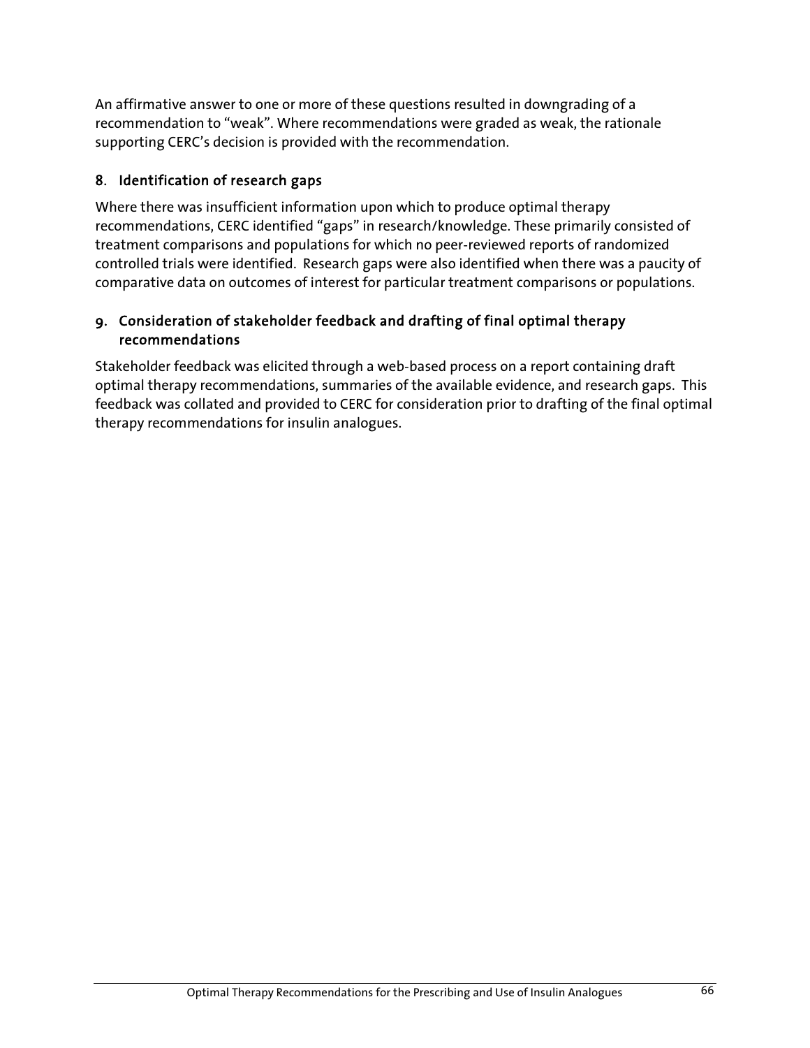An affirmative answer to one or more of these questions resulted in downgrading of a recommendation to "weak". Where recommendations were graded as weak, the rationale supporting CERC's decision is provided with the recommendation.

### 8. Identification of research gaps

Where there was insufficient information upon which to produce optimal therapy recommendations, CERC identified "gaps" in research/knowledge. These primarily consisted of treatment comparisons and populations for which no peer-reviewed reports of randomized controlled trials were identified. Research gaps were also identified when there was a paucity of comparative data on outcomes of interest for particular treatment comparisons or populations.

### 9. Consideration of stakeholder feedback and drafting of final optimal therapy recommendations

Stakeholder feedback was elicited through a web-based process on a report containing draft optimal therapy recommendations, summaries of the available evidence, and research gaps. This feedback was collated and provided to CERC for consideration prior to drafting of the final optimal therapy recommendations for insulin analogues.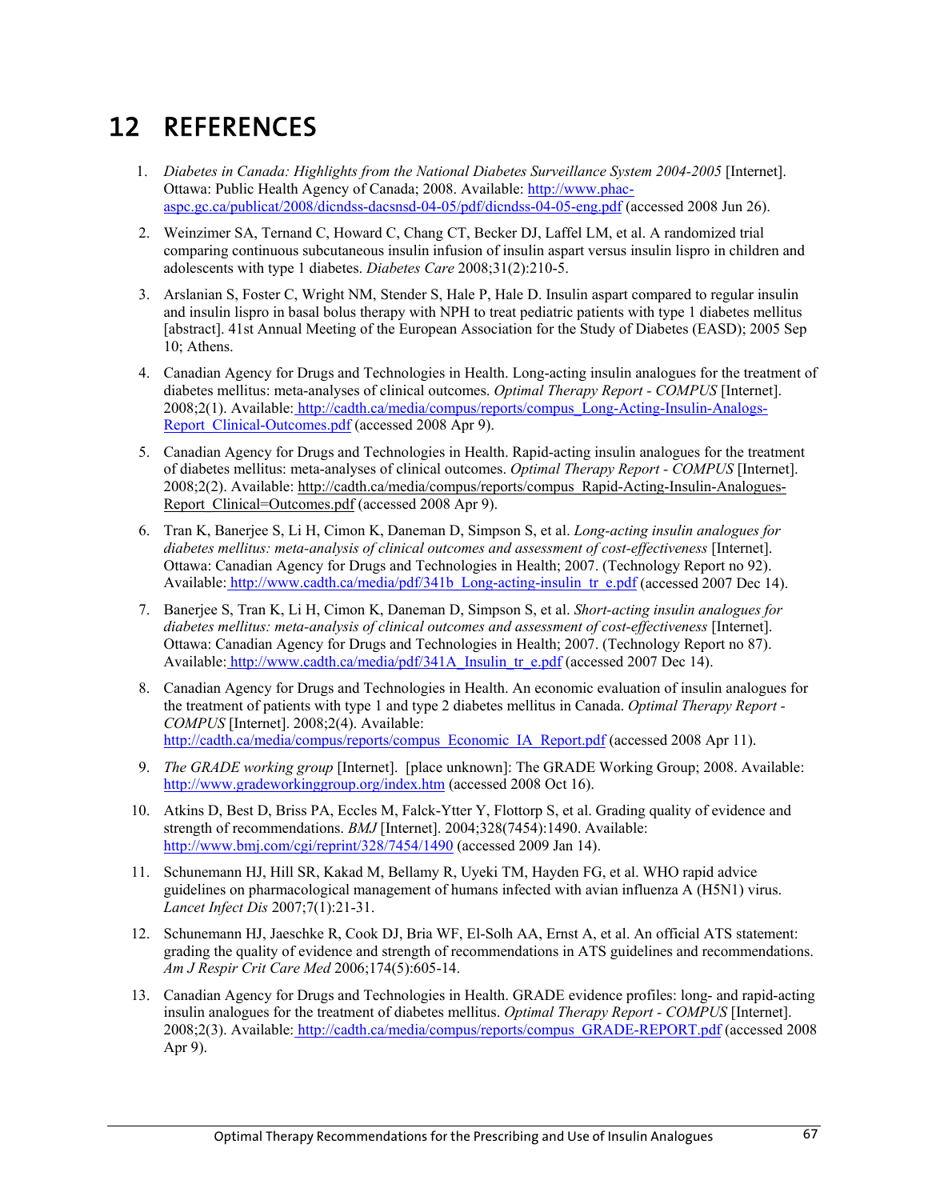# 12 REFERENCES

1. *Diabetes in Canada: Highlights from the National Diabetes Surveillance System 2004-2005* [Internet]. Ottawa: Public Health Agency of Canada; 2008. Available: http://www.phac-aspc.gc.ca/publicat/2008/dicndss-dacsnsd-04-05/pdf/dicndss-04-05-eng.pdf (accessed 2008 Jun 26).

2. Weinzimer SA, Ternand C, Howard C, Chang CT, Becker DJ, Laffel LM, et al. A randomized trial comparing continuous subcutaneous insulin infusion of insulin aspart versus insulin lispro in children and adolescents with type 1 diabetes. *Diabetes Care* 2008;31(2):210-5.

3. Arslanian S, Foster C, Wright NM, Stender S, Hale P, Hale D. Insulin aspart compared to regular insulin and insulin lispro in basal bolus therapy with NPH to treat pediatric patients with type 1 diabetes mellitus [abstract]. 41st Annual Meeting of the European Association for the Study of Diabetes (EASD); 2005 Sep 10; Athens.

4. Canadian Agency for Drugs and Technologies in Health. Long-acting insulin analogues for the treatment of diabetes mellitus: meta-analyses of clinical outcomes. *Optimal Therapy Report - COMPUS* [Internet]. 2008;2(1). Available: http://cadth.ca/media/compus/reports/compus_Long-Acting-Insulin-Analogs-Report_Clinical-Outcomes.pdf (accessed 2008 Apr 9).

5. Canadian Agency for Drugs and Technologies in Health. Rapid-acting insulin analogues for the treatment of diabetes mellitus: meta-analyses of clinical outcomes. *Optimal Therapy Report - COMPUS* [Internet]. 2008;2(2). Available: http://cadth.ca/media/compus/reports/compus_Rapid-Acting-Insulin-Analogues-Report_Clinical=Outcomes.pdf (accessed 2008 Apr 9).

6. Tran K, Banerjee S, Li H, Cimon K, Daneman D, Simpson S, et al. *Long-acting insulin analogues for diabetes mellitus: meta-analysis of clinical outcomes and assessment of cost-effectiveness* [Internet]. Ottawa: Canadian Agency for Drugs and Technologies in Health; 2007. (Technology Report no 92). Available: http://www.cadth.ca/media/pdf/341b_Long-acting-insulin_tr_e.pdf (accessed 2007 Dec 14).

7. Banerjee S, Tran K, Li H, Cimon K, Daneman D, Simpson S, et al. *Short-acting insulin analogues for diabetes mellitus: meta-analysis of clinical outcomes and assessment of cost-effectiveness* [Internet]. Ottawa: Canadian Agency for Drugs and Technologies in Health; 2007. (Technology Report no 87). Available: http://www.cadth.ca/media/pdf/341A_Insulin_tr_e.pdf (accessed 2007 Dec 14).

8. Canadian Agency for Drugs and Technologies in Health. An economic evaluation of insulin analogues for the treatment of patients with type 1 and type 2 diabetes mellitus in Canada. *Optimal Therapy Report - COMPUS* [Internet]. 2008;2(4). Available: http://cadth.ca/media/compus/reports/compus_Economic_IA_Report.pdf (accessed 2008 Apr 11).

9. *The GRADE working group* [Internet]. [place unknown]: The GRADE Working Group; 2008. Available: http://www.gradeworkinggroup.org/index.htm (accessed 2008 Oct 16).

10. Atkins D, Best D, Briss PA, Eccles M, Falck-Ytter Y, Flottorp S, et al. Grading quality of evidence and strength of recommendations. *BMJ* [Internet]. 2004;328(7454):1490. Available: http://www.bmj.com/cgi/reprint/328/7454/1490 (accessed 2009 Jan 14).

11. Schunemann HJ, Hill SR, Kakad M, Bellamy R, Uyeki TM, Hayden FG, et al. WHO rapid advice guidelines on pharmacological management of humans infected with avian influenza A (H5N1) virus. *Lancet Infect Dis* 2007;7(1):21-31.

12. Schunemann HJ, Jaeschke R, Cook DJ, Bria WF, El-Solh AA, Ernst A, et al. An official ATS statement: grading the quality of evidence and strength of recommendations in ATS guidelines and recommendations. *Am J Respir Crit Care Med* 2006;174(5):605-14.

13. Canadian Agency for Drugs and Technologies in Health. GRADE evidence profiles: long- and rapid-acting insulin analogues for the treatment of diabetes mellitus. *Optimal Therapy Report - COMPUS* [Internet]. 2008;2(3). Available: http://cadth.ca/media/compus/reports/compus_GRADE-REPORT.pdf (accessed 2008 Apr 9).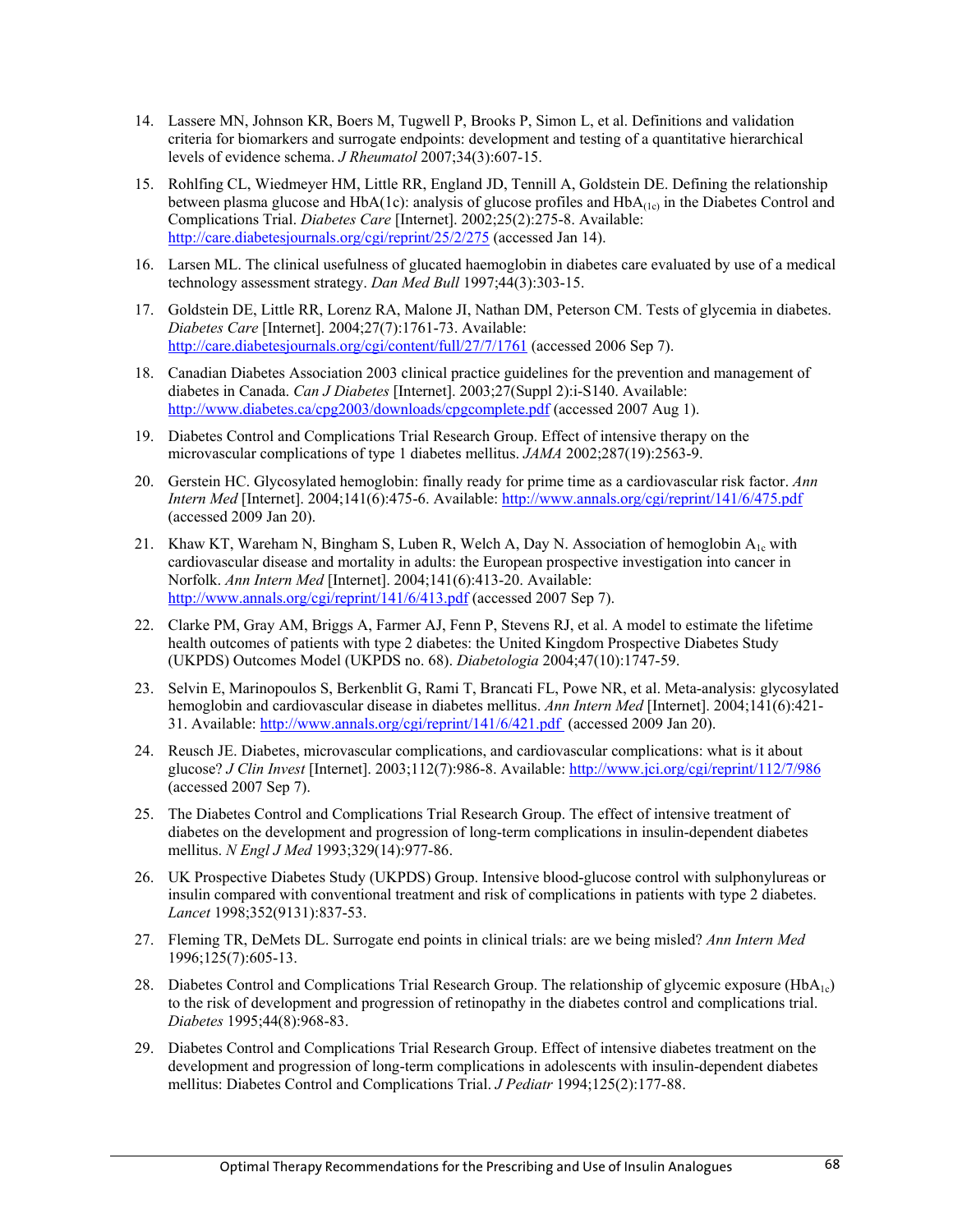14. Lassere MN, Johnson KR, Boers M, Tugwell P, Brooks P, Simon L, et al. Definitions and validation criteria for biomarkers and surrogate endpoints: development and testing of a quantitative hierarchical levels of evidence schema. *J Rheumatol* 2007;34(3):607-15.

15. Rohlfing CL, Wiedmeyer HM, Little RR, England JD, Tennill A, Goldstein DE. Defining the relationship between plasma glucose and HbA(1c): analysis of glucose profiles and $HbA_{(1c)}$ in the Diabetes Control and Complications Trial. *Diabetes Care* [Internet]. 2002;25(2):275-8. Available: http://care.diabetesjournals.org/cgi/reprint/25/2/275 (accessed Jan 14).

16. Larsen ML. The clinical usefulness of glucated haemoglobin in diabetes care evaluated by use of a medical technology assessment strategy. *Dan Med Bull* 1997;44(3):303-15.

17. Goldstein DE, Little RR, Lorenz RA, Malone JI, Nathan DM, Peterson CM. Tests of glycemia in diabetes. *Diabetes Care* [Internet]. 2004;27(7):1761-73. Available: http://care.diabetesjournals.org/cgi/content/full/27/7/1761 (accessed 2006 Sep 7).

18. Canadian Diabetes Association 2003 clinical practice guidelines for the prevention and management of diabetes in Canada. *Can J Diabetes* [Internet]. 2003;27(Suppl 2):i-S140. Available: http://www.diabetes.ca/cpg2003/downloads/cpgcomplete.pdf (accessed 2007 Aug 1).

19. Diabetes Control and Complications Trial Research Group. Effect of intensive therapy on the microvascular complications of type 1 diabetes mellitus. *JAMA* 2002;287(19):2563-9.

20. Gerstein HC. Glycosylated hemoglobin: finally ready for prime time as a cardiovascular risk factor. *Ann Intern Med* [Internet]. 2004;141(6):475-6. Available: http://www.annals.org/cgi/reprint/141/6/475.pdf (accessed 2009 Jan 20).

21. Khaw KT, Wareham N, Bingham S, Luben R, Welch A, Day N. Association of hemoglobin $A_{1c}$ with cardiovascular disease and mortality in adults: the European prospective investigation into cancer in Norfolk. *Ann Intern Med* [Internet]. 2004;141(6):413-20. Available: http://www.annals.org/cgi/reprint/141/6/413.pdf (accessed 2007 Sep 7).

22. Clarke PM, Gray AM, Briggs A, Farmer AJ, Fenn P, Stevens RJ, et al. A model to estimate the lifetime health outcomes of patients with type 2 diabetes: the United Kingdom Prospective Diabetes Study (UKPDS) Outcomes Model (UKPDS no. 68). *Diabetologia* 2004;47(10):1747-59.

23. Selvin E, Marinopoulos S, Berkenblit G, Rami T, Brancati FL, Powe NR, et al. Meta-analysis: glycosylated hemoglobin and cardiovascular disease in diabetes mellitus. *Ann Intern Med* [Internet]. 2004;141(6):421-31. Available: http://www.annals.org/cgi/reprint/141/6/421.pdf (accessed 2009 Jan 20).

24. Reusch JE. Diabetes, microvascular complications, and cardiovascular complications: what is it about glucose? *J Clin Invest* [Internet]. 2003;112(7):986-8. Available: http://www.jci.org/cgi/reprint/112/7/986 (accessed 2007 Sep 7).

25. The Diabetes Control and Complications Trial Research Group. The effect of intensive treatment of diabetes on the development and progression of long-term complications in insulin-dependent diabetes mellitus. *N Engl J Med* 1993;329(14):977-86.

26. UK Prospective Diabetes Study (UKPDS) Group. Intensive blood-glucose control with sulphonylureas or insulin compared with conventional treatment and risk of complications in patients with type 2 diabetes. *Lancet* 1998;352(9131):837-53.

27. Fleming TR, DeMets DL. Surrogate end points in clinical trials: are we being misled? *Ann Intern Med* 1996;125(7):605-13.

28. Diabetes Control and Complications Trial Research Group. The relationship of glycemic exposure ($HbA_{1c}$) to the risk of development and progression of retinopathy in the diabetes control and complications trial. *Diabetes* 1995;44(8):968-83.

29. Diabetes Control and Complications Trial Research Group. Effect of intensive diabetes treatment on the development and progression of long-term complications in adolescents with insulin-dependent diabetes mellitus: Diabetes Control and Complications Trial. *J Pediatr* 1994;125(2):177-88.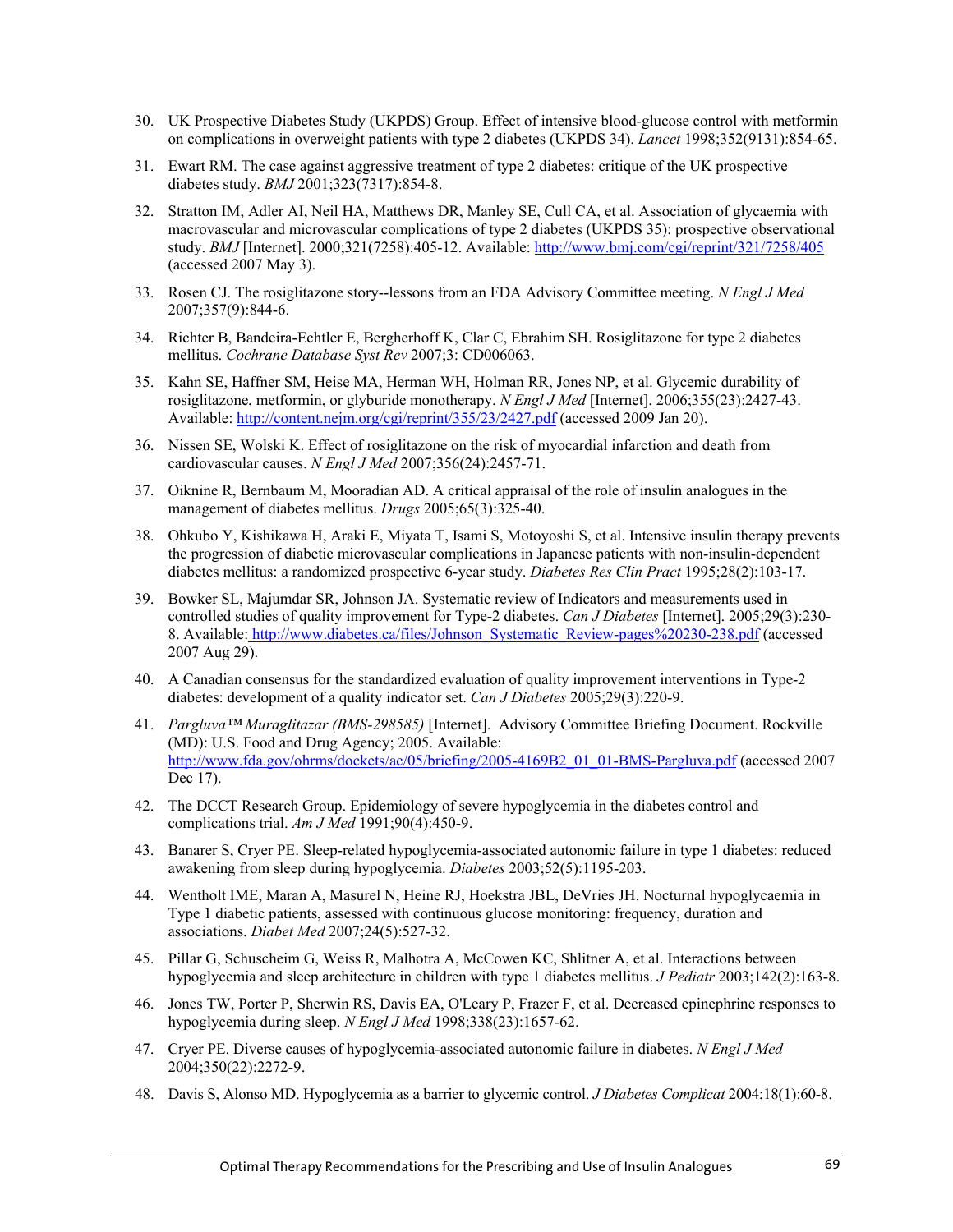30. UK Prospective Diabetes Study (UKPDS) Group. Effect of intensive blood-glucose control with metformin on complications in overweight patients with type 2 diabetes (UKPDS 34). *Lancet* 1998;352(9131):854-65.

31. Ewart RM. The case against aggressive treatment of type 2 diabetes: critique of the UK prospective diabetes study. *BMJ* 2001;323(7317):854-8.

32. Stratton IM, Adler AI, Neil HA, Matthews DR, Manley SE, Cull CA, et al. Association of glycaemia with macrovascular and microvascular complications of type 2 diabetes (UKPDS 35): prospective observational study. *BMJ* [Internet]. 2000;321(7258):405-12. Available: http://www.bmj.com/cgi/reprint/321/7258/405 (accessed 2007 May 3).

33. Rosen CJ. The rosiglitazone story--lessons from an FDA Advisory Committee meeting. *N Engl J Med* 2007;357(9):844-6.

34. Richter B, Bandeira-Echtler E, Bergherhoff K, Clar C, Ebrahim SH. Rosiglitazone for type 2 diabetes mellitus. *Cochrane Database Syst Rev* 2007;3: CD006063.

35. Kahn SE, Haffner SM, Heise MA, Herman WH, Holman RR, Jones NP, et al. Glycemic durability of rosiglitazone, metformin, or glyburide monotherapy. *N Engl J Med* [Internet]. 2006;355(23):2427-43. Available: http://content.nejm.org/cgi/reprint/355/23/2427.pdf (accessed 2009 Jan 20).

36. Nissen SE, Wolski K. Effect of rosiglitazone on the risk of myocardial infarction and death from cardiovascular causes. *N Engl J Med* 2007;356(24):2457-71.

37. Oiknine R, Bernbaum M, Mooradian AD. A critical appraisal of the role of insulin analogues in the management of diabetes mellitus. *Drugs* 2005;65(3):325-40.

38. Ohkubo Y, Kishikawa H, Araki E, Miyata T, Isami S, Motoyoshi S, et al. Intensive insulin therapy prevents the progression of diabetic microvascular complications in Japanese patients with non-insulin-dependent diabetes mellitus: a randomized prospective 6-year study. *Diabetes Res Clin Pract* 1995;28(2):103-17.

39. Bowker SL, Majumdar SR, Johnson JA. Systematic review of Indicators and measurements used in controlled studies of quality improvement for Type-2 diabetes. *Can J Diabetes* [Internet]. 2005;29(3):230-8. Available: http://www.diabetes.ca/files/Johnson_Systematic_Review-pages%20230-238.pdf (accessed 2007 Aug 29).

40. A Canadian consensus for the standardized evaluation of quality improvement interventions in Type-2 diabetes: development of a quality indicator set. *Can J Diabetes* 2005;29(3):220-9.

41. *Pargluva™ Muraglitazar (BMS-298585)* [Internet]. Advisory Committee Briefing Document. Rockville (MD): U.S. Food and Drug Agency; 2005. Available: http://www.fda.gov/ohrms/dockets/ac/05/briefing/2005-4169B2_01_01-BMS-Pargluva.pdf (accessed 2007 Dec 17).

42. The DCCT Research Group. Epidemiology of severe hypoglycemia in the diabetes control and complications trial. *Am J Med* 1991;90(4):450-9.

43. Banarer S, Cryer PE. Sleep-related hypoglycemia-associated autonomic failure in type 1 diabetes: reduced awakening from sleep during hypoglycemia. *Diabetes* 2003;52(5):1195-203.

44. Wentholt IME, Maran A, Masurel N, Heine RJ, Hoekstra JBL, DeVries JH. Nocturnal hypoglycaemia in Type 1 diabetic patients, assessed with continuous glucose monitoring: frequency, duration and associations. *Diabet Med* 2007;24(5):527-32.

45. Pillar G, Schuscheim G, Weiss R, Malhotra A, McCowen KC, Shlitner A, et al. Interactions between hypoglycemia and sleep architecture in children with type 1 diabetes mellitus. *J Pediatr* 2003;142(2):163-8.

46. Jones TW, Porter P, Sherwin RS, Davis EA, O'Leary P, Frazer F, et al. Decreased epinephrine responses to hypoglycemia during sleep. *N Engl J Med* 1998;338(23):1657-62.

47. Cryer PE. Diverse causes of hypoglycemia-associated autonomic failure in diabetes. *N Engl J Med* 2004;350(22):2272-9.

48. Davis S, Alonso MD. Hypoglycemia as a barrier to glycemic control. *J Diabetes Complicat* 2004;18(1):60-8.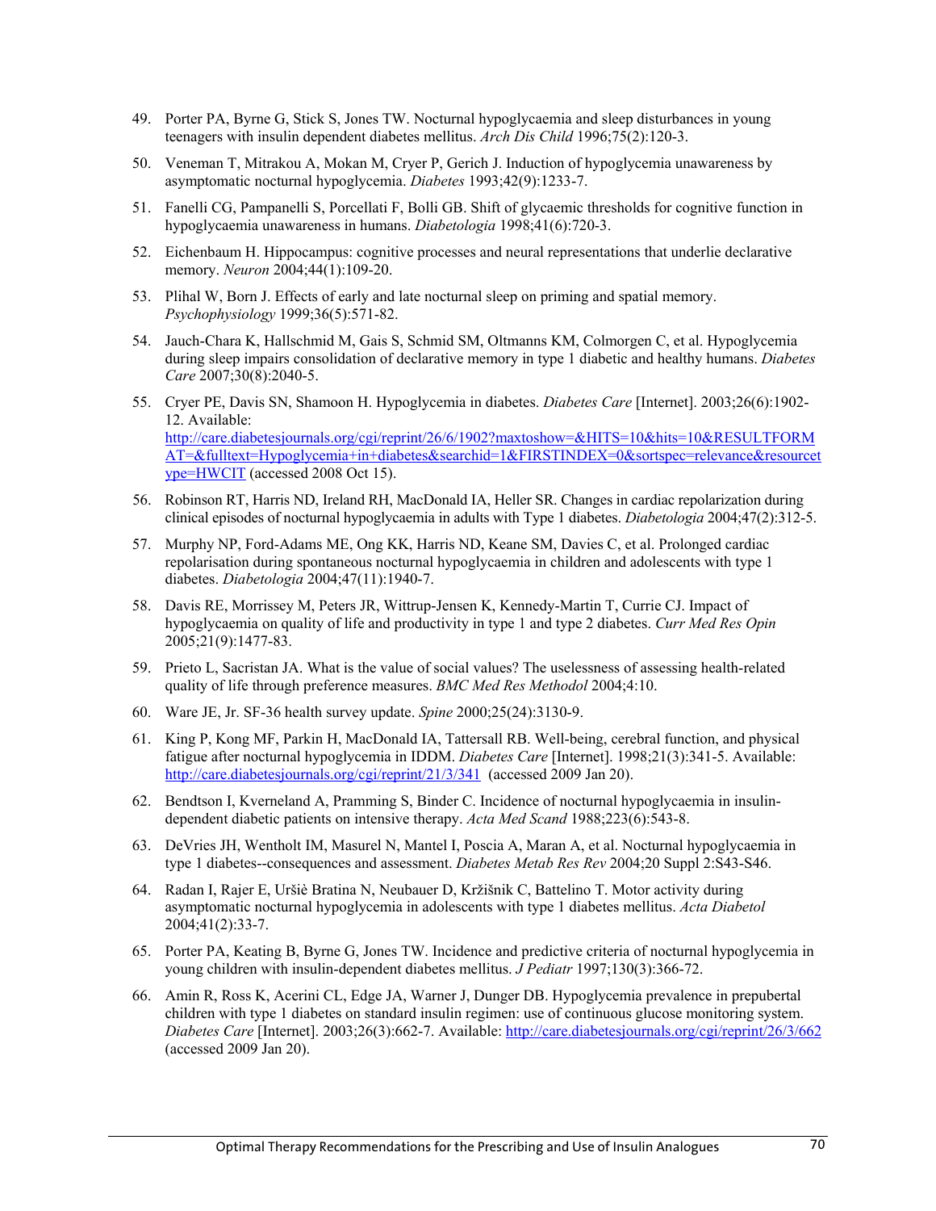49. Porter PA, Byrne G, Stick S, Jones TW. Nocturnal hypoglycaemia and sleep disturbances in young teenagers with insulin dependent diabetes mellitus. *Arch Dis Child* 1996;75(2):120-3.

50. Veneman T, Mitrakou A, Mokan M, Cryer P, Gerich J. Induction of hypoglycemia unawareness by asymptomatic nocturnal hypoglycemia. *Diabetes* 1993;42(9):1233-7.

51. Fanelli CG, Pampanelli S, Porcellati F, Bolli GB. Shift of glycaemic thresholds for cognitive function in hypoglycaemia unawareness in humans. *Diabetologia* 1998;41(6):720-3.

52. Eichenbaum H. Hippocampus: cognitive processes and neural representations that underlie declarative memory. *Neuron* 2004;44(1):109-20.

53. Plihal W, Born J. Effects of early and late nocturnal sleep on priming and spatial memory. *Psychophysiology* 1999;36(5):571-82.

54. Jauch-Chara K, Hallschmid M, Gais S, Schmid SM, Oltmanns KM, Colmorgen C, et al. Hypoglycemia during sleep impairs consolidation of declarative memory in type 1 diabetic and healthy humans. *Diabetes Care* 2007;30(8):2040-5.

55. Cryer PE, Davis SN, Shamoon H. Hypoglycemia in diabetes. *Diabetes Care* [Internet]. 2003;26(6):1902-12. Available: http://care.diabetesjournals.org/cgi/reprint/26/6/1902?maxtoshow=&HITS=10&hits=10&RESULTFORMAT=&fulltext=Hypoglycemia+in+diabetes&searchid=1&FIRSTINDEX=0&sortspec=relevance&resourcetype=HWCIT (accessed 2008 Oct 15).

56. Robinson RT, Harris ND, Ireland RH, MacDonald IA, Heller SR. Changes in cardiac repolarization during clinical episodes of nocturnal hypoglycaemia in adults with Type 1 diabetes. *Diabetologia* 2004;47(2):312-5.

57. Murphy NP, Ford-Adams ME, Ong KK, Harris ND, Keane SM, Davies C, et al. Prolonged cardiac repolarisation during spontaneous nocturnal hypoglycaemia in children and adolescents with type 1 diabetes. *Diabetologia* 2004;47(11):1940-7.

58. Davis RE, Morrissey M, Peters JR, Wittrup-Jensen K, Kennedy-Martin T, Currie CJ. Impact of hypoglycaemia on quality of life and productivity in type 1 and type 2 diabetes. *Curr Med Res Opin* 2005;21(9):1477-83.

59. Prieto L, Sacristan JA. What is the value of social values? The uselessness of assessing health-related quality of life through preference measures. *BMC Med Res Methodol* 2004;4:10.

60. Ware JE, Jr. SF-36 health survey update. *Spine* 2000;25(24):3130-9.

61. King P, Kong MF, Parkin H, MacDonald IA, Tattersall RB. Well-being, cerebral function, and physical fatigue after nocturnal hypoglycemia in IDDM. *Diabetes Care* [Internet]. 1998;21(3):341-5. Available: http://care.diabetesjournals.org/cgi/reprint/21/3/341 (accessed 2009 Jan 20).

62. Bendtson I, Kverneland A, Pramming S, Binder C. Incidence of nocturnal hypoglycaemia in insulin-dependent diabetic patients on intensive therapy. *Acta Med Scand* 1988;223(6):543-8.

63. DeVries JH, Wentholt IM, Masurel N, Mantel I, Poscia A, Maran A, et al. Nocturnal hypoglycaemia in type 1 diabetes--consequences and assessment. *Diabetes Metab Res Rev* 2004;20 Suppl 2:S43-S46.

64. Radan I, Rajer E, Uršiè Bratina N, Neubauer D, Kržišnik C, Battelino T. Motor activity during asymptomatic nocturnal hypoglycemia in adolescents with type 1 diabetes mellitus. *Acta Diabetol* 2004;41(2):33-7.

65. Porter PA, Keating B, Byrne G, Jones TW. Incidence and predictive criteria of nocturnal hypoglycemia in young children with insulin-dependent diabetes mellitus. *J Pediatr* 1997;130(3):366-72.

66. Amin R, Ross K, Acerini CL, Edge JA, Warner J, Dunger DB. Hypoglycemia prevalence in prepubertal children with type 1 diabetes on standard insulin regimen: use of continuous glucose monitoring system. *Diabetes Care* [Internet]. 2003;26(3):662-7. Available: http://care.diabetesjournals.org/cgi/reprint/26/3/662 (accessed 2009 Jan 20).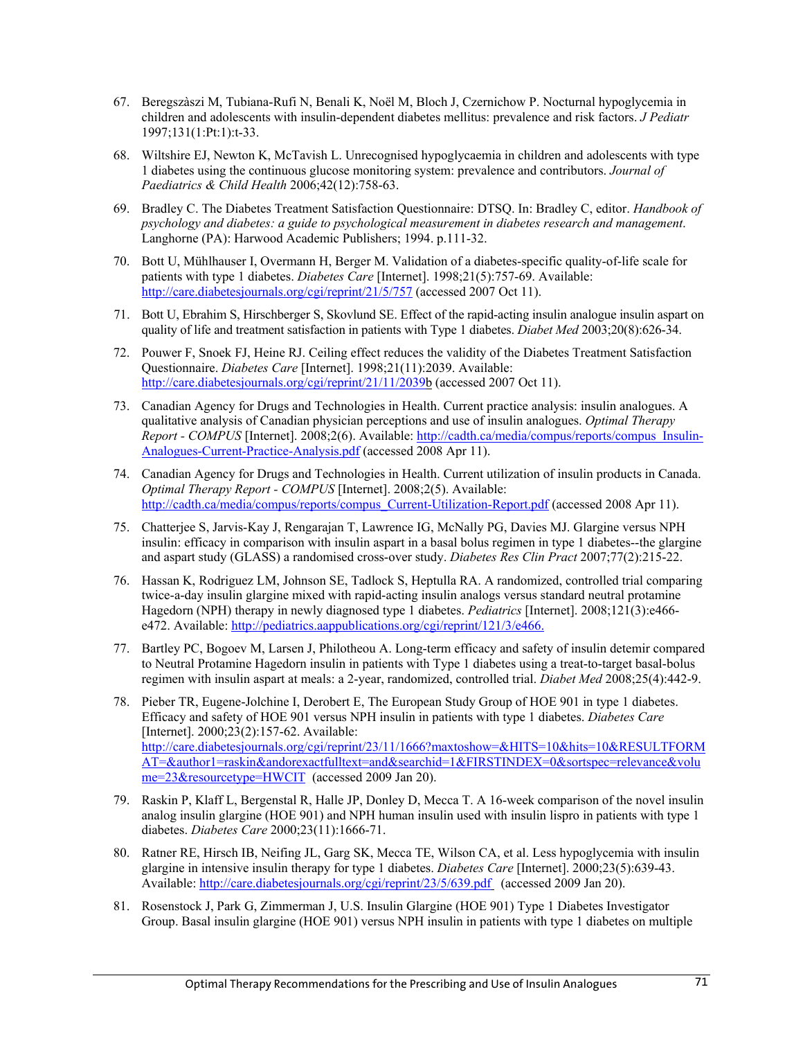67. Beregszàszi M, Tubiana-Rufi N, Benali K, Noël M, Bloch J, Czernichow P. Nocturnal hypoglycemia in children and adolescents with insulin-dependent diabetes mellitus: prevalence and risk factors. *J Pediatr* 1997;131(1:Pt:1):t-33.

68. Wiltshire EJ, Newton K, McTavish L. Unrecognised hypoglycaemia in children and adolescents with type 1 diabetes using the continuous glucose monitoring system: prevalence and contributors. *Journal of Paediatrics & Child Health* 2006;42(12):758-63.

69. Bradley C. The Diabetes Treatment Satisfaction Questionnaire: DTSQ. In: Bradley C, editor. *Handbook of psychology and diabetes: a guide to psychological measurement in diabetes research and management*. Langhorne (PA): Harwood Academic Publishers; 1994. p.111-32.

70. Bott U, Mühlhauser I, Overmann H, Berger M. Validation of a diabetes-specific quality-of-life scale for patients with type 1 diabetes. *Diabetes Care* [Internet]. 1998;21(5):757-69. Available: http://care.diabetesjournals.org/cgi/reprint/21/5/757 (accessed 2007 Oct 11).

71. Bott U, Ebrahim S, Hirschberger S, Skovlund SE. Effect of the rapid-acting insulin analogue insulin aspart on quality of life and treatment satisfaction in patients with Type 1 diabetes. *Diabet Med* 2003;20(8):626-34.

72. Pouwer F, Snoek FJ, Heine RJ. Ceiling effect reduces the validity of the Diabetes Treatment Satisfaction Questionnaire. *Diabetes Care* [Internet]. 1998;21(11):2039. Available: http://care.diabetesjournals.org/cgi/reprint/21/11/2039b (accessed 2007 Oct 11).

73. Canadian Agency for Drugs and Technologies in Health. Current practice analysis: insulin analogues. A qualitative analysis of Canadian physician perceptions and use of insulin analogues. *Optimal Therapy Report - COMPUS* [Internet]. 2008;2(6). Available: http://cadth.ca/media/compus/reports/compus_Insulin-Analogues-Current-Practice-Analysis.pdf (accessed 2008 Apr 11).

74. Canadian Agency for Drugs and Technologies in Health. Current utilization of insulin products in Canada. *Optimal Therapy Report - COMPUS* [Internet]. 2008;2(5). Available: http://cadth.ca/media/compus/reports/compus_Current-Utilization-Report.pdf (accessed 2008 Apr 11).

75. Chatterjee S, Jarvis-Kay J, Rengarajan T, Lawrence IG, McNally PG, Davies MJ. Glargine versus NPH insulin: efficacy in comparison with insulin aspart in a basal bolus regimen in type 1 diabetes--the glargine and aspart study (GLASS) a randomised cross-over study. *Diabetes Res Clin Pract* 2007;77(2):215-22.

76. Hassan K, Rodriguez LM, Johnson SE, Tadlock S, Heptulla RA. A randomized, controlled trial comparing twice-a-day insulin glargine mixed with rapid-acting insulin analogs versus standard neutral protamine Hagedorn (NPH) therapy in newly diagnosed type 1 diabetes. *Pediatrics* [Internet]. 2008;121(3):e466-e472. Available: http://pediatrics.aappublications.org/cgi/reprint/121/3/e466.

77. Bartley PC, Bogoev M, Larsen J, Philotheou A. Long-term efficacy and safety of insulin detemir compared to Neutral Protamine Hagedorn insulin in patients with Type 1 diabetes using a treat-to-target basal-bolus regimen with insulin aspart at meals: a 2-year, randomized, controlled trial. *Diabet Med* 2008;25(4):442-9.

78. Pieber TR, Eugene-Jolchine I, Derobert E, The European Study Group of HOE 901 in type 1 diabetes. Efficacy and safety of HOE 901 versus NPH insulin in patients with type 1 diabetes. *Diabetes Care* [Internet]. 2000;23(2):157-62. Available: http://care.diabetesjournals.org/cgi/reprint/23/11/1666?maxtoshow=&HITS=10&hits=10&RESULTFORMAT=&author1=raskin&andorexactfulltext=and&searchid=1&FIRSTINDEX=0&sortspec=relevance&volume=23&resourcetype=HWCIT (accessed 2009 Jan 20).

79. Raskin P, Klaff L, Bergenstal R, Halle JP, Donley D, Mecca T. A 16-week comparison of the novel insulin analog insulin glargine (HOE 901) and NPH human insulin used with insulin lispro in patients with type 1 diabetes. *Diabetes Care* 2000;23(11):1666-71.

80. Ratner RE, Hirsch IB, Neifing JL, Garg SK, Mecca TE, Wilson CA, et al. Less hypoglycemia with insulin glargine in intensive insulin therapy for type 1 diabetes. *Diabetes Care* [Internet]. 2000;23(5):639-43. Available: http://care.diabetesjournals.org/cgi/reprint/23/5/639.pdf (accessed 2009 Jan 20).

81. Rosenstock J, Park G, Zimmerman J, U.S. Insulin Glargine (HOE 901) Type 1 Diabetes Investigator Group. Basal insulin glargine (HOE 901) versus NPH insulin in patients with type 1 diabetes on multiple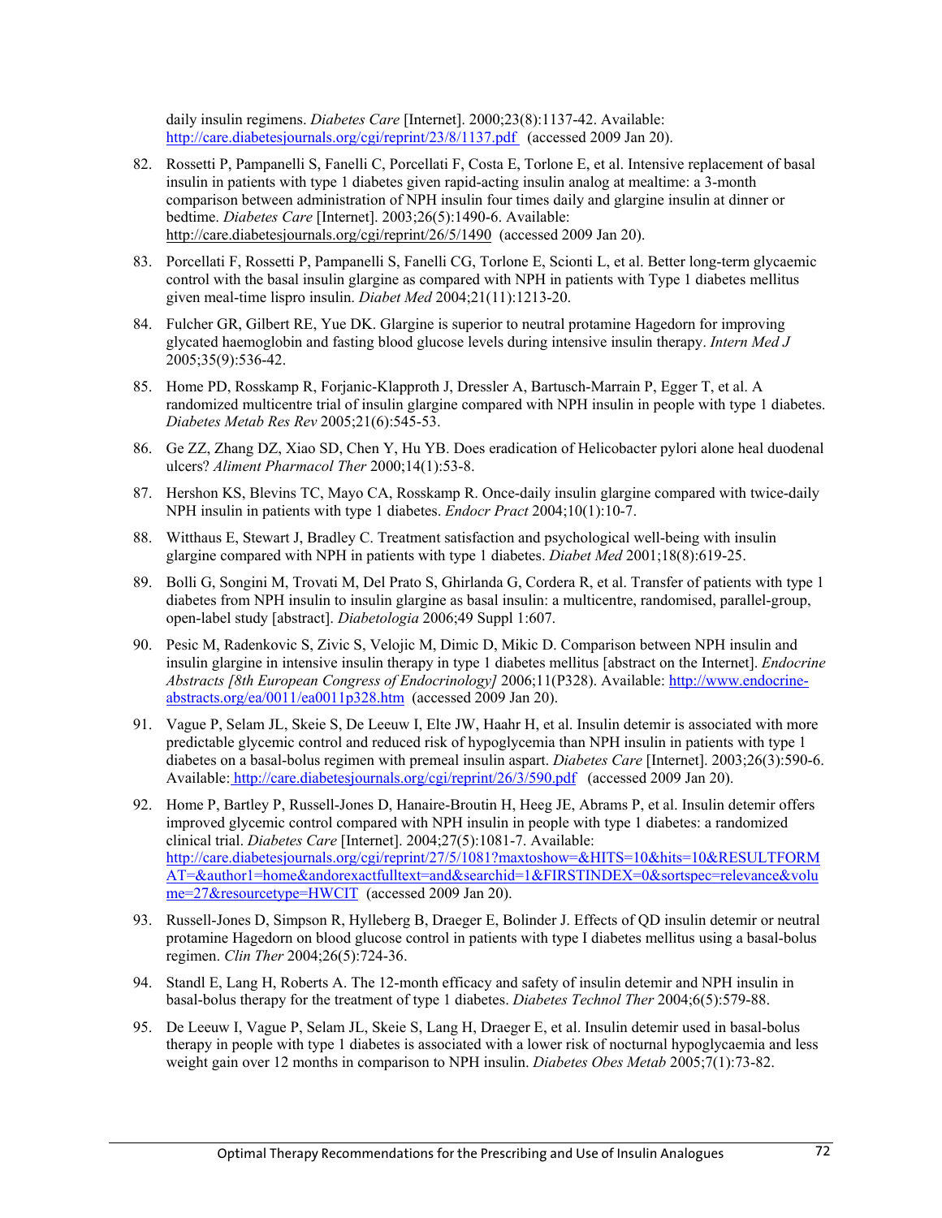daily insulin regimens. *Diabetes Care* [Internet]. 2000;23(8):1137-42. Available: http://care.diabetesjournals.org/cgi/reprint/23/8/1137.pdf (accessed 2009 Jan 20).

82. Rossetti P, Pampanelli S, Fanelli C, Porcellati F, Costa E, Torlone E, et al. Intensive replacement of basal insulin in patients with type 1 diabetes given rapid-acting insulin analog at mealtime: a 3-month comparison between administration of NPH insulin four times daily and glargine insulin at dinner or bedtime. *Diabetes Care* [Internet]. 2003;26(5):1490-6. Available: http://care.diabetesjournals.org/cgi/reprint/26/5/1490 (accessed 2009 Jan 20).

83. Porcellati F, Rossetti P, Pampanelli S, Fanelli CG, Torlone E, Scionti L, et al. Better long-term glycaemic control with the basal insulin glargine as compared with NPH in patients with Type 1 diabetes mellitus given meal-time lispro insulin. *Diabet Med* 2004;21(11):1213-20.

84. Fulcher GR, Gilbert RE, Yue DK. Glargine is superior to neutral protamine Hagedorn for improving glycated haemoglobin and fasting blood glucose levels during intensive insulin therapy. *Intern Med J* 2005;35(9):536-42.

85. Home PD, Rosskamp R, Forjanic-Klapproth J, Dressler A, Bartusch-Marrain P, Egger T, et al. A randomized multicentre trial of insulin glargine compared with NPH insulin in people with type 1 diabetes. *Diabetes Metab Res Rev* 2005;21(6):545-53.

86. Ge ZZ, Zhang DZ, Xiao SD, Chen Y, Hu YB. Does eradication of Helicobacter pylori alone heal duodenal ulcers? *Aliment Pharmacol Ther* 2000;14(1):53-8.

87. Hershon KS, Blevins TC, Mayo CA, Rosskamp R. Once-daily insulin glargine compared with twice-daily NPH insulin in patients with type 1 diabetes. *Endocr Pract* 2004;10(1):10-7.

88. Witthaus E, Stewart J, Bradley C. Treatment satisfaction and psychological well-being with insulin glargine compared with NPH in patients with type 1 diabetes. *Diabet Med* 2001;18(8):619-25.

89. Bolli G, Songini M, Trovati M, Del Prato S, Ghirlanda G, Cordera R, et al. Transfer of patients with type 1 diabetes from NPH insulin to insulin glargine as basal insulin: a multicentre, randomised, parallel-group, open-label study [abstract]. *Diabetologia* 2006;49 Suppl 1:607.

90. Pesic M, Radenkovic S, Zivic S, Velojic M, Dimic D, Mikic D. Comparison between NPH insulin and insulin glargine in intensive insulin therapy in type 1 diabetes mellitus [abstract on the Internet]. *Endocrine Abstracts [8th European Congress of Endocrinology]* 2006;11(P328). Available: http://www.endocrine-abstracts.org/ea/0011/ea0011p328.htm (accessed 2009 Jan 20).

91. Vague P, Selam JL, Skeie S, De Leeuw I, Elte JW, Haahr H, et al. Insulin detemir is associated with more predictable glycemic control and reduced risk of hypoglycemia than NPH insulin in patients with type 1 diabetes on a basal-bolus regimen with premeal insulin aspart. *Diabetes Care* [Internet]. 2003;26(3):590-6. Available: http://care.diabetesjournals.org/cgi/reprint/26/3/590.pdf (accessed 2009 Jan 20).

92. Home P, Bartley P, Russell-Jones D, Hanaire-Broutin H, Heeg JE, Abrams P, et al. Insulin detemir offers improved glycemic control compared with NPH insulin in people with type 1 diabetes: a randomized clinical trial. *Diabetes Care* [Internet]. 2004;27(5):1081-7. Available: http://care.diabetesjournals.org/cgi/reprint/27/5/1081?maxtoshow=&HITS=10&hits=10&RESULTFORMAT=&author1=home&andorexactfulltext=and&searchid=1&FIRSTINDEX=0&sortspec=relevance&volume=27&resourcetype=HWCIT (accessed 2009 Jan 20).

93. Russell-Jones D, Simpson R, Hylleberg B, Draeger E, Bolinder J. Effects of QD insulin detemir or neutral protamine Hagedorn on blood glucose control in patients with type I diabetes mellitus using a basal-bolus regimen. *Clin Ther* 2004;26(5):724-36.

94. Standl E, Lang H, Roberts A. The 12-month efficacy and safety of insulin detemir and NPH insulin in basal-bolus therapy for the treatment of type 1 diabetes. *Diabetes Technol Ther* 2004;6(5):579-88.

95. De Leeuw I, Vague P, Selam JL, Skeie S, Lang H, Draeger E, et al. Insulin detemir used in basal-bolus therapy in people with type 1 diabetes is associated with a lower risk of nocturnal hypoglycaemia and less weight gain over 12 months in comparison to NPH insulin. *Diabetes Obes Metab* 2005;7(1):73-82.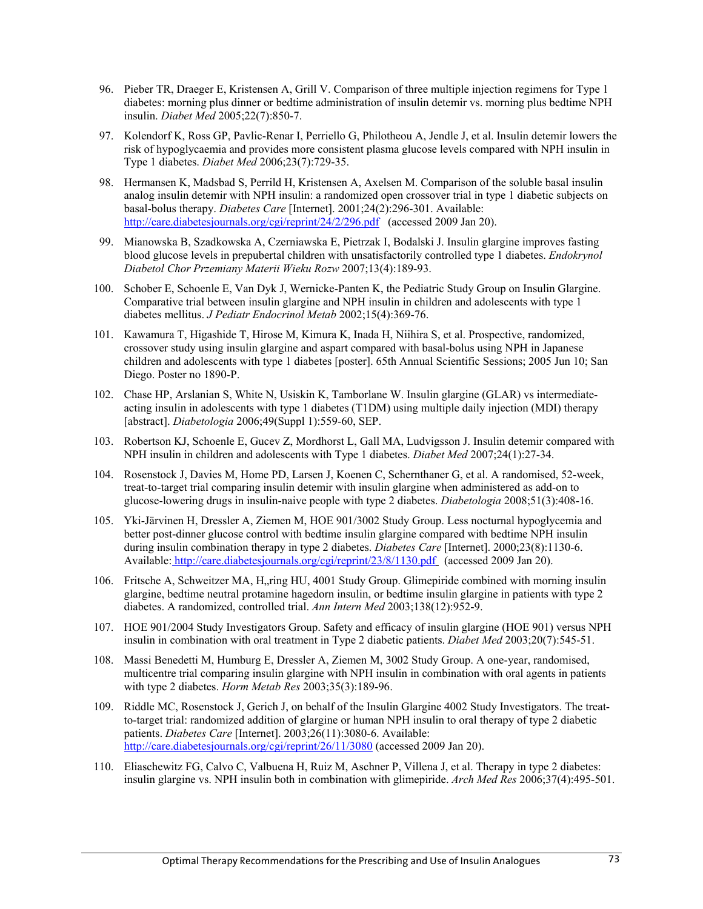96. Pieber TR, Draeger E, Kristensen A, Grill V. Comparison of three multiple injection regimens for Type 1 diabetes: morning plus dinner or bedtime administration of insulin detemir vs. morning plus bedtime NPH insulin. *Diabet Med* 2005;22(7):850-7.

97. Kolendorf K, Ross GP, Pavlic-Renar I, Perriello G, Philotheou A, Jendle J, et al. Insulin detemir lowers the risk of hypoglycaemia and provides more consistent plasma glucose levels compared with NPH insulin in Type 1 diabetes. *Diabet Med* 2006;23(7):729-35.

98. Hermansen K, Madsbad S, Perrild H, Kristensen A, Axelsen M. Comparison of the soluble basal insulin analog insulin detemir with NPH insulin: a randomized open crossover trial in type 1 diabetic subjects on basal-bolus therapy. *Diabetes Care* [Internet]. 2001;24(2):296-301. Available: http://care.diabetesjournals.org/cgi/reprint/24/2/296.pdf (accessed 2009 Jan 20).

99. Mianowska B, Szadkowska A, Czerniawska E, Pietrzak I, Bodalski J. Insulin glargine improves fasting blood glucose levels in prepubertal children with unsatisfactorily controlled type 1 diabetes. *Endokrynol Diabetol Chor Przemiany Materii Wieku Rozw* 2007;13(4):189-93.

100. Schober E, Schoenle E, Van Dyk J, Wernicke-Panten K, the Pediatric Study Group on Insulin Glargine. Comparative trial between insulin glargine and NPH insulin in children and adolescents with type 1 diabetes mellitus. *J Pediatr Endocrinol Metab* 2002;15(4):369-76.

101. Kawamura T, Higashide T, Hirose M, Kimura K, Inada H, Niihira S, et al. Prospective, randomized, crossover study using insulin glargine and aspart compared with basal-bolus using NPH in Japanese children and adolescents with type 1 diabetes [poster]. 65th Annual Scientific Sessions; 2005 Jun 10; San Diego. Poster no 1890-P.

102. Chase HP, Arslanian S, White N, Usiskin K, Tamborlane W. Insulin glargine (GLAR) vs intermediate-acting insulin in adolescents with type 1 diabetes (T1DM) using multiple daily injection (MDI) therapy [abstract]. *Diabetologia* 2006;49(Suppl 1):559-60, SEP.

103. Robertson KJ, Schoenle E, Gucev Z, Mordhorst L, Gall MA, Ludvigsson J. Insulin detemir compared with NPH insulin in children and adolescents with Type 1 diabetes. *Diabet Med* 2007;24(1):27-34.

104. Rosenstock J, Davies M, Home PD, Larsen J, Koenen C, Schernthaner G, et al. A randomised, 52-week, treat-to-target trial comparing insulin detemir with insulin glargine when administered as add-on to glucose-lowering drugs in insulin-naive people with type 2 diabetes. *Diabetologia* 2008;51(3):408-16.

105. Yki-Järvinen H, Dressler A, Ziemen M, HOE 901/3002 Study Group. Less nocturnal hypoglycemia and better post-dinner glucose control with bedtime insulin glargine compared with bedtime NPH insulin during insulin combination therapy in type 2 diabetes. *Diabetes Care* [Internet]. 2000;23(8):1130-6. Available: http://care.diabetesjournals.org/cgi/reprint/23/8/1130.pdf (accessed 2009 Jan 20).

106. Fritsche A, Schweitzer MA, H„ring HU, 4001 Study Group. Glimepiride combined with morning insulin glargine, bedtime neutral protamine hagedorn insulin, or bedtime insulin glargine in patients with type 2 diabetes. A randomized, controlled trial. *Ann Intern Med* 2003;138(12):952-9.

107. HOE 901/2004 Study Investigators Group. Safety and efficacy of insulin glargine (HOE 901) versus NPH insulin in combination with oral treatment in Type 2 diabetic patients. *Diabet Med* 2003;20(7):545-51.

108. Massi Benedetti M, Humburg E, Dressler A, Ziemen M, 3002 Study Group. A one-year, randomised, multicentre trial comparing insulin glargine with NPH insulin in combination with oral agents in patients with type 2 diabetes. *Horm Metab Res* 2003;35(3):189-96.

109. Riddle MC, Rosenstock J, Gerich J, on behalf of the Insulin Glargine 4002 Study Investigators. The treat-to-target trial: randomized addition of glargine or human NPH insulin to oral therapy of type 2 diabetic patients. *Diabetes Care* [Internet]. 2003;26(11):3080-6. Available: http://care.diabetesjournals.org/cgi/reprint/26/11/3080 (accessed 2009 Jan 20).

110. Eliaschewitz FG, Calvo C, Valbuena H, Ruiz M, Aschner P, Villena J, et al. Therapy in type 2 diabetes: insulin glargine vs. NPH insulin both in combination with glimepiride. *Arch Med Res* 2006;37(4):495-501.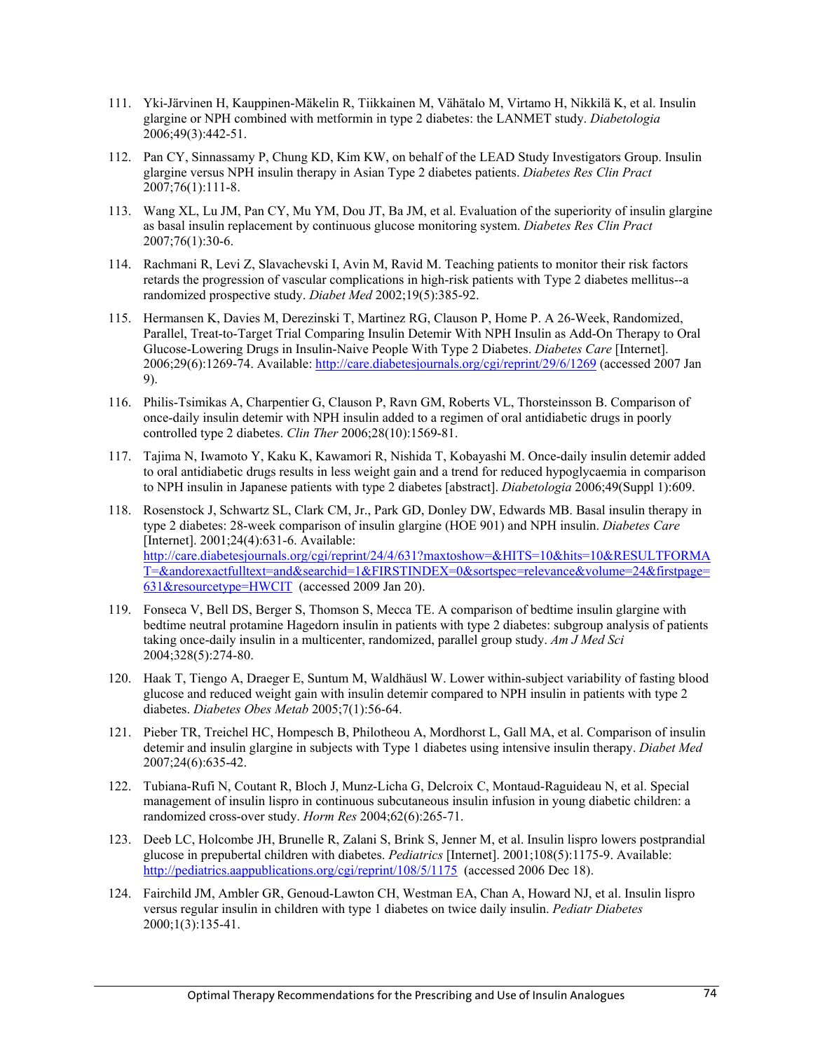111. Yki-Järvinen H, Kauppinen-Mäkelin R, Tiikkainen M, Vähätalo M, Virtamo H, Nikkilä K, et al. Insulin glargine or NPH combined with metformin in type 2 diabetes: the LANMET study. *Diabetologia* 2006;49(3):442-51.

112. Pan CY, Sinnassamy P, Chung KD, Kim KW, on behalf of the LEAD Study Investigators Group. Insulin glargine versus NPH insulin therapy in Asian Type 2 diabetes patients. *Diabetes Res Clin Pract* 2007;76(1):111-8.

113. Wang XL, Lu JM, Pan CY, Mu YM, Dou JT, Ba JM, et al. Evaluation of the superiority of insulin glargine as basal insulin replacement by continuous glucose monitoring system. *Diabetes Res Clin Pract* 2007;76(1):30-6.

114. Rachmani R, Levi Z, Slavachevski I, Avin M, Ravid M. Teaching patients to monitor their risk factors retards the progression of vascular complications in high-risk patients with Type 2 diabetes mellitus--a randomized prospective study. *Diabet Med* 2002;19(5):385-92.

115. Hermansen K, Davies M, Derezinski T, Martinez RG, Clauson P, Home P. A 26-Week, Randomized, Parallel, Treat-to-Target Trial Comparing Insulin Detemir With NPH Insulin as Add-On Therapy to Oral Glucose-Lowering Drugs in Insulin-Naive People With Type 2 Diabetes. *Diabetes Care* [Internet]. 2006;29(6):1269-74. Available: http://care.diabetesjournals.org/cgi/reprint/29/6/1269 (accessed 2007 Jan 9).

116. Philis-Tsimikas A, Charpentier G, Clauson P, Ravn GM, Roberts VL, Thorsteinsson B. Comparison of once-daily insulin detemir with NPH insulin added to a regimen of oral antidiabetic drugs in poorly controlled type 2 diabetes. *Clin Ther* 2006;28(10):1569-81.

117. Tajima N, Iwamoto Y, Kaku K, Kawamori R, Nishida T, Kobayashi M. Once-daily insulin detemir added to oral antidiabetic drugs results in less weight gain and a trend for reduced hypoglycaemia in comparison to NPH insulin in Japanese patients with type 2 diabetes [abstract]. *Diabetologia* 2006;49(Suppl 1):609.

118. Rosenstock J, Schwartz SL, Clark CM, Jr., Park GD, Donley DW, Edwards MB. Basal insulin therapy in type 2 diabetes: 28-week comparison of insulin glargine (HOE 901) and NPH insulin. *Diabetes Care* [Internet]. 2001;24(4):631-6. Available: http://care.diabetesjournals.org/cgi/reprint/24/4/631?maxtoshow=&HITS=10&hits=10&RESULTFORMAT=&andorexactfulltext=and&searchid=1&FIRSTINDEX=0&sortspec=relevance&volume=24&firstpage=631&resourcetype=HWCIT (accessed 2009 Jan 20).

119. Fonseca V, Bell DS, Berger S, Thomson S, Mecca TE. A comparison of bedtime insulin glargine with bedtime neutral protamine Hagedorn insulin in patients with type 2 diabetes: subgroup analysis of patients taking once-daily insulin in a multicenter, randomized, parallel group study. *Am J Med Sci* 2004;328(5):274-80.

120. Haak T, Tiengo A, Draeger E, Suntum M, Waldhäusl W. Lower within-subject variability of fasting blood glucose and reduced weight gain with insulin detemir compared to NPH insulin in patients with type 2 diabetes. *Diabetes Obes Metab* 2005;7(1):56-64.

121. Pieber TR, Treichel HC, Hompesch B, Philotheou A, Mordhorst L, Gall MA, et al. Comparison of insulin detemir and insulin glargine in subjects with Type 1 diabetes using intensive insulin therapy. *Diabet Med* 2007;24(6):635-42.

122. Tubiana-Rufi N, Coutant R, Bloch J, Munz-Licha G, Delcroix C, Montaud-Raguideau N, et al. Special management of insulin lispro in continuous subcutaneous insulin infusion in young diabetic children: a randomized cross-over study. *Horm Res* 2004;62(6):265-71.

123. Deeb LC, Holcombe JH, Brunelle R, Zalani S, Brink S, Jenner M, et al. Insulin lispro lowers postprandial glucose in prepubertal children with diabetes. *Pediatrics* [Internet]. 2001;108(5):1175-9. Available: http://pediatrics.aappublications.org/cgi/reprint/108/5/1175 (accessed 2006 Dec 18).

124. Fairchild JM, Ambler GR, Genoud-Lawton CH, Westman EA, Chan A, Howard NJ, et al. Insulin lispro versus regular insulin in children with type 1 diabetes on twice daily insulin. *Pediatr Diabetes* 2000;1(3):135-41.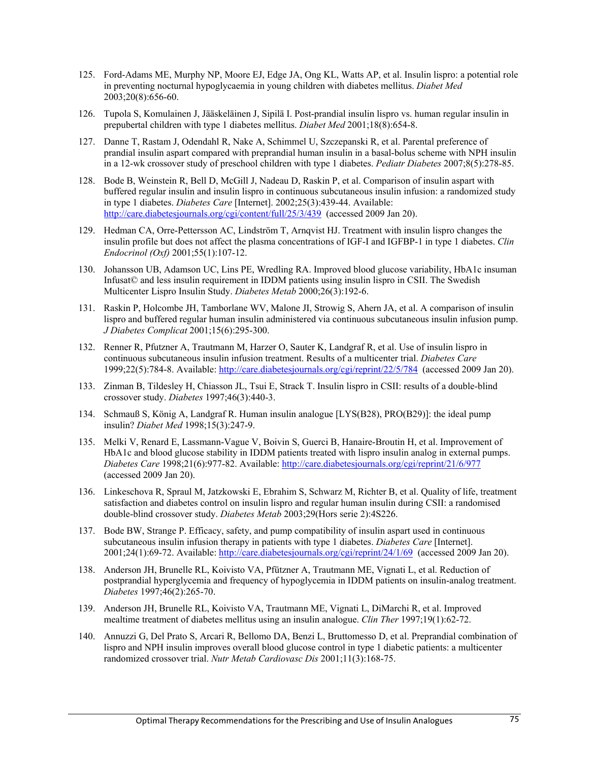125. Ford-Adams ME, Murphy NP, Moore EJ, Edge JA, Ong KL, Watts AP, et al. Insulin lispro: a potential role in preventing nocturnal hypoglycaemia in young children with diabetes mellitus. *Diabet Med* 2003;20(8):656-60.

126. Tupola S, Komulainen J, Jääskeläinen J, Sipilä I. Post-prandial insulin lispro vs. human regular insulin in prepubertal children with type 1 diabetes mellitus. *Diabet Med* 2001;18(8):654-8.

127. Danne T, Rastam J, Odendahl R, Nake A, Schimmel U, Szczepanski R, et al. Parental preference of prandial insulin aspart compared with preprandial human insulin in a basal-bolus scheme with NPH insulin in a 12-wk crossover study of preschool children with type 1 diabetes. *Pediatr Diabetes* 2007;8(5):278-85.

128. Bode B, Weinstein R, Bell D, McGill J, Nadeau D, Raskin P, et al. Comparison of insulin aspart with buffered regular insulin and insulin lispro in continuous subcutaneous insulin infusion: a randomized study in type 1 diabetes. *Diabetes Care* [Internet]. 2002;25(3):439-44. Available: http://care.diabetesjournals.org/cgi/content/full/25/3/439 (accessed 2009 Jan 20).

129. Hedman CA, Orre-Pettersson AC, Lindström T, Arnqvist HJ. Treatment with insulin lispro changes the insulin profile but does not affect the plasma concentrations of IGF-I and IGFBP-1 in type 1 diabetes. *Clin Endocrinol (Oxf)* 2001;55(1):107-12.

130. Johansson UB, Adamson UC, Lins PE, Wredling RA. Improved blood glucose variability, HbA1c insuman Infusat© and less insulin requirement in IDDM patients using insulin lispro in CSII. The Swedish Multicenter Lispro Insulin Study. *Diabetes Metab* 2000;26(3):192-6.

131. Raskin P, Holcombe JH, Tamborlane WV, Malone JI, Strowig S, Ahern JA, et al. A comparison of insulin lispro and buffered regular human insulin administered via continuous subcutaneous insulin infusion pump. *J Diabetes Complicat* 2001;15(6):295-300.

132. Renner R, Pfutzner A, Trautmann M, Harzer O, Sauter K, Landgraf R, et al. Use of insulin lispro in continuous subcutaneous insulin infusion treatment. Results of a multicenter trial. *Diabetes Care* 1999;22(5):784-8. Available: http://care.diabetesjournals.org/cgi/reprint/22/5/784 (accessed 2009 Jan 20).

133. Zinman B, Tildesley H, Chiasson JL, Tsui E, Strack T. Insulin lispro in CSII: results of a double-blind crossover study. *Diabetes* 1997;46(3):440-3.

134. Schmauß S, König A, Landgraf R. Human insulin analogue [LYS(B28), PRO(B29)]: the ideal pump insulin? *Diabet Med* 1998;15(3):247-9.

135. Melki V, Renard E, Lassmann-Vague V, Boivin S, Guerci B, Hanaire-Broutin H, et al. Improvement of HbA1c and blood glucose stability in IDDM patients treated with lispro insulin analog in external pumps. *Diabetes Care* 1998;21(6):977-82. Available: http://care.diabetesjournals.org/cgi/reprint/21/6/977 (accessed 2009 Jan 20).

136. Linkeschova R, Spraul M, Jatzkowski E, Ebrahim S, Schwarz M, Richter B, et al. Quality of life, treatment satisfaction and diabetes control on insulin lispro and regular human insulin during CSII: a randomised double-blind crossover study. *Diabetes Metab* 2003;29(Hors serie 2):4S226.

137. Bode BW, Strange P. Efficacy, safety, and pump compatibility of insulin aspart used in continuous subcutaneous insulin infusion therapy in patients with type 1 diabetes. *Diabetes Care* [Internet]. 2001;24(1):69-72. Available: http://care.diabetesjournals.org/cgi/reprint/24/1/69 (accessed 2009 Jan 20).

138. Anderson JH, Brunelle RL, Koivisto VA, Pfützner A, Trautmann ME, Vignati L, et al. Reduction of postprandial hyperglycemia and frequency of hypoglycemia in IDDM patients on insulin-analog treatment. *Diabetes* 1997;46(2):265-70.

139. Anderson JH, Brunelle RL, Koivisto VA, Trautmann ME, Vignati L, DiMarchi R, et al. Improved mealtime treatment of diabetes mellitus using an insulin analogue. *Clin Ther* 1997;19(1):62-72.

140. Annuzzi G, Del Prato S, Arcari R, Bellomo DA, Benzi L, Bruttomesso D, et al. Preprandial combination of lispro and NPH insulin improves overall blood glucose control in type 1 diabetic patients: a multicenter randomized crossover trial. *Nutr Metab Cardiovasc Dis* 2001;11(3):168-75.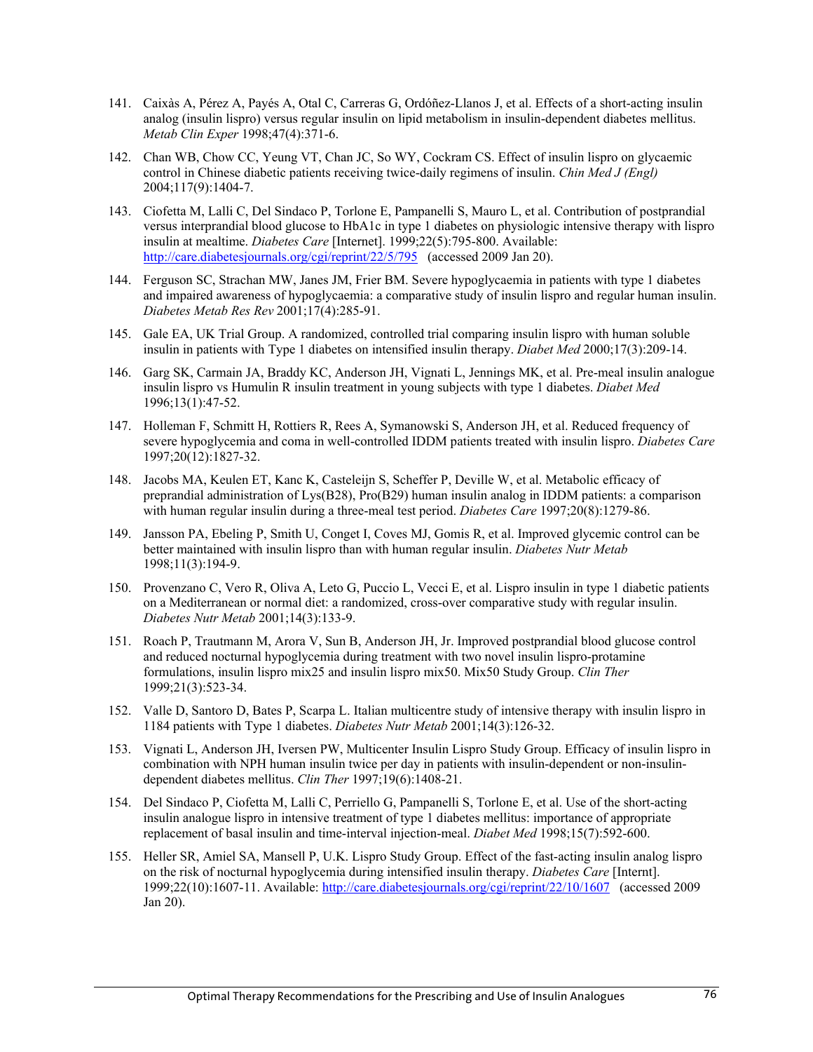141. Caixàs A, Pérez A, Payés A, Otal C, Carreras G, Ordóñez-Llanos J, et al. Effects of a short-acting insulin analog (insulin lispro) versus regular insulin on lipid metabolism in insulin-dependent diabetes mellitus. *Metab Clin Exper* 1998;47(4):371-6.

142. Chan WB, Chow CC, Yeung VT, Chan JC, So WY, Cockram CS. Effect of insulin lispro on glycaemic control in Chinese diabetic patients receiving twice-daily regimens of insulin. *Chin Med J (Engl)* 2004;117(9):1404-7.

143. Ciofetta M, Lalli C, Del Sindaco P, Torlone E, Pampanelli S, Mauro L, et al. Contribution of postprandial versus interprandial blood glucose to HbA1c in type 1 diabetes on physiologic intensive therapy with lispro insulin at mealtime. *Diabetes Care* [Internet]. 1999;22(5):795-800. Available: http://care.diabetesjournals.org/cgi/reprint/22/5/795 (accessed 2009 Jan 20).

144. Ferguson SC, Strachan MW, Janes JM, Frier BM. Severe hypoglycaemia in patients with type 1 diabetes and impaired awareness of hypoglycaemia: a comparative study of insulin lispro and regular human insulin. *Diabetes Metab Res Rev* 2001;17(4):285-91.

145. Gale EA, UK Trial Group. A randomized, controlled trial comparing insulin lispro with human soluble insulin in patients with Type 1 diabetes on intensified insulin therapy. *Diabet Med* 2000;17(3):209-14.

146. Garg SK, Carmain JA, Braddy KC, Anderson JH, Vignati L, Jennings MK, et al. Pre-meal insulin analogue insulin lispro vs Humulin R insulin treatment in young subjects with type 1 diabetes. *Diabet Med* 1996;13(1):47-52.

147. Holleman F, Schmitt H, Rottiers R, Rees A, Symanowski S, Anderson JH, et al. Reduced frequency of severe hypoglycemia and coma in well-controlled IDDM patients treated with insulin lispro. *Diabetes Care* 1997;20(12):1827-32.

148. Jacobs MA, Keulen ET, Kanc K, Casteleijn S, Scheffer P, Deville W, et al. Metabolic efficacy of preprandial administration of Lys(B28), Pro(B29) human insulin analog in IDDM patients: a comparison with human regular insulin during a three-meal test period. *Diabetes Care* 1997;20(8):1279-86.

149. Jansson PA, Ebeling P, Smith U, Conget I, Coves MJ, Gomis R, et al. Improved glycemic control can be better maintained with insulin lispro than with human regular insulin. *Diabetes Nutr Metab* 1998;11(3):194-9.

150. Provenzano C, Vero R, Oliva A, Leto G, Puccio L, Vecci E, et al. Lispro insulin in type 1 diabetic patients on a Mediterranean or normal diet: a randomized, cross-over comparative study with regular insulin. *Diabetes Nutr Metab* 2001;14(3):133-9.

151. Roach P, Trautmann M, Arora V, Sun B, Anderson JH, Jr. Improved postprandial blood glucose control and reduced nocturnal hypoglycemia during treatment with two novel insulin lispro-protamine formulations, insulin lispro mix25 and insulin lispro mix50. Mix50 Study Group. *Clin Ther* 1999;21(3):523-34.

152. Valle D, Santoro D, Bates P, Scarpa L. Italian multicentre study of intensive therapy with insulin lispro in 1184 patients with Type 1 diabetes. *Diabetes Nutr Metab* 2001;14(3):126-32.

153. Vignati L, Anderson JH, Iversen PW, Multicenter Insulin Lispro Study Group. Efficacy of insulin lispro in combination with NPH human insulin twice per day in patients with insulin-dependent or non-insulin-dependent diabetes mellitus. *Clin Ther* 1997;19(6):1408-21.

154. Del Sindaco P, Ciofetta M, Lalli C, Perriello G, Pampanelli S, Torlone E, et al. Use of the short-acting insulin analogue lispro in intensive treatment of type 1 diabetes mellitus: importance of appropriate replacement of basal insulin and time-interval injection-meal. *Diabet Med* 1998;15(7):592-600.

155. Heller SR, Amiel SA, Mansell P, U.K. Lispro Study Group. Effect of the fast-acting insulin analog lispro on the risk of nocturnal hypoglycemia during intensified insulin therapy. *Diabetes Care* [Internt]. 1999;22(10):1607-11. Available: http://care.diabetesjournals.org/cgi/reprint/22/10/1607 (accessed 2009 Jan 20).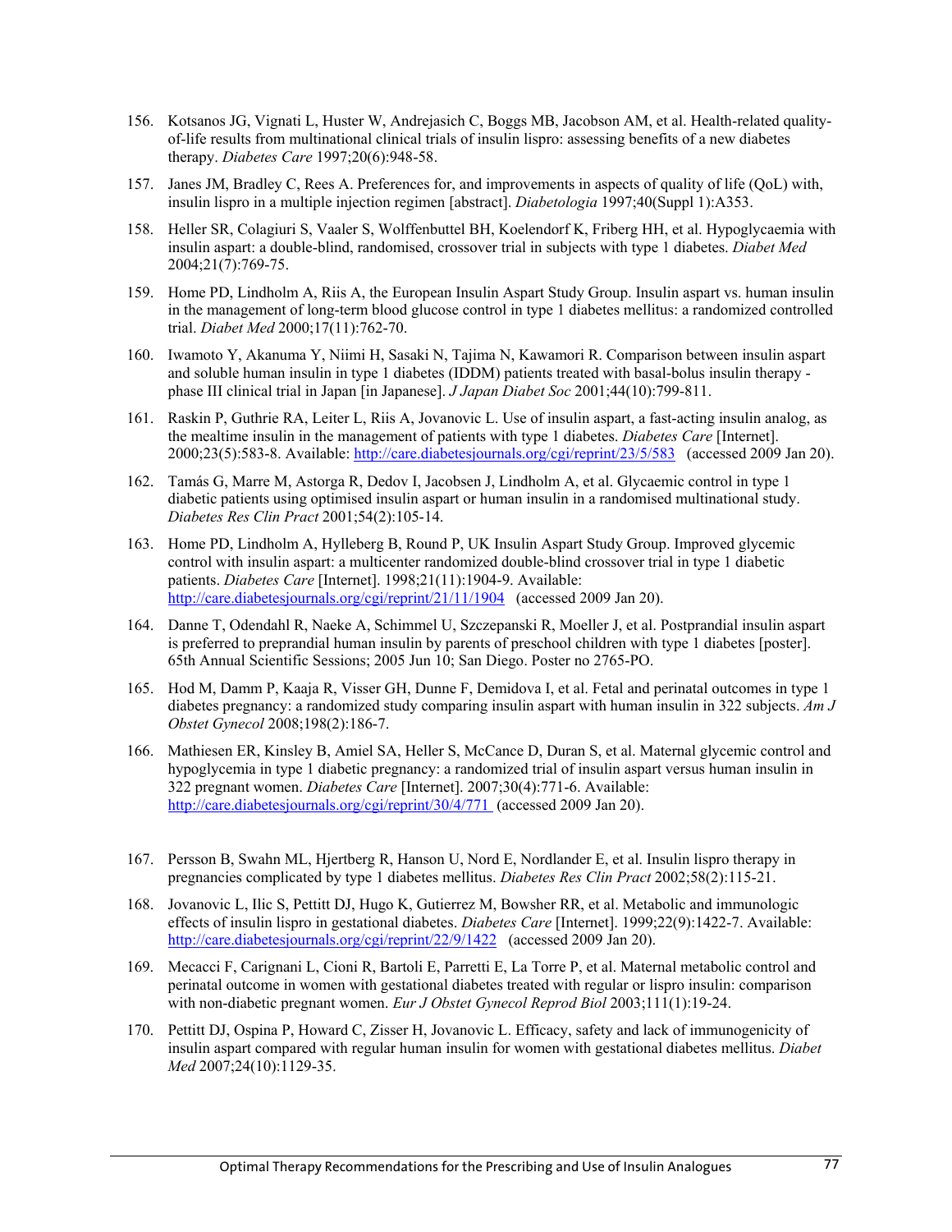156. Kotsanos JG, Vignati L, Huster W, Andrejasich C, Boggs MB, Jacobson AM, et al. Health-related quality-of-life results from multinational clinical trials of insulin lispro: assessing benefits of a new diabetes therapy. *Diabetes Care* 1997;20(6):948-58.

157. Janes JM, Bradley C, Rees A. Preferences for, and improvements in aspects of quality of life (QoL) with, insulin lispro in a multiple injection regimen [abstract]. *Diabetologia* 1997;40(Suppl 1):A353.

158. Heller SR, Colagiuri S, Vaaler S, Wolffenbuttel BH, Koelendorf K, Friberg HH, et al. Hypoglycaemia with insulin aspart: a double-blind, randomised, crossover trial in subjects with type 1 diabetes. *Diabet Med* 2004;21(7):769-75.

159. Home PD, Lindholm A, Riis A, the European Insulin Aspart Study Group. Insulin aspart vs. human insulin in the management of long-term blood glucose control in type 1 diabetes mellitus: a randomized controlled trial. *Diabet Med* 2000;17(11):762-70.

160. Iwamoto Y, Akanuma Y, Niimi H, Sasaki N, Tajima N, Kawamori R. Comparison between insulin aspart and soluble human insulin in type 1 diabetes (IDDM) patients treated with basal-bolus insulin therapy - phase III clinical trial in Japan [in Japanese]. *J Japan Diabet Soc* 2001;44(10):799-811.

161. Raskin P, Guthrie RA, Leiter L, Riis A, Jovanovic L. Use of insulin aspart, a fast-acting insulin analog, as the mealtime insulin in the management of patients with type 1 diabetes. *Diabetes Care* [Internet]. 2000;23(5):583-8. Available: http://care.diabetesjournals.org/cgi/reprint/23/5/583 (accessed 2009 Jan 20).

162. Tamás G, Marre M, Astorga R, Dedov I, Jacobsen J, Lindholm A, et al. Glycaemic control in type 1 diabetic patients using optimised insulin aspart or human insulin in a randomised multinational study. *Diabetes Res Clin Pract* 2001;54(2):105-14.

163. Home PD, Lindholm A, Hylleberg B, Round P, UK Insulin Aspart Study Group. Improved glycemic control with insulin aspart: a multicenter randomized double-blind crossover trial in type 1 diabetic patients. *Diabetes Care* [Internet]. 1998;21(11):1904-9. Available: http://care.diabetesjournals.org/cgi/reprint/21/11/1904 (accessed 2009 Jan 20).

164. Danne T, Odendahl R, Naeke A, Schimmel U, Szczepanski R, Moeller J, et al. Postprandial insulin aspart is preferred to preprandial human insulin by parents of preschool children with type 1 diabetes [poster]. 65th Annual Scientific Sessions; 2005 Jun 10; San Diego. Poster no 2765-PO.

165. Hod M, Damm P, Kaaja R, Visser GH, Dunne F, Demidova I, et al. Fetal and perinatal outcomes in type 1 diabetes pregnancy: a randomized study comparing insulin aspart with human insulin in 322 subjects. *Am J Obstet Gynecol* 2008;198(2):186-7.

166. Mathiesen ER, Kinsley B, Amiel SA, Heller S, McCance D, Duran S, et al. Maternal glycemic control and hypoglycemia in type 1 diabetic pregnancy: a randomized trial of insulin aspart versus human insulin in 322 pregnant women. *Diabetes Care* [Internet]. 2007;30(4):771-6. Available: http://care.diabetesjournals.org/cgi/reprint/30/4/771 (accessed 2009 Jan 20).

167. Persson B, Swahn ML, Hjertberg R, Hanson U, Nord E, Nordlander E, et al. Insulin lispro therapy in pregnancies complicated by type 1 diabetes mellitus. *Diabetes Res Clin Pract* 2002;58(2):115-21.

168. Jovanovic L, Ilic S, Pettitt DJ, Hugo K, Gutierrez M, Bowsher RR, et al. Metabolic and immunologic effects of insulin lispro in gestational diabetes. *Diabetes Care* [Internet]. 1999;22(9):1422-7. Available: http://care.diabetesjournals.org/cgi/reprint/22/9/1422 (accessed 2009 Jan 20).

169. Mecacci F, Carignani L, Cioni R, Bartoli E, Parretti E, La Torre P, et al. Maternal metabolic control and perinatal outcome in women with gestational diabetes treated with regular or lispro insulin: comparison with non-diabetic pregnant women. *Eur J Obstet Gynecol Reprod Biol* 2003;111(1):19-24.

170. Pettitt DJ, Ospina P, Howard C, Zisser H, Jovanovic L. Efficacy, safety and lack of immunogenicity of insulin aspart compared with regular human insulin for women with gestational diabetes mellitus. *Diabet Med* 2007;24(10):1129-35.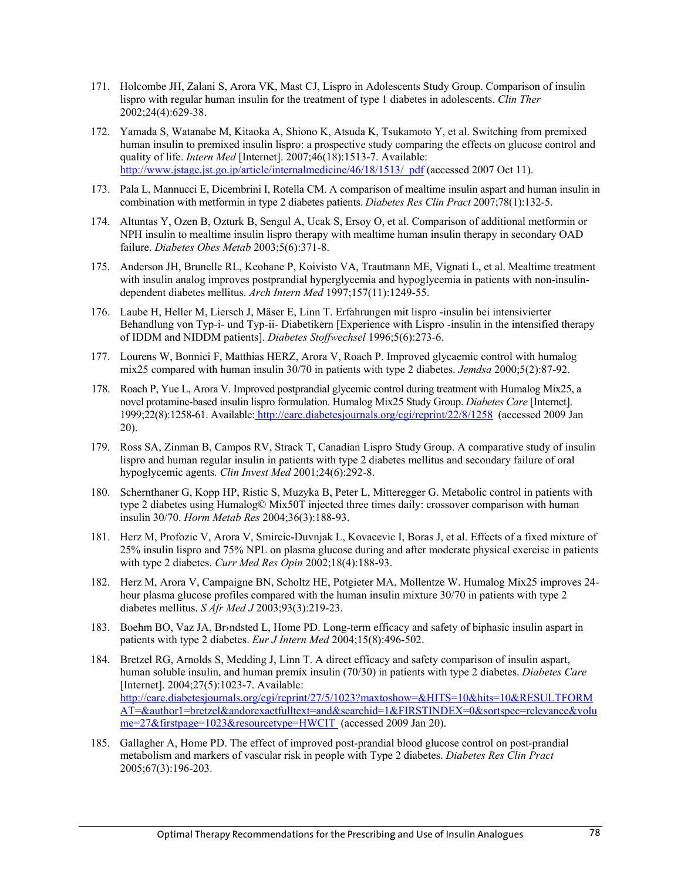171. Holcombe JH, Zalani S, Arora VK, Mast CJ, Lispro in Adolescents Study Group. Comparison of insulin lispro with regular human insulin for the treatment of type 1 diabetes in adolescents. *Clin Ther* 2002;24(4):629-38.

172. Yamada S, Watanabe M, Kitaoka A, Shiono K, Atsuda K, Tsukamoto Y, et al. Switching from premixed human insulin to premixed insulin lispro: a prospective study comparing the effects on glucose control and quality of life. *Intern Med* [Internet]. 2007;46(18):1513-7. Available: [http://www.jstage.jst.go.jp/article/internalmedicine/46/18/1513/_pdf](http://www.jstage.jst.go.jp/article/internalmedicine/46/18/1513/_pdf) (accessed 2007 Oct 11).

173. Pala L, Mannucci E, Dicembrini I, Rotella CM. A comparison of mealtime insulin aspart and human insulin in combination with metformin in type 2 diabetes patients. *Diabetes Res Clin Pract* 2007;78(1):132-5.

174. Altuntas Y, Ozen B, Ozturk B, Sengul A, Ucak S, Ersoy O, et al. Comparison of additional metformin or NPH insulin to mealtime insulin lispro therapy with mealtime human insulin therapy in secondary OAD failure. *Diabetes Obes Metab* 2003;5(6):371-8.

175. Anderson JH, Brunelle RL, Keohane P, Koivisto VA, Trautmann ME, Vignati L, et al. Mealtime treatment with insulin analog improves postprandial hyperglycemia and hypoglycemia in patients with non-insulin-dependent diabetes mellitus. *Arch Intern Med* 1997;157(11):1249-55.

176. Laube H, Heller M, Liersch J, Mäser E, Linn T. Erfahrungen mit lispro -insulin bei intensivierter Behandlung von Typ-i- und Typ-ii- Diabetikern [Experience with Lispro -insulin in the intensified therapy of IDDM and NIDDM patients]. *Diabetes Stoffwechsel* 1996;5(6):273-6.

177. Lourens W, Bonnici F, Matthias HERZ, Arora V, Roach P. Improved glycaemic control with humalog mix25 compared with human insulin 30/70 in patients with type 2 diabetes. *Jemdsa* 2000;5(2):87-92.

178. Roach P, Yue L, Arora V. Improved postprandial glycemic control during treatment with Humalog Mix25, a novel protamine-based insulin lispro formulation. Humalog Mix25 Study Group. *Diabetes Care* [Internet]. 1999;22(8):1258-61. Available: [http://care.diabetesjournals.org/cgi/reprint/22/8/1258](http://care.diabetesjournals.org/cgi/reprint/22/8/1258) (accessed 2009 Jan 20).

179. Ross SA, Zinman B, Campos RV, Strack T, Canadian Lispro Study Group. A comparative study of insulin lispro and human regular insulin in patients with type 2 diabetes mellitus and secondary failure of oral hypoglycemic agents. *Clin Invest Med* 2001;24(6):292-8.

180. Schernthaner G, Kopp HP, Ristic S, Muzyka B, Peter L, Mitteregger G. Metabolic control in patients with type 2 diabetes using Humalog© Mix50T injected three times daily: crossover comparison with human insulin 30/70. *Horm Metab Res* 2004;36(3):188-93.

181. Herz M, Profozic V, Arora V, Smircic-Duvnjak L, Kovacevic I, Boras J, et al. Effects of a fixed mixture of 25% insulin lispro and 75% NPL on plasma glucose during and after moderate physical exercise in patients with type 2 diabetes. *Curr Med Res Opin* 2002;18(4):188-93.

182. Herz M, Arora V, Campaigne BN, Scholtz HE, Potgieter MA, Mollentze W. Humalog Mix25 improves 24-hour plasma glucose profiles compared with the human insulin mixture 30/70 in patients with type 2 diabetes mellitus. *S Afr Med J* 2003;93(3):219-23.

183. Boehm BO, Vaz JA, Br›ndsted L, Home PD. Long-term efficacy and safety of biphasic insulin aspart in patients with type 2 diabetes. *Eur J Intern Med* 2004;15(8):496-502.

184. Bretzel RG, Arnolds S, Medding J, Linn T. A direct efficacy and safety comparison of insulin aspart, human soluble insulin, and human premix insulin (70/30) in patients with type 2 diabetes. *Diabetes Care* [Internet]. 2004;27(5):1023-7. Available: [http://care.diabetesjournals.org/cgi/reprint/27/5/1023?maxtoshow=&HITS=10&hits=10&RESULTFORMAT=&author1=bretzel&andorexactfulltext=and&searchid=1&FIRSTINDEX=0&sortspec=relevance&volume=27&firstpage=1023&resourcetype=HWCIT](http://care.diabetesjournals.org/cgi/reprint/27/5/1023?maxtoshow=&HITS=10&hits=10&RESULTFORMAT=&author1=bretzel&andorexactfulltext=and&searchid=1&FIRSTINDEX=0&sortspec=relevance&volume=27&firstpage=1023&resourcetype=HWCIT) (accessed 2009 Jan 20).

185. Gallagher A, Home PD. The effect of improved post-prandial blood glucose control on post-prandial metabolism and markers of vascular risk in people with Type 2 diabetes. *Diabetes Res Clin Pract* 2005;67(3):196-203.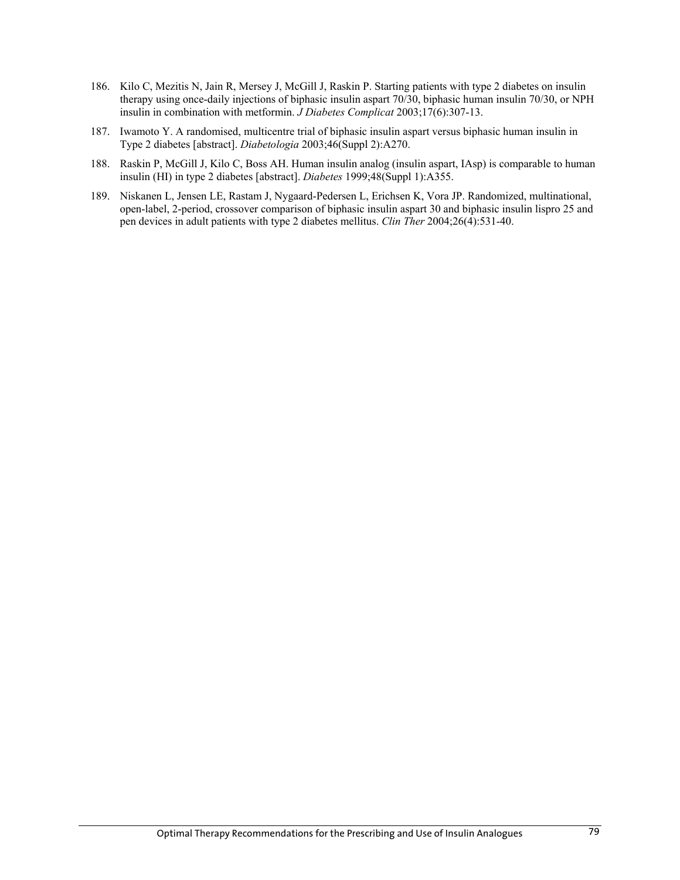186. Kilo C, Mezitis N, Jain R, Mersey J, McGill J, Raskin P. Starting patients with type 2 diabetes on insulin therapy using once-daily injections of biphasic insulin aspart 70/30, biphasic human insulin 70/30, or NPH insulin in combination with metformin. *J Diabetes Complicat* 2003;17(6):307-13.

187. Iwamoto Y. A randomised, multicentre trial of biphasic insulin aspart versus biphasic human insulin in Type 2 diabetes [abstract]. *Diabetologia* 2003;46(Suppl 2):A270.

188. Raskin P, McGill J, Kilo C, Boss AH. Human insulin analog (insulin aspart, IAsp) is comparable to human insulin (HI) in type 2 diabetes [abstract]. *Diabetes* 1999;48(Suppl 1):A355.

189. Niskanen L, Jensen LE, Rastam J, Nygaard-Pedersen L, Erichsen K, Vora JP. Randomized, multinational, open-label, 2-period, crossover comparison of biphasic insulin aspart 30 and biphasic insulin lispro 25 and pen devices in adult patients with type 2 diabetes mellitus. *Clin Ther* 2004;26(4):531-40.